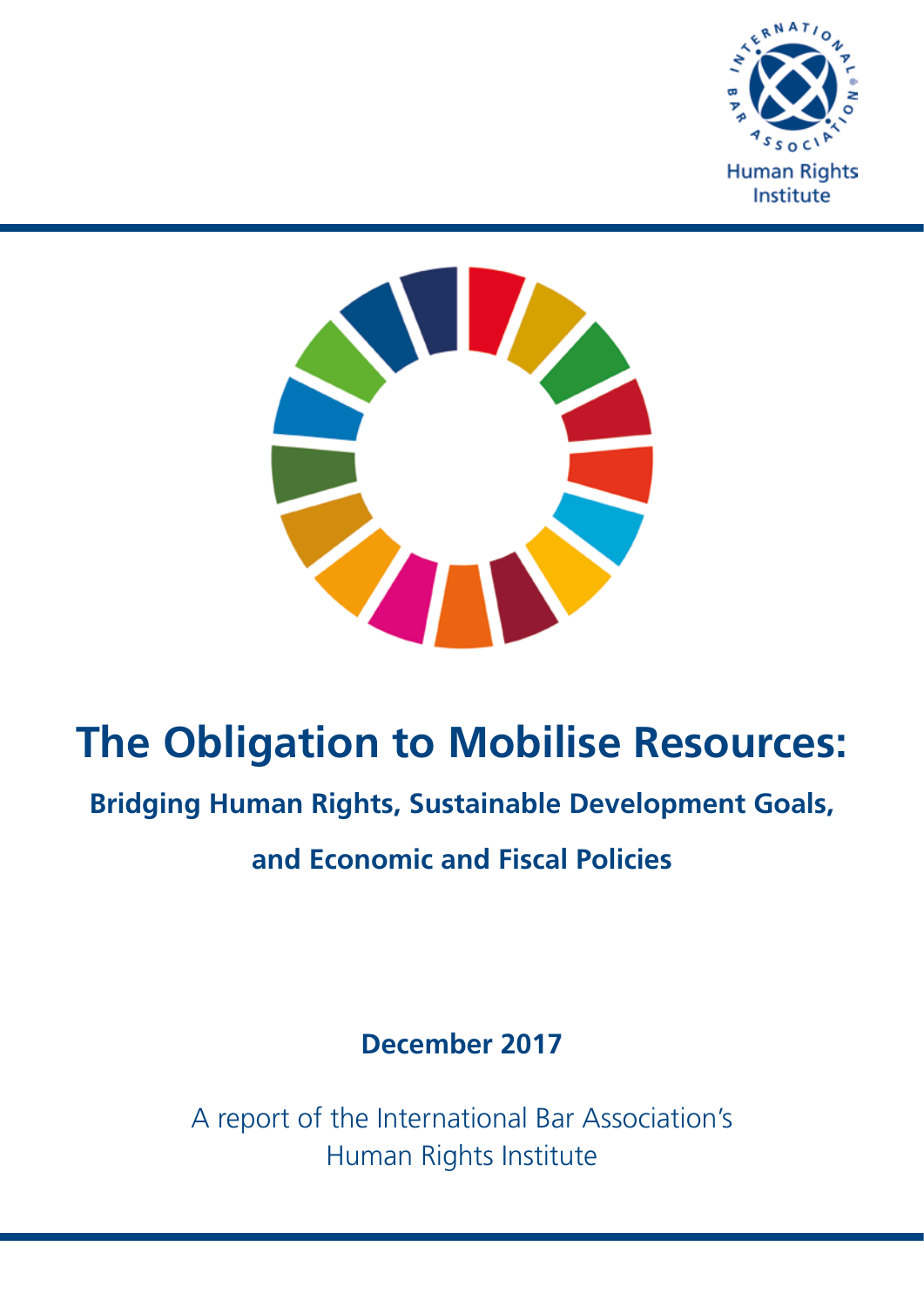Human Rights Institute

# The Obligation to Mobilise Resources:

## Bridging Human Rights, Sustainable Development Goals, and Economic and Fiscal Policies

**December 2017**

A report of the International Bar Association's Human Rights Institute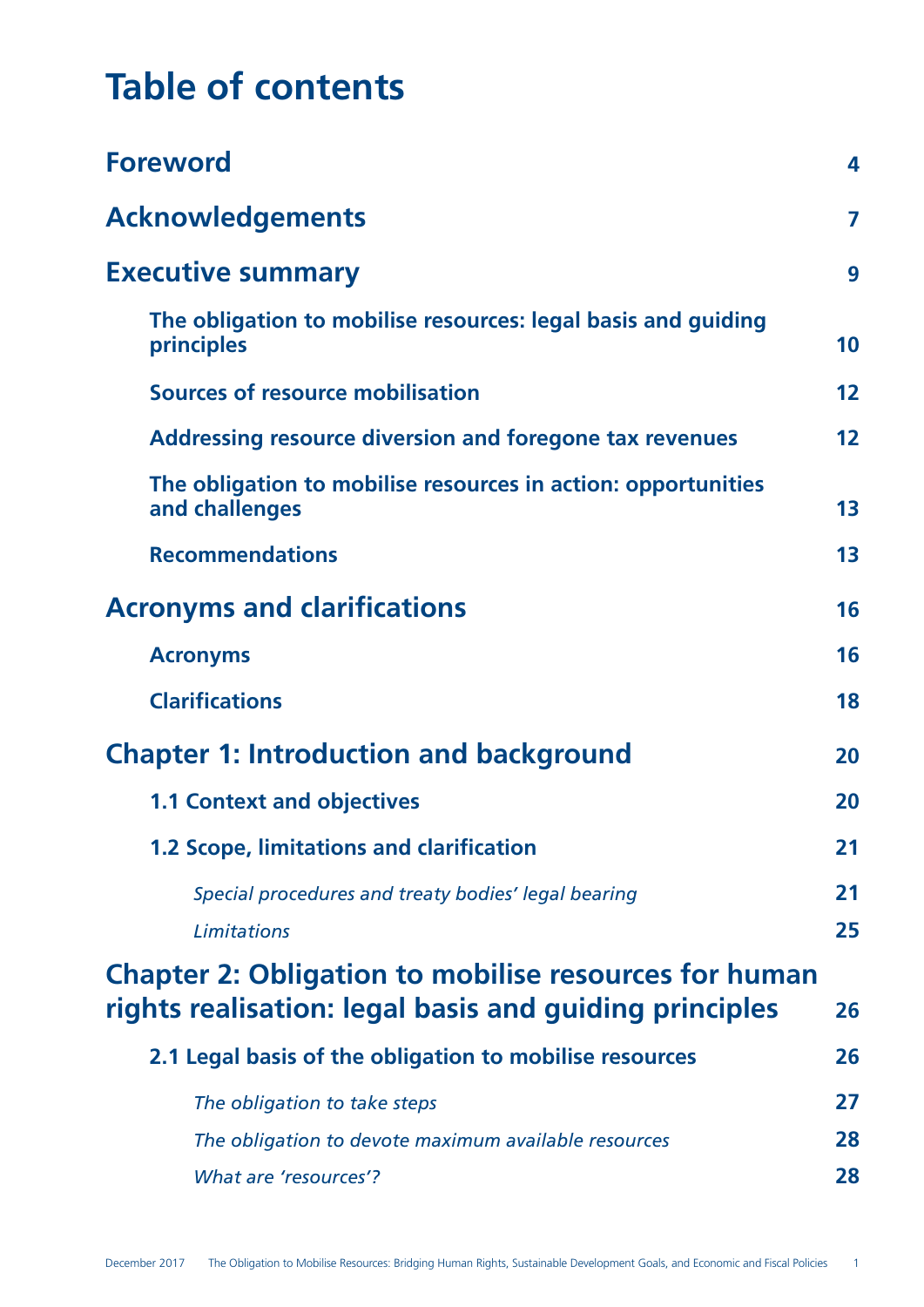# Table of contents

| | |
|---|---|
| **Foreword** | **4** |
| **Acknowledgements** | **7** |
| **Executive summary** | **9** |
| **The obligation to mobilise resources: legal basis and guiding principles** | **10** |
| **Sources of resource mobilisation** | **12** |
| **Addressing resource diversion and foregone tax revenues** | **12** |
| **The obligation to mobilise resources in action: opportunities and challenges** | **13** |
| **Recommendations** | **13** |
| **Acronyms and clarifications** | **16** |
| **Acronyms** | **16** |
| **Clarifications** | **18** |
| **Chapter 1: Introduction and background** | **20** |
| **1.1 Context and objectives** | **20** |
| **1.2 Scope, limitations and clarification** | **21** |
| *Special procedures and treaty bodies' legal bearing* | **21** |
| *Limitations* | **25** |
| **Chapter 2: Obligation to mobilise resources for human rights realisation: legal basis and guiding principles** | **26** |
| **2.1 Legal basis of the obligation to mobilise resources** | **26** |
| *The obligation to take steps* | **27** |
| *The obligation to devote maximum available resources* | **28** |
| *What are 'resources'?* | **28** |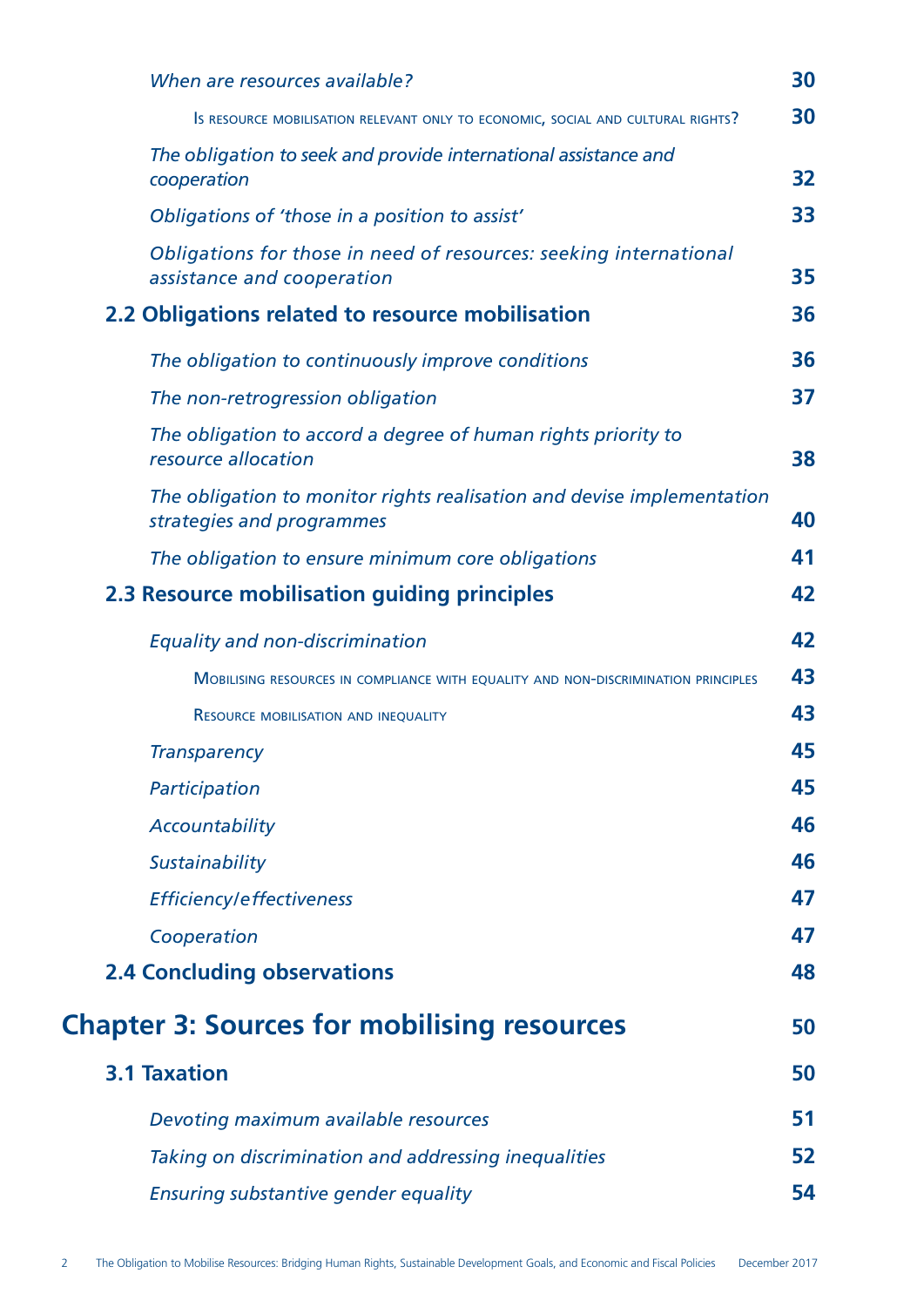*When are resources available?* 30

Is resource mobilisation relevant only to economic, social and cultural rights? 30

*The obligation to seek and provide international assistance and cooperation* 32

*Obligations of 'those in a position to assist'* 33

*Obligations for those in need of resources: seeking international assistance and cooperation* 35

**2.2 Obligations related to resource mobilisation** 36

*The obligation to continuously improve conditions* 36

*The non-retrogression obligation* 37

*The obligation to accord a degree of human rights priority to resource allocation* 38

*The obligation to monitor rights realisation and devise implementation strategies and programmes* 40

*The obligation to ensure minimum core obligations* 41

**2.3 Resource mobilisation guiding principles** 42

*Equality and non-discrimination* 42

Mobilising resources in compliance with equality and non-discrimination principles 43

Resource mobilisation and inequality 43

*Transparency* 45

*Participation* 45

*Accountability* 46

*Sustainability* 46

*Efficiency/effectiveness* 47

*Cooperation* 47

**2.4 Concluding observations** 48

**Chapter 3: Sources for mobilising resources** 50

**3.1 Taxation** 50

*Devoting maximum available resources* 51

*Taking on discrimination and addressing inequalities* 52

*Ensuring substantive gender equality* 54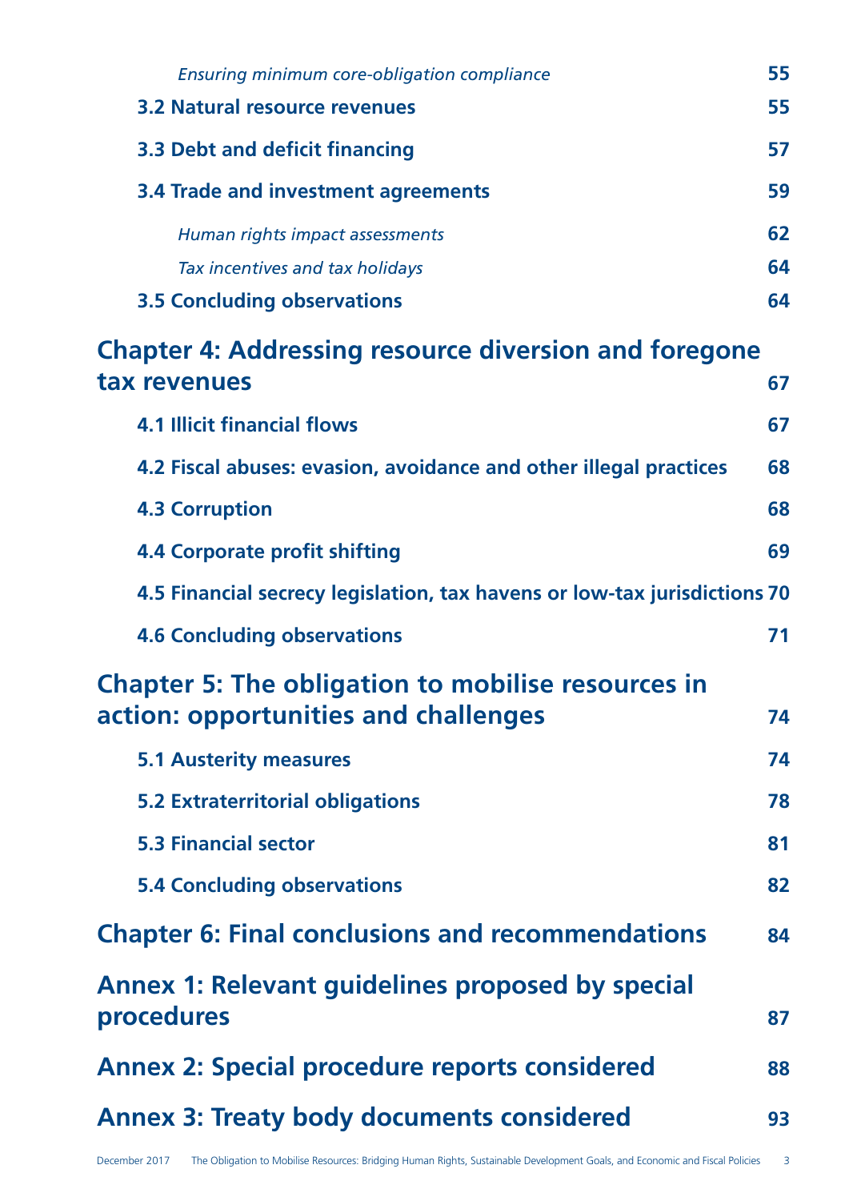*Ensuring minimum core-obligation compliance* 55

**3.2 Natural resource revenues** 55

**3.3 Debt and deficit financing** 57

**3.4 Trade and investment agreements** 59

*Human rights impact assessments* 62

*Tax incentives and tax holidays* 64

**3.5 Concluding observations** 64

## Chapter 4: Addressing resource diversion and foregone tax revenues 67

**4.1 Illicit financial flows** 67

**4.2 Fiscal abuses: evasion, avoidance and other illegal practices** 68

**4.3 Corruption** 68

**4.4 Corporate profit shifting** 69

**4.5 Financial secrecy legislation, tax havens or low-tax jurisdictions** 70

**4.6 Concluding observations** 71

## Chapter 5: The obligation to mobilise resources in action: opportunities and challenges 74

**5.1 Austerity measures** 74

**5.2 Extraterritorial obligations** 78

**5.3 Financial sector** 81

**5.4 Concluding observations** 82

## Chapter 6: Final conclusions and recommendations 84

## Annex 1: Relevant guidelines proposed by special procedures 87

## Annex 2: Special procedure reports considered 88

## Annex 3: Treaty body documents considered 93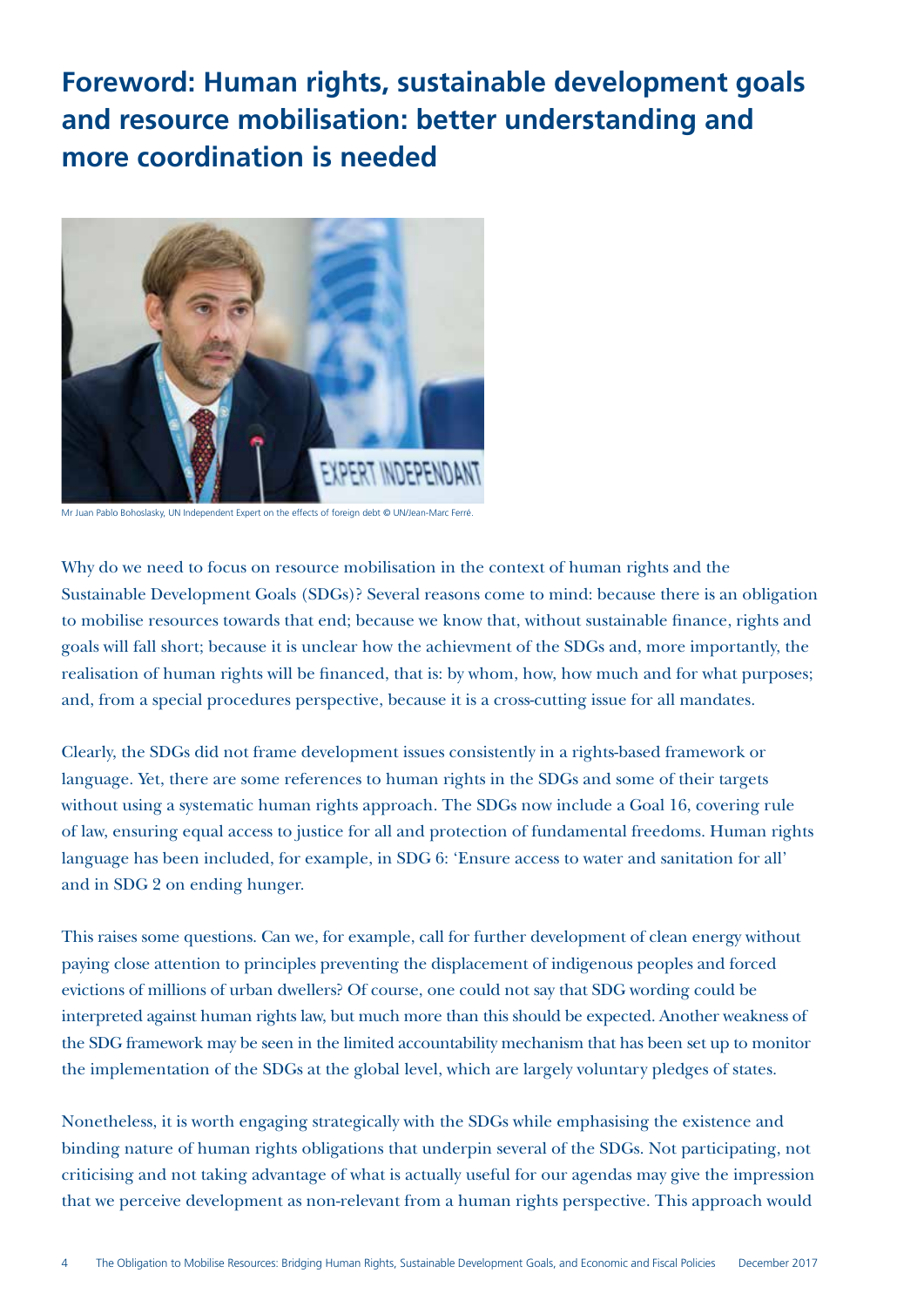# Foreword: Human rights, sustainable development goals and resource mobilisation: better understanding and more coordination is needed

Mr Juan Pablo Bohoslasky, UN Independent Expert on the effects of foreign debt © UN/Jean-Marc Ferré.

Why do we need to focus on resource mobilisation in the context of human rights and the Sustainable Development Goals (SDGs)? Several reasons come to mind: because there is an obligation to mobilise resources towards that end; because we know that, without sustainable finance, rights and goals will fall short; because it is unclear how the achievment of the SDGs and, more importantly, the realisation of human rights will be financed, that is: by whom, how, how much and for what purposes; and, from a special procedures perspective, because it is a cross-cutting issue for all mandates.

Clearly, the SDGs did not frame development issues consistently in a rights-based framework or language. Yet, there are some references to human rights in the SDGs and some of their targets without using a systematic human rights approach. The SDGs now include a Goal 16, covering rule of law, ensuring equal access to justice for all and protection of fundamental freedoms. Human rights language has been included, for example, in SDG 6: 'Ensure access to water and sanitation for all' and in SDG 2 on ending hunger.

This raises some questions. Can we, for example, call for further development of clean energy without paying close attention to principles preventing the displacement of indigenous peoples and forced evictions of millions of urban dwellers? Of course, one could not say that SDG wording could be interpreted against human rights law, but much more than this should be expected. Another weakness of the SDG framework may be seen in the limited accountability mechanism that has been set up to monitor the implementation of the SDGs at the global level, which are largely voluntary pledges of states.

Nonetheless, it is worth engaging strategically with the SDGs while emphasising the existence and binding nature of human rights obligations that underpin several of the SDGs. Not participating, not criticising and not taking advantage of what is actually useful for our agendas may give the impression that we perceive development as non-relevant from a human rights perspective. This approach would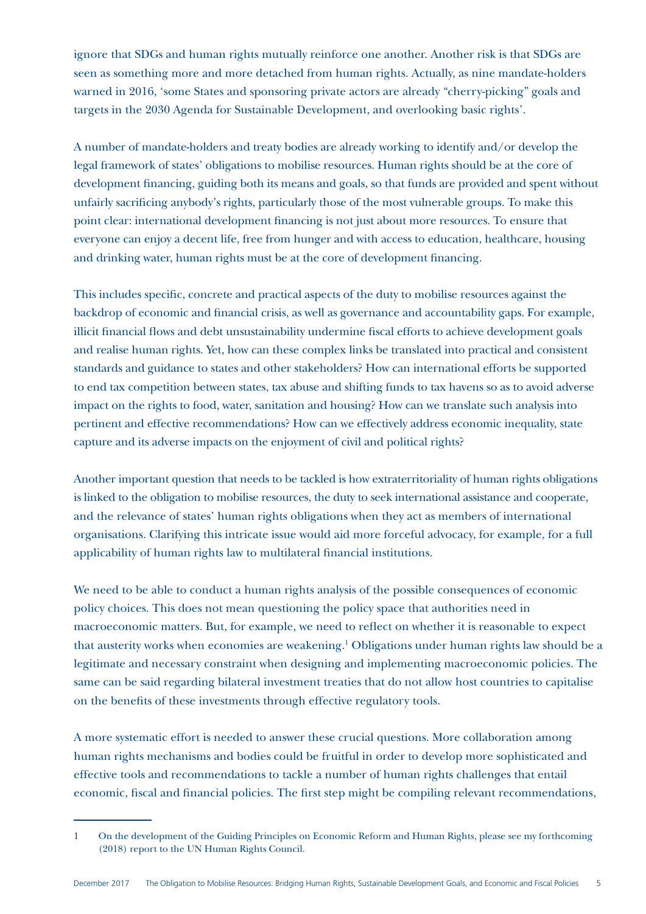ignore that SDGs and human rights mutually reinforce one another. Another risk is that SDGs are seen as something more and more detached from human rights. Actually, as nine mandate-holders warned in 2016, 'some States and sponsoring private actors are already "cherry-picking" goals and targets in the 2030 Agenda for Sustainable Development, and overlooking basic rights'.

A number of mandate-holders and treaty bodies are already working to identify and/or develop the legal framework of states' obligations to mobilise resources. Human rights should be at the core of development financing, guiding both its means and goals, so that funds are provided and spent without unfairly sacrificing anybody's rights, particularly those of the most vulnerable groups. To make this point clear: international development financing is not just about more resources. To ensure that everyone can enjoy a decent life, free from hunger and with access to education, healthcare, housing and drinking water, human rights must be at the core of development financing.

This includes specific, concrete and practical aspects of the duty to mobilise resources against the backdrop of economic and financial crisis, as well as governance and accountability gaps. For example, illicit financial flows and debt unsustainability undermine fiscal efforts to achieve development goals and realise human rights. Yet, how can these complex links be translated into practical and consistent standards and guidance to states and other stakeholders? How can international efforts be supported to end tax competition between states, tax abuse and shifting funds to tax havens so as to avoid adverse impact on the rights to food, water, sanitation and housing? How can we translate such analysis into pertinent and effective recommendations? How can we effectively address economic inequality, state capture and its adverse impacts on the enjoyment of civil and political rights?

Another important question that needs to be tackled is how extraterritoriality of human rights obligations is linked to the obligation to mobilise resources, the duty to seek international assistance and cooperate, and the relevance of states' human rights obligations when they act as members of international organisations. Clarifying this intricate issue would aid more forceful advocacy, for example, for a full applicability of human rights law to multilateral financial institutions.

We need to be able to conduct a human rights analysis of the possible consequences of economic policy choices. This does not mean questioning the policy space that authorities need in macroeconomic matters. But, for example, we need to reflect on whether it is reasonable to expect that austerity works when economies are weakening.[1] Obligations under human rights law should be a legitimate and necessary constraint when designing and implementing macroeconomic policies. The same can be said regarding bilateral investment treaties that do not allow host countries to capitalise on the benefits of these investments through effective regulatory tools.

A more systematic effort is needed to answer these crucial questions. More collaboration among human rights mechanisms and bodies could be fruitful in order to develop more sophisticated and effective tools and recommendations to tackle a number of human rights challenges that entail economic, fiscal and financial policies. The first step might be compiling relevant recommendations,

---

1 On the development of the Guiding Principles on Economic Reform and Human Rights, please see my forthcoming (2018) report to the UN Human Rights Council.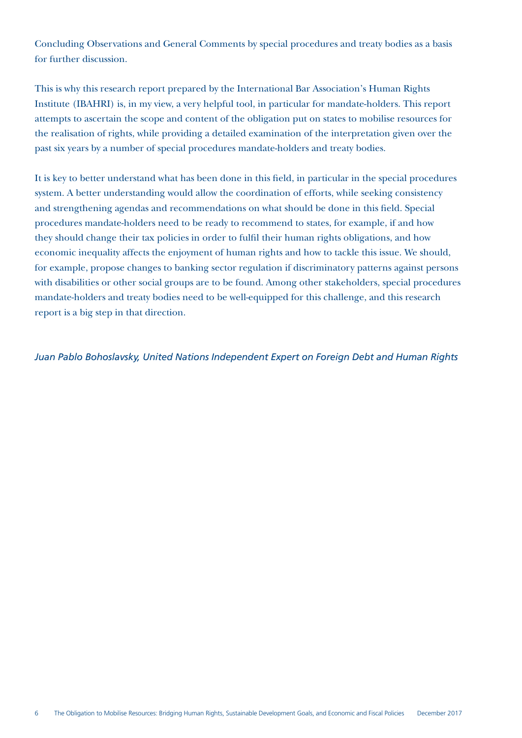Concluding Observations and General Comments by special procedures and treaty bodies as a basis for further discussion.

This is why this research report prepared by the International Bar Association's Human Rights Institute (IBAHRI) is, in my view, a very helpful tool, in particular for mandate-holders. This report attempts to ascertain the scope and content of the obligation put on states to mobilise resources for the realisation of rights, while providing a detailed examination of the interpretation given over the past six years by a number of special procedures mandate-holders and treaty bodies.

It is key to better understand what has been done in this field, in particular in the special procedures system. A better understanding would allow the coordination of efforts, while seeking consistency and strengthening agendas and recommendations on what should be done in this field. Special procedures mandate-holders need to be ready to recommend to states, for example, if and how they should change their tax policies in order to fulfil their human rights obligations, and how economic inequality affects the enjoyment of human rights and how to tackle this issue. We should, for example, propose changes to banking sector regulation if discriminatory patterns against persons with disabilities or other social groups are to be found. Among other stakeholders, special procedures mandate-holders and treaty bodies need to be well-equipped for this challenge, and this research report is a big step in that direction.

*Juan Pablo Bohoslavsky, United Nations Independent Expert on Foreign Debt and Human Rights*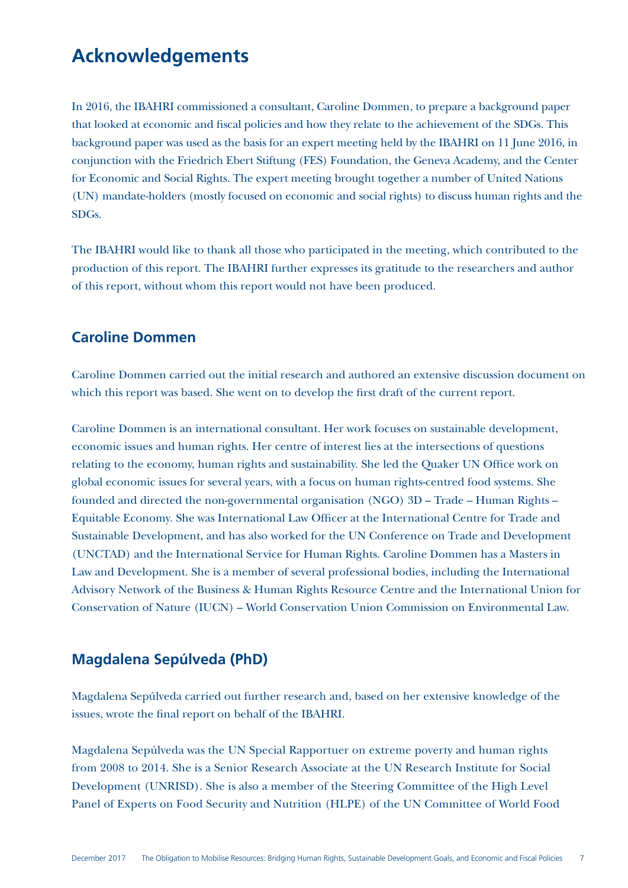# Acknowledgements

In 2016, the IBAHRI commissioned a consultant, Caroline Dommen, to prepare a background paper that looked at economic and fiscal policies and how they relate to the achievement of the SDGs. This background paper was used as the basis for an expert meeting held by the IBAHRI on 11 June 2016, in conjunction with the Friedrich Ebert Stiftung (FES) Foundation, the Geneva Academy, and the Center for Economic and Social Rights. The expert meeting brought together a number of United Nations (UN) mandate-holders (mostly focused on economic and social rights) to discuss human rights and the SDGs.

The IBAHRI would like to thank all those who participated in the meeting, which contributed to the production of this report. The IBAHRI further expresses its gratitude to the researchers and author of this report, without whom this report would not have been produced.

## Caroline Dommen

Caroline Dommen carried out the initial research and authored an extensive discussion document on which this report was based. She went on to develop the first draft of the current report.

Caroline Dommen is an international consultant. Her work focuses on sustainable development, economic issues and human rights. Her centre of interest lies at the intersections of questions relating to the economy, human rights and sustainability. She led the Quaker UN Office work on global economic issues for several years, with a focus on human rights-centred food systems. She founded and directed the non-governmental organisation (NGO) 3D – Trade – Human Rights – Equitable Economy. She was International Law Officer at the International Centre for Trade and Sustainable Development, and has also worked for the UN Conference on Trade and Development (UNCTAD) and the International Service for Human Rights. Caroline Dommen has a Masters in Law and Development. She is a member of several professional bodies, including the International Advisory Network of the Business & Human Rights Resource Centre and the International Union for Conservation of Nature (IUCN) – World Conservation Union Commission on Environmental Law.

## Magdalena Sepúlveda (PhD)

Magdalena Sepúlveda carried out further research and, based on her extensive knowledge of the issues, wrote the final report on behalf of the IBAHRI.

Magdalena Sepúlveda was the UN Special Rapportuer on extreme poverty and human rights from 2008 to 2014. She is a Senior Research Associate at the UN Research Institute for Social Development (UNRISD). She is also a member of the Steering Committee of the High Level Panel of Experts on Food Security and Nutrition (HLPE) of the UN Committee of World Food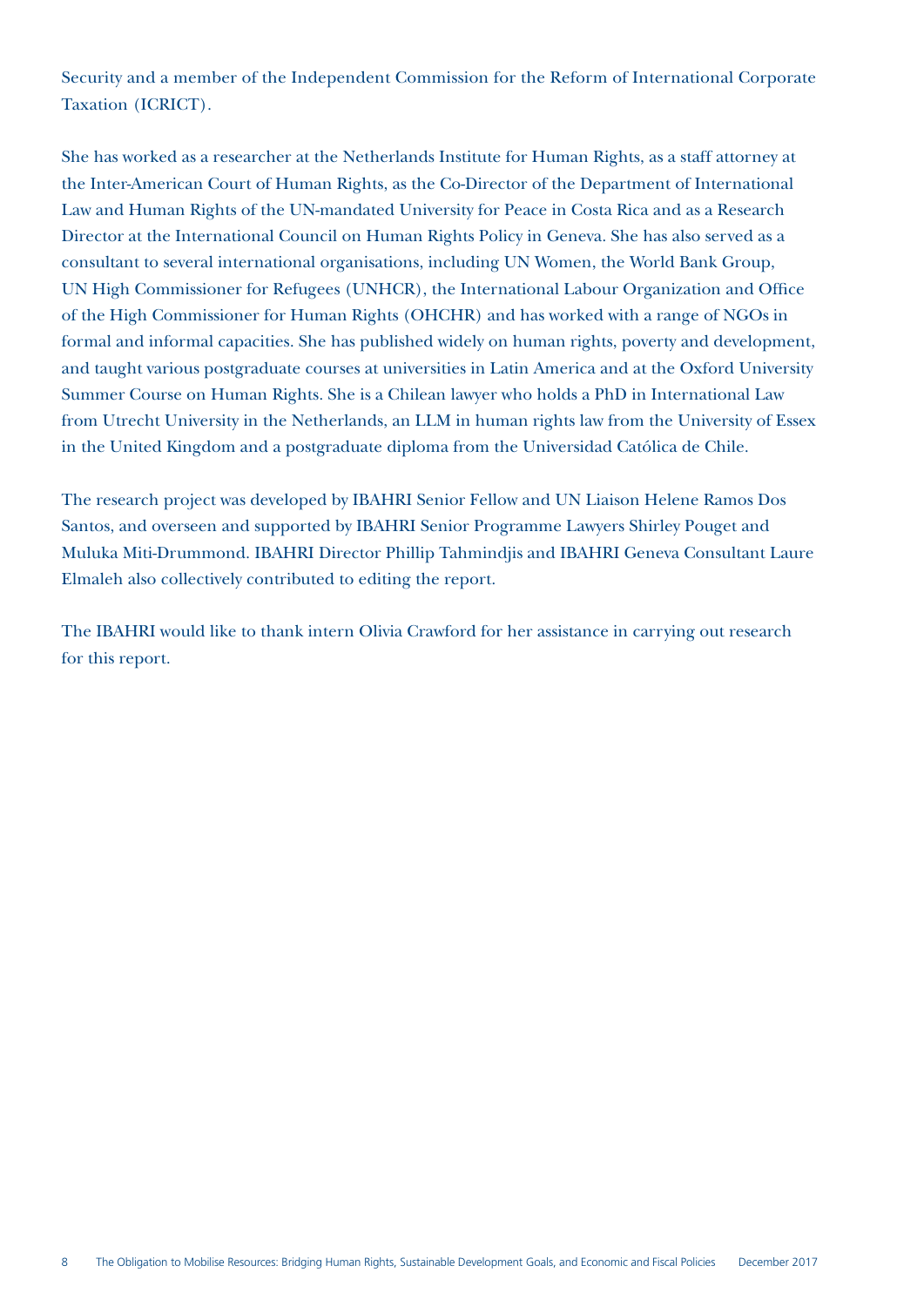Security and a member of the Independent Commission for the Reform of International Corporate Taxation (ICRICT).

She has worked as a researcher at the Netherlands Institute for Human Rights, as a staff attorney at the Inter-American Court of Human Rights, as the Co-Director of the Department of International Law and Human Rights of the UN-mandated University for Peace in Costa Rica and as a Research Director at the International Council on Human Rights Policy in Geneva. She has also served as a consultant to several international organisations, including UN Women, the World Bank Group, UN High Commissioner for Refugees (UNHCR), the International Labour Organization and Office of the High Commissioner for Human Rights (OHCHR) and has worked with a range of NGOs in formal and informal capacities. She has published widely on human rights, poverty and development, and taught various postgraduate courses at universities in Latin America and at the Oxford University Summer Course on Human Rights. She is a Chilean lawyer who holds a PhD in International Law from Utrecht University in the Netherlands, an LLM in human rights law from the University of Essex in the United Kingdom and a postgraduate diploma from the Universidad Católica de Chile.

The research project was developed by IBAHRI Senior Fellow and UN Liaison Helene Ramos Dos Santos, and overseen and supported by IBAHRI Senior Programme Lawyers Shirley Pouget and Muluka Miti-Drummond. IBAHRI Director Phillip Tahmindjis and IBAHRI Geneva Consultant Laure Elmaleh also collectively contributed to editing the report.

The IBAHRI would like to thank intern Olivia Crawford for her assistance in carrying out research for this report.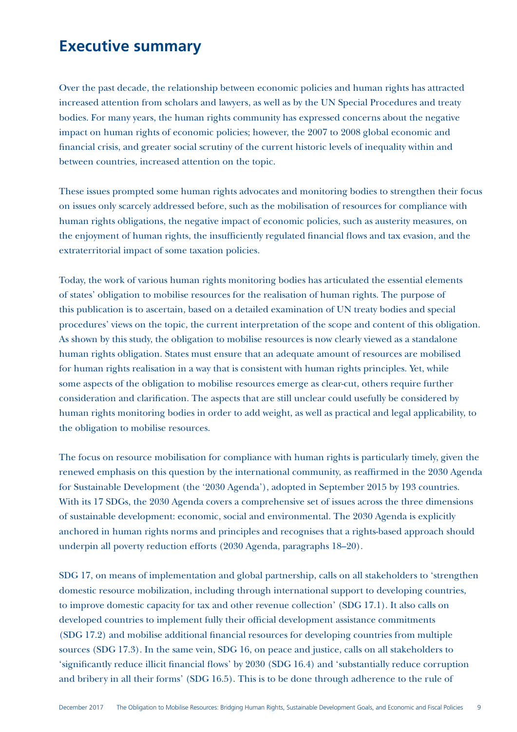## Executive summary

Over the past decade, the relationship between economic policies and human rights has attracted increased attention from scholars and lawyers, as well as by the UN Special Procedures and treaty bodies. For many years, the human rights community has expressed concerns about the negative impact on human rights of economic policies; however, the 2007 to 2008 global economic and financial crisis, and greater social scrutiny of the current historic levels of inequality within and between countries, increased attention on the topic.

These issues prompted some human rights advocates and monitoring bodies to strengthen their focus on issues only scarcely addressed before, such as the mobilisation of resources for compliance with human rights obligations, the negative impact of economic policies, such as austerity measures, on the enjoyment of human rights, the insufficiently regulated financial flows and tax evasion, and the extraterritorial impact of some taxation policies.

Today, the work of various human rights monitoring bodies has articulated the essential elements of states' obligation to mobilise resources for the realisation of human rights. The purpose of this publication is to ascertain, based on a detailed examination of UN treaty bodies and special procedures' views on the topic, the current interpretation of the scope and content of this obligation. As shown by this study, the obligation to mobilise resources is now clearly viewed as a standalone human rights obligation. States must ensure that an adequate amount of resources are mobilised for human rights realisation in a way that is consistent with human rights principles. Yet, while some aspects of the obligation to mobilise resources emerge as clear-cut, others require further consideration and clarification. The aspects that are still unclear could usefully be considered by human rights monitoring bodies in order to add weight, as well as practical and legal applicability, to the obligation to mobilise resources.

The focus on resource mobilisation for compliance with human rights is particularly timely, given the renewed emphasis on this question by the international community, as reaffirmed in the 2030 Agenda for Sustainable Development (the '2030 Agenda'), adopted in September 2015 by 193 countries. With its 17 SDGs, the 2030 Agenda covers a comprehensive set of issues across the three dimensions of sustainable development: economic, social and environmental. The 2030 Agenda is explicitly anchored in human rights norms and principles and recognises that a rights-based approach should underpin all poverty reduction efforts (2030 Agenda, paragraphs 18–20).

SDG 17, on means of implementation and global partnership, calls on all stakeholders to 'strengthen domestic resource mobilization, including through international support to developing countries, to improve domestic capacity for tax and other revenue collection' (SDG 17.1). It also calls on developed countries to implement fully their official development assistance commitments (SDG 17.2) and mobilise additional financial resources for developing countries from multiple sources (SDG 17.3). In the same vein, SDG 16, on peace and justice, calls on all stakeholders to 'significantly reduce illicit financial flows' by 2030 (SDG 16.4) and 'substantially reduce corruption and bribery in all their forms' (SDG 16.5). This is to be done through adherence to the rule of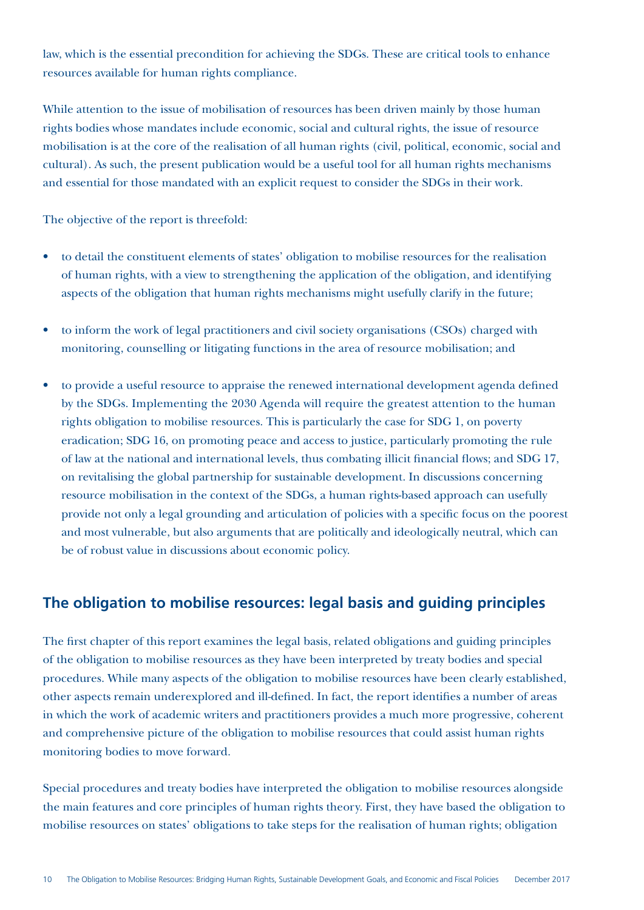law, which is the essential precondition for achieving the SDGs. These are critical tools to enhance resources available for human rights compliance.

While attention to the issue of mobilisation of resources has been driven mainly by those human rights bodies whose mandates include economic, social and cultural rights, the issue of resource mobilisation is at the core of the realisation of all human rights (civil, political, economic, social and cultural). As such, the present publication would be a useful tool for all human rights mechanisms and essential for those mandated with an explicit request to consider the SDGs in their work.

The objective of the report is threefold:

- to detail the constituent elements of states' obligation to mobilise resources for the realisation of human rights, with a view to strengthening the application of the obligation, and identifying aspects of the obligation that human rights mechanisms might usefully clarify in the future;
- to inform the work of legal practitioners and civil society organisations (CSOs) charged with monitoring, counselling or litigating functions in the area of resource mobilisation; and
- to provide a useful resource to appraise the renewed international development agenda defined by the SDGs. Implementing the 2030 Agenda will require the greatest attention to the human rights obligation to mobilise resources. This is particularly the case for SDG 1, on poverty eradication; SDG 16, on promoting peace and access to justice, particularly promoting the rule of law at the national and international levels, thus combating illicit financial flows; and SDG 17, on revitalising the global partnership for sustainable development. In discussions concerning resource mobilisation in the context of the SDGs, a human rights-based approach can usefully provide not only a legal grounding and articulation of policies with a specific focus on the poorest and most vulnerable, but also arguments that are politically and ideologically neutral, which can be of robust value in discussions about economic policy.

## The obligation to mobilise resources: legal basis and guiding principles

The first chapter of this report examines the legal basis, related obligations and guiding principles of the obligation to mobilise resources as they have been interpreted by treaty bodies and special procedures. While many aspects of the obligation to mobilise resources have been clearly established, other aspects remain underexplored and ill-defined. In fact, the report identifies a number of areas in which the work of academic writers and practitioners provides a much more progressive, coherent and comprehensive picture of the obligation to mobilise resources that could assist human rights monitoring bodies to move forward.

Special procedures and treaty bodies have interpreted the obligation to mobilise resources alongside the main features and core principles of human rights theory. First, they have based the obligation to mobilise resources on states' obligations to take steps for the realisation of human rights; obligation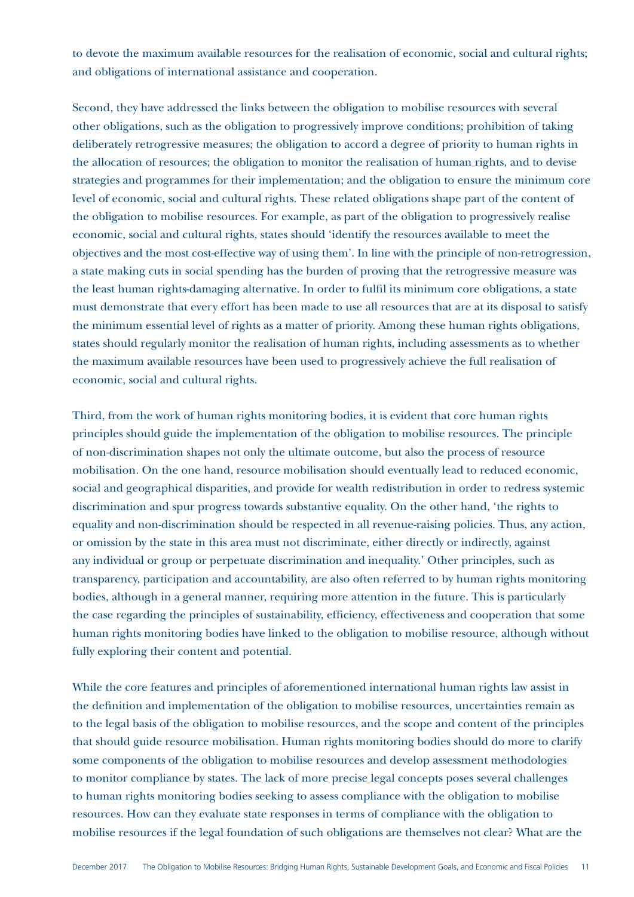to devote the maximum available resources for the realisation of economic, social and cultural rights; and obligations of international assistance and cooperation.

Second, they have addressed the links between the obligation to mobilise resources with several other obligations, such as the obligation to progressively improve conditions; prohibition of taking deliberately retrogressive measures; the obligation to accord a degree of priority to human rights in the allocation of resources; the obligation to monitor the realisation of human rights, and to devise strategies and programmes for their implementation; and the obligation to ensure the minimum core level of economic, social and cultural rights. These related obligations shape part of the content of the obligation to mobilise resources. For example, as part of the obligation to progressively realise economic, social and cultural rights, states should 'identify the resources available to meet the objectives and the most cost-effective way of using them'. In line with the principle of non-retrogression, a state making cuts in social spending has the burden of proving that the retrogressive measure was the least human rights-damaging alternative. In order to fulfil its minimum core obligations, a state must demonstrate that every effort has been made to use all resources that are at its disposal to satisfy the minimum essential level of rights as a matter of priority. Among these human rights obligations, states should regularly monitor the realisation of human rights, including assessments as to whether the maximum available resources have been used to progressively achieve the full realisation of economic, social and cultural rights.

Third, from the work of human rights monitoring bodies, it is evident that core human rights principles should guide the implementation of the obligation to mobilise resources. The principle of non-discrimination shapes not only the ultimate outcome, but also the process of resource mobilisation. On the one hand, resource mobilisation should eventually lead to reduced economic, social and geographical disparities, and provide for wealth redistribution in order to redress systemic discrimination and spur progress towards substantive equality. On the other hand, 'the rights to equality and non-discrimination should be respected in all revenue-raising policies. Thus, any action, or omission by the state in this area must not discriminate, either directly or indirectly, against any individual or group or perpetuate discrimination and inequality.' Other principles, such as transparency, participation and accountability, are also often referred to by human rights monitoring bodies, although in a general manner, requiring more attention in the future. This is particularly the case regarding the principles of sustainability, efficiency, effectiveness and cooperation that some human rights monitoring bodies have linked to the obligation to mobilise resource, although without fully exploring their content and potential.

While the core features and principles of aforementioned international human rights law assist in the definition and implementation of the obligation to mobilise resources, uncertainties remain as to the legal basis of the obligation to mobilise resources, and the scope and content of the principles that should guide resource mobilisation. Human rights monitoring bodies should do more to clarify some components of the obligation to mobilise resources and develop assessment methodologies to monitor compliance by states. The lack of more precise legal concepts poses several challenges to human rights monitoring bodies seeking to assess compliance with the obligation to mobilise resources. How can they evaluate state responses in terms of compliance with the obligation to mobilise resources if the legal foundation of such obligations are themselves not clear? What are the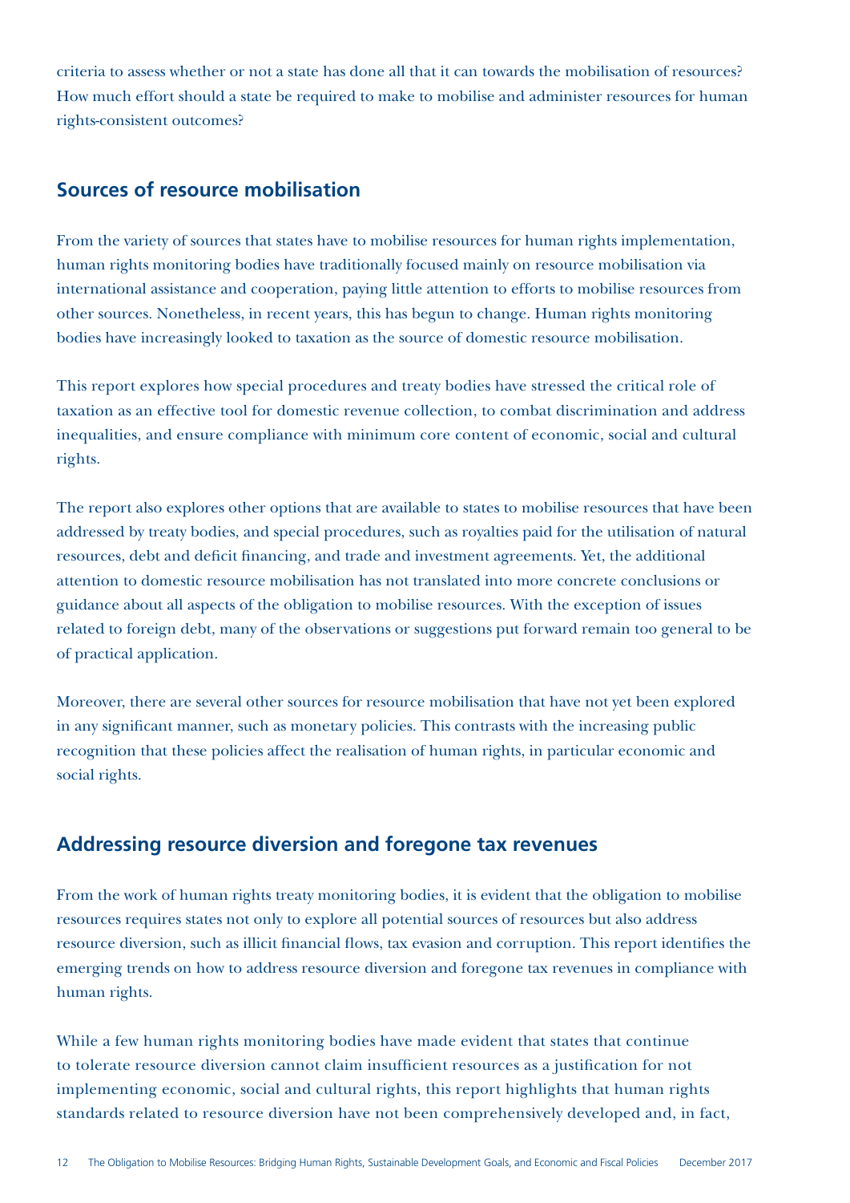criteria to assess whether or not a state has done all that it can towards the mobilisation of resources? How much effort should a state be required to make to mobilise and administer resources for human rights-consistent outcomes?

## Sources of resource mobilisation

From the variety of sources that states have to mobilise resources for human rights implementation, human rights monitoring bodies have traditionally focused mainly on resource mobilisation via international assistance and cooperation, paying little attention to efforts to mobilise resources from other sources. Nonetheless, in recent years, this has begun to change. Human rights monitoring bodies have increasingly looked to taxation as the source of domestic resource mobilisation.

This report explores how special procedures and treaty bodies have stressed the critical role of taxation as an effective tool for domestic revenue collection, to combat discrimination and address inequalities, and ensure compliance with minimum core content of economic, social and cultural rights.

The report also explores other options that are available to states to mobilise resources that have been addressed by treaty bodies, and special procedures, such as royalties paid for the utilisation of natural resources, debt and deficit financing, and trade and investment agreements. Yet, the additional attention to domestic resource mobilisation has not translated into more concrete conclusions or guidance about all aspects of the obligation to mobilise resources. With the exception of issues related to foreign debt, many of the observations or suggestions put forward remain too general to be of practical application.

Moreover, there are several other sources for resource mobilisation that have not yet been explored in any significant manner, such as monetary policies. This contrasts with the increasing public recognition that these policies affect the realisation of human rights, in particular economic and social rights.

## Addressing resource diversion and foregone tax revenues

From the work of human rights treaty monitoring bodies, it is evident that the obligation to mobilise resources requires states not only to explore all potential sources of resources but also address resource diversion, such as illicit financial flows, tax evasion and corruption. This report identifies the emerging trends on how to address resource diversion and foregone tax revenues in compliance with human rights.

While a few human rights monitoring bodies have made evident that states that continue to tolerate resource diversion cannot claim insufficient resources as a justification for not implementing economic, social and cultural rights, this report highlights that human rights standards related to resource diversion have not been comprehensively developed and, in fact,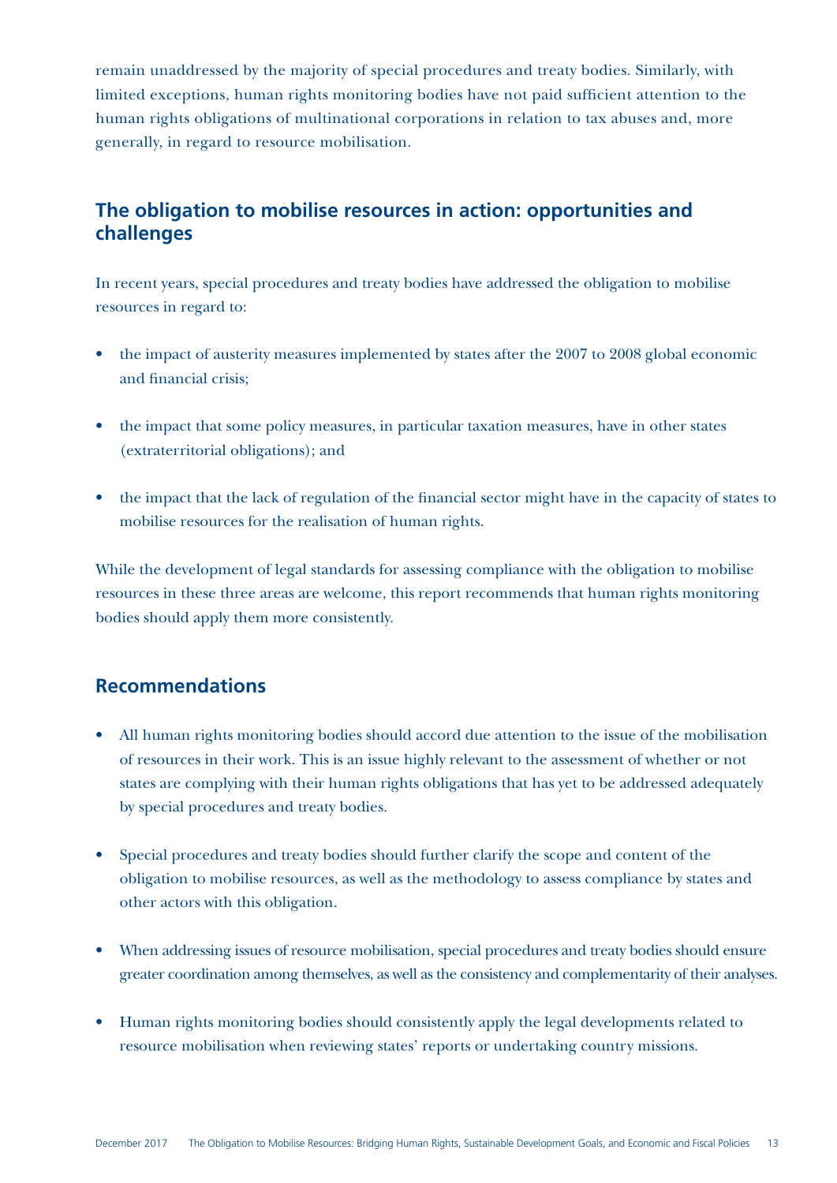remain unaddressed by the majority of special procedures and treaty bodies. Similarly, with limited exceptions, human rights monitoring bodies have not paid sufficient attention to the human rights obligations of multinational corporations in relation to tax abuses and, more generally, in regard to resource mobilisation.

## The obligation to mobilise resources in action: opportunities and challenges

In recent years, special procedures and treaty bodies have addressed the obligation to mobilise resources in regard to:

- the impact of austerity measures implemented by states after the 2007 to 2008 global economic and financial crisis;
- the impact that some policy measures, in particular taxation measures, have in other states (extraterritorial obligations); and
- the impact that the lack of regulation of the financial sector might have in the capacity of states to mobilise resources for the realisation of human rights.

While the development of legal standards for assessing compliance with the obligation to mobilise resources in these three areas are welcome, this report recommends that human rights monitoring bodies should apply them more consistently.

## Recommendations

- All human rights monitoring bodies should accord due attention to the issue of the mobilisation of resources in their work. This is an issue highly relevant to the assessment of whether or not states are complying with their human rights obligations that has yet to be addressed adequately by special procedures and treaty bodies.
- Special procedures and treaty bodies should further clarify the scope and content of the obligation to mobilise resources, as well as the methodology to assess compliance by states and other actors with this obligation.
- When addressing issues of resource mobilisation, special procedures and treaty bodies should ensure greater coordination among themselves, as well as the consistency and complementarity of their analyses.
- Human rights monitoring bodies should consistently apply the legal developments related to resource mobilisation when reviewing states' reports or undertaking country missions.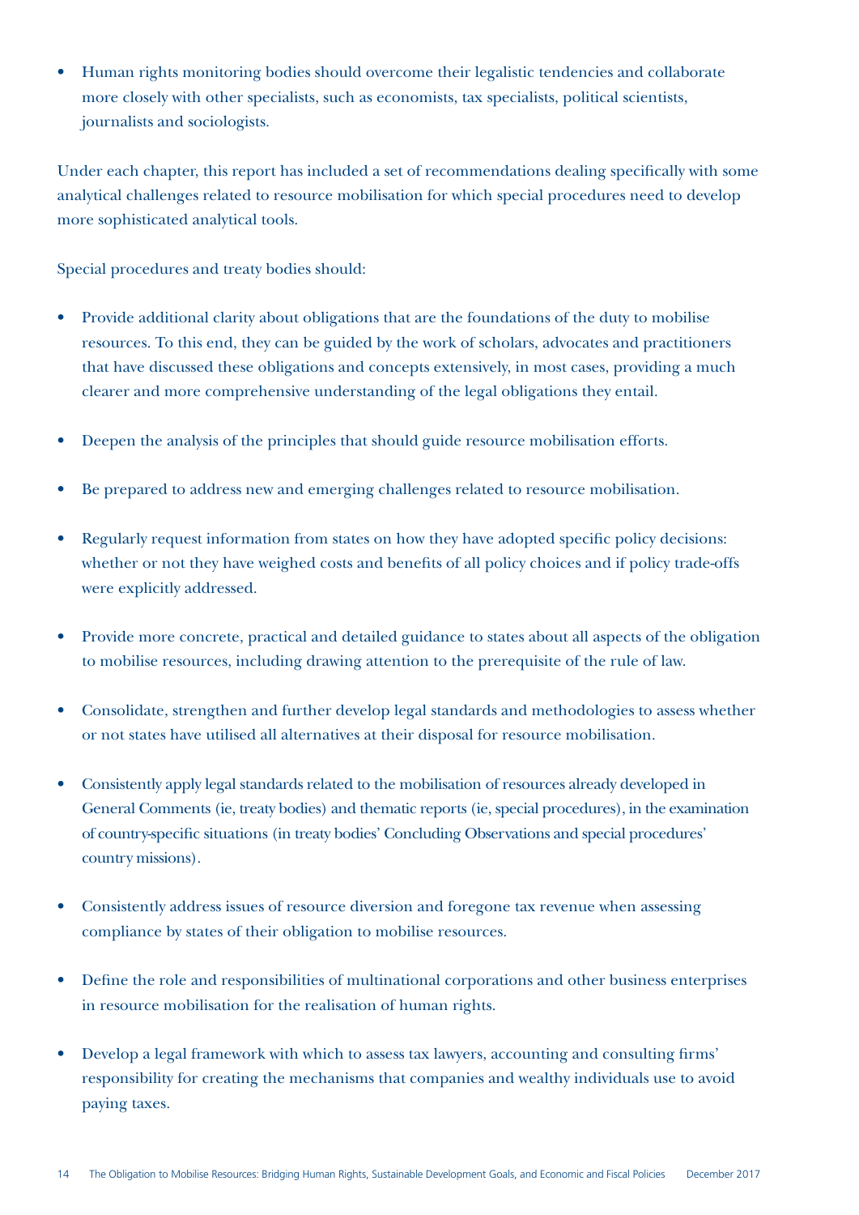- Human rights monitoring bodies should overcome their legalistic tendencies and collaborate more closely with other specialists, such as economists, tax specialists, political scientists, journalists and sociologists.

Under each chapter, this report has included a set of recommendations dealing specifically with some analytical challenges related to resource mobilisation for which special procedures need to develop more sophisticated analytical tools.

Special procedures and treaty bodies should:

- Provide additional clarity about obligations that are the foundations of the duty to mobilise resources. To this end, they can be guided by the work of scholars, advocates and practitioners that have discussed these obligations and concepts extensively, in most cases, providing a much clearer and more comprehensive understanding of the legal obligations they entail.

- Deepen the analysis of the principles that should guide resource mobilisation efforts.

- Be prepared to address new and emerging challenges related to resource mobilisation.

- Regularly request information from states on how they have adopted specific policy decisions: whether or not they have weighed costs and benefits of all policy choices and if policy trade-offs were explicitly addressed.

- Provide more concrete, practical and detailed guidance to states about all aspects of the obligation to mobilise resources, including drawing attention to the prerequisite of the rule of law.

- Consolidate, strengthen and further develop legal standards and methodologies to assess whether or not states have utilised all alternatives at their disposal for resource mobilisation.

- Consistently apply legal standards related to the mobilisation of resources already developed in General Comments (ie, treaty bodies) and thematic reports (ie, special procedures), in the examination of country-specific situations (in treaty bodies' Concluding Observations and special procedures' country missions).

- Consistently address issues of resource diversion and foregone tax revenue when assessing compliance by states of their obligation to mobilise resources.

- Define the role and responsibilities of multinational corporations and other business enterprises in resource mobilisation for the realisation of human rights.

- Develop a legal framework with which to assess tax lawyers, accounting and consulting firms' responsibility for creating the mechanisms that companies and wealthy individuals use to avoid paying taxes.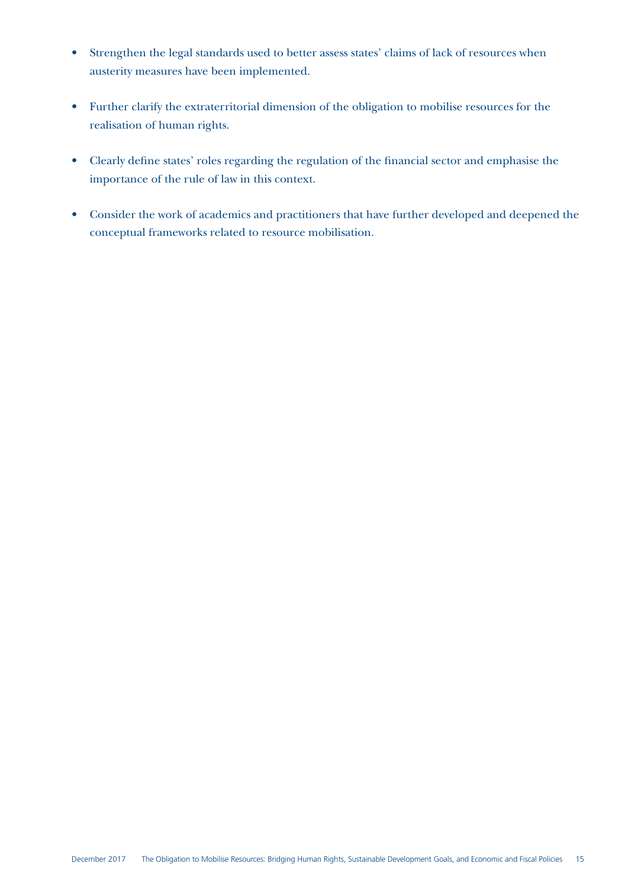- Strengthen the legal standards used to better assess states' claims of lack of resources when austerity measures have been implemented.

- Further clarify the extraterritorial dimension of the obligation to mobilise resources for the realisation of human rights.

- Clearly define states' roles regarding the regulation of the financial sector and emphasise the importance of the rule of law in this context.

- Consider the work of academics and practitioners that have further developed and deepened the conceptual frameworks related to resource mobilisation.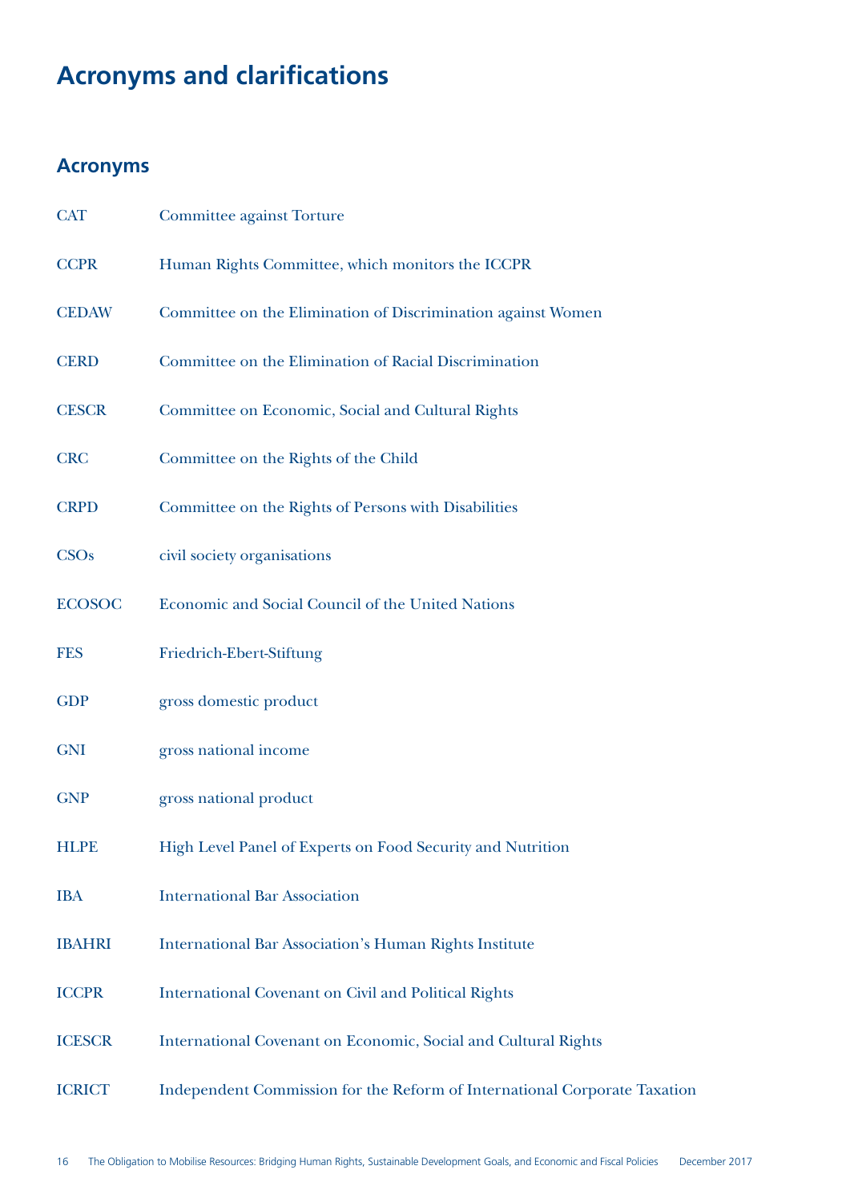# Acronyms and clarifications

## Acronyms

| | |
|---|---|
| CAT | Committee against Torture |
| CCPR | Human Rights Committee, which monitors the ICCPR |
| CEDAW | Committee on the Elimination of Discrimination against Women |
| CERD | Committee on the Elimination of Racial Discrimination |
| CESCR | Committee on Economic, Social and Cultural Rights |
| CRC | Committee on the Rights of the Child |
| CRPD | Committee on the Rights of Persons with Disabilities |
| CSOs | civil society organisations |
| ECOSOC | Economic and Social Council of the United Nations |
| FES | Friedrich-Ebert-Stiftung |
| GDP | gross domestic product |
| GNI | gross national income |
| GNP | gross national product |
| HLPE | High Level Panel of Experts on Food Security and Nutrition |
| IBA | International Bar Association |
| IBAHRI | International Bar Association's Human Rights Institute |
| ICCPR | International Covenant on Civil and Political Rights |
| ICESCR | International Covenant on Economic, Social and Cultural Rights |
| ICRICT | Independent Commission for the Reform of International Corporate Taxation |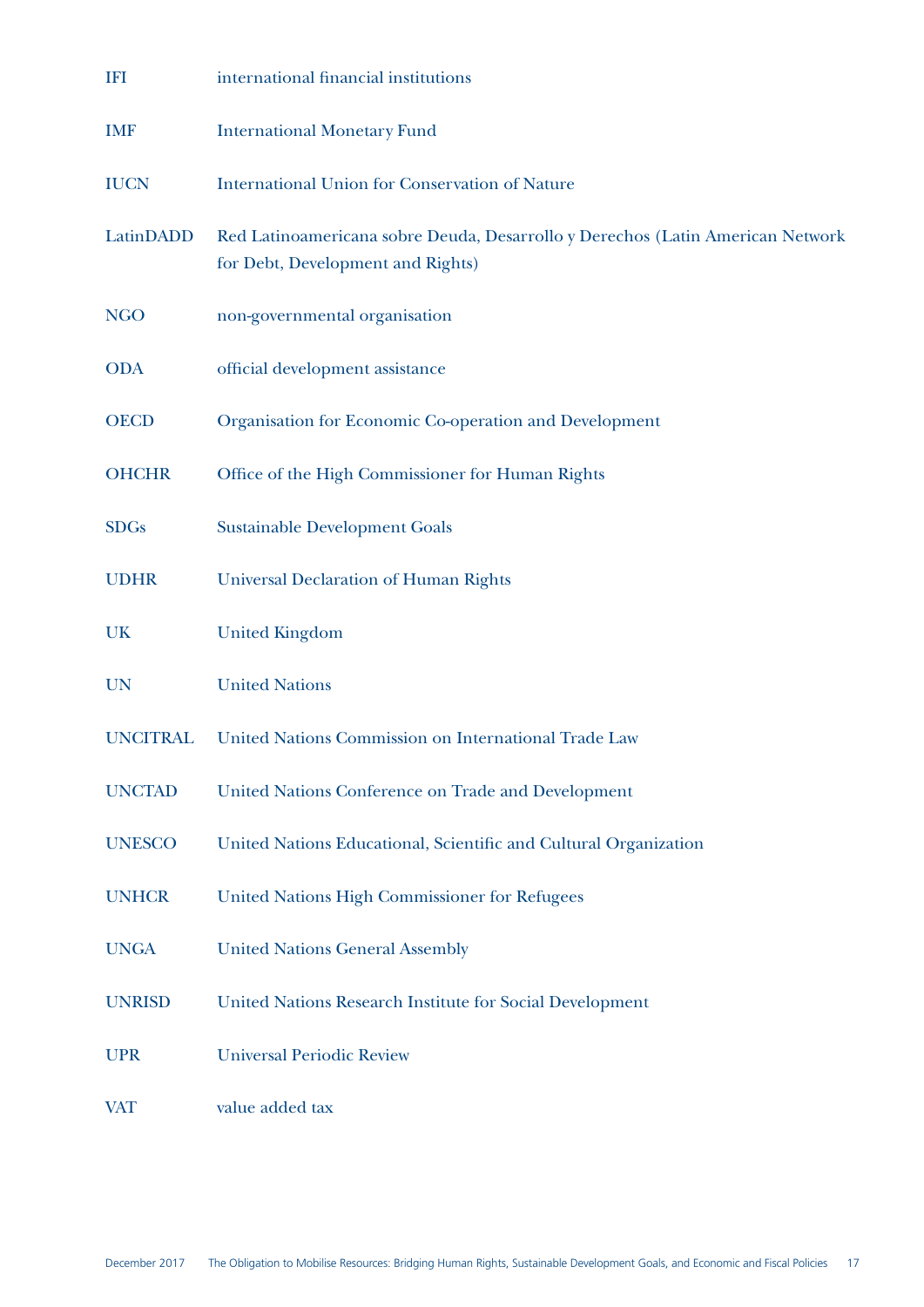| | |
|---|---|
| IFI | international financial institutions |
| IMF | International Monetary Fund |
| IUCN | International Union for Conservation of Nature |
| LatinDADD | Red Latinoamericana sobre Deuda, Desarrollo y Derechos (Latin American Network for Debt, Development and Rights) |
| NGO | non-governmental organisation |
| ODA | official development assistance |
| OECD | Organisation for Economic Co-operation and Development |
| OHCHR | Office of the High Commissioner for Human Rights |
| SDGs | Sustainable Development Goals |
| UDHR | Universal Declaration of Human Rights |
| UK | United Kingdom |
| UN | United Nations |
| UNCITRAL | United Nations Commission on International Trade Law |
| UNCTAD | United Nations Conference on Trade and Development |
| UNESCO | United Nations Educational, Scientific and Cultural Organization |
| UNHCR | United Nations High Commissioner for Refugees |
| UNGA | United Nations General Assembly |
| UNRISD | United Nations Research Institute for Social Development |
| UPR | Universal Periodic Review |
| VAT | value added tax |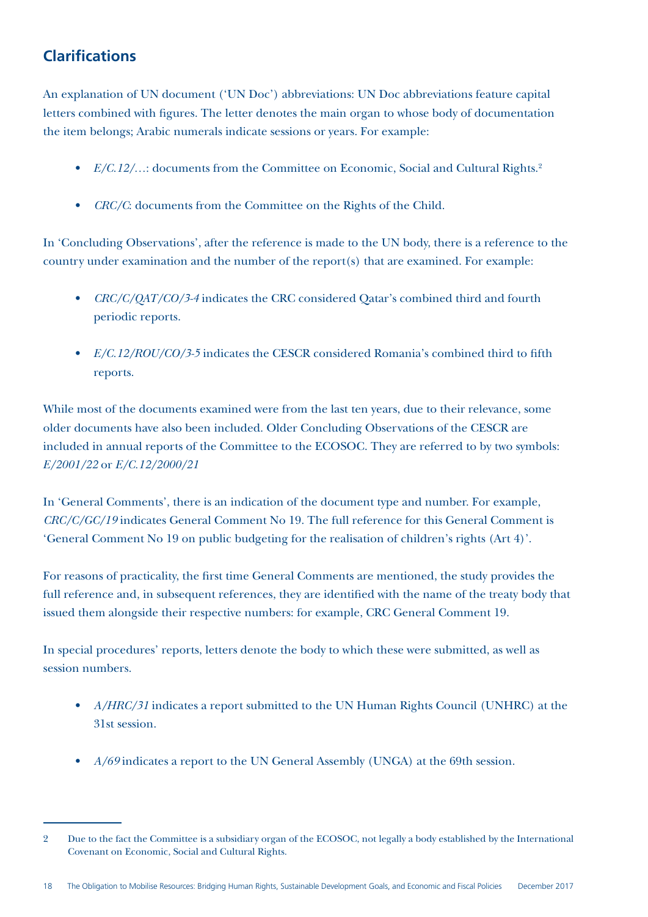## Clarifications

An explanation of UN document ('UN Doc') abbreviations: UN Doc abbreviations feature capital letters combined with figures. The letter denotes the main organ to whose body of documentation the item belongs; Arabic numerals indicate sessions or years. For example:

- *E/C.12/…*: documents from the Committee on Economic, Social and Cultural Rights.[2]
- *CRC/C*: documents from the Committee on the Rights of the Child.

In 'Concluding Observations', after the reference is made to the UN body, there is a reference to the country under examination and the number of the report(s) that are examined. For example:

- *CRC/C/QAT/CO/3-4* indicates the CRC considered Qatar's combined third and fourth periodic reports.
- *E/C.12/ROU/CO/3-5* indicates the CESCR considered Romania's combined third to fifth reports.

While most of the documents examined were from the last ten years, due to their relevance, some older documents have also been included. Older Concluding Observations of the CESCR are included in annual reports of the Committee to the ECOSOC. They are referred to by two symbols: *E/2001/22* or *E/C.12/2000/21*

In 'General Comments', there is an indication of the document type and number. For example, *CRC/C/GC/19* indicates General Comment No 19. The full reference for this General Comment is 'General Comment No 19 on public budgeting for the realisation of children's rights (Art 4)'.

For reasons of practicality, the first time General Comments are mentioned, the study provides the full reference and, in subsequent references, they are identified with the name of the treaty body that issued them alongside their respective numbers: for example, CRC General Comment 19.

In special procedures' reports, letters denote the body to which these were submitted, as well as session numbers.

- *A/HRC/31* indicates a report submitted to the UN Human Rights Council (UNHRC) at the 31st session.
- *A/69* indicates a report to the UN General Assembly (UNGA) at the 69th session.

---

2 Due to the fact the Committee is a subsidiary organ of the ECOSOC, not legally a body established by the International Covenant on Economic, Social and Cultural Rights.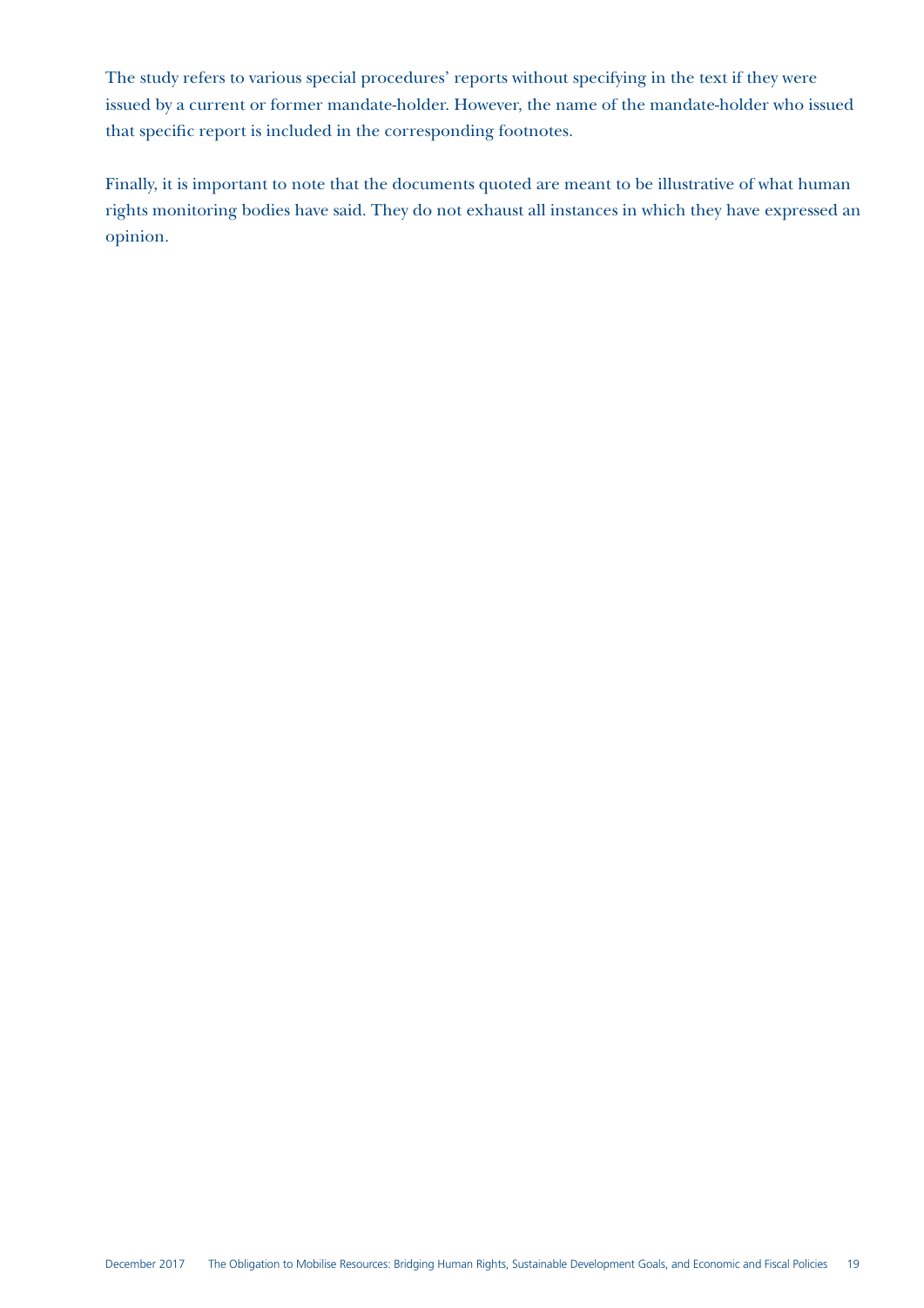The study refers to various special procedures' reports without specifying in the text if they were issued by a current or former mandate-holder. However, the name of the mandate-holder who issued that specific report is included in the corresponding footnotes.

Finally, it is important to note that the documents quoted are meant to be illustrative of what human rights monitoring bodies have said. They do not exhaust all instances in which they have expressed an opinion.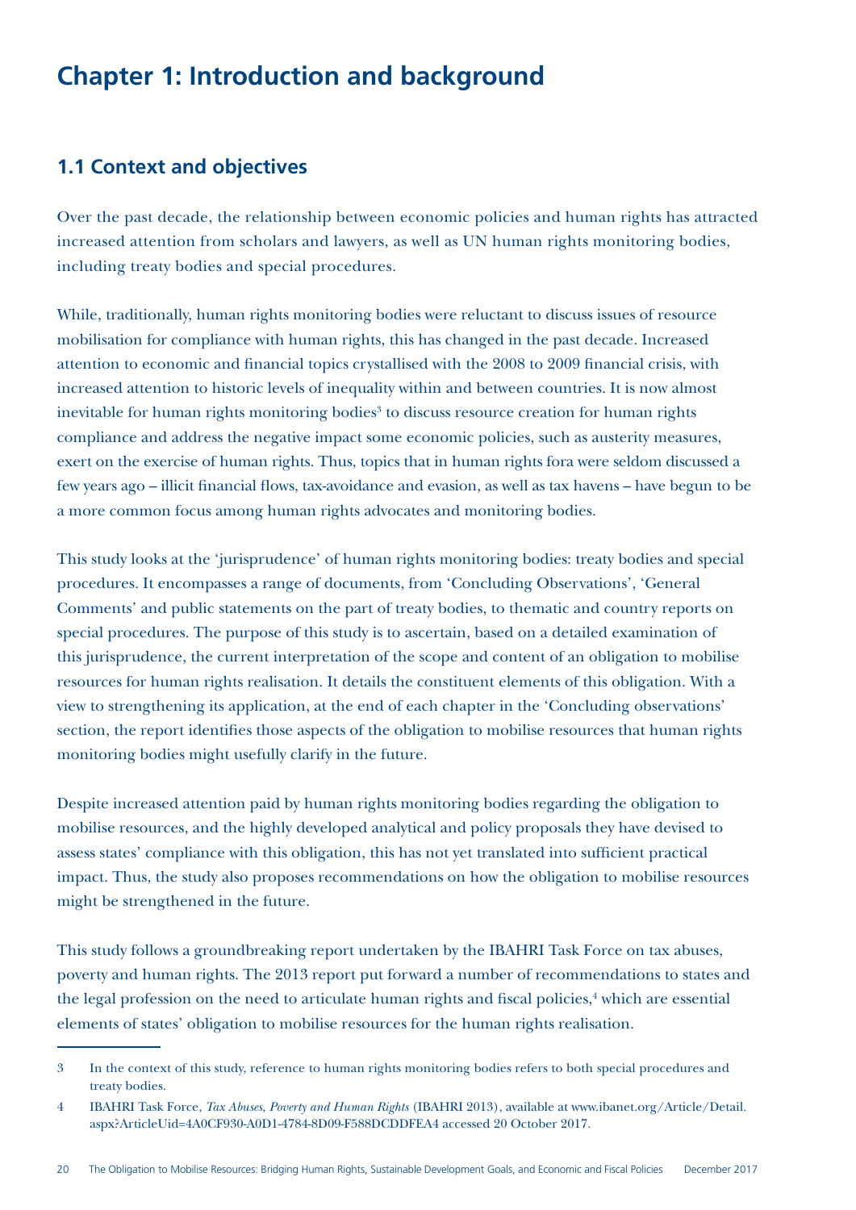# Chapter 1: Introduction and background

## 1.1 Context and objectives

Over the past decade, the relationship between economic policies and human rights has attracted increased attention from scholars and lawyers, as well as UN human rights monitoring bodies, including treaty bodies and special procedures.

While, traditionally, human rights monitoring bodies were reluctant to discuss issues of resource mobilisation for compliance with human rights, this has changed in the past decade. Increased attention to economic and financial topics crystallised with the 2008 to 2009 financial crisis, with increased attention to historic levels of inequality within and between countries. It is now almost inevitable for human rights monitoring bodies[3] to discuss resource creation for human rights compliance and address the negative impact some economic policies, such as austerity measures, exert on the exercise of human rights. Thus, topics that in human rights fora were seldom discussed a few years ago – illicit financial flows, tax-avoidance and evasion, as well as tax havens – have begun to be a more common focus among human rights advocates and monitoring bodies.

This study looks at the 'jurisprudence' of human rights monitoring bodies: treaty bodies and special procedures. It encompasses a range of documents, from 'Concluding Observations', 'General Comments' and public statements on the part of treaty bodies, to thematic and country reports on special procedures. The purpose of this study is to ascertain, based on a detailed examination of this jurisprudence, the current interpretation of the scope and content of an obligation to mobilise resources for human rights realisation. It details the constituent elements of this obligation. With a view to strengthening its application, at the end of each chapter in the 'Concluding observations' section, the report identifies those aspects of the obligation to mobilise resources that human rights monitoring bodies might usefully clarify in the future.

Despite increased attention paid by human rights monitoring bodies regarding the obligation to mobilise resources, and the highly developed analytical and policy proposals they have devised to assess states' compliance with this obligation, this has not yet translated into sufficient practical impact. Thus, the study also proposes recommendations on how the obligation to mobilise resources might be strengthened in the future.

This study follows a groundbreaking report undertaken by the IBAHRI Task Force on tax abuses, poverty and human rights. The 2013 report put forward a number of recommendations to states and the legal profession on the need to articulate human rights and fiscal policies,[4] which are essential elements of states' obligation to mobilise resources for the human rights realisation.

---

3 In the context of this study, reference to human rights monitoring bodies refers to both special procedures and treaty bodies.

4 IBAHRI Task Force, *Tax Abuses, Poverty and Human Rights* (IBAHRI 2013), available at www.ibanet.org/Article/Detail.aspx?ArticleUid=4A0CF930-A0D1-4784-8D09-F588DCDDFEA4 accessed 20 October 2017.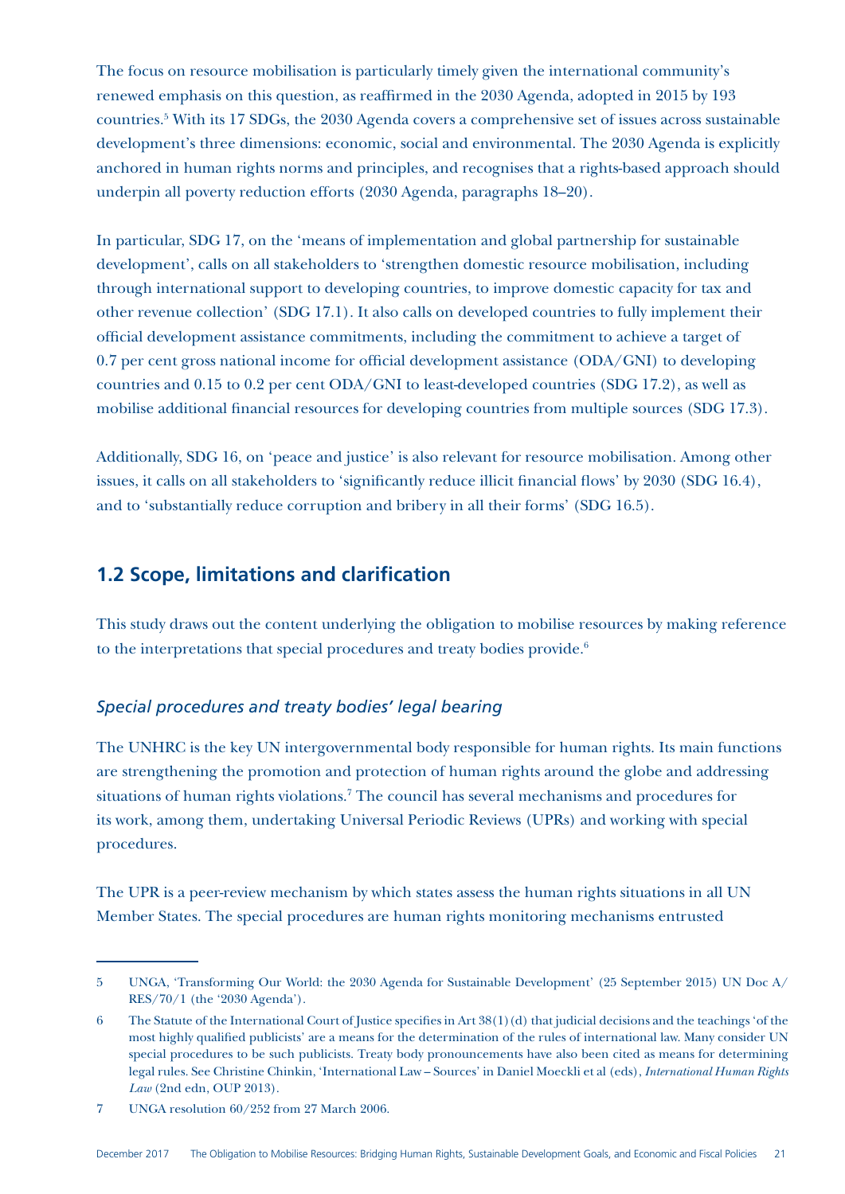The focus on resource mobilisation is particularly timely given the international community's renewed emphasis on this question, as reaffirmed in the 2030 Agenda, adopted in 2015 by 193 countries.[5] With its 17 SDGs, the 2030 Agenda covers a comprehensive set of issues across sustainable development's three dimensions: economic, social and environmental. The 2030 Agenda is explicitly anchored in human rights norms and principles, and recognises that a rights-based approach should underpin all poverty reduction efforts (2030 Agenda, paragraphs 18–20).

In particular, SDG 17, on the 'means of implementation and global partnership for sustainable development', calls on all stakeholders to 'strengthen domestic resource mobilisation, including through international support to developing countries, to improve domestic capacity for tax and other revenue collection' (SDG 17.1). It also calls on developed countries to fully implement their official development assistance commitments, including the commitment to achieve a target of 0.7 per cent gross national income for official development assistance (ODA/GNI) to developing countries and 0.15 to 0.2 per cent ODA/GNI to least-developed countries (SDG 17.2), as well as mobilise additional financial resources for developing countries from multiple sources (SDG 17.3).

Additionally, SDG 16, on 'peace and justice' is also relevant for resource mobilisation. Among other issues, it calls on all stakeholders to 'significantly reduce illicit financial flows' by 2030 (SDG 16.4), and to 'substantially reduce corruption and bribery in all their forms' (SDG 16.5).

## 1.2 Scope, limitations and clarification

This study draws out the content underlying the obligation to mobilise resources by making reference to the interpretations that special procedures and treaty bodies provide.[6]

### *Special procedures and treaty bodies' legal bearing*

The UNHRC is the key UN intergovernmental body responsible for human rights. Its main functions are strengthening the promotion and protection of human rights around the globe and addressing situations of human rights violations.[7] The council has several mechanisms and procedures for its work, among them, undertaking Universal Periodic Reviews (UPRs) and working with special procedures.

The UPR is a peer-review mechanism by which states assess the human rights situations in all UN Member States. The special procedures are human rights monitoring mechanisms entrusted

---

5 UNGA, 'Transforming Our World: the 2030 Agenda for Sustainable Development' (25 September 2015) UN Doc A/RES/70/1 (the '2030 Agenda').

6 The Statute of the International Court of Justice specifies in Art 38(1)(d) that judicial decisions and the teachings 'of the most highly qualified publicists' are a means for the determination of the rules of international law. Many consider UN special procedures to be such publicists. Treaty body pronouncements have also been cited as means for determining legal rules. See Christine Chinkin, 'International Law – Sources' in Daniel Moeckli et al (eds), *International Human Rights Law* (2nd edn, OUP 2013).

7 UNGA resolution 60/252 from 27 March 2006.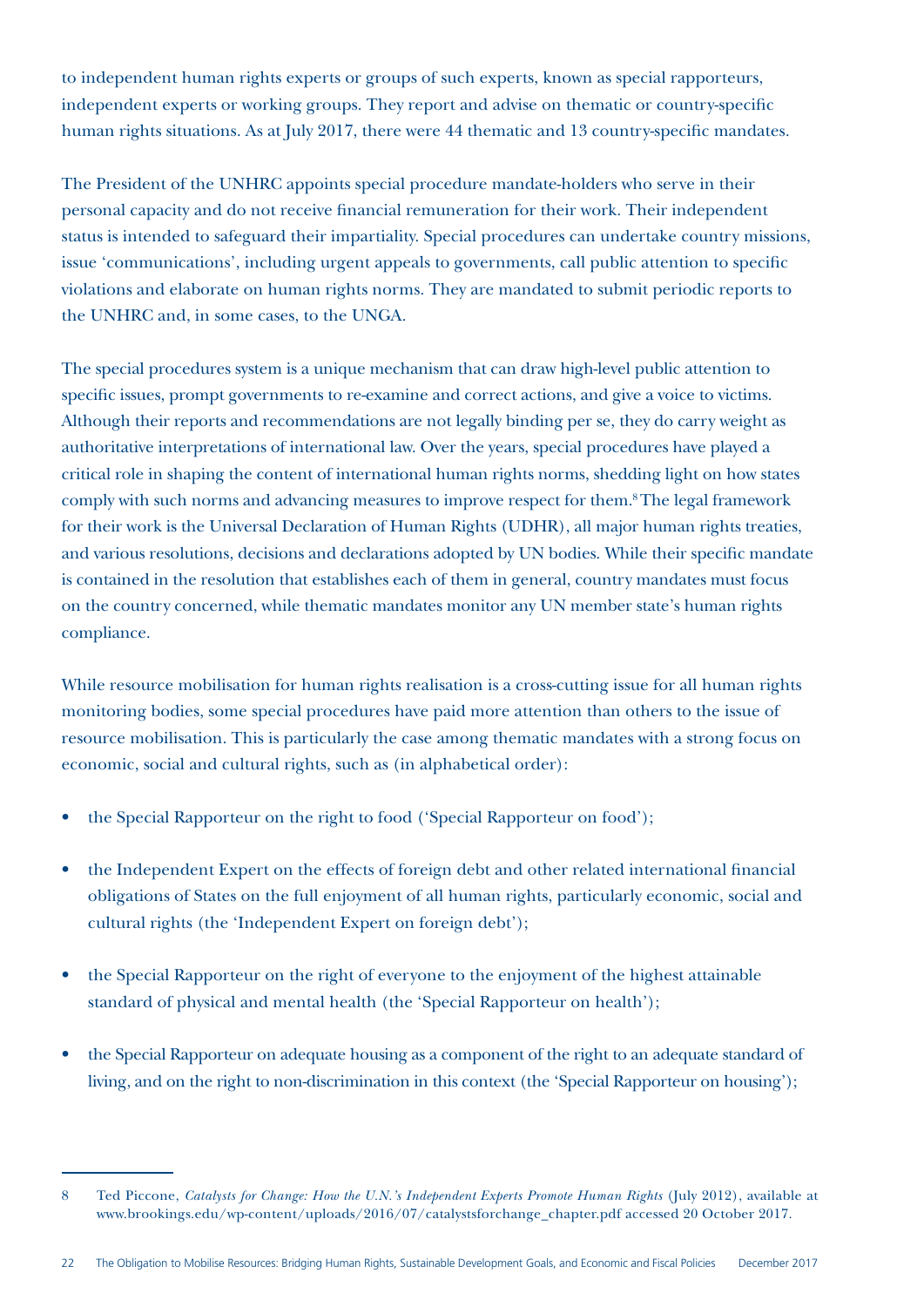to independent human rights experts or groups of such experts, known as special rapporteurs, independent experts or working groups. They report and advise on thematic or country-specific human rights situations. As at July 2017, there were 44 thematic and 13 country-specific mandates.

The President of the UNHRC appoints special procedure mandate-holders who serve in their personal capacity and do not receive financial remuneration for their work. Their independent status is intended to safeguard their impartiality. Special procedures can undertake country missions, issue 'communications', including urgent appeals to governments, call public attention to specific violations and elaborate on human rights norms. They are mandated to submit periodic reports to the UNHRC and, in some cases, to the UNGA.

The special procedures system is a unique mechanism that can draw high-level public attention to specific issues, prompt governments to re-examine and correct actions, and give a voice to victims. Although their reports and recommendations are not legally binding per se, they do carry weight as authoritative interpretations of international law. Over the years, special procedures have played a critical role in shaping the content of international human rights norms, shedding light on how states comply with such norms and advancing measures to improve respect for them.[8] The legal framework for their work is the Universal Declaration of Human Rights (UDHR), all major human rights treaties, and various resolutions, decisions and declarations adopted by UN bodies. While their specific mandate is contained in the resolution that establishes each of them in general, country mandates must focus on the country concerned, while thematic mandates monitor any UN member state's human rights compliance.

While resource mobilisation for human rights realisation is a cross-cutting issue for all human rights monitoring bodies, some special procedures have paid more attention than others to the issue of resource mobilisation. This is particularly the case among thematic mandates with a strong focus on economic, social and cultural rights, such as (in alphabetical order):

- the Special Rapporteur on the right to food ('Special Rapporteur on food');
- the Independent Expert on the effects of foreign debt and other related international financial obligations of States on the full enjoyment of all human rights, particularly economic, social and cultural rights (the 'Independent Expert on foreign debt');
- the Special Rapporteur on the right of everyone to the enjoyment of the highest attainable standard of physical and mental health (the 'Special Rapporteur on health');
- the Special Rapporteur on adequate housing as a component of the right to an adequate standard of living, and on the right to non-discrimination in this context (the 'Special Rapporteur on housing');

---

8 Ted Piccone, *Catalysts for Change: How the U.N.'s Independent Experts Promote Human Rights* (July 2012), available at www.brookings.edu/wp-content/uploads/2016/07/catalystsforchange_chapter.pdf accessed 20 October 2017.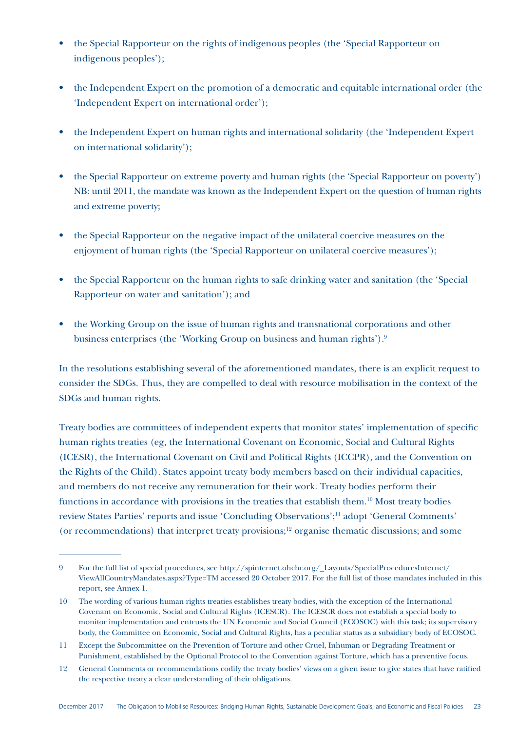- the Special Rapporteur on the rights of indigenous peoples (the 'Special Rapporteur on indigenous peoples');
- the Independent Expert on the promotion of a democratic and equitable international order (the 'Independent Expert on international order');
- the Independent Expert on human rights and international solidarity (the 'Independent Expert on international solidarity');
- the Special Rapporteur on extreme poverty and human rights (the 'Special Rapporteur on poverty') NB: until 2011, the mandate was known as the Independent Expert on the question of human rights and extreme poverty;
- the Special Rapporteur on the negative impact of the unilateral coercive measures on the enjoyment of human rights (the 'Special Rapporteur on unilateral coercive measures');
- the Special Rapporteur on the human rights to safe drinking water and sanitation (the 'Special Rapporteur on water and sanitation'); and
- the Working Group on the issue of human rights and transnational corporations and other business enterprises (the 'Working Group on business and human rights').[9]

In the resolutions establishing several of the aforementioned mandates, there is an explicit request to consider the SDGs. Thus, they are compelled to deal with resource mobilisation in the context of the SDGs and human rights.

Treaty bodies are committees of independent experts that monitor states' implementation of specific human rights treaties (eg, the International Covenant on Economic, Social and Cultural Rights (ICESR), the International Covenant on Civil and Political Rights (ICCPR), and the Convention on the Rights of the Child). States appoint treaty body members based on their individual capacities, and members do not receive any remuneration for their work. Treaty bodies perform their functions in accordance with provisions in the treaties that establish them.[10] Most treaty bodies review States Parties' reports and issue 'Concluding Observations';[11] adopt 'General Comments' (or recommendations) that interpret treaty provisions;[12] organise thematic discussions; and some

---

9 For the full list of special procedures, see http://spinternet.ohchr.org/_Layouts/SpecialProceduresInternet/ViewAllCountryMandates.aspx?Type=TM accessed 20 October 2017. For the full list of those mandates included in this report, see Annex 1.

10 The wording of various human rights treaties establishes treaty bodies, with the exception of the International Covenant on Economic, Social and Cultural Rights (ICESCR). The ICESCR does not establish a special body to monitor implementation and entrusts the UN Economic and Social Council (ECOSOC) with this task; its supervisory body, the Committee on Economic, Social and Cultural Rights, has a peculiar status as a subsidiary body of ECOSOC.

11 Except the Subcommittee on the Prevention of Torture and other Cruel, Inhuman or Degrading Treatment or Punishment, established by the Optional Protocol to the Convention against Torture, which has a preventive focus.

12 General Comments or recommendations codify the treaty bodies' views on a given issue to give states that have ratified the respective treaty a clear understanding of their obligations.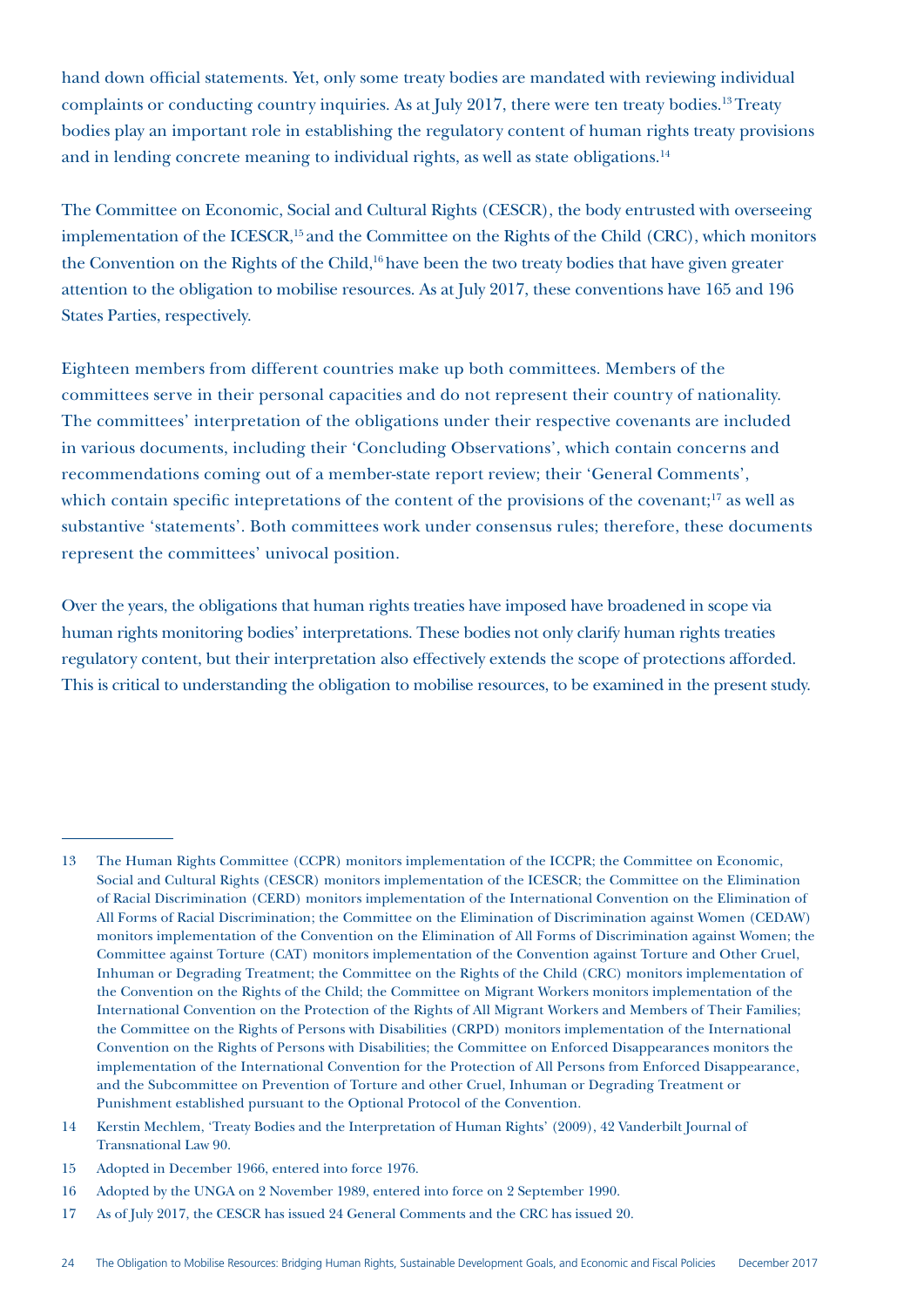hand down official statements. Yet, only some treaty bodies are mandated with reviewing individual complaints or conducting country inquiries. As at July 2017, there were ten treaty bodies.[13] Treaty bodies play an important role in establishing the regulatory content of human rights treaty provisions and in lending concrete meaning to individual rights, as well as state obligations.[14]

The Committee on Economic, Social and Cultural Rights (CESCR), the body entrusted with overseeing implementation of the ICESCR,[15] and the Committee on the Rights of the Child (CRC), which monitors the Convention on the Rights of the Child,[16] have been the two treaty bodies that have given greater attention to the obligation to mobilise resources. As at July 2017, these conventions have 165 and 196 States Parties, respectively.

Eighteen members from different countries make up both committees. Members of the committees serve in their personal capacities and do not represent their country of nationality. The committees' interpretation of the obligations under their respective covenants are included in various documents, including their 'Concluding Observations', which contain concerns and recommendations coming out of a member-state report review; their 'General Comments', which contain specific intepretations of the content of the provisions of the covenant;[17] as well as substantive 'statements'. Both committees work under consensus rules; therefore, these documents represent the committees' univocal position.

Over the years, the obligations that human rights treaties have imposed have broadened in scope via human rights monitoring bodies' interpretations. These bodies not only clarify human rights treaties regulatory content, but their interpretation also effectively extends the scope of protections afforded. This is critical to understanding the obligation to mobilise resources, to be examined in the present study.

---

13 The Human Rights Committee (CCPR) monitors implementation of the ICCPR; the Committee on Economic, Social and Cultural Rights (CESCR) monitors implementation of the ICESCR; the Committee on the Elimination of Racial Discrimination (CERD) monitors implementation of the International Convention on the Elimination of All Forms of Racial Discrimination; the Committee on the Elimination of Discrimination against Women (CEDAW) monitors implementation of the Convention on the Elimination of All Forms of Discrimination against Women; the Committee against Torture (CAT) monitors implementation of the Convention against Torture and Other Cruel, Inhuman or Degrading Treatment; the Committee on the Rights of the Child (CRC) monitors implementation of the Convention on the Rights of the Child; the Committee on Migrant Workers monitors implementation of the International Convention on the Protection of the Rights of All Migrant Workers and Members of Their Families; the Committee on the Rights of Persons with Disabilities (CRPD) monitors implementation of the International Convention on the Rights of Persons with Disabilities; the Committee on Enforced Disappearances monitors the implementation of the International Convention for the Protection of All Persons from Enforced Disappearance, and the Subcommittee on Prevention of Torture and other Cruel, Inhuman or Degrading Treatment or Punishment established pursuant to the Optional Protocol of the Convention.

14 Kerstin Mechlem, 'Treaty Bodies and the Interpretation of Human Rights' (2009), 42 Vanderbilt Journal of Transnational Law 90.

15 Adopted in December 1966, entered into force 1976.

16 Adopted by the UNGA on 2 November 1989, entered into force on 2 September 1990.

17 As of July 2017, the CESCR has issued 24 General Comments and the CRC has issued 20.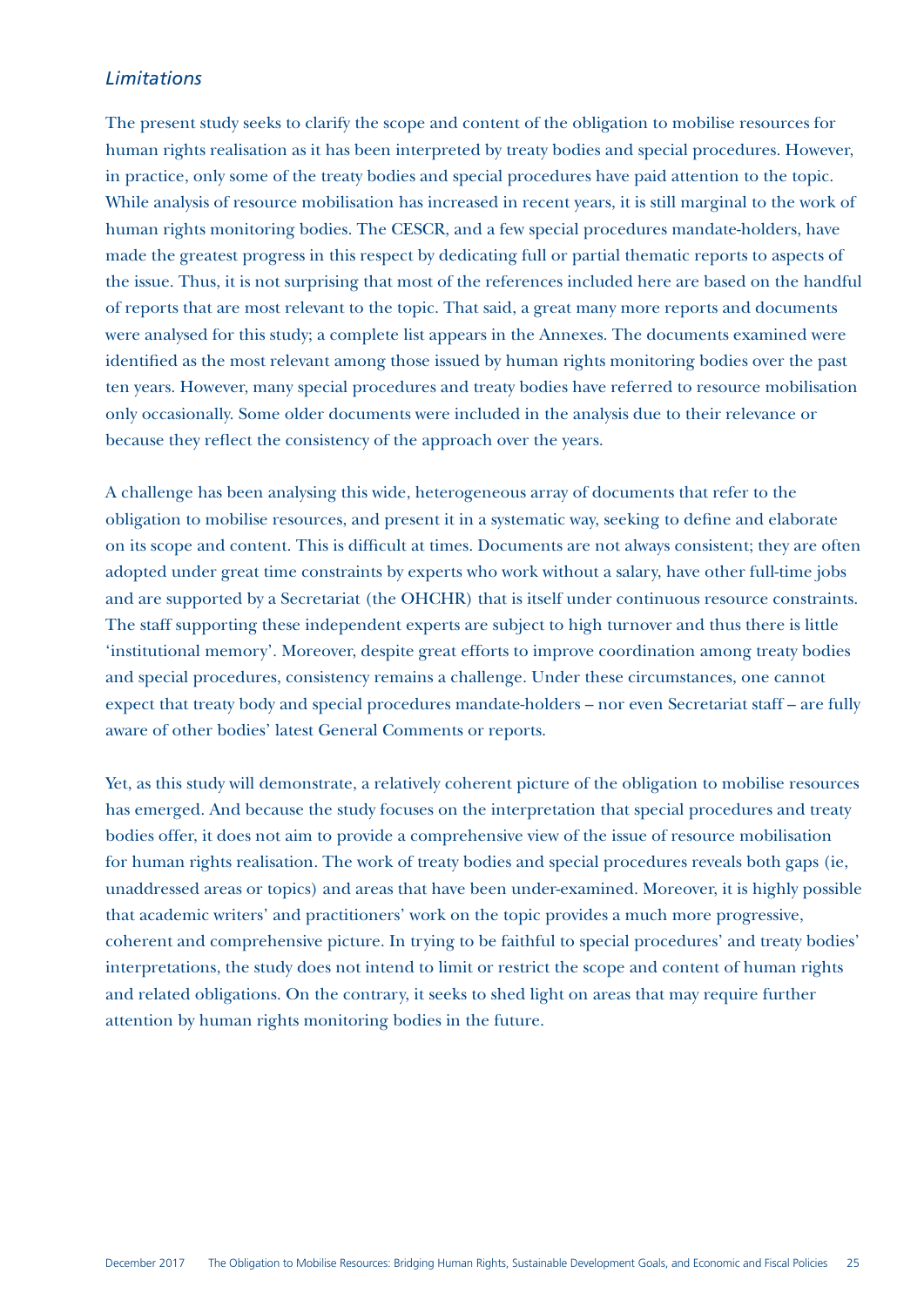*Limitations*

The present study seeks to clarify the scope and content of the obligation to mobilise resources for human rights realisation as it has been interpreted by treaty bodies and special procedures. However, in practice, only some of the treaty bodies and special procedures have paid attention to the topic. While analysis of resource mobilisation has increased in recent years, it is still marginal to the work of human rights monitoring bodies. The CESCR, and a few special procedures mandate-holders, have made the greatest progress in this respect by dedicating full or partial thematic reports to aspects of the issue. Thus, it is not surprising that most of the references included here are based on the handful of reports that are most relevant to the topic. That said, a great many more reports and documents were analysed for this study; a complete list appears in the Annexes. The documents examined were identified as the most relevant among those issued by human rights monitoring bodies over the past ten years. However, many special procedures and treaty bodies have referred to resource mobilisation only occasionally. Some older documents were included in the analysis due to their relevance or because they reflect the consistency of the approach over the years.

A challenge has been analysing this wide, heterogeneous array of documents that refer to the obligation to mobilise resources, and present it in a systematic way, seeking to define and elaborate on its scope and content. This is difficult at times. Documents are not always consistent; they are often adopted under great time constraints by experts who work without a salary, have other full-time jobs and are supported by a Secretariat (the OHCHR) that is itself under continuous resource constraints. The staff supporting these independent experts are subject to high turnover and thus there is little 'institutional memory'. Moreover, despite great efforts to improve coordination among treaty bodies and special procedures, consistency remains a challenge. Under these circumstances, one cannot expect that treaty body and special procedures mandate-holders – nor even Secretariat staff – are fully aware of other bodies' latest General Comments or reports.

Yet, as this study will demonstrate, a relatively coherent picture of the obligation to mobilise resources has emerged. And because the study focuses on the interpretation that special procedures and treaty bodies offer, it does not aim to provide a comprehensive view of the issue of resource mobilisation for human rights realisation. The work of treaty bodies and special procedures reveals both gaps (ie, unaddressed areas or topics) and areas that have been under-examined. Moreover, it is highly possible that academic writers' and practitioners' work on the topic provides a much more progressive, coherent and comprehensive picture. In trying to be faithful to special procedures' and treaty bodies' interpretations, the study does not intend to limit or restrict the scope and content of human rights and related obligations. On the contrary, it seeks to shed light on areas that may require further attention by human rights monitoring bodies in the future.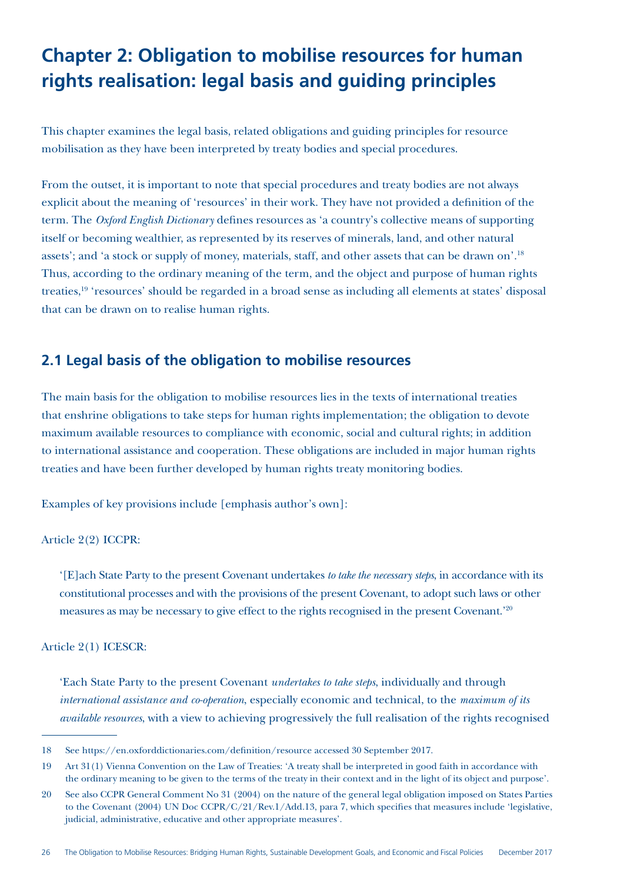# Chapter 2: Obligation to mobilise resources for human rights realisation: legal basis and guiding principles

This chapter examines the legal basis, related obligations and guiding principles for resource mobilisation as they have been interpreted by treaty bodies and special procedures.

From the outset, it is important to note that special procedures and treaty bodies are not always explicit about the meaning of 'resources' in their work. They have not provided a definition of the term. The *Oxford English Dictionary* defines resources as 'a country's collective means of supporting itself or becoming wealthier, as represented by its reserves of minerals, land, and other natural assets'; and 'a stock or supply of money, materials, staff, and other assets that can be drawn on'.[18] Thus, according to the ordinary meaning of the term, and the object and purpose of human rights treaties,[19] 'resources' should be regarded in a broad sense as including all elements at states' disposal that can be drawn on to realise human rights.

## 2.1 Legal basis of the obligation to mobilise resources

The main basis for the obligation to mobilise resources lies in the texts of international treaties that enshrine obligations to take steps for human rights implementation; the obligation to devote maximum available resources to compliance with economic, social and cultural rights; in addition to international assistance and cooperation. These obligations are included in major human rights treaties and have been further developed by human rights treaty monitoring bodies.

Examples of key provisions include [emphasis author's own]:

Article 2(2) ICCPR:

> '[E]ach State Party to the present Covenant undertakes *to take the necessary steps*, in accordance with its constitutional processes and with the provisions of the present Covenant, to adopt such laws or other measures as may be necessary to give effect to the rights recognised in the present Covenant.'[20]

Article 2(1) ICESCR:

> 'Each State Party to the present Covenant *undertakes to take steps*, individually and through *international assistance and co-operation*, especially economic and technical, to the *maximum of its available resources*, with a view to achieving progressively the full realisation of the rights recognised

---

18 See https://en.oxforddictionaries.com/definition/resource accessed 30 September 2017.

19 Art 31(1) Vienna Convention on the Law of Treaties: 'A treaty shall be interpreted in good faith in accordance with the ordinary meaning to be given to the terms of the treaty in their context and in the light of its object and purpose'.

20 See also CCPR General Comment No 31 (2004) on the nature of the general legal obligation imposed on States Parties to the Covenant (2004) UN Doc CCPR/C/21/Rev.1/Add.13, para 7, which specifies that measures include 'legislative, judicial, administrative, educative and other appropriate measures'.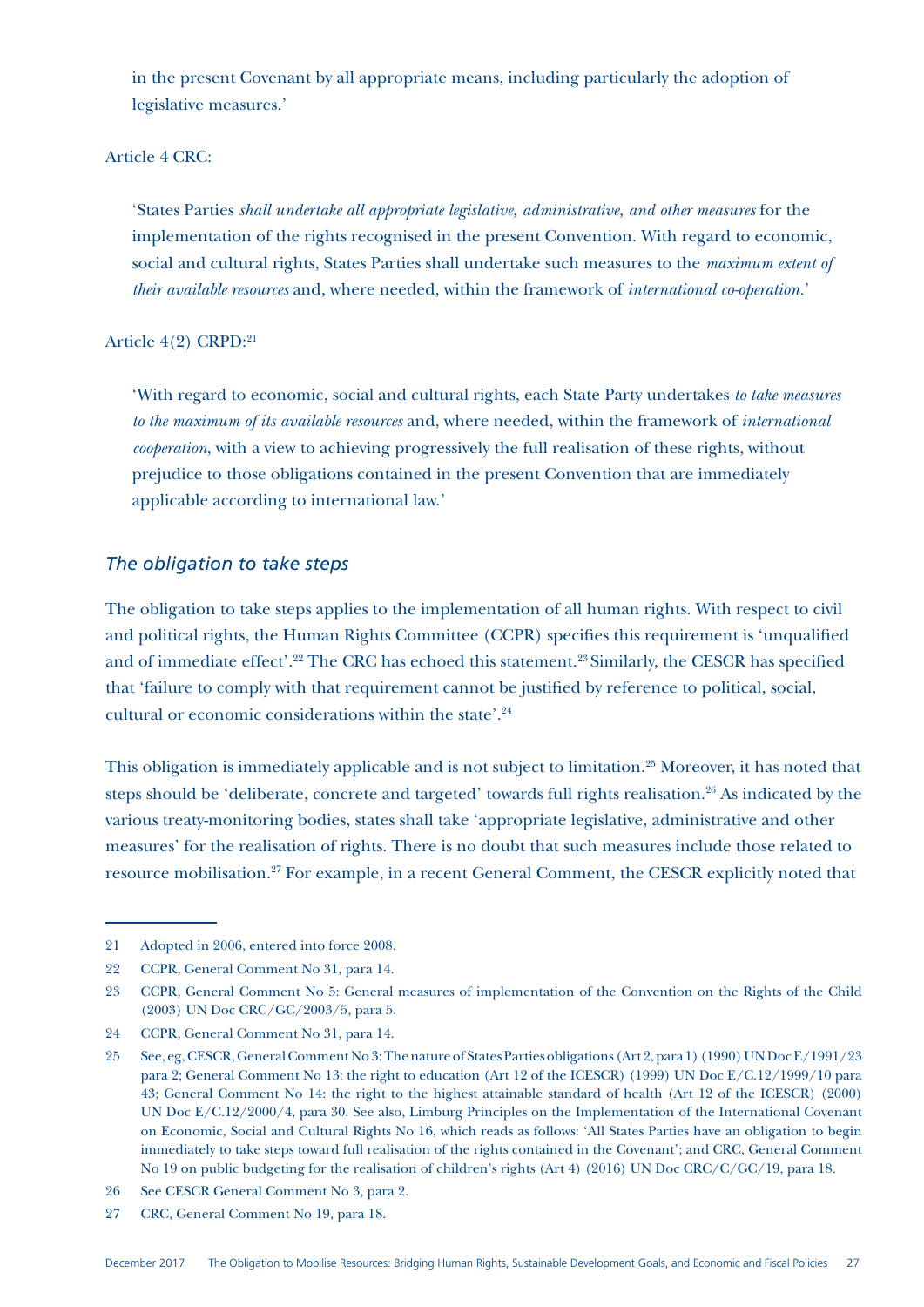in the present Covenant by all appropriate means, including particularly the adoption of legislative measures.'

Article 4 CRC:

> 'States Parties *shall undertake all appropriate legislative, administrative, and other measures* for the implementation of the rights recognised in the present Convention. With regard to economic, social and cultural rights, States Parties shall undertake such measures to the *maximum extent of their available resources* and, where needed, within the framework of *international co-operation*.'

Article 4(2) CRPD:[21]

> 'With regard to economic, social and cultural rights, each State Party undertakes *to take measures to the maximum of its available resources* and, where needed, within the framework of *international cooperation*, with a view to achieving progressively the full realisation of these rights, without prejudice to those obligations contained in the present Convention that are immediately applicable according to international law.'

### *The obligation to take steps*

The obligation to take steps applies to the implementation of all human rights. With respect to civil and political rights, the Human Rights Committee (CCPR) specifies this requirement is 'unqualified and of immediate effect'.[22] The CRC has echoed this statement.[23] Similarly, the CESCR has specified that 'failure to comply with that requirement cannot be justified by reference to political, social, cultural or economic considerations within the state'.[24]

This obligation is immediately applicable and is not subject to limitation.[25] Moreover, it has noted that steps should be 'deliberate, concrete and targeted' towards full rights realisation.[26] As indicated by the various treaty-monitoring bodies, states shall take 'appropriate legislative, administrative and other measures' for the realisation of rights. There is no doubt that such measures include those related to resource mobilisation.[27] For example, in a recent General Comment, the CESCR explicitly noted that

---

21 Adopted in 2006, entered into force 2008.

22 CCPR, General Comment No 31, para 14.

23 CCPR, General Comment No 5: General measures of implementation of the Convention on the Rights of the Child (2003) UN Doc CRC/GC/2003/5, para 5.

24 CCPR, General Comment No 31, para 14.

25 See, eg, CESCR, General Comment No 3: The nature of States Parties obligations (Art 2, para 1) (1990) UN Doc E/1991/23 para 2; General Comment No 13: the right to education (Art 12 of the ICESCR) (1999) UN Doc E/C.12/1999/10 para 43; General Comment No 14: the right to the highest attainable standard of health (Art 12 of the ICESCR) (2000) UN Doc E/C.12/2000/4, para 30. See also, Limburg Principles on the Implementation of the International Covenant on Economic, Social and Cultural Rights No 16, which reads as follows: 'All States Parties have an obligation to begin immediately to take steps toward full realisation of the rights contained in the Covenant'; and CRC, General Comment No 19 on public budgeting for the realisation of children's rights (Art 4) (2016) UN Doc CRC/C/GC/19, para 18.

26 See CESCR General Comment No 3, para 2.

27 CRC, General Comment No 19, para 18.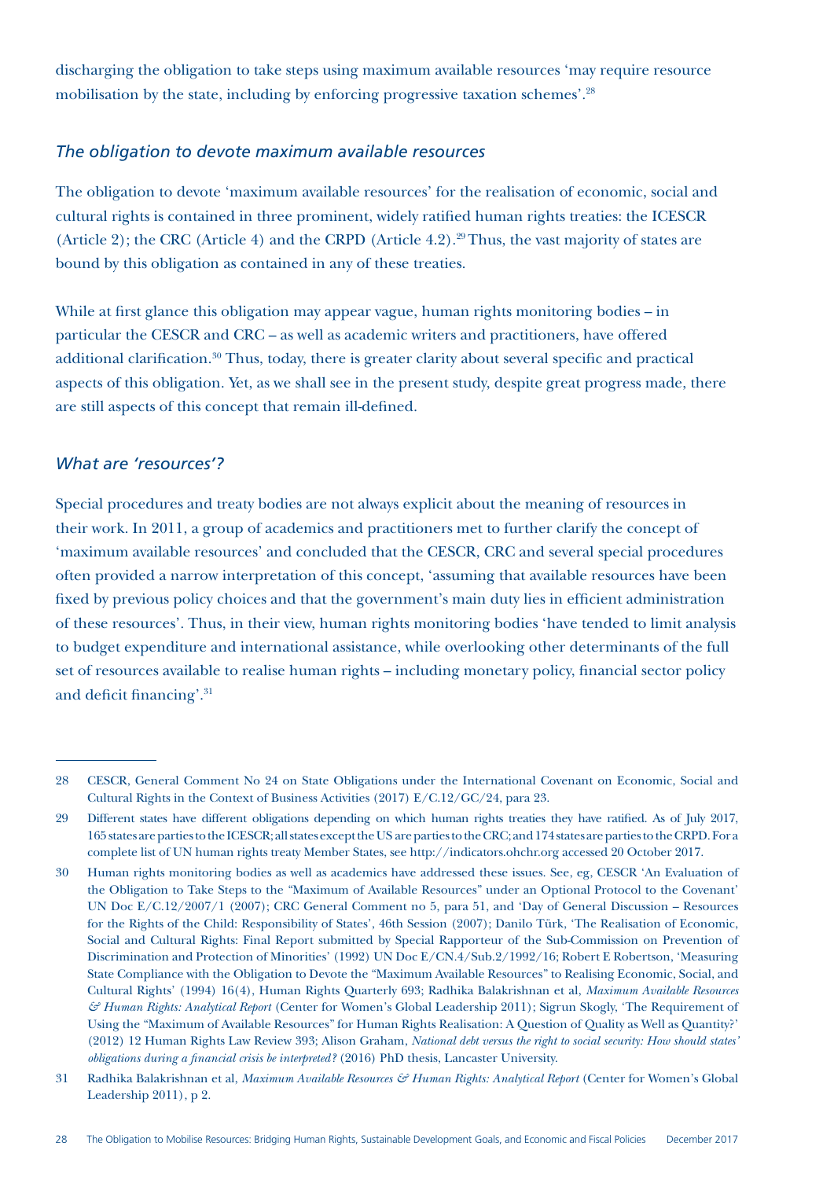discharging the obligation to take steps using maximum available resources 'may require resource mobilisation by the state, including by enforcing progressive taxation schemes'.[28]

### *The obligation to devote maximum available resources*

The obligation to devote 'maximum available resources' for the realisation of economic, social and cultural rights is contained in three prominent, widely ratified human rights treaties: the ICESCR (Article 2); the CRC (Article 4) and the CRPD (Article 4.2).[29] Thus, the vast majority of states are bound by this obligation as contained in any of these treaties.

While at first glance this obligation may appear vague, human rights monitoring bodies – in particular the CESCR and CRC – as well as academic writers and practitioners, have offered additional clarification.[30] Thus, today, there is greater clarity about several specific and practical aspects of this obligation. Yet, as we shall see in the present study, despite great progress made, there are still aspects of this concept that remain ill-defined.

### *What are 'resources'?*

Special procedures and treaty bodies are not always explicit about the meaning of resources in their work. In 2011, a group of academics and practitioners met to further clarify the concept of 'maximum available resources' and concluded that the CESCR, CRC and several special procedures often provided a narrow interpretation of this concept, 'assuming that available resources have been fixed by previous policy choices and that the government's main duty lies in efficient administration of these resources'. Thus, in their view, human rights monitoring bodies 'have tended to limit analysis to budget expenditure and international assistance, while overlooking other determinants of the full set of resources available to realise human rights – including monetary policy, financial sector policy and deficit financing'.[31]

---

28 CESCR, General Comment No 24 on State Obligations under the International Covenant on Economic, Social and Cultural Rights in the Context of Business Activities (2017) E/C.12/GC/24, para 23.

29 Different states have different obligations depending on which human rights treaties they have ratified. As of July 2017, 165 states are parties to the ICESCR; all states except the US are parties to the CRC; and 174 states are parties to the CRPD. For a complete list of UN human rights treaty Member States, see http://indicators.ohchr.org accessed 20 October 2017.

30 Human rights monitoring bodies as well as academics have addressed these issues. See, eg, CESCR 'An Evaluation of the Obligation to Take Steps to the "Maximum of Available Resources" under an Optional Protocol to the Covenant' UN Doc E/C.12/2007/1 (2007); CRC General Comment no 5, para 51, and 'Day of General Discussion – Resources for the Rights of the Child: Responsibility of States', 46th Session (2007); Danilo Türk, 'The Realisation of Economic, Social and Cultural Rights: Final Report submitted by Special Rapporteur of the Sub-Commission on Prevention of Discrimination and Protection of Minorities' (1992) UN Doc E/CN.4/Sub.2/1992/16; Robert E Robertson, 'Measuring State Compliance with the Obligation to Devote the "Maximum Available Resources" to Realising Economic, Social, and Cultural Rights' (1994) 16(4), Human Rights Quarterly 693; Radhika Balakrishnan et al, *Maximum Available Resources & Human Rights: Analytical Report* (Center for Women's Global Leadership 2011); Sigrun Skogly, 'The Requirement of Using the "Maximum of Available Resources" for Human Rights Realisation: A Question of Quality as Well as Quantity?' (2012) 12 Human Rights Law Review 393; Alison Graham, *National debt versus the right to social security: How should states' obligations during a financial crisis be interpreted?* (2016) PhD thesis, Lancaster University.

31 Radhika Balakrishnan et al, *Maximum Available Resources & Human Rights: Analytical Report* (Center for Women's Global Leadership 2011), p 2.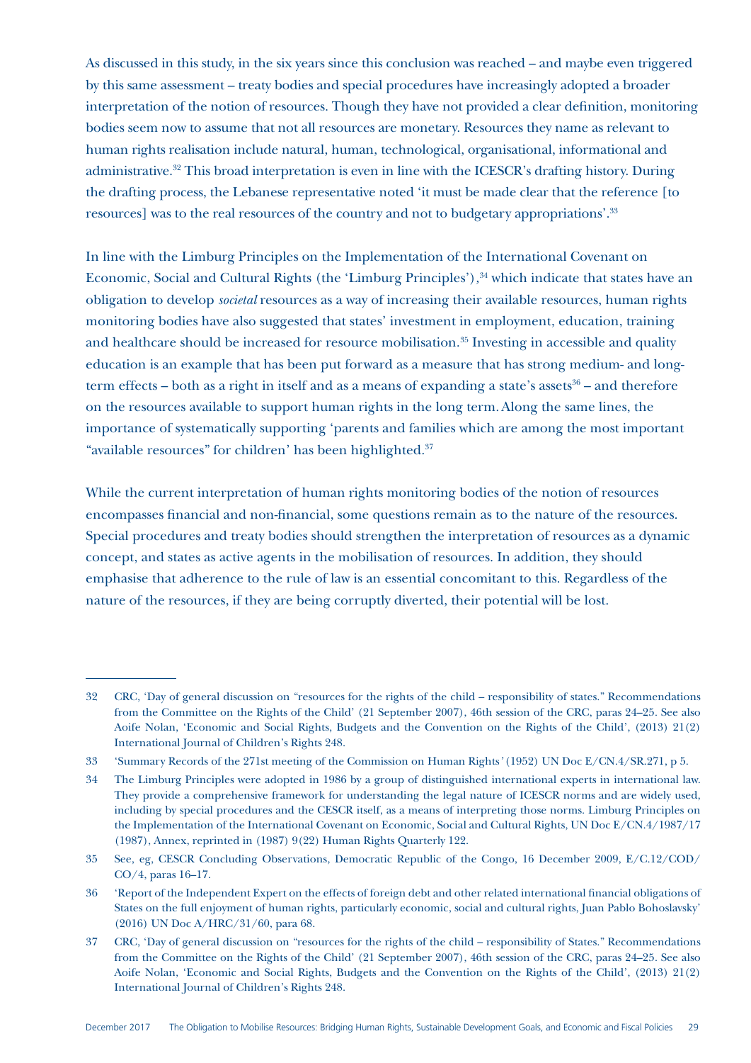As discussed in this study, in the six years since this conclusion was reached – and maybe even triggered by this same assessment – treaty bodies and special procedures have increasingly adopted a broader interpretation of the notion of resources. Though they have not provided a clear definition, monitoring bodies seem now to assume that not all resources are monetary. Resources they name as relevant to human rights realisation include natural, human, technological, organisational, informational and administrative.[32] This broad interpretation is even in line with the ICESCR's drafting history. During the drafting process, the Lebanese representative noted 'it must be made clear that the reference [to resources] was to the real resources of the country and not to budgetary appropriations'.[33]

In line with the Limburg Principles on the Implementation of the International Covenant on Economic, Social and Cultural Rights (the 'Limburg Principles'),[34] which indicate that states have an obligation to develop *societal* resources as a way of increasing their available resources, human rights monitoring bodies have also suggested that states' investment in employment, education, training and healthcare should be increased for resource mobilisation.[35] Investing in accessible and quality education is an example that has been put forward as a measure that has strong medium- and long-term effects – both as a right in itself and as a means of expanding a state's assets[36] – and therefore on the resources available to support human rights in the long term. Along the same lines, the importance of systematically supporting 'parents and families which are among the most important "available resources" for children' has been highlighted.[37]

While the current interpretation of human rights monitoring bodies of the notion of resources encompasses financial and non-financial, some questions remain as to the nature of the resources. Special procedures and treaty bodies should strengthen the interpretation of resources as a dynamic concept, and states as active agents in the mobilisation of resources. In addition, they should emphasise that adherence to the rule of law is an essential concomitant to this. Regardless of the nature of the resources, if they are being corruptly diverted, their potential will be lost.

---

32 CRC, 'Day of general discussion on "resources for the rights of the child – responsibility of states." Recommendations from the Committee on the Rights of the Child' (21 September 2007), 46th session of the CRC, paras 24–25. See also Aoife Nolan, 'Economic and Social Rights, Budgets and the Convention on the Rights of the Child', (2013) 21(2) International Journal of Children's Rights 248.

33 'Summary Records of the 271st meeting of the Commission on Human Rights*'* (1952) UN Doc E/CN.4/SR.271, p 5.

34 The Limburg Principles were adopted in 1986 by a group of distinguished international experts in international law. They provide a comprehensive framework for understanding the legal nature of ICESCR norms and are widely used, including by special procedures and the CESCR itself, as a means of interpreting those norms. Limburg Principles on the Implementation of the International Covenant on Economic, Social and Cultural Rights, UN Doc E/CN.4/1987/17 (1987), Annex, reprinted in (1987) 9(22) Human Rights Quarterly 122.

35 See, eg, CESCR Concluding Observations, Democratic Republic of the Congo, 16 December 2009, E/C.12/COD/CO/4, paras 16–17.

36 'Report of the Independent Expert on the effects of foreign debt and other related international financial obligations of States on the full enjoyment of human rights, particularly economic, social and cultural rights, Juan Pablo Bohoslavsky' (2016) UN Doc A/HRC/31/60, para 68.

37 CRC, 'Day of general discussion on "resources for the rights of the child – responsibility of States." Recommendations from the Committee on the Rights of the Child' (21 September 2007), 46th session of the CRC, paras 24–25. See also Aoife Nolan, 'Economic and Social Rights, Budgets and the Convention on the Rights of the Child', (2013) 21(2) International Journal of Children's Rights 248.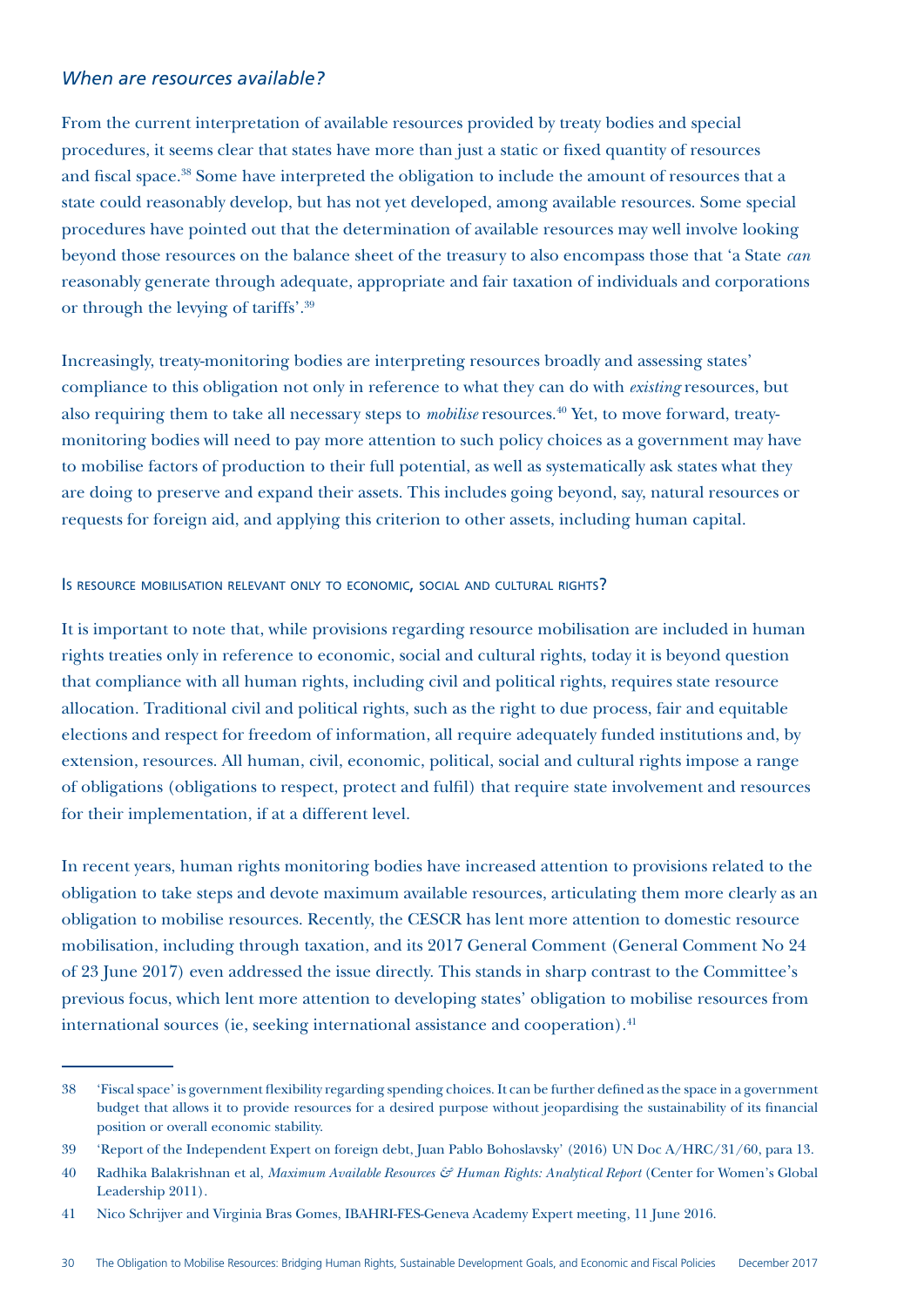### *When are resources available?*

From the current interpretation of available resources provided by treaty bodies and special procedures, it seems clear that states have more than just a static or fixed quantity of resources and fiscal space.[38] Some have interpreted the obligation to include the amount of resources that a state could reasonably develop, but has not yet developed, among available resources. Some special procedures have pointed out that the determination of available resources may well involve looking beyond those resources on the balance sheet of the treasury to also encompass those that 'a State *can* reasonably generate through adequate, appropriate and fair taxation of individuals and corporations or through the levying of tariffs'.[39]

Increasingly, treaty-monitoring bodies are interpreting resources broadly and assessing states' compliance to this obligation not only in reference to what they can do with *existing* resources, but also requiring them to take all necessary steps to *mobilise* resources.[40] Yet, to move forward, treaty-monitoring bodies will need to pay more attention to such policy choices as a government may have to mobilise factors of production to their full potential, as well as systematically ask states what they are doing to preserve and expand their assets. This includes going beyond, say, natural resources or requests for foreign aid, and applying this criterion to other assets, including human capital.

#### Is resource mobilisation relevant only to economic, social and cultural rights?

It is important to note that, while provisions regarding resource mobilisation are included in human rights treaties only in reference to economic, social and cultural rights, today it is beyond question that compliance with all human rights, including civil and political rights, requires state resource allocation. Traditional civil and political rights, such as the right to due process, fair and equitable elections and respect for freedom of information, all require adequately funded institutions and, by extension, resources. All human, civil, economic, political, social and cultural rights impose a range of obligations (obligations to respect, protect and fulfil) that require state involvement and resources for their implementation, if at a different level.

In recent years, human rights monitoring bodies have increased attention to provisions related to the obligation to take steps and devote maximum available resources, articulating them more clearly as an obligation to mobilise resources. Recently, the CESCR has lent more attention to domestic resource mobilisation, including through taxation, and its 2017 General Comment (General Comment No 24 of 23 June 2017) even addressed the issue directly. This stands in sharp contrast to the Committee's previous focus, which lent more attention to developing states' obligation to mobilise resources from international sources (ie, seeking international assistance and cooperation).[41]

---

38 'Fiscal space' is government flexibility regarding spending choices. It can be further defined as the space in a government budget that allows it to provide resources for a desired purpose without jeopardising the sustainability of its financial position or overall economic stability.

39 'Report of the Independent Expert on foreign debt, Juan Pablo Bohoslavsky' (2016) UN Doc A/HRC/31/60, para 13.

40 Radhika Balakrishnan et al, *Maximum Available Resources & Human Rights: Analytical Report* (Center for Women's Global Leadership 2011).

41 Nico Schrijver and Virginia Bras Gomes, IBAHRI-FES-Geneva Academy Expert meeting, 11 June 2016.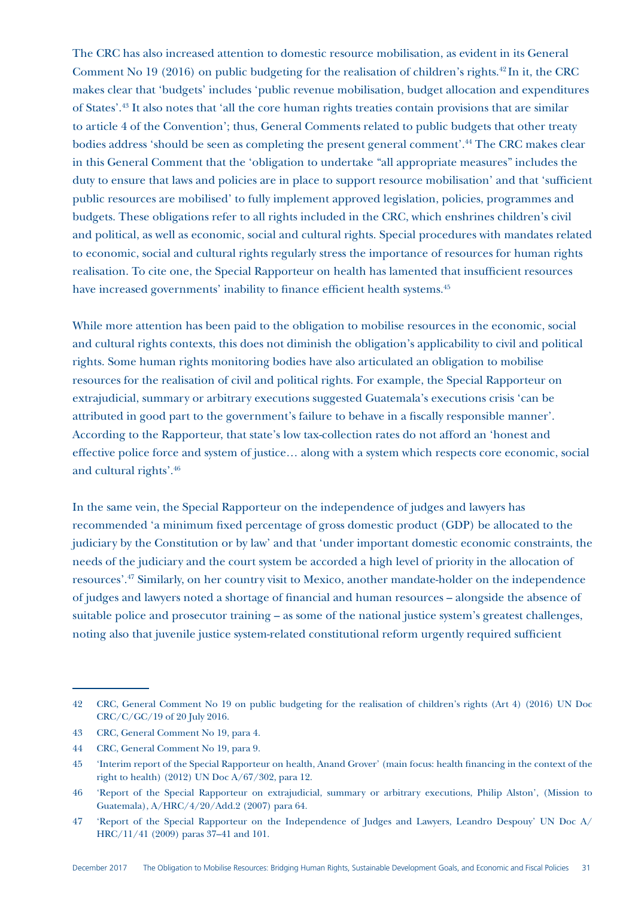The CRC has also increased attention to domestic resource mobilisation, as evident in its General Comment No 19 (2016) on public budgeting for the realisation of children's rights.[42] In it, the CRC makes clear that 'budgets' includes 'public revenue mobilisation, budget allocation and expenditures of States'.[43] It also notes that 'all the core human rights treaties contain provisions that are similar to article 4 of the Convention'; thus, General Comments related to public budgets that other treaty bodies address 'should be seen as completing the present general comment'.[44] The CRC makes clear in this General Comment that the 'obligation to undertake "all appropriate measures" includes the duty to ensure that laws and policies are in place to support resource mobilisation' and that 'sufficient public resources are mobilised' to fully implement approved legislation, policies, programmes and budgets. These obligations refer to all rights included in the CRC, which enshrines children's civil and political, as well as economic, social and cultural rights. Special procedures with mandates related to economic, social and cultural rights regularly stress the importance of resources for human rights realisation. To cite one, the Special Rapporteur on health has lamented that insufficient resources have increased governments' inability to finance efficient health systems.[45]

While more attention has been paid to the obligation to mobilise resources in the economic, social and cultural rights contexts, this does not diminish the obligation's applicability to civil and political rights. Some human rights monitoring bodies have also articulated an obligation to mobilise resources for the realisation of civil and political rights. For example, the Special Rapporteur on extrajudicial, summary or arbitrary executions suggested Guatemala's executions crisis 'can be attributed in good part to the government's failure to behave in a fiscally responsible manner'. According to the Rapporteur, that state's low tax-collection rates do not afford an 'honest and effective police force and system of justice… along with a system which respects core economic, social and cultural rights'.[46]

In the same vein, the Special Rapporteur on the independence of judges and lawyers has recommended 'a minimum fixed percentage of gross domestic product (GDP) be allocated to the judiciary by the Constitution or by law' and that 'under important domestic economic constraints, the needs of the judiciary and the court system be accorded a high level of priority in the allocation of resources'.[47] Similarly, on her country visit to Mexico, another mandate-holder on the independence of judges and lawyers noted a shortage of financial and human resources – alongside the absence of suitable police and prosecutor training – as some of the national justice system's greatest challenges, noting also that juvenile justice system-related constitutional reform urgently required sufficient

---

42 CRC, General Comment No 19 on public budgeting for the realisation of children's rights (Art 4) (2016) UN Doc CRC/C/GC/19 of 20 July 2016.

43 CRC, General Comment No 19, para 4.

44 CRC, General Comment No 19, para 9.

45 'Interim report of the Special Rapporteur on health, Anand Grover' (main focus: health financing in the context of the right to health) (2012) UN Doc A/67/302, para 12.

46 'Report of the Special Rapporteur on extrajudicial, summary or arbitrary executions, Philip Alston', (Mission to Guatemala), A/HRC/4/20/Add.2 (2007) para 64.

47 'Report of the Special Rapporteur on the Independence of Judges and Lawyers, Leandro Despouy' UN Doc A/HRC/11/41 (2009) paras 37–41 and 101.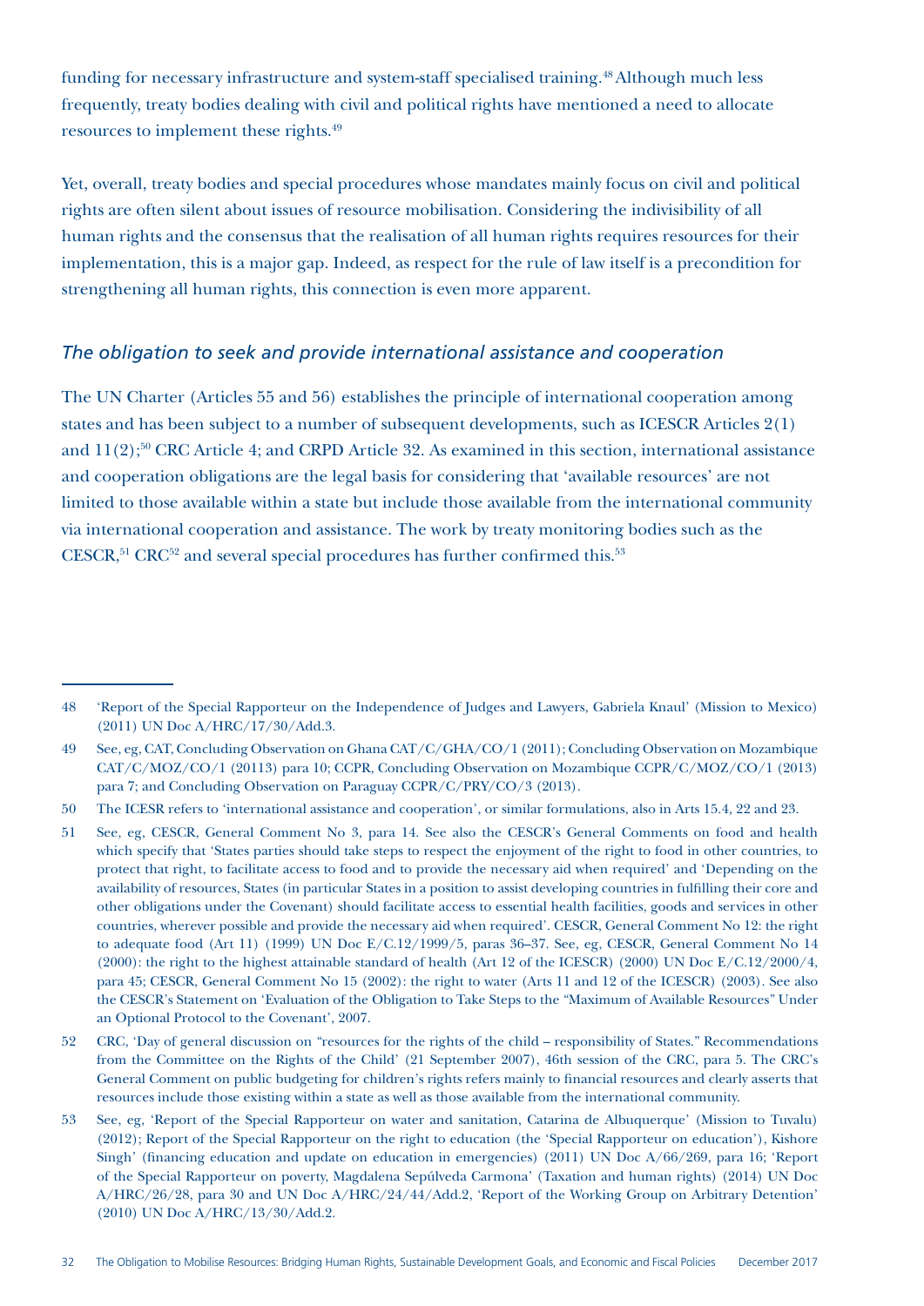funding for necessary infrastructure and system-staff specialised training.[48] Although much less frequently, treaty bodies dealing with civil and political rights have mentioned a need to allocate resources to implement these rights.[49]

Yet, overall, treaty bodies and special procedures whose mandates mainly focus on civil and political rights are often silent about issues of resource mobilisation. Considering the indivisibility of all human rights and the consensus that the realisation of all human rights requires resources for their implementation, this is a major gap. Indeed, as respect for the rule of law itself is a precondition for strengthening all human rights, this connection is even more apparent.

### *The obligation to seek and provide international assistance and cooperation*

The UN Charter (Articles 55 and 56) establishes the principle of international cooperation among states and has been subject to a number of subsequent developments, such as ICESCR Articles 2(1) and 11(2);[50] CRC Article 4; and CRPD Article 32. As examined in this section, international assistance and cooperation obligations are the legal basis for considering that 'available resources' are not limited to those available within a state but include those available from the international community via international cooperation and assistance. The work by treaty monitoring bodies such as the CESCR,[51] CRC[52] and several special procedures has further confirmed this.[53]

---

48 'Report of the Special Rapporteur on the Independence of Judges and Lawyers, Gabriela Knaul' (Mission to Mexico) (2011) UN Doc A/HRC/17/30/Add.3.

49 See, eg, CAT, Concluding Observation on Ghana CAT/C/GHA/CO/1 (2011); Concluding Observation on Mozambique CAT/C/MOZ/CO/1 (20113) para 10; CCPR, Concluding Observation on Mozambique CCPR/C/MOZ/CO/1 (2013) para 7; and Concluding Observation on Paraguay CCPR/C/PRY/CO/3 (2013).

50 The ICESR refers to 'international assistance and cooperation', or similar formulations, also in Arts 15.4, 22 and 23.

51 See, eg, CESCR, General Comment No 3, para 14. See also the CESCR's General Comments on food and health which specify that 'States parties should take steps to respect the enjoyment of the right to food in other countries, to protect that right, to facilitate access to food and to provide the necessary aid when required' and 'Depending on the availability of resources, States (in particular States in a position to assist developing countries in fulfilling their core and other obligations under the Covenant) should facilitate access to essential health facilities, goods and services in other countries, wherever possible and provide the necessary aid when required'. CESCR, General Comment No 12: the right to adequate food (Art 11) (1999) UN Doc E/C.12/1999/5, paras 36–37. See, eg, CESCR, General Comment No 14 (2000): the right to the highest attainable standard of health (Art 12 of the ICESCR) (2000) UN Doc E/C.12/2000/4, para 45; CESCR, General Comment No 15 (2002): the right to water (Arts 11 and 12 of the ICESCR) (2003). See also the CESCR's Statement on 'Evaluation of the Obligation to Take Steps to the "Maximum of Available Resources" Under an Optional Protocol to the Covenant', 2007.

52 CRC, 'Day of general discussion on "resources for the rights of the child – responsibility of States." Recommendations from the Committee on the Rights of the Child' (21 September 2007), 46th session of the CRC, para 5. The CRC's General Comment on public budgeting for children's rights refers mainly to financial resources and clearly asserts that resources include those existing within a state as well as those available from the international community.

53 See, eg, 'Report of the Special Rapporteur on water and sanitation, Catarina de Albuquerque' (Mission to Tuvalu) (2012); Report of the Special Rapporteur on the right to education (the 'Special Rapporteur on education'), Kishore Singh' (financing education and update on education in emergencies) (2011) UN Doc A/66/269, para 16; 'Report of the Special Rapporteur on poverty, Magdalena Sepúlveda Carmona' (Taxation and human rights) (2014) UN Doc A/HRC/26/28, para 30 and UN Doc A/HRC/24/44/Add.2, 'Report of the Working Group on Arbitrary Detention' (2010) UN Doc A/HRC/13/30/Add.2.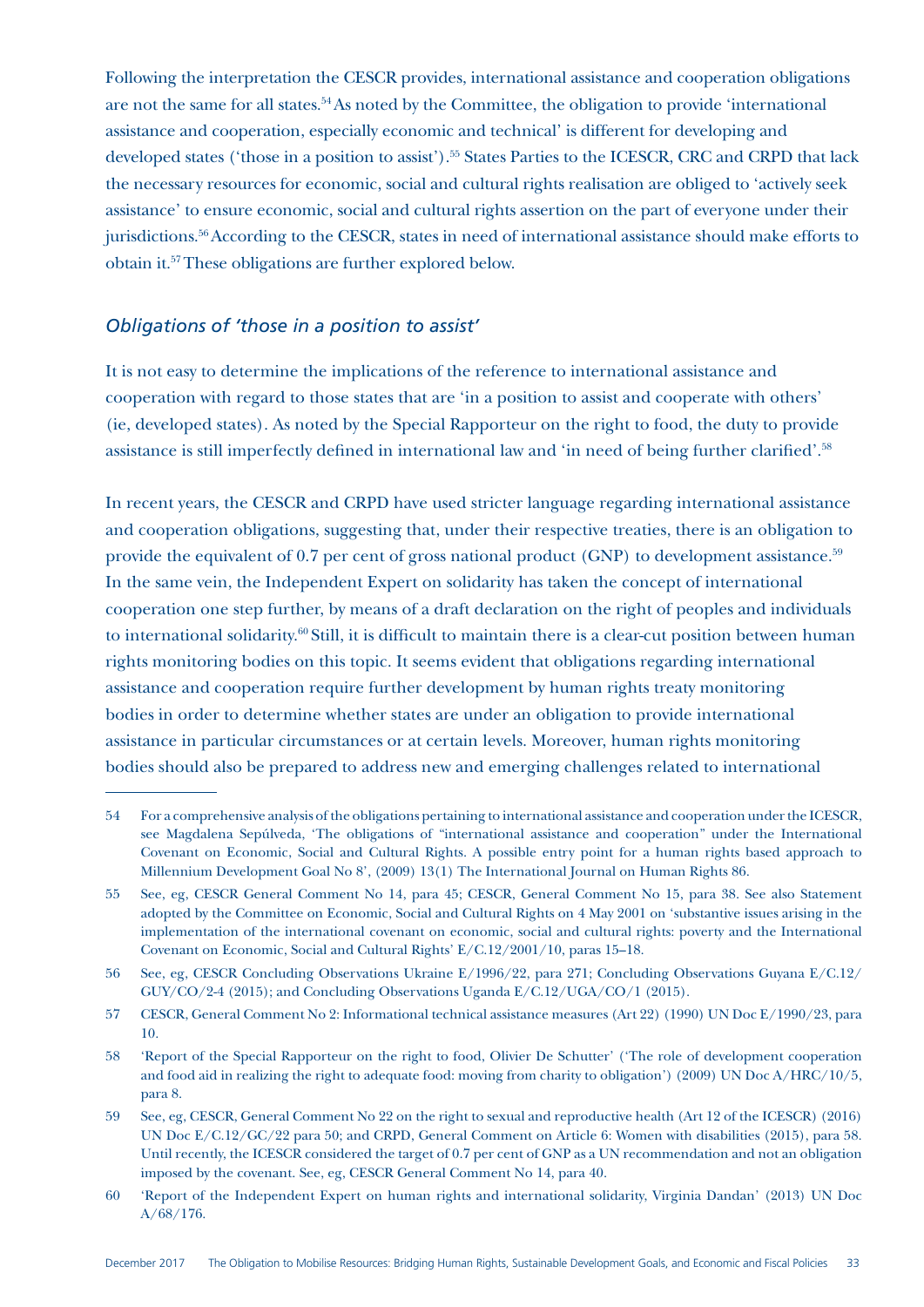Following the interpretation the CESCR provides, international assistance and cooperation obligations are not the same for all states.[54] As noted by the Committee, the obligation to provide 'international assistance and cooperation, especially economic and technical' is different for developing and developed states ('those in a position to assist').[55] States Parties to the ICESCR, CRC and CRPD that lack the necessary resources for economic, social and cultural rights realisation are obliged to 'actively seek assistance' to ensure economic, social and cultural rights assertion on the part of everyone under their jurisdictions.[56] According to the CESCR, states in need of international assistance should make efforts to obtain it.[57] These obligations are further explored below.

### *Obligations of 'those in a position to assist'*

It is not easy to determine the implications of the reference to international assistance and cooperation with regard to those states that are 'in a position to assist and cooperate with others' (ie, developed states). As noted by the Special Rapporteur on the right to food, the duty to provide assistance is still imperfectly defined in international law and 'in need of being further clarified'.[58]

In recent years, the CESCR and CRPD have used stricter language regarding international assistance and cooperation obligations, suggesting that, under their respective treaties, there is an obligation to provide the equivalent of 0.7 per cent of gross national product (GNP) to development assistance.[59] In the same vein, the Independent Expert on solidarity has taken the concept of international cooperation one step further, by means of a draft declaration on the right of peoples and individuals to international solidarity.[60] Still, it is difficult to maintain there is a clear-cut position between human rights monitoring bodies on this topic. It seems evident that obligations regarding international assistance and cooperation require further development by human rights treaty monitoring bodies in order to determine whether states are under an obligation to provide international assistance in particular circumstances or at certain levels. Moreover, human rights monitoring bodies should also be prepared to address new and emerging challenges related to international

---

54 For a comprehensive analysis of the obligations pertaining to international assistance and cooperation under the ICESCR, see Magdalena Sepúlveda, 'The obligations of "international assistance and cooperation" under the International Covenant on Economic, Social and Cultural Rights. A possible entry point for a human rights based approach to Millennium Development Goal No 8', (2009) 13(1) The International Journal on Human Rights 86.

55 See, eg, CESCR General Comment No 14, para 45; CESCR, General Comment No 15, para 38. See also Statement adopted by the Committee on Economic, Social and Cultural Rights on 4 May 2001 on 'substantive issues arising in the implementation of the international covenant on economic, social and cultural rights: poverty and the International Covenant on Economic, Social and Cultural Rights' E/C.12/2001/10, paras 15–18.

56 See, eg, CESCR Concluding Observations Ukraine E/1996/22, para 271; Concluding Observations Guyana E/C.12/GUY/CO/2-4 (2015); and Concluding Observations Uganda E/C.12/UGA/CO/1 (2015).

57 CESCR, General Comment No 2: Informational technical assistance measures (Art 22) (1990) UN Doc E/1990/23, para 10.

58 'Report of the Special Rapporteur on the right to food, Olivier De Schutter' ('The role of development cooperation and food aid in realizing the right to adequate food: moving from charity to obligation') (2009) UN Doc A/HRC/10/5, para 8.

59 See, eg, CESCR, General Comment No 22 on the right to sexual and reproductive health (Art 12 of the ICESCR) (2016) UN Doc E/C.12/GC/22 para 50; and CRPD, General Comment on Article 6: Women with disabilities (2015), para 58. Until recently, the ICESCR considered the target of 0.7 per cent of GNP as a UN recommendation and not an obligation imposed by the covenant. See, eg, CESCR General Comment No 14, para 40.

60 'Report of the Independent Expert on human rights and international solidarity, Virginia Dandan' (2013) UN Doc A/68/176.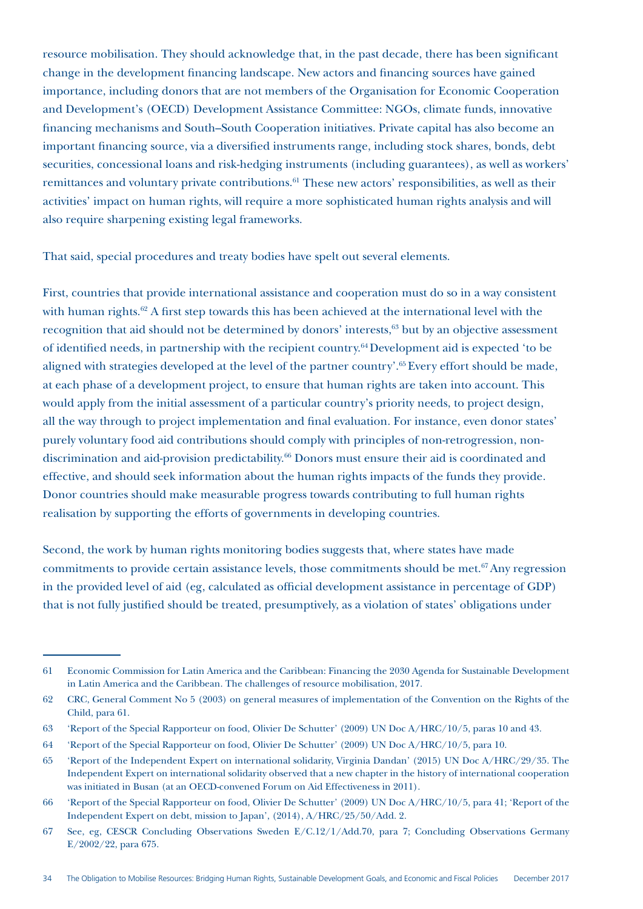resource mobilisation. They should acknowledge that, in the past decade, there has been significant change in the development financing landscape. New actors and financing sources have gained importance, including donors that are not members of the Organisation for Economic Cooperation and Development's (OECD) Development Assistance Committee: NGOs, climate funds, innovative financing mechanisms and South–South Cooperation initiatives. Private capital has also become an important financing source, via a diversified instruments range, including stock shares, bonds, debt securities, concessional loans and risk-hedging instruments (including guarantees), as well as workers' remittances and voluntary private contributions.[61] These new actors' responsibilities, as well as their activities' impact on human rights, will require a more sophisticated human rights analysis and will also require sharpening existing legal frameworks.

That said, special procedures and treaty bodies have spelt out several elements.

First, countries that provide international assistance and cooperation must do so in a way consistent with human rights.[62] A first step towards this has been achieved at the international level with the recognition that aid should not be determined by donors' interests,[63] but by an objective assessment of identified needs, in partnership with the recipient country.[64] Development aid is expected 'to be aligned with strategies developed at the level of the partner country'.[65] Every effort should be made, at each phase of a development project, to ensure that human rights are taken into account. This would apply from the initial assessment of a particular country's priority needs, to project design, all the way through to project implementation and final evaluation. For instance, even donor states' purely voluntary food aid contributions should comply with principles of non-retrogression, non-discrimination and aid-provision predictability.[66] Donors must ensure their aid is coordinated and effective, and should seek information about the human rights impacts of the funds they provide. Donor countries should make measurable progress towards contributing to full human rights realisation by supporting the efforts of governments in developing countries.

Second, the work by human rights monitoring bodies suggests that, where states have made commitments to provide certain assistance levels, those commitments should be met.[67] Any regression in the provided level of aid (eg, calculated as official development assistance in percentage of GDP) that is not fully justified should be treated, presumptively, as a violation of states' obligations under

---

61 Economic Commission for Latin America and the Caribbean: Financing the 2030 Agenda for Sustainable Development in Latin America and the Caribbean. The challenges of resource mobilisation, 2017.

62 CRC, General Comment No 5 (2003) on general measures of implementation of the Convention on the Rights of the Child, para 61.

63 'Report of the Special Rapporteur on food, Olivier De Schutter' (2009) UN Doc A/HRC/10/5, paras 10 and 43.

64 'Report of the Special Rapporteur on food, Olivier De Schutter' (2009) UN Doc A/HRC/10/5, para 10.

65 'Report of the Independent Expert on international solidarity, Virginia Dandan' (2015) UN Doc A/HRC/29/35. The Independent Expert on international solidarity observed that a new chapter in the history of international cooperation was initiated in Busan (at an OECD-convened Forum on Aid Effectiveness in 2011).

66 'Report of the Special Rapporteur on food, Olivier De Schutter' (2009) UN Doc A/HRC/10/5, para 41; 'Report of the Independent Expert on debt, mission to Japan', (2014), A/HRC/25/50/Add. 2.

67 See, eg, CESCR Concluding Observations Sweden E/C.12/1/Add.70, para 7; Concluding Observations Germany E/2002/22, para 675.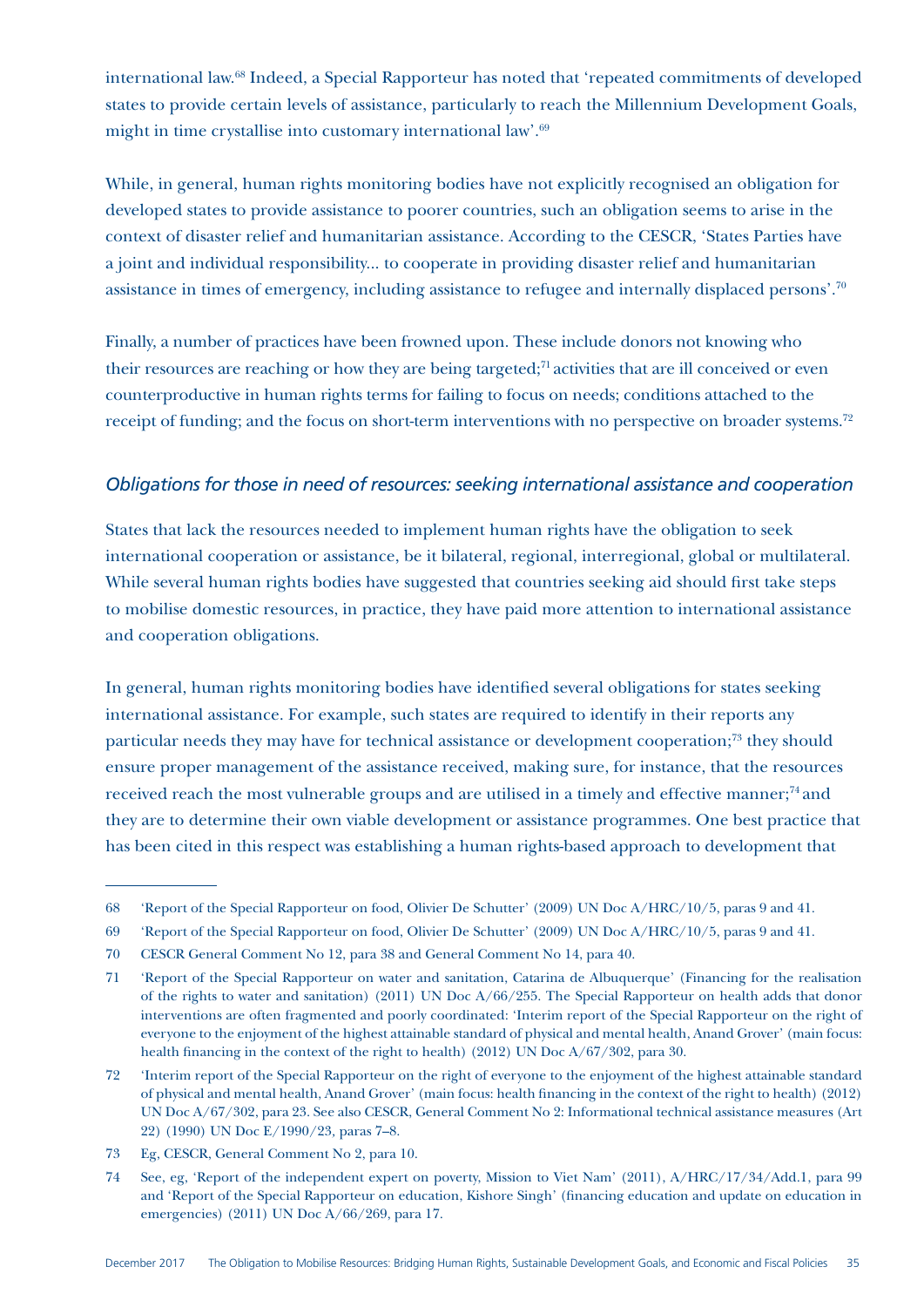international law.[68] Indeed, a Special Rapporteur has noted that 'repeated commitments of developed states to provide certain levels of assistance, particularly to reach the Millennium Development Goals, might in time crystallise into customary international law'.[69]

While, in general, human rights monitoring bodies have not explicitly recognised an obligation for developed states to provide assistance to poorer countries, such an obligation seems to arise in the context of disaster relief and humanitarian assistance. According to the CESCR, 'States Parties have a joint and individual responsibility... to cooperate in providing disaster relief and humanitarian assistance in times of emergency, including assistance to refugee and internally displaced persons'.[70]

Finally, a number of practices have been frowned upon. These include donors not knowing who their resources are reaching or how they are being targeted;[71] activities that are ill conceived or even counterproductive in human rights terms for failing to focus on needs; conditions attached to the receipt of funding; and the focus on short-term interventions with no perspective on broader systems.[72]

### *Obligations for those in need of resources: seeking international assistance and cooperation*

States that lack the resources needed to implement human rights have the obligation to seek international cooperation or assistance, be it bilateral, regional, interregional, global or multilateral. While several human rights bodies have suggested that countries seeking aid should first take steps to mobilise domestic resources, in practice, they have paid more attention to international assistance and cooperation obligations.

In general, human rights monitoring bodies have identified several obligations for states seeking international assistance. For example, such states are required to identify in their reports any particular needs they may have for technical assistance or development cooperation;[73] they should ensure proper management of the assistance received, making sure, for instance, that the resources received reach the most vulnerable groups and are utilised in a timely and effective manner;[74] and they are to determine their own viable development or assistance programmes. One best practice that has been cited in this respect was establishing a human rights-based approach to development that

---

68 'Report of the Special Rapporteur on food, Olivier De Schutter' (2009) UN Doc A/HRC/10/5, paras 9 and 41.

69 'Report of the Special Rapporteur on food, Olivier De Schutter' (2009) UN Doc A/HRC/10/5, paras 9 and 41.

70 CESCR General Comment No 12, para 38 and General Comment No 14, para 40.

71 'Report of the Special Rapporteur on water and sanitation, Catarina de Albuquerque' (Financing for the realisation of the rights to water and sanitation) (2011) UN Doc A/66/255. The Special Rapporteur on health adds that donor interventions are often fragmented and poorly coordinated: 'Interim report of the Special Rapporteur on the right of everyone to the enjoyment of the highest attainable standard of physical and mental health, Anand Grover' (main focus: health financing in the context of the right to health) (2012) UN Doc A/67/302, para 30.

72 'Interim report of the Special Rapporteur on the right of everyone to the enjoyment of the highest attainable standard of physical and mental health, Anand Grover' (main focus: health financing in the context of the right to health) (2012) UN Doc A/67/302, para 23. See also CESCR, General Comment No 2: Informational technical assistance measures (Art 22) (1990) UN Doc E/1990/23, paras 7–8.

73 Eg, CESCR, General Comment No 2, para 10.

74 See, eg, 'Report of the independent expert on poverty, Mission to Viet Nam' (2011), A/HRC/17/34/Add.1, para 99 and 'Report of the Special Rapporteur on education, Kishore Singh' (financing education and update on education in emergencies) (2011) UN Doc A/66/269, para 17.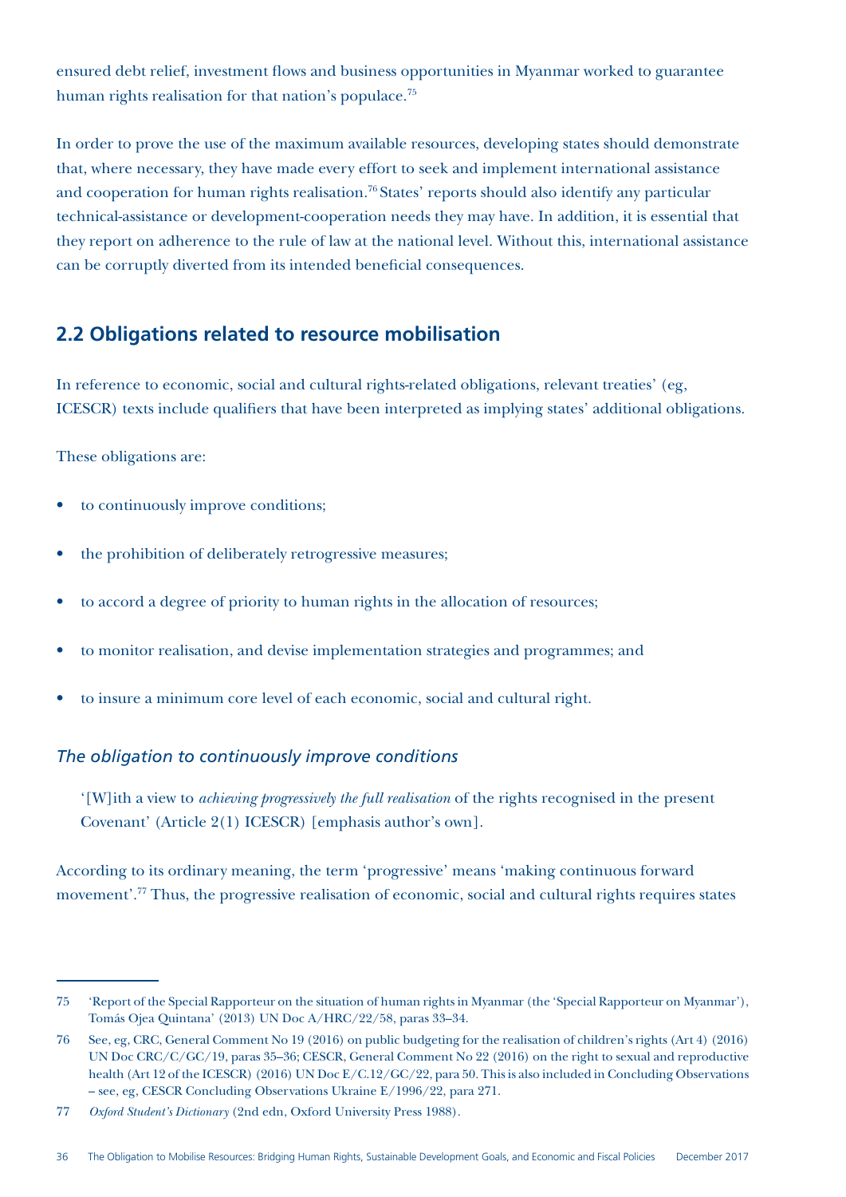ensured debt relief, investment flows and business opportunities in Myanmar worked to guarantee human rights realisation for that nation's populace.[75]

In order to prove the use of the maximum available resources, developing states should demonstrate that, where necessary, they have made every effort to seek and implement international assistance and cooperation for human rights realisation.[76] States' reports should also identify any particular technical-assistance or development-cooperation needs they may have. In addition, it is essential that they report on adherence to the rule of law at the national level. Without this, international assistance can be corruptly diverted from its intended beneficial consequences.

## 2.2 Obligations related to resource mobilisation

In reference to economic, social and cultural rights-related obligations, relevant treaties' (eg, ICESCR) texts include qualifiers that have been interpreted as implying states' additional obligations.

These obligations are:

- to continuously improve conditions;
- the prohibition of deliberately retrogressive measures;
- to accord a degree of priority to human rights in the allocation of resources;
- to monitor realisation, and devise implementation strategies and programmes; and
- to insure a minimum core level of each economic, social and cultural right.

### *The obligation to continuously improve conditions*

> '[W]ith a view to *achieving progressively the full realisation* of the rights recognised in the present Covenant' (Article 2(1) ICESCR) [emphasis author's own].

According to its ordinary meaning, the term 'progressive' means 'making continuous forward movement'.[77] Thus, the progressive realisation of economic, social and cultural rights requires states

---

75 'Report of the Special Rapporteur on the situation of human rights in Myanmar (the 'Special Rapporteur on Myanmar'), Tomás Ojea Quintana' (2013) UN Doc A/HRC/22/58, paras 33–34.

76 See, eg, CRC, General Comment No 19 (2016) on public budgeting for the realisation of children's rights (Art 4) (2016) UN Doc CRC/C/GC/19, paras 35–36; CESCR, General Comment No 22 (2016) on the right to sexual and reproductive health (Art 12 of the ICESCR) (2016) UN Doc E/C.12/GC/22, para 50. This is also included in Concluding Observations – see, eg, CESCR Concluding Observations Ukraine E/1996/22, para 271.

77 *Oxford Student's Dictionary* (2nd edn, Oxford University Press 1988).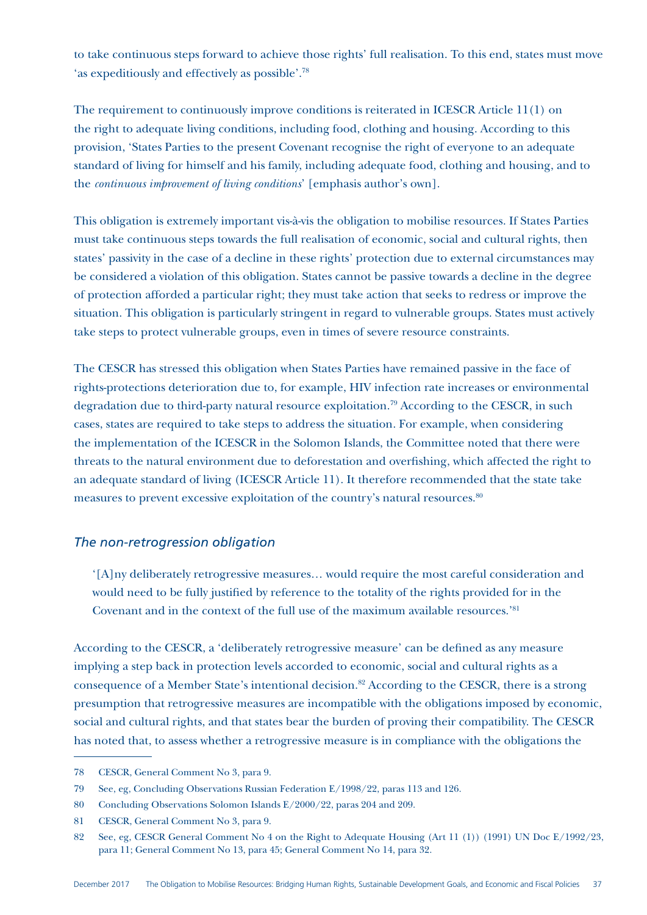to take continuous steps forward to achieve those rights' full realisation. To this end, states must move 'as expeditiously and effectively as possible'.[78]

The requirement to continuously improve conditions is reiterated in ICESCR Article 11(1) on the right to adequate living conditions, including food, clothing and housing. According to this provision, 'States Parties to the present Covenant recognise the right of everyone to an adequate standard of living for himself and his family, including adequate food, clothing and housing, and to the *continuous improvement of living conditions*' [emphasis author's own].

This obligation is extremely important vis-à-vis the obligation to mobilise resources. If States Parties must take continuous steps towards the full realisation of economic, social and cultural rights, then states' passivity in the case of a decline in these rights' protection due to external circumstances may be considered a violation of this obligation. States cannot be passive towards a decline in the degree of protection afforded a particular right; they must take action that seeks to redress or improve the situation. This obligation is particularly stringent in regard to vulnerable groups. States must actively take steps to protect vulnerable groups, even in times of severe resource constraints.

The CESCR has stressed this obligation when States Parties have remained passive in the face of rights-protections deterioration due to, for example, HIV infection rate increases or environmental degradation due to third-party natural resource exploitation.[79] According to the CESCR, in such cases, states are required to take steps to address the situation. For example, when considering the implementation of the ICESCR in the Solomon Islands, the Committee noted that there were threats to the natural environment due to deforestation and overfishing, which affected the right to an adequate standard of living (ICESCR Article 11). It therefore recommended that the state take measures to prevent excessive exploitation of the country's natural resources.[80]

### *The non-retrogression obligation*

> '[A]ny deliberately retrogressive measures… would require the most careful consideration and would need to be fully justified by reference to the totality of the rights provided for in the Covenant and in the context of the full use of the maximum available resources.'[81]

According to the CESCR, a 'deliberately retrogressive measure' can be defined as any measure implying a step back in protection levels accorded to economic, social and cultural rights as a consequence of a Member State's intentional decision.[82] According to the CESCR, there is a strong presumption that retrogressive measures are incompatible with the obligations imposed by economic, social and cultural rights, and that states bear the burden of proving their compatibility. The CESCR has noted that, to assess whether a retrogressive measure is in compliance with the obligations the

---

78 CESCR, General Comment No 3, para 9.

79 See, eg, Concluding Observations Russian Federation E/1998/22, paras 113 and 126.

80 Concluding Observations Solomon Islands E/2000/22, paras 204 and 209.

81 CESCR, General Comment No 3, para 9.

82 See, eg, CESCR General Comment No 4 on the Right to Adequate Housing (Art 11 (1)) (1991) UN Doc E/1992/23, para 11; General Comment No 13, para 45; General Comment No 14, para 32.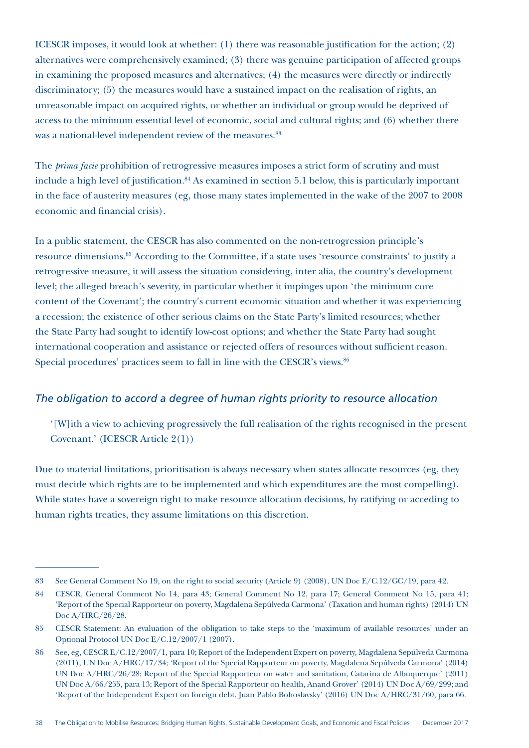ICESCR imposes, it would look at whether: (1) there was reasonable justification for the action; (2) alternatives were comprehensively examined; (3) there was genuine participation of affected groups in examining the proposed measures and alternatives; (4) the measures were directly or indirectly discriminatory; (5) the measures would have a sustained impact on the realisation of rights, an unreasonable impact on acquired rights, or whether an individual or group would be deprived of access to the minimum essential level of economic, social and cultural rights; and (6) whether there was a national-level independent review of the measures.[83]

The *prima facie* prohibition of retrogressive measures imposes a strict form of scrutiny and must include a high level of justification.[84] As examined in section 5.1 below, this is particularly important in the face of austerity measures (eg, those many states implemented in the wake of the 2007 to 2008 economic and financial crisis).

In a public statement, the CESCR has also commented on the non-retrogression principle's resource dimensions.[85] According to the Committee, if a state uses 'resource constraints' to justify a retrogressive measure, it will assess the situation considering, inter alia, the country's development level; the alleged breach's severity, in particular whether it impinges upon 'the minimum core content of the Covenant'; the country's current economic situation and whether it was experiencing a recession; the existence of other serious claims on the State Party's limited resources; whether the State Party had sought to identify low-cost options; and whether the State Party had sought international cooperation and assistance or rejected offers of resources without sufficient reason. Special procedures' practices seem to fall in line with the CESCR's views.[86]

### *The obligation to accord a degree of human rights priority to resource allocation*

> '[W]ith a view to achieving progressively the full realisation of the rights recognised in the present Covenant.' (ICESCR Article 2(1))

Due to material limitations, prioritisation is always necessary when states allocate resources (eg, they must decide which rights are to be implemented and which expenditures are the most compelling). While states have a sovereign right to make resource allocation decisions, by ratifying or acceding to human rights treaties, they assume limitations on this discretion.

---

83 See General Comment No 19, on the right to social security (Article 9) (2008), UN Doc E/C.12/GC/19, para 42.

84 CESCR, General Comment No 14, para 43; General Comment No 12, para 17; General Comment No 15, para 41; 'Report of the Special Rapporteur on poverty, Magdalena Sepúlveda Carmona' (Taxation and human rights) (2014) UN Doc A/HRC/26/28.

85 CESCR Statement: An evaluation of the obligation to take steps to the 'maximum of available resources' under an Optional Protocol UN Doc E/C.12/2007/1 (2007).

86 See, eg, CESCR E/C.12/2007/1, para 10; Report of the Independent Expert on poverty, Magdalena Sepúlveda Carmona (2011), UN Doc A/HRC/17/34; 'Report of the Special Rapporteur on poverty, Magdalena Sepúlveda Carmona' (2014) UN Doc A/HRC/26/28; Report of the Special Rapporteur on water and sanitation, Catarina de Albuquerque' (2011) UN Doc A/66/255, para 13; Report of the Special Rapporteur on health, Anand Grover' (2014) UN Doc A/69/299; and 'Report of the Independent Expert on foreign debt, Juan Pablo Bohoslavsky' (2016) UN Doc A/HRC/31/60, para 66.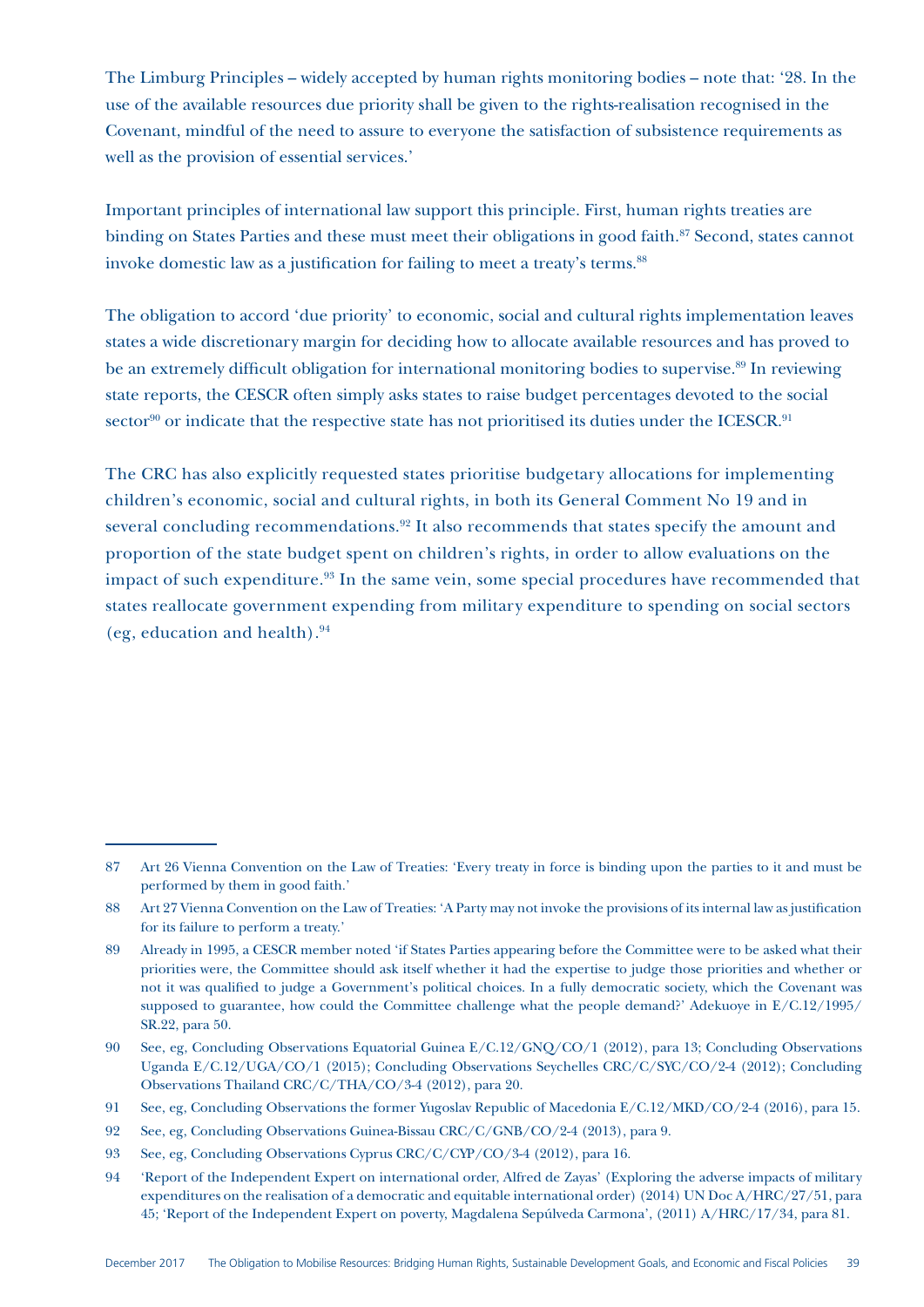The Limburg Principles – widely accepted by human rights monitoring bodies – note that: '28. In the use of the available resources due priority shall be given to the rights-realisation recognised in the Covenant, mindful of the need to assure to everyone the satisfaction of subsistence requirements as well as the provision of essential services.'

Important principles of international law support this principle. First, human rights treaties are binding on States Parties and these must meet their obligations in good faith.[87] Second, states cannot invoke domestic law as a justification for failing to meet a treaty's terms.[88]

The obligation to accord 'due priority' to economic, social and cultural rights implementation leaves states a wide discretionary margin for deciding how to allocate available resources and has proved to be an extremely difficult obligation for international monitoring bodies to supervise.[89] In reviewing state reports, the CESCR often simply asks states to raise budget percentages devoted to the social sector[90] or indicate that the respective state has not prioritised its duties under the ICESCR.[91]

The CRC has also explicitly requested states prioritise budgetary allocations for implementing children's economic, social and cultural rights, in both its General Comment No 19 and in several concluding recommendations.[92] It also recommends that states specify the amount and proportion of the state budget spent on children's rights, in order to allow evaluations on the impact of such expenditure.[93] In the same vein, some special procedures have recommended that states reallocate government expending from military expenditure to spending on social sectors (eg, education and health).[94]

---

87 Art 26 Vienna Convention on the Law of Treaties: 'Every treaty in force is binding upon the parties to it and must be performed by them in good faith.'

88 Art 27 Vienna Convention on the Law of Treaties: 'A Party may not invoke the provisions of its internal law as justification for its failure to perform a treaty.'

89 Already in 1995, a CESCR member noted 'if States Parties appearing before the Committee were to be asked what their priorities were, the Committee should ask itself whether it had the expertise to judge those priorities and whether or not it was qualified to judge a Government's political choices. In a fully democratic society, which the Covenant was supposed to guarantee, how could the Committee challenge what the people demand?' Adekuoye in E/C.12/1995/SR.22, para 50.

90 See, eg, Concluding Observations Equatorial Guinea E/C.12/GNQ/CO/1 (2012), para 13; Concluding Observations Uganda E/C.12/UGA/CO/1 (2015); Concluding Observations Seychelles CRC/C/SYC/CO/2-4 (2012); Concluding Observations Thailand CRC/C/THA/CO/3-4 (2012), para 20.

91 See, eg, Concluding Observations the former Yugoslav Republic of Macedonia E/C.12/MKD/CO/2-4 (2016), para 15.

92 See, eg, Concluding Observations Guinea-Bissau CRC/C/GNB/CO/2-4 (2013), para 9.

93 See, eg, Concluding Observations Cyprus CRC/C/CYP/CO/3-4 (2012), para 16.

94 'Report of the Independent Expert on international order, Alfred de Zayas' (Exploring the adverse impacts of military expenditures on the realisation of a democratic and equitable international order) (2014) UN Doc A/HRC/27/51, para 45; 'Report of the Independent Expert on poverty, Magdalena Sepúlveda Carmona', (2011) A/HRC/17/34, para 81.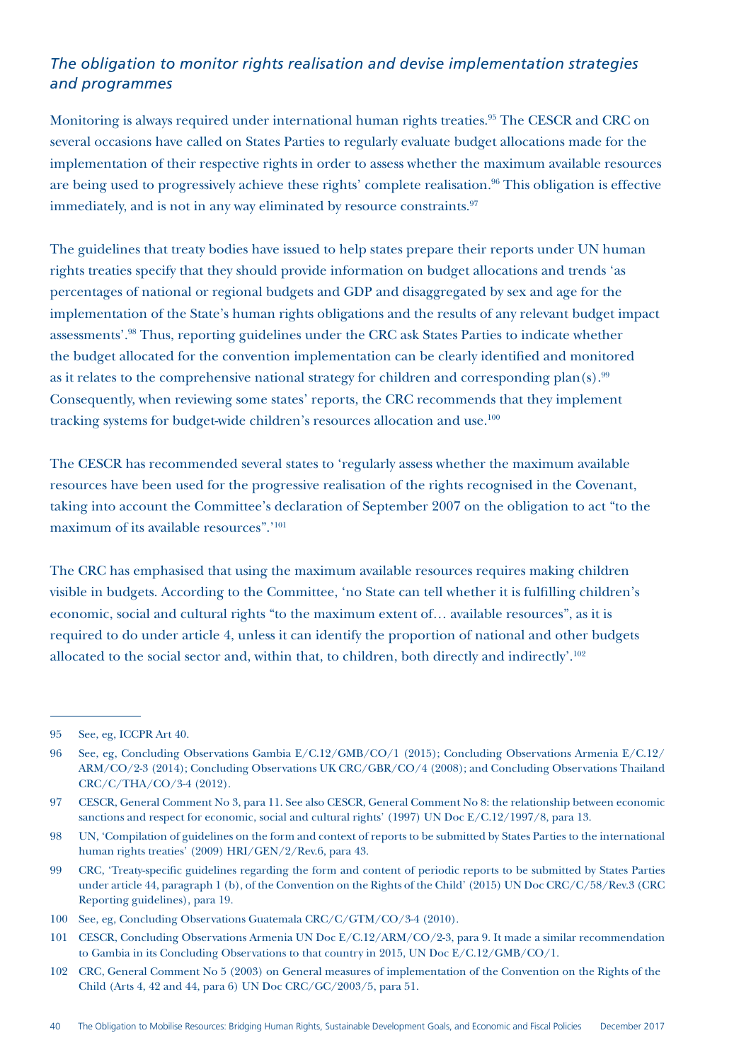### *The obligation to monitor rights realisation and devise implementation strategies and programmes*

Monitoring is always required under international human rights treaties.[95] The CESCR and CRC on several occasions have called on States Parties to regularly evaluate budget allocations made for the implementation of their respective rights in order to assess whether the maximum available resources are being used to progressively achieve these rights' complete realisation.[96] This obligation is effective immediately, and is not in any way eliminated by resource constraints.[97]

The guidelines that treaty bodies have issued to help states prepare their reports under UN human rights treaties specify that they should provide information on budget allocations and trends 'as percentages of national or regional budgets and GDP and disaggregated by sex and age for the implementation of the State's human rights obligations and the results of any relevant budget impact assessments'.[98] Thus, reporting guidelines under the CRC ask States Parties to indicate whether the budget allocated for the convention implementation can be clearly identified and monitored as it relates to the comprehensive national strategy for children and corresponding plan(s).[99] Consequently, when reviewing some states' reports, the CRC recommends that they implement tracking systems for budget-wide children's resources allocation and use.[100]

The CESCR has recommended several states to 'regularly assess whether the maximum available resources have been used for the progressive realisation of the rights recognised in the Covenant, taking into account the Committee's declaration of September 2007 on the obligation to act "to the maximum of its available resources".'[101]

The CRC has emphasised that using the maximum available resources requires making children visible in budgets. According to the Committee, 'no State can tell whether it is fulfilling children's economic, social and cultural rights "to the maximum extent of… available resources", as it is required to do under article 4, unless it can identify the proportion of national and other budgets allocated to the social sector and, within that, to children, both directly and indirectly'.[102]

---

95 See, eg, ICCPR Art 40.

96 See, eg, Concluding Observations Gambia E/C.12/GMB/CO/1 (2015); Concluding Observations Armenia E/C.12/ARM/CO/2-3 (2014); Concluding Observations UK CRC/GBR/CO/4 (2008); and Concluding Observations Thailand CRC/C/THA/CO/3-4 (2012).

97 CESCR, General Comment No 3, para 11. See also CESCR, General Comment No 8: the relationship between economic sanctions and respect for economic, social and cultural rights' (1997) UN Doc E/C.12/1997/8, para 13.

98 UN, 'Compilation of guidelines on the form and context of reports to be submitted by States Parties to the international human rights treaties' (2009) HRI/GEN/2/Rev.6, para 43.

99 CRC, 'Treaty-specific guidelines regarding the form and content of periodic reports to be submitted by States Parties under article 44, paragraph 1 (b), of the Convention on the Rights of the Child' (2015) UN Doc CRC/C/58/Rev.3 (CRC Reporting guidelines), para 19.

100 See, eg, Concluding Observations Guatemala CRC/C/GTM/CO/3-4 (2010).

101 CESCR, Concluding Observations Armenia UN Doc E/C.12/ARM/CO/2-3, para 9. It made a similar recommendation to Gambia in its Concluding Observations to that country in 2015, UN Doc E/C.12/GMB/CO/1.

102 CRC, General Comment No 5 (2003) on General measures of implementation of the Convention on the Rights of the Child (Arts 4, 42 and 44, para 6) UN Doc CRC/GC/2003/5, para 51.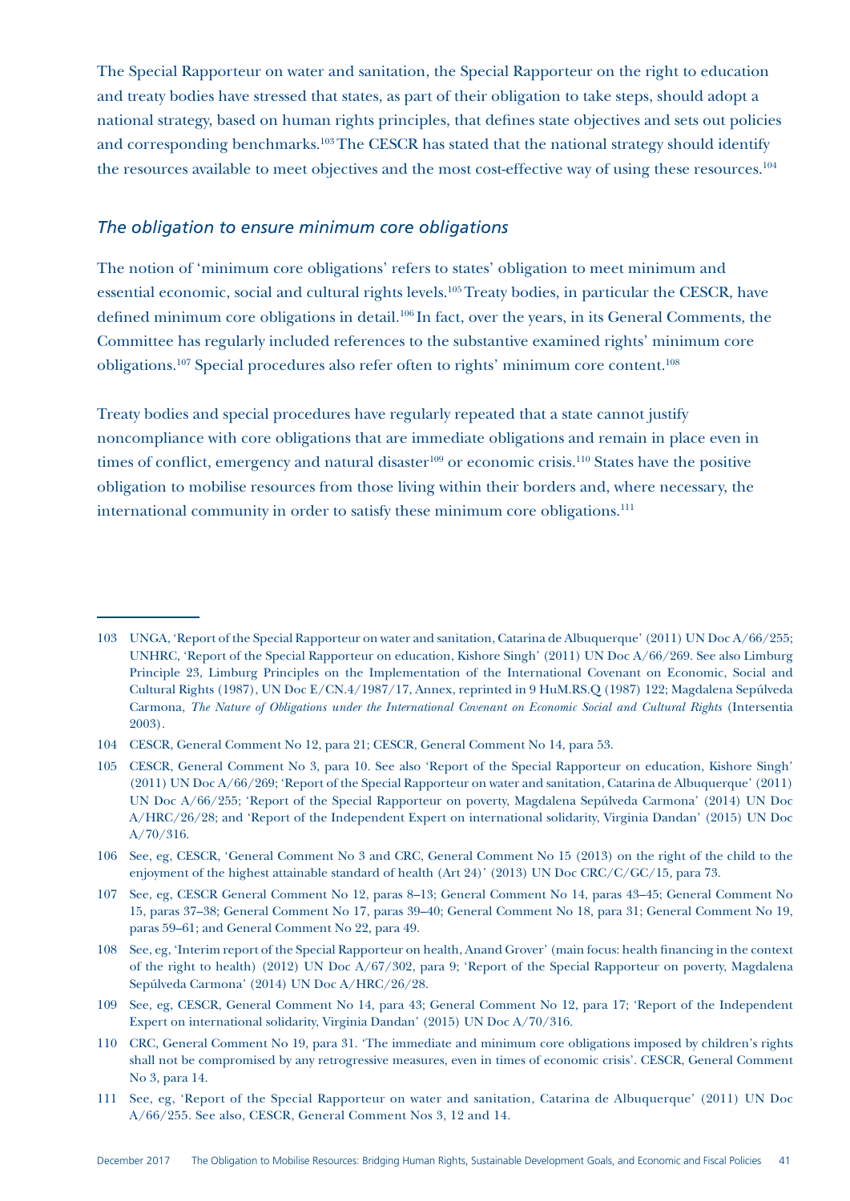The Special Rapporteur on water and sanitation, the Special Rapporteur on the right to education and treaty bodies have stressed that states, as part of their obligation to take steps, should adopt a national strategy, based on human rights principles, that defines state objectives and sets out policies and corresponding benchmarks.[103] The CESCR has stated that the national strategy should identify the resources available to meet objectives and the most cost-effective way of using these resources.[104]

### *The obligation to ensure minimum core obligations*

The notion of 'minimum core obligations' refers to states' obligation to meet minimum and essential economic, social and cultural rights levels.[105] Treaty bodies, in particular the CESCR, have defined minimum core obligations in detail.[106] In fact, over the years, in its General Comments, the Committee has regularly included references to the substantive examined rights' minimum core obligations.[107] Special procedures also refer often to rights' minimum core content.[108]

Treaty bodies and special procedures have regularly repeated that a state cannot justify noncompliance with core obligations that are immediate obligations and remain in place even in times of conflict, emergency and natural disaster[109] or economic crisis.[110] States have the positive obligation to mobilise resources from those living within their borders and, where necessary, the international community in order to satisfy these minimum core obligations.[111]

---

103 UNGA, 'Report of the Special Rapporteur on water and sanitation, Catarina de Albuquerque' (2011) UN Doc A/66/255; UNHRC, 'Report of the Special Rapporteur on education, Kishore Singh' (2011) UN Doc A/66/269. See also Limburg Principle 23, Limburg Principles on the Implementation of the International Covenant on Economic, Social and Cultural Rights (1987), UN Doc E/CN.4/1987/17, Annex, reprinted in 9 HuM.RS.Q (1987) 122; Magdalena Sepúlveda Carmona, *The Nature of Obligations under the International Covenant on Economic Social and Cultural Rights* (Intersentia 2003).

104 CESCR, General Comment No 12, para 21; CESCR, General Comment No 14, para 53.

105 CESCR, General Comment No 3, para 10. See also 'Report of the Special Rapporteur on education, Kishore Singh' (2011) UN Doc A/66/269; 'Report of the Special Rapporteur on water and sanitation, Catarina de Albuquerque' (2011) UN Doc A/66/255; 'Report of the Special Rapporteur on poverty, Magdalena Sepúlveda Carmona' (2014) UN Doc A/HRC/26/28; and 'Report of the Independent Expert on international solidarity, Virginia Dandan' (2015) UN Doc A/70/316.

106 See, eg, CESCR, 'General Comment No 3 and CRC, General Comment No 15 (2013) on the right of the child to the enjoyment of the highest attainable standard of health (Art 24)' (2013) UN Doc CRC/C/GC/15, para 73.

107 See, eg, CESCR General Comment No 12, paras 8–13; General Comment No 14, paras 43–45; General Comment No 15, paras 37–38; General Comment No 17, paras 39–40; General Comment No 18, para 31; General Comment No 19, paras 59–61; and General Comment No 22, para 49.

108 See, eg, 'Interim report of the Special Rapporteur on health, Anand Grover' (main focus: health financing in the context of the right to health) (2012) UN Doc A/67/302, para 9; 'Report of the Special Rapporteur on poverty, Magdalena Sepúlveda Carmona' (2014) UN Doc A/HRC/26/28.

109 See, eg, CESCR, General Comment No 14, para 43; General Comment No 12, para 17; 'Report of the Independent Expert on international solidarity, Virginia Dandan' (2015) UN Doc A/70/316.

110 CRC, General Comment No 19, para 31. 'The immediate and minimum core obligations imposed by children's rights shall not be compromised by any retrogressive measures, even in times of economic crisis'. CESCR, General Comment No 3, para 14.

111 See, eg, 'Report of the Special Rapporteur on water and sanitation, Catarina de Albuquerque' (2011) UN Doc A/66/255. See also, CESCR, General Comment Nos 3, 12 and 14.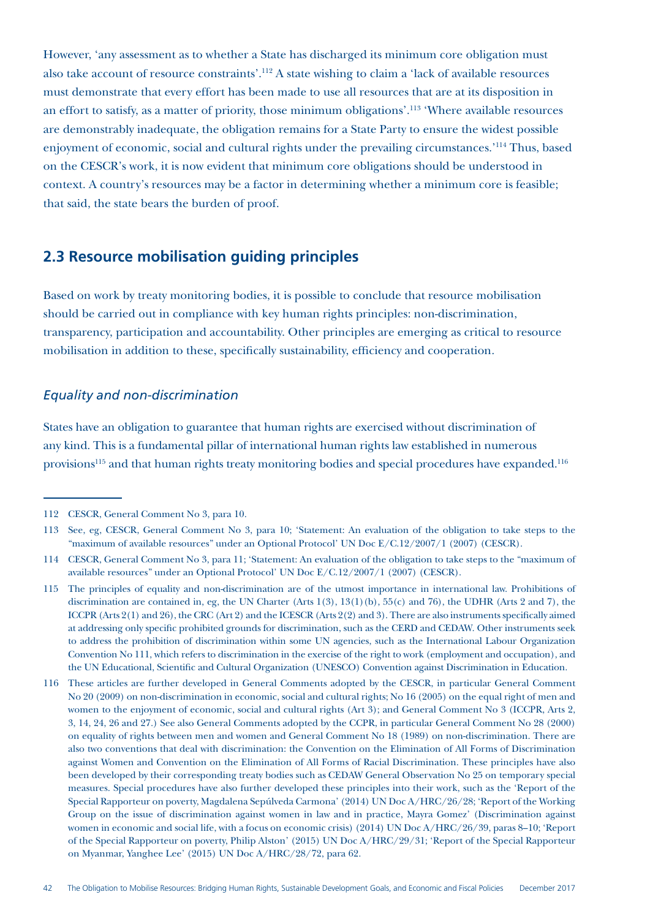However, 'any assessment as to whether a State has discharged its minimum core obligation must also take account of resource constraints'.[112] A state wishing to claim a 'lack of available resources must demonstrate that every effort has been made to use all resources that are at its disposition in an effort to satisfy, as a matter of priority, those minimum obligations'.[113] 'Where available resources are demonstrably inadequate, the obligation remains for a State Party to ensure the widest possible enjoyment of economic, social and cultural rights under the prevailing circumstances.'[114] Thus, based on the CESCR's work, it is now evident that minimum core obligations should be understood in context. A country's resources may be a factor in determining whether a minimum core is feasible; that said, the state bears the burden of proof.

## 2.3 Resource mobilisation guiding principles

Based on work by treaty monitoring bodies, it is possible to conclude that resource mobilisation should be carried out in compliance with key human rights principles: non-discrimination, transparency, participation and accountability. Other principles are emerging as critical to resource mobilisation in addition to these, specifically sustainability, efficiency and cooperation.

### *Equality and non-discrimination*

States have an obligation to guarantee that human rights are exercised without discrimination of any kind. This is a fundamental pillar of international human rights law established in numerous provisions[115] and that human rights treaty monitoring bodies and special procedures have expanded.[116]

---

112 CESCR, General Comment No 3, para 10.

113 See, eg, CESCR, General Comment No 3, para 10; 'Statement: An evaluation of the obligation to take steps to the "maximum of available resources" under an Optional Protocol' UN Doc E/C.12/2007/1 (2007) (CESCR).

114 CESCR, General Comment No 3, para 11; 'Statement: An evaluation of the obligation to take steps to the "maximum of available resources" under an Optional Protocol' UN Doc E/C.12/2007/1 (2007) (CESCR).

115 The principles of equality and non-discrimination are of the utmost importance in international law. Prohibitions of discrimination are contained in, eg, the UN Charter (Arts 1(3), 13(1)(b), 55(c) and 76), the UDHR (Arts 2 and 7), the ICCPR (Arts 2(1) and 26), the CRC (Art 2) and the ICESCR (Arts 2(2) and 3). There are also instruments specifically aimed at addressing only specific prohibited grounds for discrimination, such as the CERD and CEDAW. Other instruments seek to address the prohibition of discrimination within some UN agencies, such as the International Labour Organization Convention No 111, which refers to discrimination in the exercise of the right to work (employment and occupation), and the UN Educational, Scientific and Cultural Organization (UNESCO) Convention against Discrimination in Education.

116 These articles are further developed in General Comments adopted by the CESCR, in particular General Comment No 20 (2009) on non-discrimination in economic, social and cultural rights; No 16 (2005) on the equal right of men and women to the enjoyment of economic, social and cultural rights (Art 3); and General Comment No 3 (ICCPR, Arts 2, 3, 14, 24, 26 and 27.) See also General Comments adopted by the CCPR, in particular General Comment No 28 (2000) on equality of rights between men and women and General Comment No 18 (1989) on non-discrimination. There are also two conventions that deal with discrimination: the Convention on the Elimination of All Forms of Discrimination against Women and Convention on the Elimination of All Forms of Racial Discrimination. These principles have also been developed by their corresponding treaty bodies such as CEDAW General Observation No 25 on temporary special measures. Special procedures have also further developed these principles into their work, such as the 'Report of the Special Rapporteur on poverty, Magdalena Sepúlveda Carmona' (2014) UN Doc A/HRC/26/28; 'Report of the Working Group on the issue of discrimination against women in law and in practice, Mayra Gomez' (Discrimination against women in economic and social life, with a focus on economic crisis) (2014) UN Doc A/HRC/26/39, paras 8–10; 'Report of the Special Rapporteur on poverty, Philip Alston' (2015) UN Doc A/HRC/29/31; 'Report of the Special Rapporteur on Myanmar, Yanghee Lee' (2015) UN Doc A/HRC/28/72, para 62.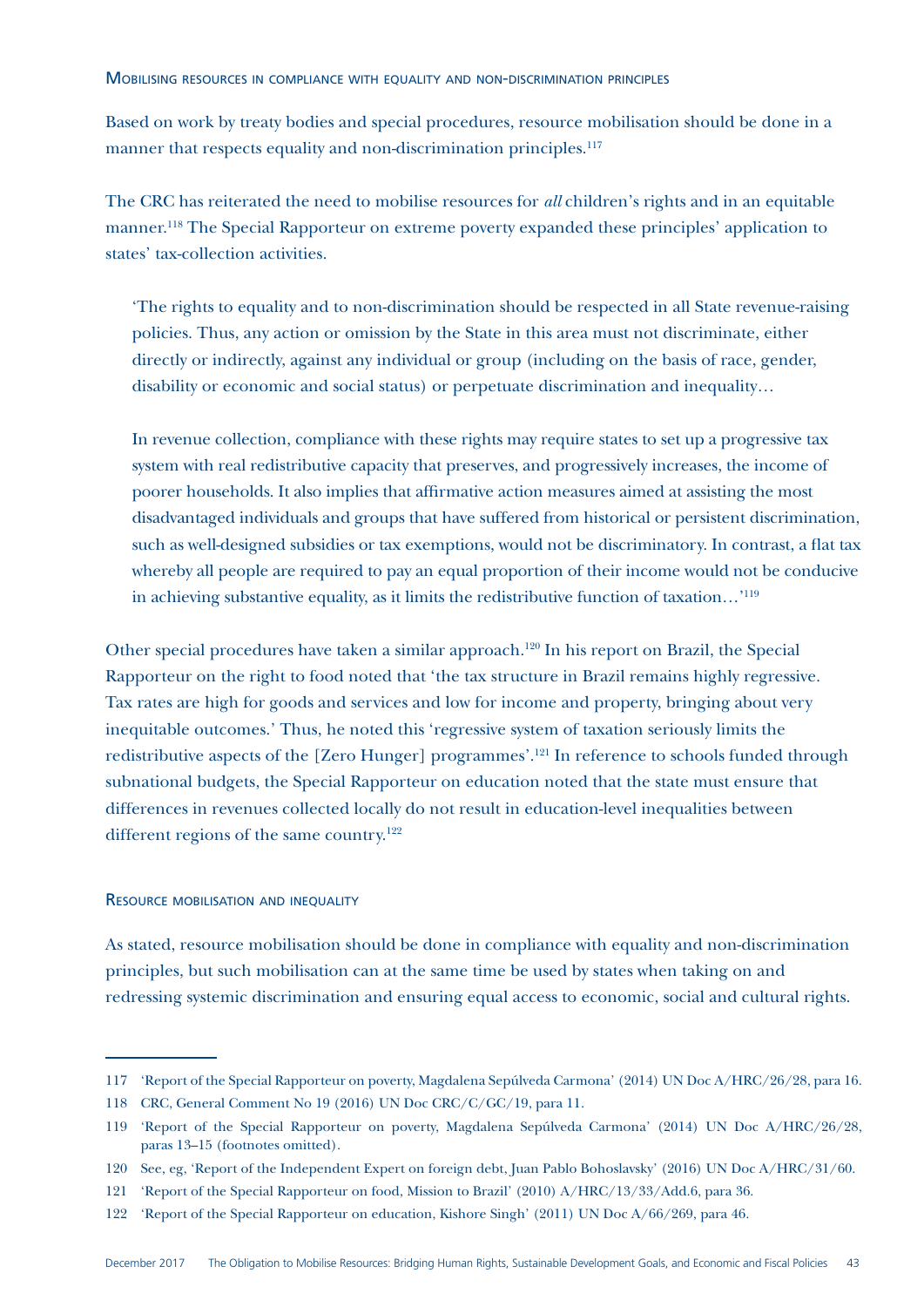### Mobilising resources in compliance with equality and non-discrimination principles

Based on work by treaty bodies and special procedures, resource mobilisation should be done in a manner that respects equality and non-discrimination principles.[117]

The CRC has reiterated the need to mobilise resources for *all* children's rights and in an equitable manner.[118] The Special Rapporteur on extreme poverty expanded these principles' application to states' tax-collection activities.

> 'The rights to equality and to non-discrimination should be respected in all State revenue-raising policies. Thus, any action or omission by the State in this area must not discriminate, either directly or indirectly, against any individual or group (including on the basis of race, gender, disability or economic and social status) or perpetuate discrimination and inequality…
>
> In revenue collection, compliance with these rights may require states to set up a progressive tax system with real redistributive capacity that preserves, and progressively increases, the income of poorer households. It also implies that affirmative action measures aimed at assisting the most disadvantaged individuals and groups that have suffered from historical or persistent discrimination, such as well-designed subsidies or tax exemptions, would not be discriminatory. In contrast, a flat tax whereby all people are required to pay an equal proportion of their income would not be conducive in achieving substantive equality, as it limits the redistributive function of taxation…'[119]

Other special procedures have taken a similar approach.[120] In his report on Brazil, the Special Rapporteur on the right to food noted that 'the tax structure in Brazil remains highly regressive. Tax rates are high for goods and services and low for income and property, bringing about very inequitable outcomes.' Thus, he noted this 'regressive system of taxation seriously limits the redistributive aspects of the [Zero Hunger] programmes'.[121] In reference to schools funded through subnational budgets, the Special Rapporteur on education noted that the state must ensure that differences in revenues collected locally do not result in education-level inequalities between different regions of the same country.[122]

### Resource mobilisation and inequality

As stated, resource mobilisation should be done in compliance with equality and non-discrimination principles, but such mobilisation can at the same time be used by states when taking on and redressing systemic discrimination and ensuring equal access to economic, social and cultural rights.

---

117 'Report of the Special Rapporteur on poverty, Magdalena Sepúlveda Carmona' (2014) UN Doc A/HRC/26/28, para 16.

118 CRC, General Comment No 19 (2016) UN Doc CRC/C/GC/19, para 11.

119 'Report of the Special Rapporteur on poverty, Magdalena Sepúlveda Carmona' (2014) UN Doc A/HRC/26/28, paras 13–15 (footnotes omitted).

120 See, eg, 'Report of the Independent Expert on foreign debt, Juan Pablo Bohoslavsky' (2016) UN Doc A/HRC/31/60.

121 'Report of the Special Rapporteur on food, Mission to Brazil' (2010) A/HRC/13/33/Add.6, para 36.

122 'Report of the Special Rapporteur on education, Kishore Singh' (2011) UN Doc A/66/269, para 46.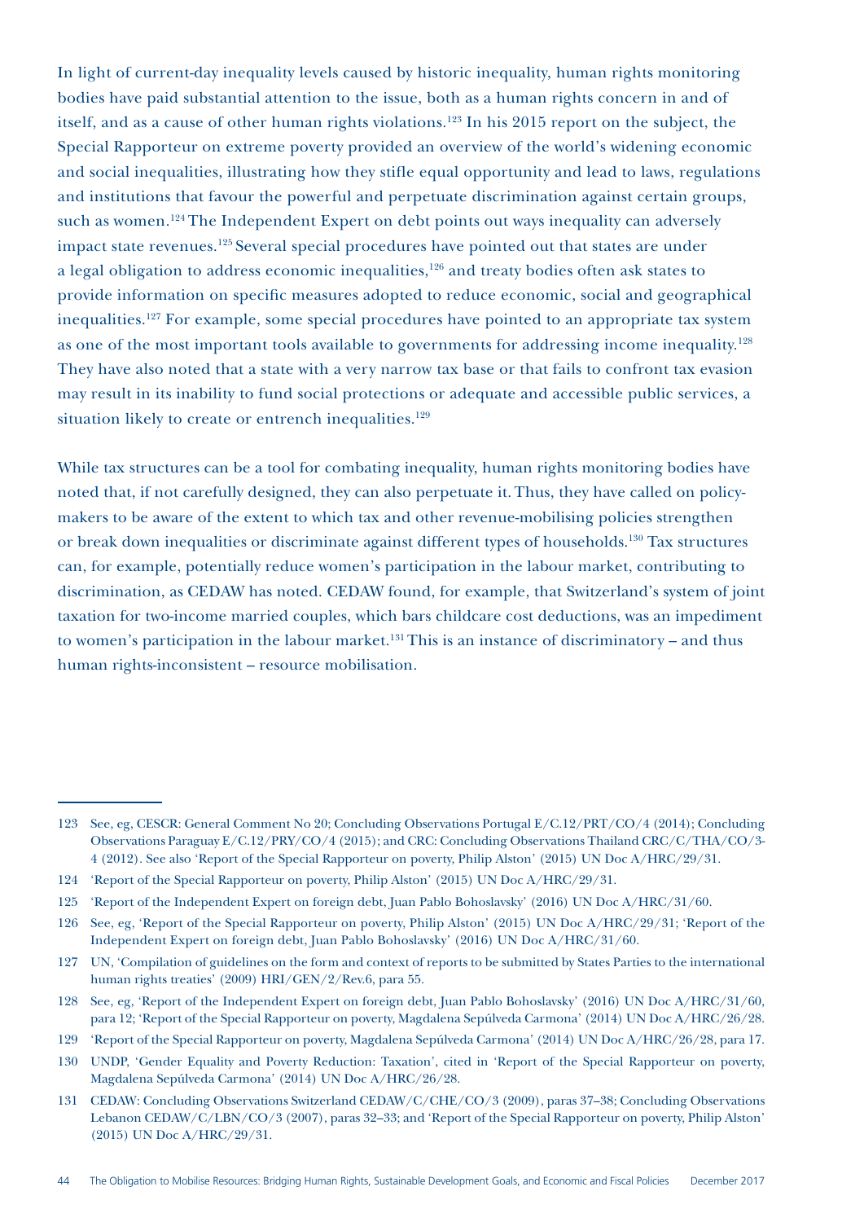In light of current-day inequality levels caused by historic inequality, human rights monitoring bodies have paid substantial attention to the issue, both as a human rights concern in and of itself, and as a cause of other human rights violations.[123] In his 2015 report on the subject, the Special Rapporteur on extreme poverty provided an overview of the world's widening economic and social inequalities, illustrating how they stifle equal opportunity and lead to laws, regulations and institutions that favour the powerful and perpetuate discrimination against certain groups, such as women.[124] The Independent Expert on debt points out ways inequality can adversely impact state revenues.[125] Several special procedures have pointed out that states are under a legal obligation to address economic inequalities,[126] and treaty bodies often ask states to provide information on specific measures adopted to reduce economic, social and geographical inequalities.[127] For example, some special procedures have pointed to an appropriate tax system as one of the most important tools available to governments for addressing income inequality.[128] They have also noted that a state with a very narrow tax base or that fails to confront tax evasion may result in its inability to fund social protections or adequate and accessible public services, a situation likely to create or entrench inequalities.[129]

While tax structures can be a tool for combating inequality, human rights monitoring bodies have noted that, if not carefully designed, they can also perpetuate it. Thus, they have called on policy-makers to be aware of the extent to which tax and other revenue-mobilising policies strengthen or break down inequalities or discriminate against different types of households.[130] Tax structures can, for example, potentially reduce women's participation in the labour market, contributing to discrimination, as CEDAW has noted. CEDAW found, for example, that Switzerland's system of joint taxation for two-income married couples, which bars childcare cost deductions, was an impediment to women's participation in the labour market.[131] This is an instance of discriminatory – and thus human rights-inconsistent – resource mobilisation.

---

123 See, eg, CESCR: General Comment No 20; Concluding Observations Portugal E/C.12/PRT/CO/4 (2014); Concluding Observations Paraguay E/C.12/PRY/CO/4 (2015); and CRC: Concluding Observations Thailand CRC/C/THA/CO/3-4 (2012). See also 'Report of the Special Rapporteur on poverty, Philip Alston' (2015) UN Doc A/HRC/29/31.

124 'Report of the Special Rapporteur on poverty, Philip Alston' (2015) UN Doc A/HRC/29/31.

125 'Report of the Independent Expert on foreign debt, Juan Pablo Bohoslavsky' (2016) UN Doc A/HRC/31/60.

126 See, eg, 'Report of the Special Rapporteur on poverty, Philip Alston' (2015) UN Doc A/HRC/29/31; 'Report of the Independent Expert on foreign debt, Juan Pablo Bohoslavsky' (2016) UN Doc A/HRC/31/60.

127 UN, 'Compilation of guidelines on the form and context of reports to be submitted by States Parties to the international human rights treaties' (2009) HRI/GEN/2/Rev.6, para 55.

128 See, eg, 'Report of the Independent Expert on foreign debt, Juan Pablo Bohoslavsky' (2016) UN Doc A/HRC/31/60, para 12; 'Report of the Special Rapporteur on poverty, Magdalena Sepúlveda Carmona' (2014) UN Doc A/HRC/26/28.

129 'Report of the Special Rapporteur on poverty, Magdalena Sepúlveda Carmona' (2014) UN Doc A/HRC/26/28, para 17.

130 UNDP, 'Gender Equality and Poverty Reduction: Taxation', cited in 'Report of the Special Rapporteur on poverty, Magdalena Sepúlveda Carmona' (2014) UN Doc A/HRC/26/28.

131 CEDAW: Concluding Observations Switzerland CEDAW/C/CHE/CO/3 (2009), paras 37–38; Concluding Observations Lebanon CEDAW/C/LBN/CO/3 (2007), paras 32–33; and 'Report of the Special Rapporteur on poverty, Philip Alston' (2015) UN Doc A/HRC/29/31.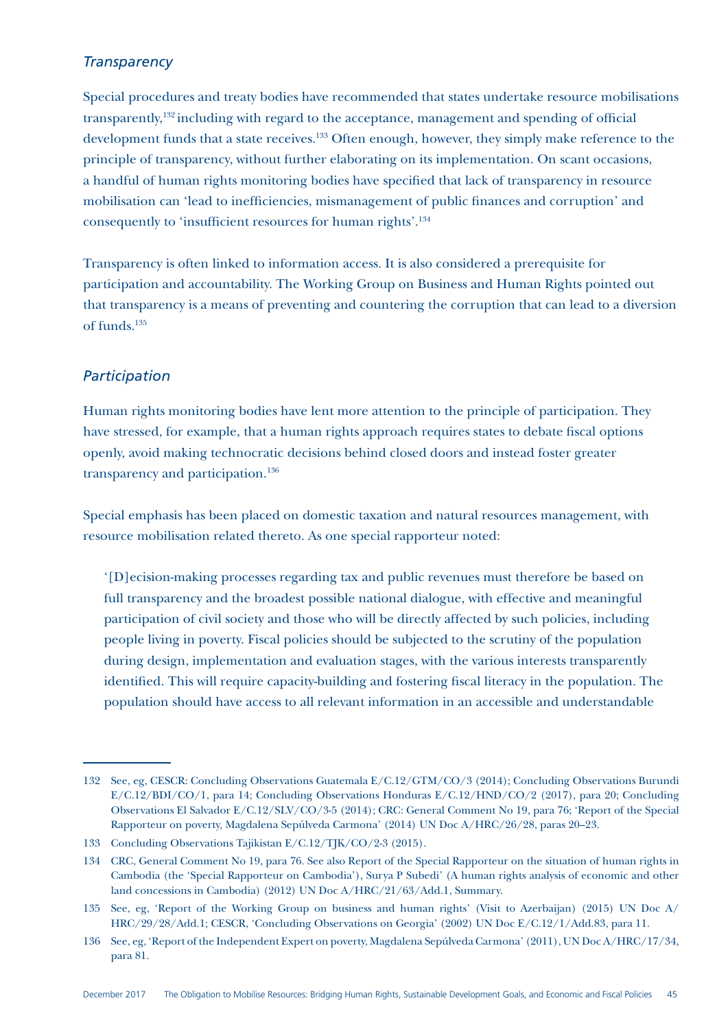### *Transparency*

Special procedures and treaty bodies have recommended that states undertake resource mobilisations transparently,[132] including with regard to the acceptance, management and spending of official development funds that a state receives.[133] Often enough, however, they simply make reference to the principle of transparency, without further elaborating on its implementation. On scant occasions, a handful of human rights monitoring bodies have specified that lack of transparency in resource mobilisation can 'lead to inefficiencies, mismanagement of public finances and corruption' and consequently to 'insufficient resources for human rights'.[134]

Transparency is often linked to information access. It is also considered a prerequisite for participation and accountability. The Working Group on Business and Human Rights pointed out that transparency is a means of preventing and countering the corruption that can lead to a diversion of funds.[135]

### *Participation*

Human rights monitoring bodies have lent more attention to the principle of participation. They have stressed, for example, that a human rights approach requires states to debate fiscal options openly, avoid making technocratic decisions behind closed doors and instead foster greater transparency and participation.[136]

Special emphasis has been placed on domestic taxation and natural resources management, with resource mobilisation related thereto. As one special rapporteur noted:

> '[D]ecision-making processes regarding tax and public revenues must therefore be based on full transparency and the broadest possible national dialogue, with effective and meaningful participation of civil society and those who will be directly affected by such policies, including people living in poverty. Fiscal policies should be subjected to the scrutiny of the population during design, implementation and evaluation stages, with the various interests transparently identified. This will require capacity-building and fostering fiscal literacy in the population. The population should have access to all relevant information in an accessible and understandable

---

132 See, eg, CESCR: Concluding Observations Guatemala E/C.12/GTM/CO/3 (2014); Concluding Observations Burundi E/C.12/BDI/CO/1, para 14; Concluding Observations Honduras E/C.12/HND/CO/2 (2017), para 20; Concluding Observations El Salvador E/C.12/SLV/CO/3-5 (2014); CRC: General Comment No 19, para 76; 'Report of the Special Rapporteur on poverty, Magdalena Sepúlveda Carmona' (2014) UN Doc A/HRC/26/28, paras 20–23.

133 Concluding Observations Tajikistan E/C.12/TJK/CO/2-3 (2015).

134 CRC, General Comment No 19, para 76. See also Report of the Special Rapporteur on the situation of human rights in Cambodia (the 'Special Rapporteur on Cambodia'), Surya P Subedi' (A human rights analysis of economic and other land concessions in Cambodia) (2012) UN Doc A/HRC/21/63/Add.1, Summary.

135 See, eg, 'Report of the Working Group on business and human rights' (Visit to Azerbaijan) (2015) UN Doc A/HRC/29/28/Add.1; CESCR, 'Concluding Observations on Georgia' (2002) UN Doc E/C.12/1/Add.83, para 11.

136 See, eg, 'Report of the Independent Expert on poverty, Magdalena Sepúlveda Carmona' (2011), UN Doc A/HRC/17/34, para 81.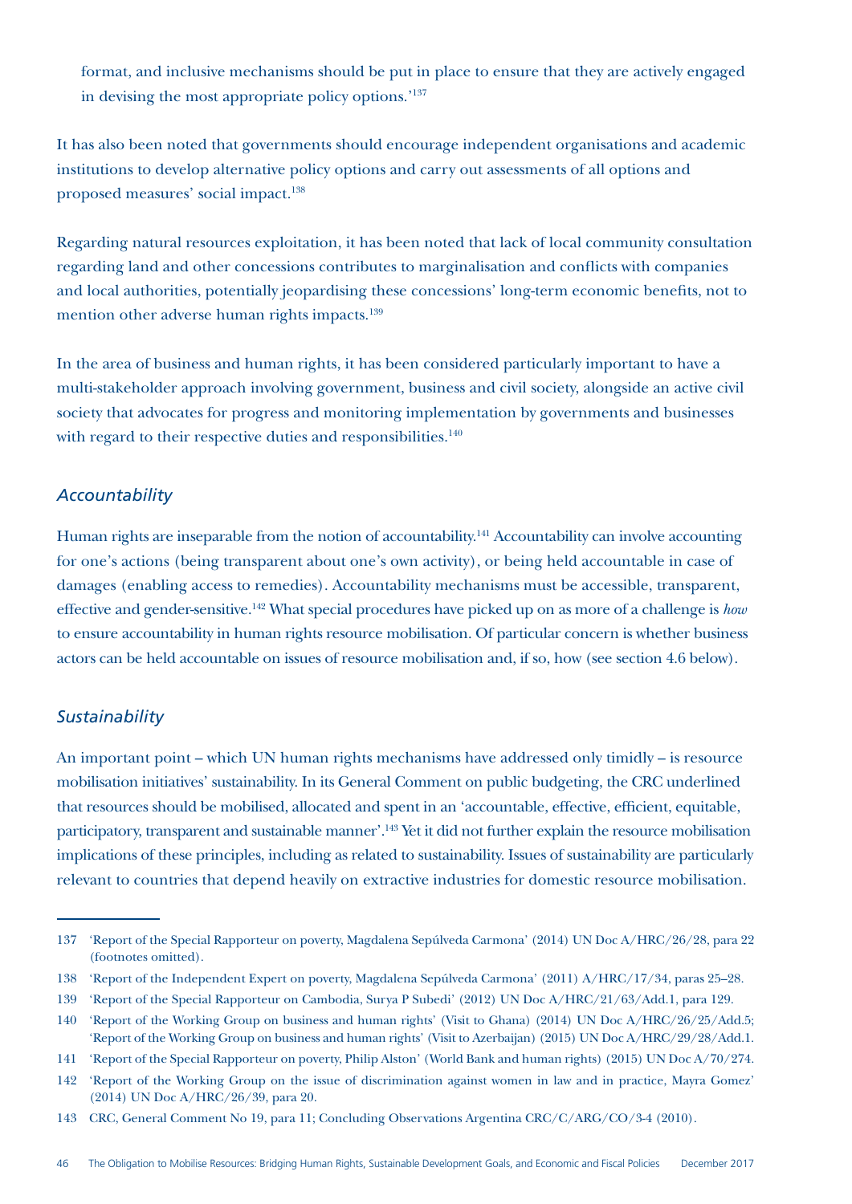format, and inclusive mechanisms should be put in place to ensure that they are actively engaged in devising the most appropriate policy options.'[137]

It has also been noted that governments should encourage independent organisations and academic institutions to develop alternative policy options and carry out assessments of all options and proposed measures' social impact.[138]

Regarding natural resources exploitation, it has been noted that lack of local community consultation regarding land and other concessions contributes to marginalisation and conflicts with companies and local authorities, potentially jeopardising these concessions' long-term economic benefits, not to mention other adverse human rights impacts.[139]

In the area of business and human rights, it has been considered particularly important to have a multi-stakeholder approach involving government, business and civil society, alongside an active civil society that advocates for progress and monitoring implementation by governments and businesses with regard to their respective duties and responsibilities.[140]

### *Accountability*

Human rights are inseparable from the notion of accountability.[141] Accountability can involve accounting for one's actions (being transparent about one's own activity), or being held accountable in case of damages (enabling access to remedies). Accountability mechanisms must be accessible, transparent, effective and gender-sensitive.[142] What special procedures have picked up on as more of a challenge is *how* to ensure accountability in human rights resource mobilisation. Of particular concern is whether business actors can be held accountable on issues of resource mobilisation and, if so, how (see section 4.6 below).

### *Sustainability*

An important point – which UN human rights mechanisms have addressed only timidly – is resource mobilisation initiatives' sustainability. In its General Comment on public budgeting, the CRC underlined that resources should be mobilised, allocated and spent in an 'accountable, effective, efficient, equitable, participatory, transparent and sustainable manner'.[143] Yet it did not further explain the resource mobilisation implications of these principles, including as related to sustainability. Issues of sustainability are particularly relevant to countries that depend heavily on extractive industries for domestic resource mobilisation.

---

137 'Report of the Special Rapporteur on poverty, Magdalena Sepúlveda Carmona' (2014) UN Doc A/HRC/26/28, para 22 (footnotes omitted).

138 'Report of the Independent Expert on poverty, Magdalena Sepúlveda Carmona' (2011) A/HRC/17/34, paras 25–28.

139 'Report of the Special Rapporteur on Cambodia, Surya P Subedi' (2012) UN Doc A/HRC/21/63/Add.1, para 129.

140 'Report of the Working Group on business and human rights' (Visit to Ghana) (2014) UN Doc A/HRC/26/25/Add.5; 'Report of the Working Group on business and human rights' (Visit to Azerbaijan) (2015) UN Doc A/HRC/29/28/Add.1.

141 'Report of the Special Rapporteur on poverty, Philip Alston' (World Bank and human rights) (2015) UN Doc A/70/274.

142 'Report of the Working Group on the issue of discrimination against women in law and in practice, Mayra Gomez' (2014) UN Doc A/HRC/26/39, para 20.

143 CRC, General Comment No 19, para 11; Concluding Observations Argentina CRC/C/ARG/CO/3-4 (2010).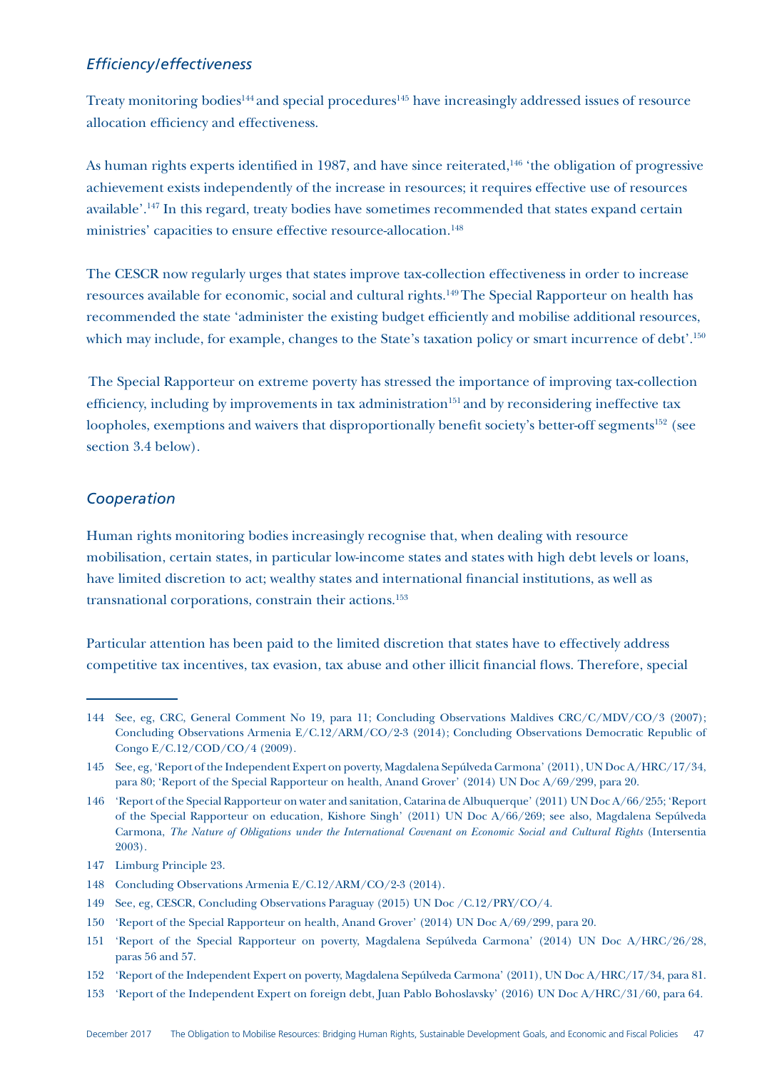### *Efficiency/effectiveness*

Treaty monitoring bodies[144] and special procedures[145] have increasingly addressed issues of resource allocation efficiency and effectiveness.

As human rights experts identified in 1987, and have since reiterated,[146] 'the obligation of progressive achievement exists independently of the increase in resources; it requires effective use of resources available'.[147] In this regard, treaty bodies have sometimes recommended that states expand certain ministries' capacities to ensure effective resource-allocation.[148]

The CESCR now regularly urges that states improve tax-collection effectiveness in order to increase resources available for economic, social and cultural rights.[149] The Special Rapporteur on health has recommended the state 'administer the existing budget efficiently and mobilise additional resources, which may include, for example, changes to the State's taxation policy or smart incurrence of debt'.[150]

The Special Rapporteur on extreme poverty has stressed the importance of improving tax-collection efficiency, including by improvements in tax administration[151] and by reconsidering ineffective tax loopholes, exemptions and waivers that disproportionally benefit society's better-off segments[152] (see section 3.4 below).

### *Cooperation*

Human rights monitoring bodies increasingly recognise that, when dealing with resource mobilisation, certain states, in particular low-income states and states with high debt levels or loans, have limited discretion to act; wealthy states and international financial institutions, as well as transnational corporations, constrain their actions.[153]

Particular attention has been paid to the limited discretion that states have to effectively address competitive tax incentives, tax evasion, tax abuse and other illicit financial flows. Therefore, special

---

144 See, eg, CRC, General Comment No 19, para 11; Concluding Observations Maldives CRC/C/MDV/CO/3 (2007); Concluding Observations Armenia E/C.12/ARM/CO/2-3 (2014); Concluding Observations Democratic Republic of Congo E/C.12/COD/CO/4 (2009).

145 See, eg, 'Report of the Independent Expert on poverty, Magdalena Sepúlveda Carmona' (2011), UN Doc A/HRC/17/34, para 80; 'Report of the Special Rapporteur on health, Anand Grover' (2014) UN Doc A/69/299, para 20.

146 'Report of the Special Rapporteur on water and sanitation, Catarina de Albuquerque' (2011) UN Doc A/66/255; 'Report of the Special Rapporteur on education, Kishore Singh' (2011) UN Doc A/66/269; see also, Magdalena Sepúlveda Carmona, *The Nature of Obligations under the International Covenant on Economic Social and Cultural Rights* (Intersentia 2003).

147 Limburg Principle 23.

148 Concluding Observations Armenia E/C.12/ARM/CO/2-3 (2014).

149 See, eg, CESCR, Concluding Observations Paraguay (2015) UN Doc /C.12/PRY/CO/4.

150 'Report of the Special Rapporteur on health, Anand Grover' (2014) UN Doc A/69/299, para 20.

151 'Report of the Special Rapporteur on poverty, Magdalena Sepúlveda Carmona' (2014) UN Doc A/HRC/26/28, paras 56 and 57.

152 'Report of the Independent Expert on poverty, Magdalena Sepúlveda Carmona' (2011), UN Doc A/HRC/17/34, para 81.

153 'Report of the Independent Expert on foreign debt, Juan Pablo Bohoslavsky' (2016) UN Doc A/HRC/31/60, para 64.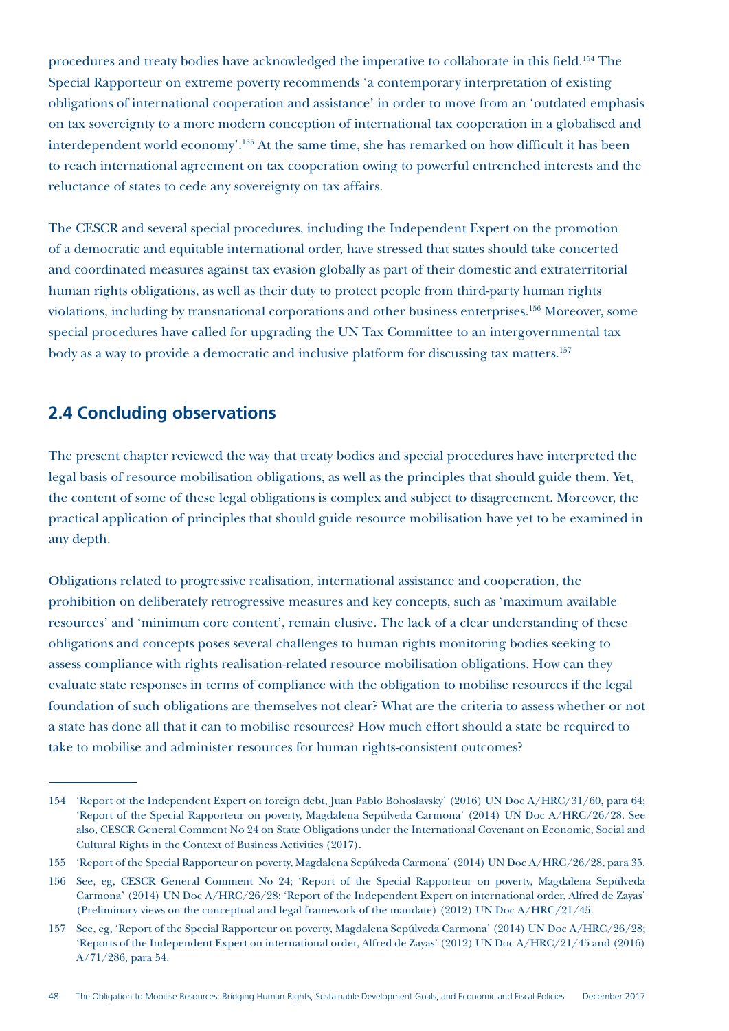procedures and treaty bodies have acknowledged the imperative to collaborate in this field.[154] The Special Rapporteur on extreme poverty recommends 'a contemporary interpretation of existing obligations of international cooperation and assistance' in order to move from an 'outdated emphasis on tax sovereignty to a more modern conception of international tax cooperation in a globalised and interdependent world economy'.[155] At the same time, she has remarked on how difficult it has been to reach international agreement on tax cooperation owing to powerful entrenched interests and the reluctance of states to cede any sovereignty on tax affairs.

The CESCR and several special procedures, including the Independent Expert on the promotion of a democratic and equitable international order, have stressed that states should take concerted and coordinated measures against tax evasion globally as part of their domestic and extraterritorial human rights obligations, as well as their duty to protect people from third-party human rights violations, including by transnational corporations and other business enterprises.[156] Moreover, some special procedures have called for upgrading the UN Tax Committee to an intergovernmental tax body as a way to provide a democratic and inclusive platform for discussing tax matters.[157]

## 2.4 Concluding observations

The present chapter reviewed the way that treaty bodies and special procedures have interpreted the legal basis of resource mobilisation obligations, as well as the principles that should guide them. Yet, the content of some of these legal obligations is complex and subject to disagreement. Moreover, the practical application of principles that should guide resource mobilisation have yet to be examined in any depth.

Obligations related to progressive realisation, international assistance and cooperation, the prohibition on deliberately retrogressive measures and key concepts, such as 'maximum available resources' and 'minimum core content', remain elusive. The lack of a clear understanding of these obligations and concepts poses several challenges to human rights monitoring bodies seeking to assess compliance with rights realisation-related resource mobilisation obligations. How can they evaluate state responses in terms of compliance with the obligation to mobilise resources if the legal foundation of such obligations are themselves not clear? What are the criteria to assess whether or not a state has done all that it can to mobilise resources? How much effort should a state be required to take to mobilise and administer resources for human rights-consistent outcomes?

---

154 'Report of the Independent Expert on foreign debt, Juan Pablo Bohoslavsky' (2016) UN Doc A/HRC/31/60, para 64; 'Report of the Special Rapporteur on poverty, Magdalena Sepúlveda Carmona' (2014) UN Doc A/HRC/26/28. See also, CESCR General Comment No 24 on State Obligations under the International Covenant on Economic, Social and Cultural Rights in the Context of Business Activities (2017).

155 'Report of the Special Rapporteur on poverty, Magdalena Sepúlveda Carmona' (2014) UN Doc A/HRC/26/28, para 35.

156 See, eg, CESCR General Comment No 24; 'Report of the Special Rapporteur on poverty, Magdalena Sepúlveda Carmona' (2014) UN Doc A/HRC/26/28; 'Report of the Independent Expert on international order, Alfred de Zayas' (Preliminary views on the conceptual and legal framework of the mandate) (2012) UN Doc A/HRC/21/45.

157 See, eg, 'Report of the Special Rapporteur on poverty, Magdalena Sepúlveda Carmona' (2014) UN Doc A/HRC/26/28; 'Reports of the Independent Expert on international order, Alfred de Zayas' (2012) UN Doc A/HRC/21/45 and (2016) A/71/286, para 54.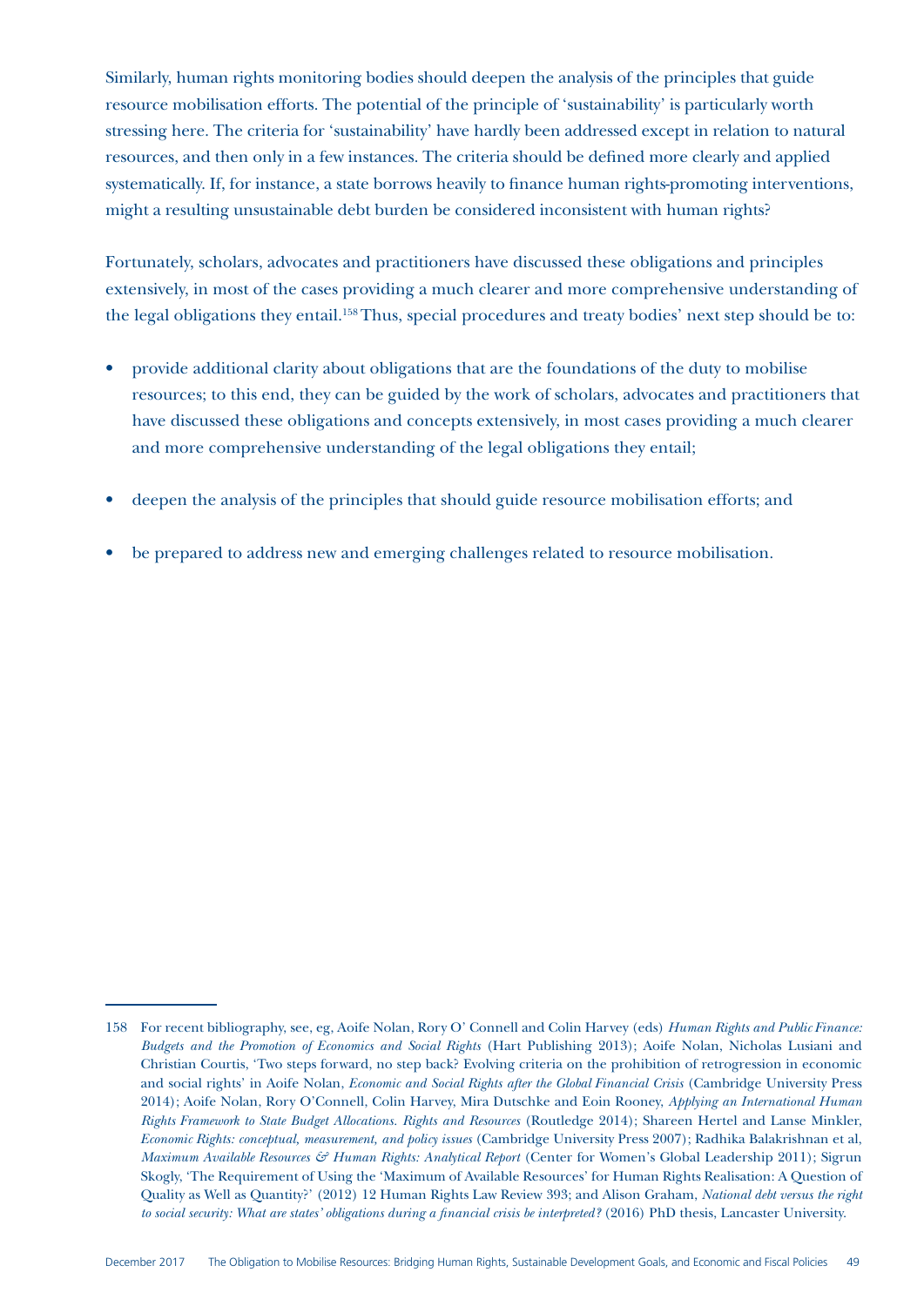Similarly, human rights monitoring bodies should deepen the analysis of the principles that guide resource mobilisation efforts. The potential of the principle of 'sustainability' is particularly worth stressing here. The criteria for 'sustainability' have hardly been addressed except in relation to natural resources, and then only in a few instances. The criteria should be defined more clearly and applied systematically. If, for instance, a state borrows heavily to finance human rights-promoting interventions, might a resulting unsustainable debt burden be considered inconsistent with human rights?

Fortunately, scholars, advocates and practitioners have discussed these obligations and principles extensively, in most of the cases providing a much clearer and more comprehensive understanding of the legal obligations they entail.[158] Thus, special procedures and treaty bodies' next step should be to:

- provide additional clarity about obligations that are the foundations of the duty to mobilise resources; to this end, they can be guided by the work of scholars, advocates and practitioners that have discussed these obligations and concepts extensively, in most cases providing a much clearer and more comprehensive understanding of the legal obligations they entail;
- deepen the analysis of the principles that should guide resource mobilisation efforts; and
- be prepared to address new and emerging challenges related to resource mobilisation.

---

158 For recent bibliography, see, eg, Aoife Nolan, Rory O' Connell and Colin Harvey (eds) *Human Rights and Public Finance: Budgets and the Promotion of Economics and Social Rights* (Hart Publishing 2013); Aoife Nolan, Nicholas Lusiani and Christian Courtis, 'Two steps forward, no step back? Evolving criteria on the prohibition of retrogression in economic and social rights' in Aoife Nolan, *Economic and Social Rights after the Global Financial Crisis* (Cambridge University Press 2014); Aoife Nolan, Rory O'Connell, Colin Harvey, Mira Dutschke and Eoin Rooney, *Applying an International Human Rights Framework to State Budget Allocations. Rights and Resources* (Routledge 2014); Shareen Hertel and Lanse Minkler, *Economic Rights: conceptual, measurement, and policy issues* (Cambridge University Press 2007); Radhika Balakrishnan et al, *Maximum Available Resources & Human Rights: Analytical Report* (Center for Women's Global Leadership 2011); Sigrun Skogly, 'The Requirement of Using the 'Maximum of Available Resources' for Human Rights Realisation: A Question of Quality as Well as Quantity?' (2012) 12 Human Rights Law Review 393; and Alison Graham, *National debt versus the right to social security: What are states' obligations during a financial crisis be interpreted?* (2016) PhD thesis, Lancaster University.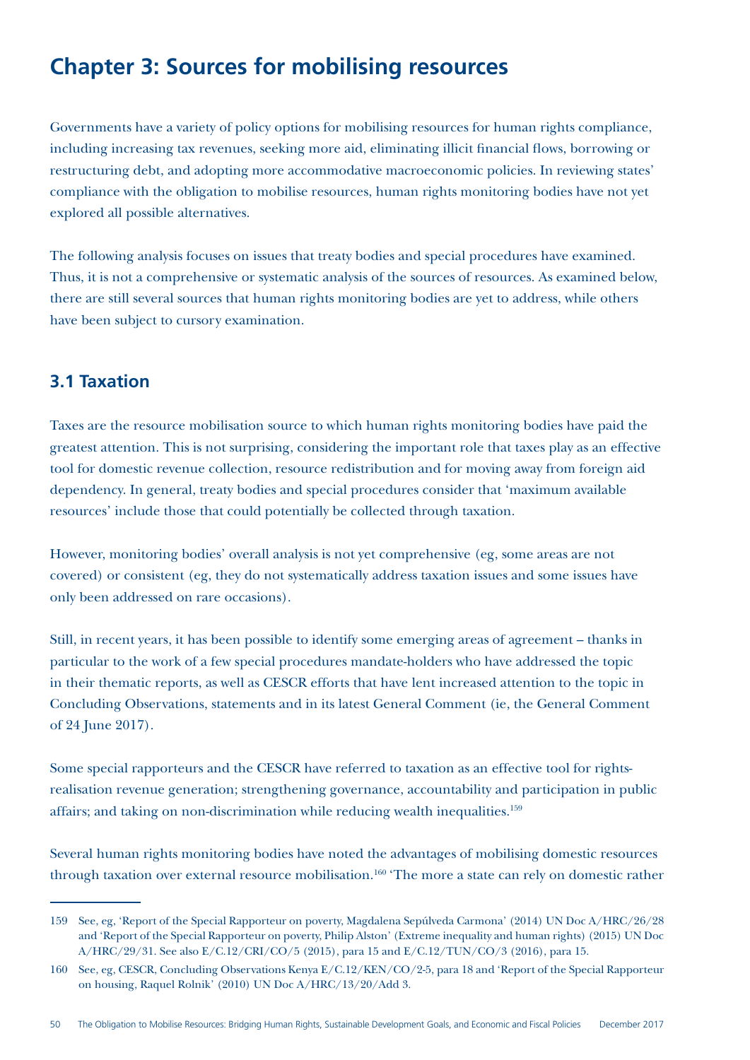# Chapter 3: Sources for mobilising resources

Governments have a variety of policy options for mobilising resources for human rights compliance, including increasing tax revenues, seeking more aid, eliminating illicit financial flows, borrowing or restructuring debt, and adopting more accommodative macroeconomic policies. In reviewing states' compliance with the obligation to mobilise resources, human rights monitoring bodies have not yet explored all possible alternatives.

The following analysis focuses on issues that treaty bodies and special procedures have examined. Thus, it is not a comprehensive or systematic analysis of the sources of resources. As examined below, there are still several sources that human rights monitoring bodies are yet to address, while others have been subject to cursory examination.

## 3.1 Taxation

Taxes are the resource mobilisation source to which human rights monitoring bodies have paid the greatest attention. This is not surprising, considering the important role that taxes play as an effective tool for domestic revenue collection, resource redistribution and for moving away from foreign aid dependency. In general, treaty bodies and special procedures consider that 'maximum available resources' include those that could potentially be collected through taxation.

However, monitoring bodies' overall analysis is not yet comprehensive (eg, some areas are not covered) or consistent (eg, they do not systematically address taxation issues and some issues have only been addressed on rare occasions).

Still, in recent years, it has been possible to identify some emerging areas of agreement – thanks in particular to the work of a few special procedures mandate-holders who have addressed the topic in their thematic reports, as well as CESCR efforts that have lent increased attention to the topic in Concluding Observations, statements and in its latest General Comment (ie, the General Comment of 24 June 2017).

Some special rapporteurs and the CESCR have referred to taxation as an effective tool for rights-realisation revenue generation; strengthening governance, accountability and participation in public affairs; and taking on non-discrimination while reducing wealth inequalities.[159]

Several human rights monitoring bodies have noted the advantages of mobilising domestic resources through taxation over external resource mobilisation.[160] 'The more a state can rely on domestic rather

---

159 See, eg, 'Report of the Special Rapporteur on poverty, Magdalena Sepúlveda Carmona' (2014) UN Doc A/HRC/26/28 and 'Report of the Special Rapporteur on poverty, Philip Alston' (Extreme inequality and human rights) (2015) UN Doc A/HRC/29/31. See also E/C.12/CRI/CO/5 (2015), para 15 and E/C.12/TUN/CO/3 (2016), para 15.

160 See, eg, CESCR, Concluding Observations Kenya E/C.12/KEN/CO/2-5, para 18 and 'Report of the Special Rapporteur on housing, Raquel Rolnik' (2010) UN Doc A/HRC/13/20/Add 3.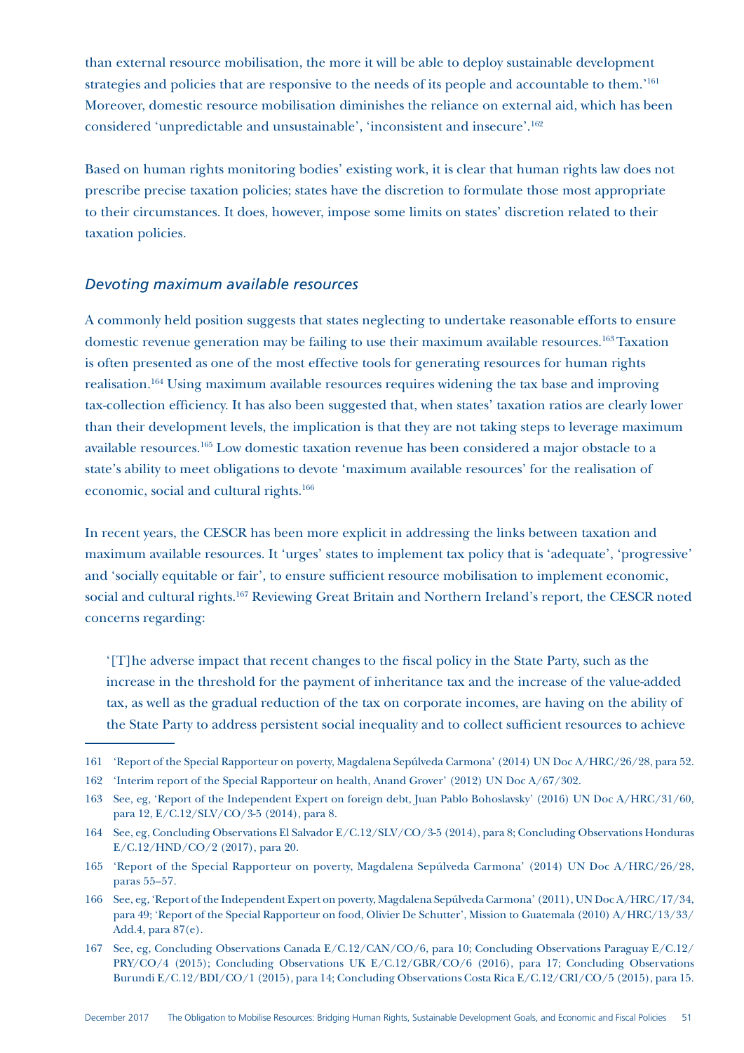than external resource mobilisation, the more it will be able to deploy sustainable development strategies and policies that are responsive to the needs of its people and accountable to them.'[161] Moreover, domestic resource mobilisation diminishes the reliance on external aid, which has been considered 'unpredictable and unsustainable', 'inconsistent and insecure'.[162]

Based on human rights monitoring bodies' existing work, it is clear that human rights law does not prescribe precise taxation policies; states have the discretion to formulate those most appropriate to their circumstances. It does, however, impose some limits on states' discretion related to their taxation policies.

### *Devoting maximum available resources*

A commonly held position suggests that states neglecting to undertake reasonable efforts to ensure domestic revenue generation may be failing to use their maximum available resources.[163] Taxation is often presented as one of the most effective tools for generating resources for human rights realisation.[164] Using maximum available resources requires widening the tax base and improving tax-collection efficiency. It has also been suggested that, when states' taxation ratios are clearly lower than their development levels, the implication is that they are not taking steps to leverage maximum available resources.[165] Low domestic taxation revenue has been considered a major obstacle to a state's ability to meet obligations to devote 'maximum available resources' for the realisation of economic, social and cultural rights.[166]

In recent years, the CESCR has been more explicit in addressing the links between taxation and maximum available resources. It 'urges' states to implement tax policy that is 'adequate', 'progressive' and 'socially equitable or fair', to ensure sufficient resource mobilisation to implement economic, social and cultural rights.[167] Reviewing Great Britain and Northern Ireland's report, the CESCR noted concerns regarding:

> '[T]he adverse impact that recent changes to the fiscal policy in the State Party, such as the increase in the threshold for the payment of inheritance tax and the increase of the value-added tax, as well as the gradual reduction of the tax on corporate incomes, are having on the ability of the State Party to address persistent social inequality and to collect sufficient resources to achieve

---

161 'Report of the Special Rapporteur on poverty, Magdalena Sepúlveda Carmona' (2014) UN Doc A/HRC/26/28, para 52.

162 'Interim report of the Special Rapporteur on health, Anand Grover' (2012) UN Doc A/67/302.

163 See, eg, 'Report of the Independent Expert on foreign debt, Juan Pablo Bohoslavsky' (2016) UN Doc A/HRC/31/60, para 12, E/C.12/SLV/CO/3-5 (2014), para 8.

164 See, eg, Concluding Observations El Salvador E/C.12/SLV/CO/3-5 (2014), para 8; Concluding Observations Honduras E/C.12/HND/CO/2 (2017), para 20.

165 'Report of the Special Rapporteur on poverty, Magdalena Sepúlveda Carmona' (2014) UN Doc A/HRC/26/28, paras 55–57.

166 See, eg, 'Report of the Independent Expert on poverty, Magdalena Sepúlveda Carmona' (2011), UN Doc A/HRC/17/34, para 49; 'Report of the Special Rapporteur on food, Olivier De Schutter', Mission to Guatemala (2010) A/HRC/13/33/Add.4, para 87(e).

167 See, eg, Concluding Observations Canada E/C.12/CAN/CO/6, para 10; Concluding Observations Paraguay E/C.12/PRY/CO/4 (2015); Concluding Observations UK E/C.12/GBR/CO/6 (2016), para 17; Concluding Observations Burundi E/C.12/BDI/CO/1 (2015), para 14; Concluding Observations Costa Rica E/C.12/CRI/CO/5 (2015), para 15.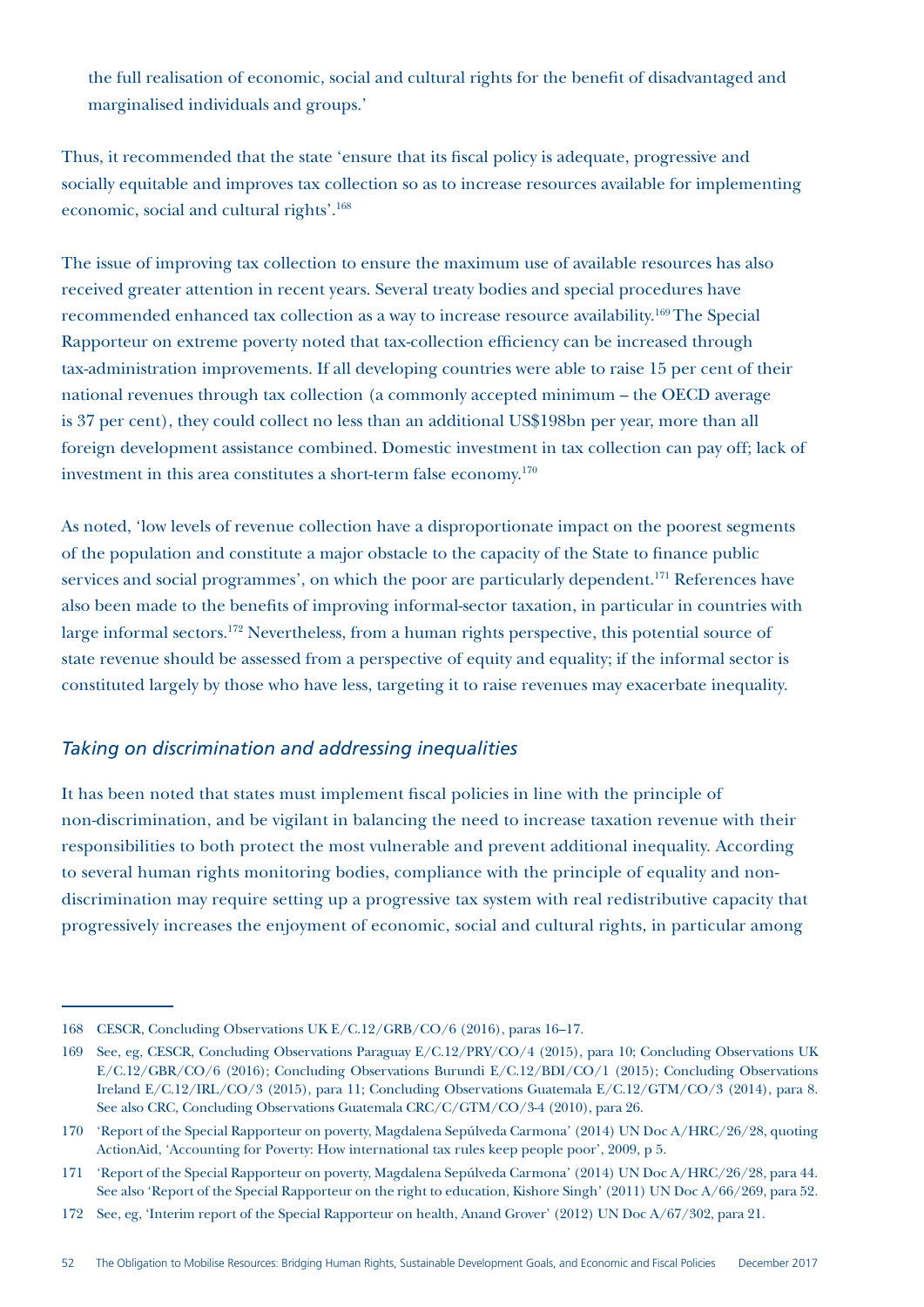the full realisation of economic, social and cultural rights for the benefit of disadvantaged and marginalised individuals and groups.'

Thus, it recommended that the state 'ensure that its fiscal policy is adequate, progressive and socially equitable and improves tax collection so as to increase resources available for implementing economic, social and cultural rights'.[168]

The issue of improving tax collection to ensure the maximum use of available resources has also received greater attention in recent years. Several treaty bodies and special procedures have recommended enhanced tax collection as a way to increase resource availability.[169] The Special Rapporteur on extreme poverty noted that tax-collection efficiency can be increased through tax-administration improvements. If all developing countries were able to raise 15 per cent of their national revenues through tax collection (a commonly accepted minimum – the OECD average is 37 per cent), they could collect no less than an additional US$198bn per year, more than all foreign development assistance combined. Domestic investment in tax collection can pay off; lack of investment in this area constitutes a short-term false economy.[170]

As noted, 'low levels of revenue collection have a disproportionate impact on the poorest segments of the population and constitute a major obstacle to the capacity of the State to finance public services and social programmes', on which the poor are particularly dependent.[171] References have also been made to the benefits of improving informal-sector taxation, in particular in countries with large informal sectors.[172] Nevertheless, from a human rights perspective, this potential source of state revenue should be assessed from a perspective of equity and equality; if the informal sector is constituted largely by those who have less, targeting it to raise revenues may exacerbate inequality.

### *Taking on discrimination and addressing inequalities*

It has been noted that states must implement fiscal policies in line with the principle of non-discrimination, and be vigilant in balancing the need to increase taxation revenue with their responsibilities to both protect the most vulnerable and prevent additional inequality. According to several human rights monitoring bodies, compliance with the principle of equality and non-discrimination may require setting up a progressive tax system with real redistributive capacity that progressively increases the enjoyment of economic, social and cultural rights, in particular among

---

168 CESCR, Concluding Observations UK E/C.12/GRB/CO/6 (2016), paras 16–17.

169 See, eg, CESCR, Concluding Observations Paraguay E/C.12/PRY/CO/4 (2015), para 10; Concluding Observations UK E/C.12/GBR/CO/6 (2016); Concluding Observations Burundi E/C.12/BDI/CO/1 (2015); Concluding Observations Ireland E/C.12/IRL/CO/3 (2015), para 11; Concluding Observations Guatemala E/C.12/GTM/CO/3 (2014), para 8. See also CRC, Concluding Observations Guatemala CRC/C/GTM/CO/3-4 (2010), para 26.

170 'Report of the Special Rapporteur on poverty, Magdalena Sepúlveda Carmona' (2014) UN Doc A/HRC/26/28, quoting ActionAid, 'Accounting for Poverty: How international tax rules keep people poor', 2009, p 5.

171 'Report of the Special Rapporteur on poverty, Magdalena Sepúlveda Carmona' (2014) UN Doc A/HRC/26/28, para 44. See also 'Report of the Special Rapporteur on the right to education, Kishore Singh' (2011) UN Doc A/66/269, para 52.

172 See, eg, 'Interim report of the Special Rapporteur on health, Anand Grover' (2012) UN Doc A/67/302, para 21.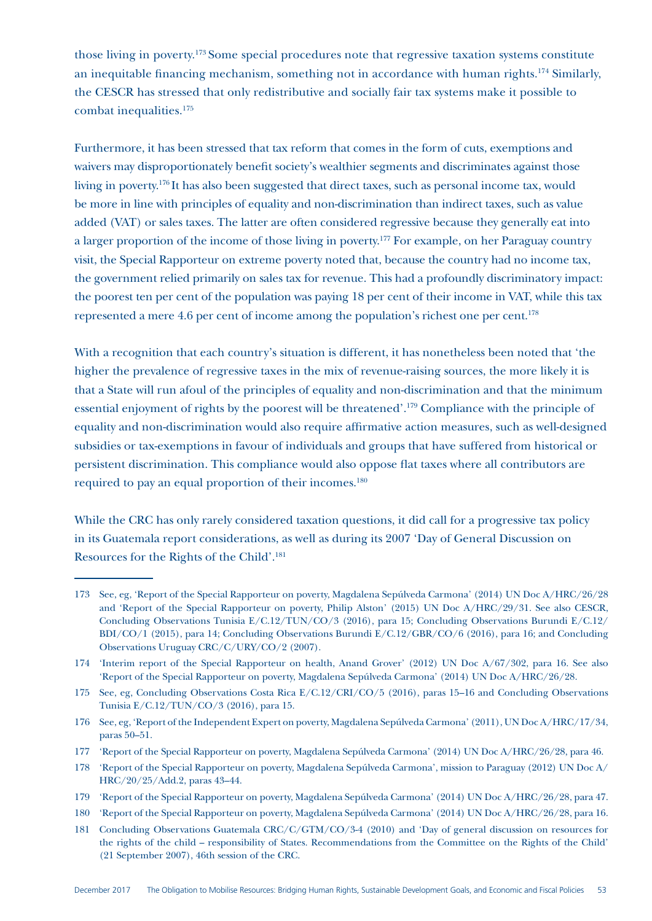those living in poverty.[173] Some special procedures note that regressive taxation systems constitute an inequitable financing mechanism, something not in accordance with human rights.[174] Similarly, the CESCR has stressed that only redistributive and socially fair tax systems make it possible to combat inequalities.[175]

Furthermore, it has been stressed that tax reform that comes in the form of cuts, exemptions and waivers may disproportionately benefit society's wealthier segments and discriminates against those living in poverty.[176] It has also been suggested that direct taxes, such as personal income tax, would be more in line with principles of equality and non-discrimination than indirect taxes, such as value added (VAT) or sales taxes. The latter are often considered regressive because they generally eat into a larger proportion of the income of those living in poverty.[177] For example, on her Paraguay country visit, the Special Rapporteur on extreme poverty noted that, because the country had no income tax, the government relied primarily on sales tax for revenue. This had a profoundly discriminatory impact: the poorest ten per cent of the population was paying 18 per cent of their income in VAT, while this tax represented a mere 4.6 per cent of income among the population's richest one per cent.[178]

With a recognition that each country's situation is different, it has nonetheless been noted that 'the higher the prevalence of regressive taxes in the mix of revenue-raising sources, the more likely it is that a State will run afoul of the principles of equality and non-discrimination and that the minimum essential enjoyment of rights by the poorest will be threatened'.[179] Compliance with the principle of equality and non-discrimination would also require affirmative action measures, such as well-designed subsidies or tax-exemptions in favour of individuals and groups that have suffered from historical or persistent discrimination. This compliance would also oppose flat taxes where all contributors are required to pay an equal proportion of their incomes.[180]

While the CRC has only rarely considered taxation questions, it did call for a progressive tax policy in its Guatemala report considerations, as well as during its 2007 'Day of General Discussion on Resources for the Rights of the Child'.[181]

---

173 See, eg, 'Report of the Special Rapporteur on poverty, Magdalena Sepúlveda Carmona' (2014) UN Doc A/HRC/26/28 and 'Report of the Special Rapporteur on poverty, Philip Alston' (2015) UN Doc A/HRC/29/31. See also CESCR, Concluding Observations Tunisia E/C.12/TUN/CO/3 (2016), para 15; Concluding Observations Burundi E/C.12/BDI/CO/1 (2015), para 14; Concluding Observations Burundi E/C.12/GBR/CO/6 (2016), para 16; and Concluding Observations Uruguay CRC/C/URY/CO/2 (2007).

174 'Interim report of the Special Rapporteur on health, Anand Grover' (2012) UN Doc A/67/302, para 16. See also 'Report of the Special Rapporteur on poverty, Magdalena Sepúlveda Carmona' (2014) UN Doc A/HRC/26/28.

175 See, eg, Concluding Observations Costa Rica E/C.12/CRI/CO/5 (2016), paras 15–16 and Concluding Observations Tunisia E/C.12/TUN/CO/3 (2016), para 15.

176 See, eg, 'Report of the Independent Expert on poverty, Magdalena Sepúlveda Carmona' (2011), UN Doc A/HRC/17/34, paras 50–51.

177 'Report of the Special Rapporteur on poverty, Magdalena Sepúlveda Carmona' (2014) UN Doc A/HRC/26/28, para 46.

178 'Report of the Special Rapporteur on poverty, Magdalena Sepúlveda Carmona', mission to Paraguay (2012) UN Doc A/HRC/20/25/Add.2, paras 43–44.

179 'Report of the Special Rapporteur on poverty, Magdalena Sepúlveda Carmona' (2014) UN Doc A/HRC/26/28, para 47.

180 'Report of the Special Rapporteur on poverty, Magdalena Sepúlveda Carmona' (2014) UN Doc A/HRC/26/28, para 16.

181 Concluding Observations Guatemala CRC/C/GTM/CO/3-4 (2010) and 'Day of general discussion on resources for the rights of the child – responsibility of States. Recommendations from the Committee on the Rights of the Child' (21 September 2007), 46th session of the CRC.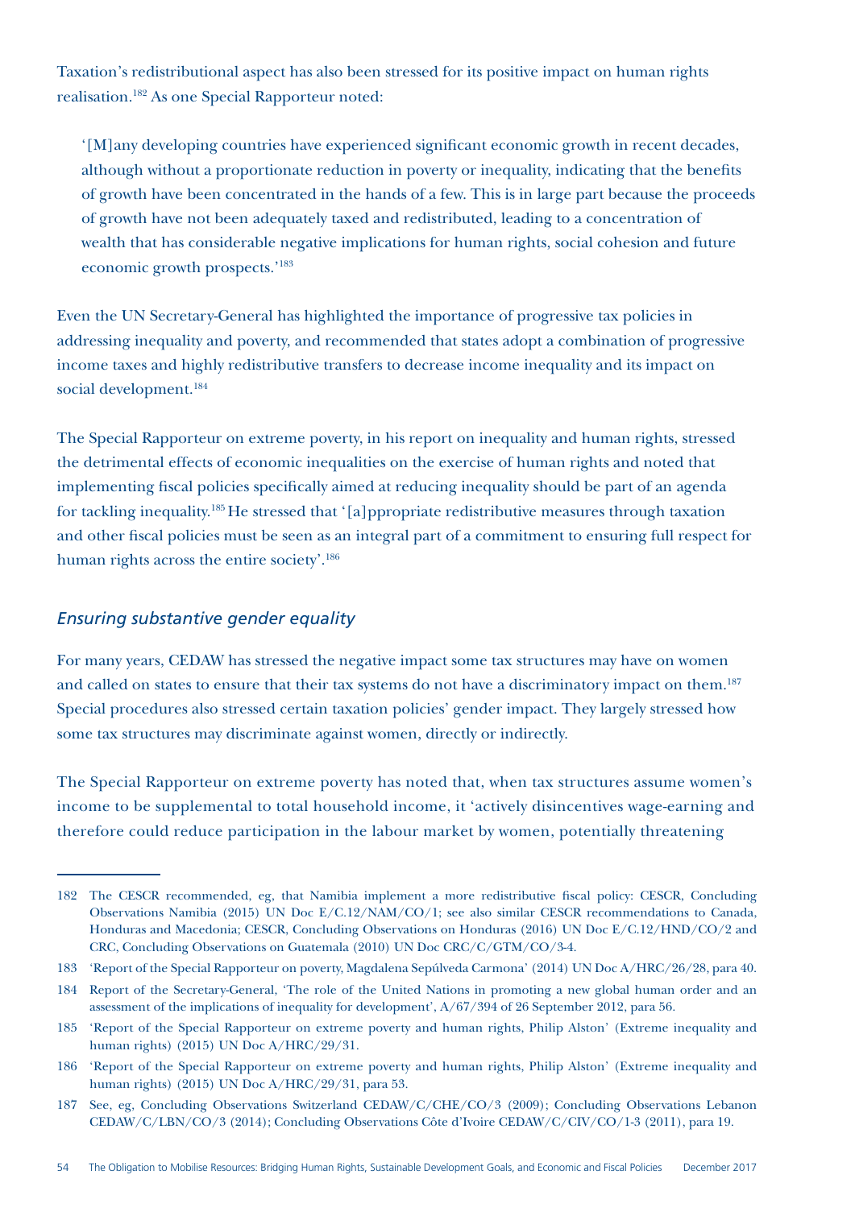Taxation's redistributional aspect has also been stressed for its positive impact on human rights realisation.[182] As one Special Rapporteur noted:

> '[M]any developing countries have experienced significant economic growth in recent decades, although without a proportionate reduction in poverty or inequality, indicating that the benefits of growth have been concentrated in the hands of a few. This is in large part because the proceeds of growth have not been adequately taxed and redistributed, leading to a concentration of wealth that has considerable negative implications for human rights, social cohesion and future economic growth prospects.'[183]

Even the UN Secretary-General has highlighted the importance of progressive tax policies in addressing inequality and poverty, and recommended that states adopt a combination of progressive income taxes and highly redistributive transfers to decrease income inequality and its impact on social development.[184]

The Special Rapporteur on extreme poverty, in his report on inequality and human rights, stressed the detrimental effects of economic inequalities on the exercise of human rights and noted that implementing fiscal policies specifically aimed at reducing inequality should be part of an agenda for tackling inequality.[185] He stressed that '[a]ppropriate redistributive measures through taxation and other fiscal policies must be seen as an integral part of a commitment to ensuring full respect for human rights across the entire society'.[186]

### *Ensuring substantive gender equality*

For many years, CEDAW has stressed the negative impact some tax structures may have on women and called on states to ensure that their tax systems do not have a discriminatory impact on them.[187] Special procedures also stressed certain taxation policies' gender impact. They largely stressed how some tax structures may discriminate against women, directly or indirectly.

The Special Rapporteur on extreme poverty has noted that, when tax structures assume women's income to be supplemental to total household income, it 'actively disincentives wage-earning and therefore could reduce participation in the labour market by women, potentially threatening

---

182 The CESCR recommended, eg, that Namibia implement a more redistributive fiscal policy: CESCR, Concluding Observations Namibia (2015) UN Doc E/C.12/NAM/CO/1; see also similar CESCR recommendations to Canada, Honduras and Macedonia; CESCR, Concluding Observations on Honduras (2016) UN Doc E/C.12/HND/CO/2 and CRC, Concluding Observations on Guatemala (2010) UN Doc CRC/C/GTM/CO/3-4.

183 'Report of the Special Rapporteur on poverty, Magdalena Sepúlveda Carmona' (2014) UN Doc A/HRC/26/28, para 40.

184 Report of the Secretary-General, 'The role of the United Nations in promoting a new global human order and an assessment of the implications of inequality for development', A/67/394 of 26 September 2012, para 56.

185 'Report of the Special Rapporteur on extreme poverty and human rights, Philip Alston' (Extreme inequality and human rights) (2015) UN Doc A/HRC/29/31.

186 'Report of the Special Rapporteur on extreme poverty and human rights, Philip Alston' (Extreme inequality and human rights) (2015) UN Doc A/HRC/29/31, para 53.

187 See, eg, Concluding Observations Switzerland CEDAW/C/CHE/CO/3 (2009); Concluding Observations Lebanon CEDAW/C/LBN/CO/3 (2014); Concluding Observations Côte d'Ivoire CEDAW/C/CIV/CO/1-3 (2011), para 19.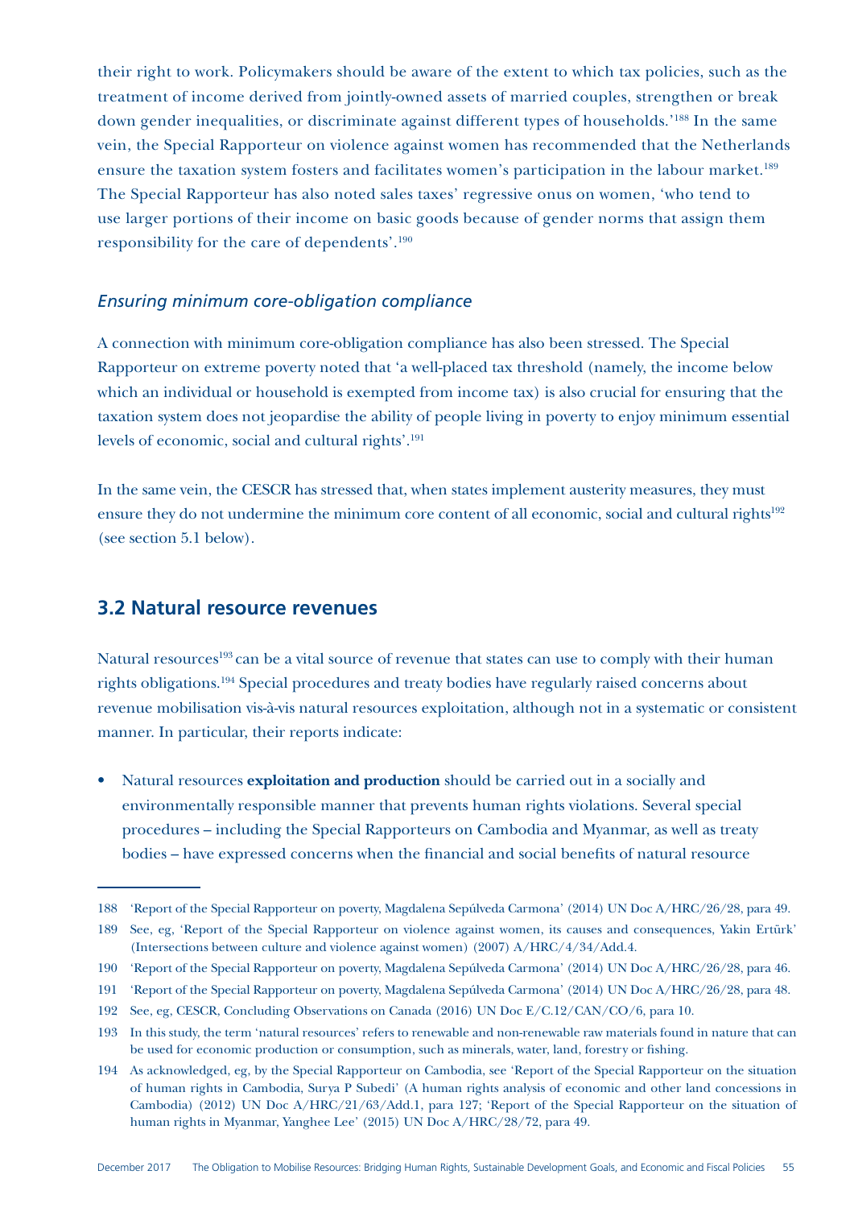their right to work. Policymakers should be aware of the extent to which tax policies, such as the treatment of income derived from jointly-owned assets of married couples, strengthen or break down gender inequalities, or discriminate against different types of households.'[188] In the same vein, the Special Rapporteur on violence against women has recommended that the Netherlands ensure the taxation system fosters and facilitates women's participation in the labour market.[189] The Special Rapporteur has also noted sales taxes' regressive onus on women, 'who tend to use larger portions of their income on basic goods because of gender norms that assign them responsibility for the care of dependents'.[190]

### *Ensuring minimum core-obligation compliance*

A connection with minimum core-obligation compliance has also been stressed. The Special Rapporteur on extreme poverty noted that 'a well-placed tax threshold (namely, the income below which an individual or household is exempted from income tax) is also crucial for ensuring that the taxation system does not jeopardise the ability of people living in poverty to enjoy minimum essential levels of economic, social and cultural rights'.[191]

In the same vein, the CESCR has stressed that, when states implement austerity measures, they must ensure they do not undermine the minimum core content of all economic, social and cultural rights[192] (see section 5.1 below).

## 3.2 Natural resource revenues

Natural resources[193] can be a vital source of revenue that states can use to comply with their human rights obligations.[194] Special procedures and treaty bodies have regularly raised concerns about revenue mobilisation vis-à-vis natural resources exploitation, although not in a systematic or consistent manner. In particular, their reports indicate:

- Natural resources **exploitation and production** should be carried out in a socially and environmentally responsible manner that prevents human rights violations. Several special procedures – including the Special Rapporteurs on Cambodia and Myanmar, as well as treaty bodies – have expressed concerns when the financial and social benefits of natural resource

---

188 'Report of the Special Rapporteur on poverty, Magdalena Sepúlveda Carmona' (2014) UN Doc A/HRC/26/28, para 49.

189 See, eg, 'Report of the Special Rapporteur on violence against women, its causes and consequences, Yakin Ertürk' (Intersections between culture and violence against women) (2007) A/HRC/4/34/Add.4.

190 'Report of the Special Rapporteur on poverty, Magdalena Sepúlveda Carmona' (2014) UN Doc A/HRC/26/28, para 46.

191 'Report of the Special Rapporteur on poverty, Magdalena Sepúlveda Carmona' (2014) UN Doc A/HRC/26/28, para 48.

192 See, eg, CESCR, Concluding Observations on Canada (2016) UN Doc E/C.12/CAN/CO/6, para 10.

193 In this study, the term 'natural resources' refers to renewable and non-renewable raw materials found in nature that can be used for economic production or consumption, such as minerals, water, land, forestry or fishing.

194 As acknowledged, eg, by the Special Rapporteur on Cambodia, see 'Report of the Special Rapporteur on the situation of human rights in Cambodia, Surya P Subedi' (A human rights analysis of economic and other land concessions in Cambodia) (2012) UN Doc A/HRC/21/63/Add.1, para 127; 'Report of the Special Rapporteur on the situation of human rights in Myanmar, Yanghee Lee' (2015) UN Doc A/HRC/28/72, para 49.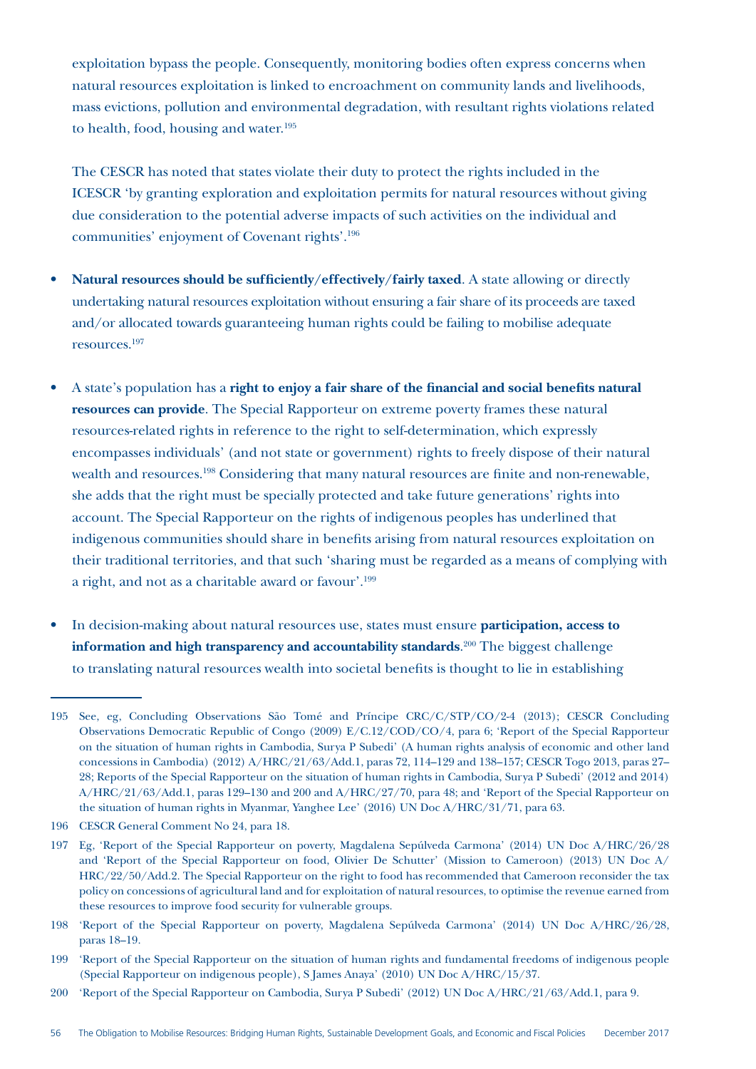exploitation bypass the people. Consequently, monitoring bodies often express concerns when natural resources exploitation is linked to encroachment on community lands and livelihoods, mass evictions, pollution and environmental degradation, with resultant rights violations related to health, food, housing and water.[195]

The CESCR has noted that states violate their duty to protect the rights included in the ICESCR 'by granting exploration and exploitation permits for natural resources without giving due consideration to the potential adverse impacts of such activities on the individual and communities' enjoyment of Covenant rights'.[196]

- **Natural resources should be sufficiently/effectively/fairly taxed**. A state allowing or directly undertaking natural resources exploitation without ensuring a fair share of its proceeds are taxed and/or allocated towards guaranteeing human rights could be failing to mobilise adequate resources.[197]

- A state's population has a **right to enjoy a fair share of the financial and social benefits natural resources can provide**. The Special Rapporteur on extreme poverty frames these natural resources-related rights in reference to the right to self-determination, which expressly encompasses individuals' (and not state or government) rights to freely dispose of their natural wealth and resources.[198] Considering that many natural resources are finite and non-renewable, she adds that the right must be specially protected and take future generations' rights into account. The Special Rapporteur on the rights of indigenous peoples has underlined that indigenous communities should share in benefits arising from natural resources exploitation on their traditional territories, and that such 'sharing must be regarded as a means of complying with a right, and not as a charitable award or favour'.[199]

- In decision-making about natural resources use, states must ensure **participation, access to information and high transparency and accountability standards**.[200] The biggest challenge to translating natural resources wealth into societal benefits is thought to lie in establishing

---

195 See, eg, Concluding Observations São Tomé and Príncipe CRC/C/STP/CO/2-4 (2013); CESCR Concluding Observations Democratic Republic of Congo (2009) E/C.12/COD/CO/4, para 6; 'Report of the Special Rapporteur on the situation of human rights in Cambodia, Surya P Subedi' (A human rights analysis of economic and other land concessions in Cambodia) (2012) A/HRC/21/63/Add.1, paras 72, 114–129 and 138–157; CESCR Togo 2013, paras 27–28; Reports of the Special Rapporteur on the situation of human rights in Cambodia, Surya P Subedi' (2012 and 2014) A/HRC/21/63/Add.1, paras 129–130 and 200 and A/HRC/27/70, para 48; and 'Report of the Special Rapporteur on the situation of human rights in Myanmar, Yanghee Lee' (2016) UN Doc A/HRC/31/71, para 63.

196 CESCR General Comment No 24, para 18.

197 Eg, 'Report of the Special Rapporteur on poverty, Magdalena Sepúlveda Carmona' (2014) UN Doc A/HRC/26/28 and 'Report of the Special Rapporteur on food, Olivier De Schutter' (Mission to Cameroon) (2013) UN Doc A/HRC/22/50/Add.2. The Special Rapporteur on the right to food has recommended that Cameroon reconsider the tax policy on concessions of agricultural land and for exploitation of natural resources, to optimise the revenue earned from these resources to improve food security for vulnerable groups.

198 'Report of the Special Rapporteur on poverty, Magdalena Sepúlveda Carmona' (2014) UN Doc A/HRC/26/28, paras 18–19.

199 'Report of the Special Rapporteur on the situation of human rights and fundamental freedoms of indigenous people (Special Rapporteur on indigenous people), S James Anaya' (2010) UN Doc A/HRC/15/37.

200 'Report of the Special Rapporteur on Cambodia, Surya P Subedi' (2012) UN Doc A/HRC/21/63/Add.1, para 9.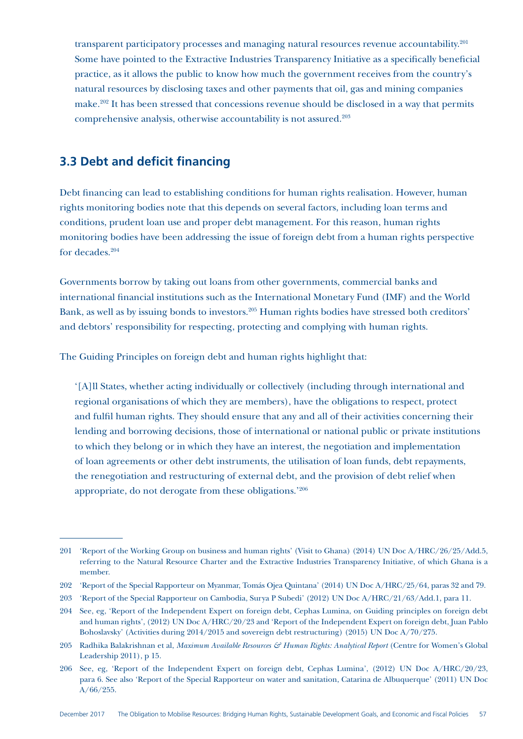transparent participatory processes and managing natural resources revenue accountability.[201] Some have pointed to the Extractive Industries Transparency Initiative as a specifically beneficial practice, as it allows the public to know how much the government receives from the country's natural resources by disclosing taxes and other payments that oil, gas and mining companies make.[202] It has been stressed that concessions revenue should be disclosed in a way that permits comprehensive analysis, otherwise accountability is not assured.[203]

## 3.3 Debt and deficit financing

Debt financing can lead to establishing conditions for human rights realisation. However, human rights monitoring bodies note that this depends on several factors, including loan terms and conditions, prudent loan use and proper debt management. For this reason, human rights monitoring bodies have been addressing the issue of foreign debt from a human rights perspective for decades.[204]

Governments borrow by taking out loans from other governments, commercial banks and international financial institutions such as the International Monetary Fund (IMF) and the World Bank, as well as by issuing bonds to investors.[205] Human rights bodies have stressed both creditors' and debtors' responsibility for respecting, protecting and complying with human rights.

The Guiding Principles on foreign debt and human rights highlight that:

> '[A]ll States, whether acting individually or collectively (including through international and regional organisations of which they are members), have the obligations to respect, protect and fulfil human rights. They should ensure that any and all of their activities concerning their lending and borrowing decisions, those of international or national public or private institutions to which they belong or in which they have an interest, the negotiation and implementation of loan agreements or other debt instruments, the utilisation of loan funds, debt repayments, the renegotiation and restructuring of external debt, and the provision of debt relief when appropriate, do not derogate from these obligations.'[206]

---

201 'Report of the Working Group on business and human rights' (Visit to Ghana) (2014) UN Doc A/HRC/26/25/Add.5, referring to the Natural Resource Charter and the Extractive Industries Transparency Initiative, of which Ghana is a member.

202 'Report of the Special Rapporteur on Myanmar, Tomás Ojea Quintana' (2014) UN Doc A/HRC/25/64, paras 32 and 79.

203 'Report of the Special Rapporteur on Cambodia, Surya P Subedi' (2012) UN Doc A/HRC/21/63/Add.1, para 11.

204 See, eg, 'Report of the Independent Expert on foreign debt, Cephas Lumina, on Guiding principles on foreign debt and human rights', (2012) UN Doc A/HRC/20/23 and 'Report of the Independent Expert on foreign debt, Juan Pablo Bohoslavsky' (Activities during 2014/2015 and sovereign debt restructuring) (2015) UN Doc A/70/275.

205 Radhika Balakrishnan et al, *Maximum Available Resources & Human Rights: Analytical Report* (Centre for Women's Global Leadership 2011), p 15.

206 See, eg, 'Report of the Independent Expert on foreign debt, Cephas Lumina', (2012) UN Doc A/HRC/20/23, para 6. See also 'Report of the Special Rapporteur on water and sanitation, Catarina de Albuquerque' (2011) UN Doc A/66/255.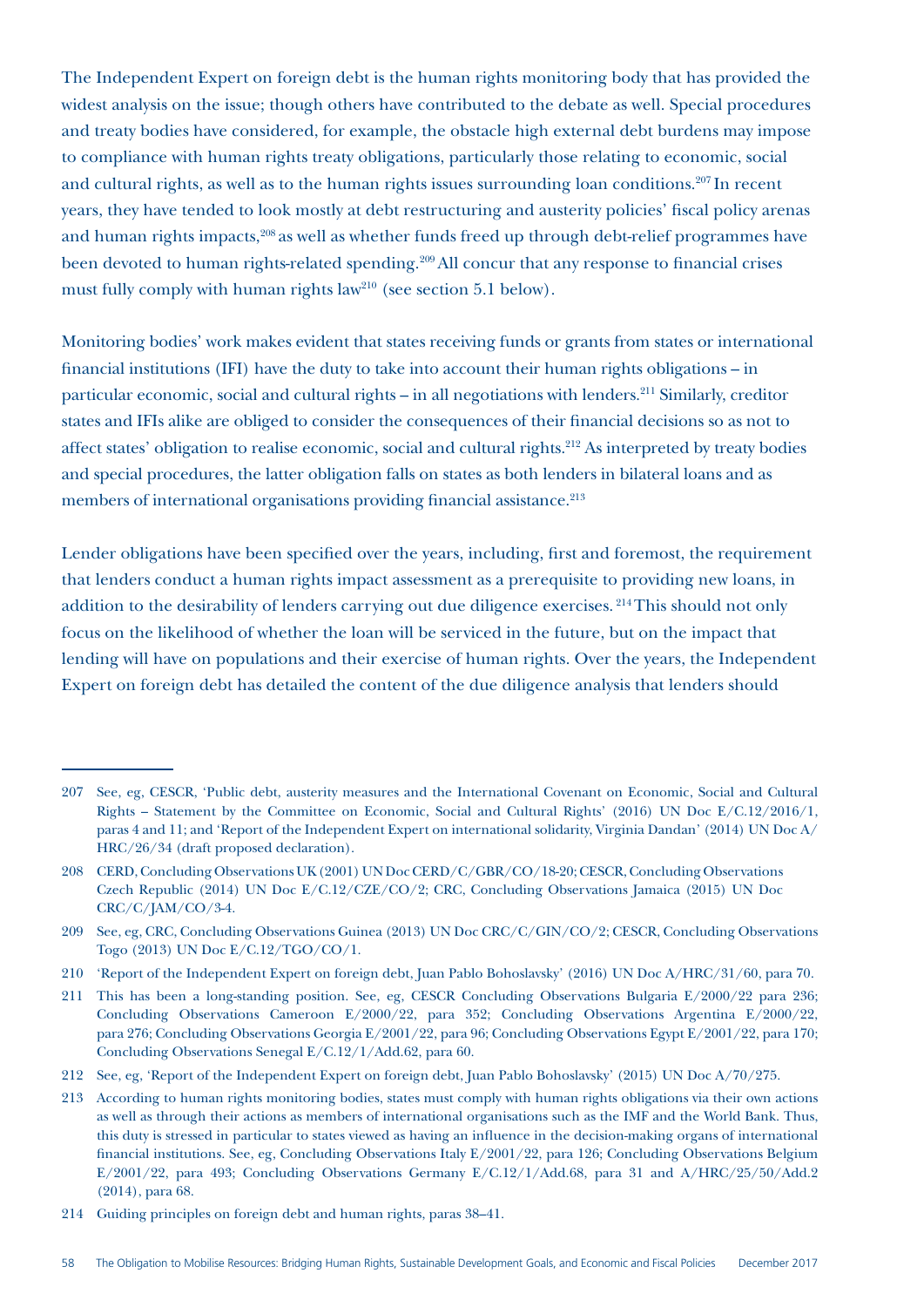The Independent Expert on foreign debt is the human rights monitoring body that has provided the widest analysis on the issue; though others have contributed to the debate as well. Special procedures and treaty bodies have considered, for example, the obstacle high external debt burdens may impose to compliance with human rights treaty obligations, particularly those relating to economic, social and cultural rights, as well as to the human rights issues surrounding loan conditions.[207] In recent years, they have tended to look mostly at debt restructuring and austerity policies' fiscal policy arenas and human rights impacts,[208] as well as whether funds freed up through debt-relief programmes have been devoted to human rights-related spending.[209] All concur that any response to financial crises must fully comply with human rights law[210] (see section 5.1 below).

Monitoring bodies' work makes evident that states receiving funds or grants from states or international financial institutions (IFI) have the duty to take into account their human rights obligations – in particular economic, social and cultural rights – in all negotiations with lenders.[211] Similarly, creditor states and IFIs alike are obliged to consider the consequences of their financial decisions so as not to affect states' obligation to realise economic, social and cultural rights.[212] As interpreted by treaty bodies and special procedures, the latter obligation falls on states as both lenders in bilateral loans and as members of international organisations providing financial assistance.[213]

Lender obligations have been specified over the years, including, first and foremost, the requirement that lenders conduct a human rights impact assessment as a prerequisite to providing new loans, in addition to the desirability of lenders carrying out due diligence exercises.[214] This should not only focus on the likelihood of whether the loan will be serviced in the future, but on the impact that lending will have on populations and their exercise of human rights. Over the years, the Independent Expert on foreign debt has detailed the content of the due diligence analysis that lenders should

---

207 See, eg, CESCR, 'Public debt, austerity measures and the International Covenant on Economic, Social and Cultural Rights – Statement by the Committee on Economic, Social and Cultural Rights' (2016) UN Doc E/C.12/2016/1, paras 4 and 11; and 'Report of the Independent Expert on international solidarity, Virginia Dandan' (2014) UN Doc A/HRC/26/34 (draft proposed declaration).

208 CERD, Concluding Observations UK (2001) UN Doc CERD/C/GBR/CO/18-20; CESCR, Concluding Observations Czech Republic (2014) UN Doc E/C.12/CZE/CO/2; CRC, Concluding Observations Jamaica (2015) UN Doc CRC/C/JAM/CO/3-4.

209 See, eg, CRC, Concluding Observations Guinea (2013) UN Doc CRC/C/GIN/CO/2; CESCR, Concluding Observations Togo (2013) UN Doc E/C.12/TGO/CO/1.

210 'Report of the Independent Expert on foreign debt, Juan Pablo Bohoslavsky' (2016) UN Doc A/HRC/31/60, para 70.

211 This has been a long-standing position. See, eg, CESCR Concluding Observations Bulgaria E/2000/22 para 236; Concluding Observations Cameroon E/2000/22, para 352; Concluding Observations Argentina E/2000/22, para 276; Concluding Observations Georgia E/2001/22, para 96; Concluding Observations Egypt E/2001/22, para 170; Concluding Observations Senegal E/C.12/1/Add.62, para 60.

212 See, eg, 'Report of the Independent Expert on foreign debt, Juan Pablo Bohoslavsky' (2015) UN Doc A/70/275.

213 According to human rights monitoring bodies, states must comply with human rights obligations via their own actions as well as through their actions as members of international organisations such as the IMF and the World Bank. Thus, this duty is stressed in particular to states viewed as having an influence in the decision-making organs of international financial institutions. See, eg, Concluding Observations Italy E/2001/22, para 126; Concluding Observations Belgium E/2001/22, para 493; Concluding Observations Germany E/C.12/1/Add.68, para 31 and A/HRC/25/50/Add.2 (2014), para 68.

214 Guiding principles on foreign debt and human rights, paras 38–41.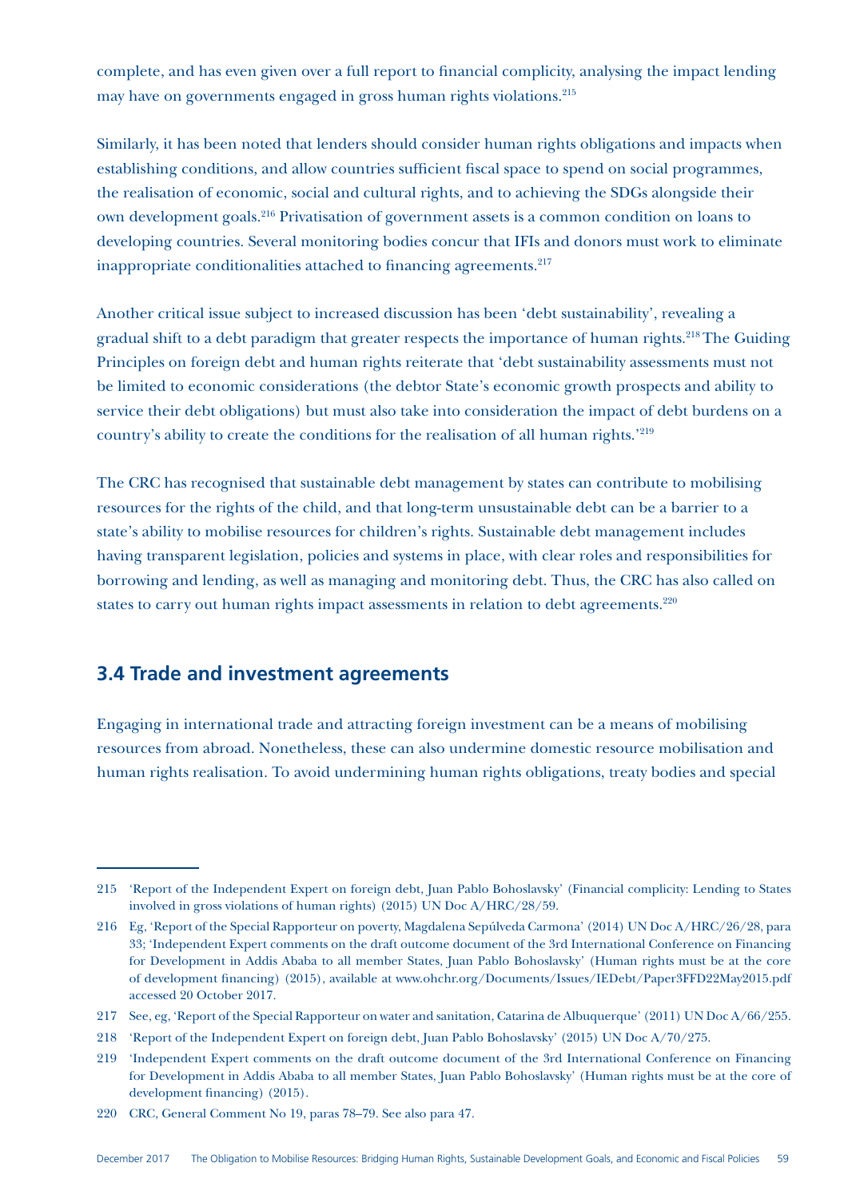complete, and has even given over a full report to financial complicity, analysing the impact lending may have on governments engaged in gross human rights violations.[215]

Similarly, it has been noted that lenders should consider human rights obligations and impacts when establishing conditions, and allow countries sufficient fiscal space to spend on social programmes, the realisation of economic, social and cultural rights, and to achieving the SDGs alongside their own development goals.[216] Privatisation of government assets is a common condition on loans to developing countries. Several monitoring bodies concur that IFIs and donors must work to eliminate inappropriate conditionalities attached to financing agreements.[217]

Another critical issue subject to increased discussion has been 'debt sustainability', revealing a gradual shift to a debt paradigm that greater respects the importance of human rights.[218] The Guiding Principles on foreign debt and human rights reiterate that 'debt sustainability assessments must not be limited to economic considerations (the debtor State's economic growth prospects and ability to service their debt obligations) but must also take into consideration the impact of debt burdens on a country's ability to create the conditions for the realisation of all human rights.'[219]

The CRC has recognised that sustainable debt management by states can contribute to mobilising resources for the rights of the child, and that long-term unsustainable debt can be a barrier to a state's ability to mobilise resources for children's rights. Sustainable debt management includes having transparent legislation, policies and systems in place, with clear roles and responsibilities for borrowing and lending, as well as managing and monitoring debt. Thus, the CRC has also called on states to carry out human rights impact assessments in relation to debt agreements.[220]

## 3.4 Trade and investment agreements

Engaging in international trade and attracting foreign investment can be a means of mobilising resources from abroad. Nonetheless, these can also undermine domestic resource mobilisation and human rights realisation. To avoid undermining human rights obligations, treaty bodies and special

---

215 'Report of the Independent Expert on foreign debt, Juan Pablo Bohoslavsky' (Financial complicity: Lending to States involved in gross violations of human rights) (2015) UN Doc A/HRC/28/59.

216 Eg, 'Report of the Special Rapporteur on poverty, Magdalena Sepúlveda Carmona' (2014) UN Doc A/HRC/26/28, para 33; 'Independent Expert comments on the draft outcome document of the 3rd International Conference on Financing for Development in Addis Ababa to all member States, Juan Pablo Bohoslavsky' (Human rights must be at the core of development financing) (2015), available at www.ohchr.org/Documents/Issues/IEDebt/Paper3FFD22May2015.pdf accessed 20 October 2017.

217 See, eg, 'Report of the Special Rapporteur on water and sanitation, Catarina de Albuquerque' (2011) UN Doc A/66/255.

218 'Report of the Independent Expert on foreign debt, Juan Pablo Bohoslavsky' (2015) UN Doc A/70/275.

219 'Independent Expert comments on the draft outcome document of the 3rd International Conference on Financing for Development in Addis Ababa to all member States, Juan Pablo Bohoslavsky' (Human rights must be at the core of development financing) (2015).

220 CRC, General Comment No 19, paras 78–79. See also para 47.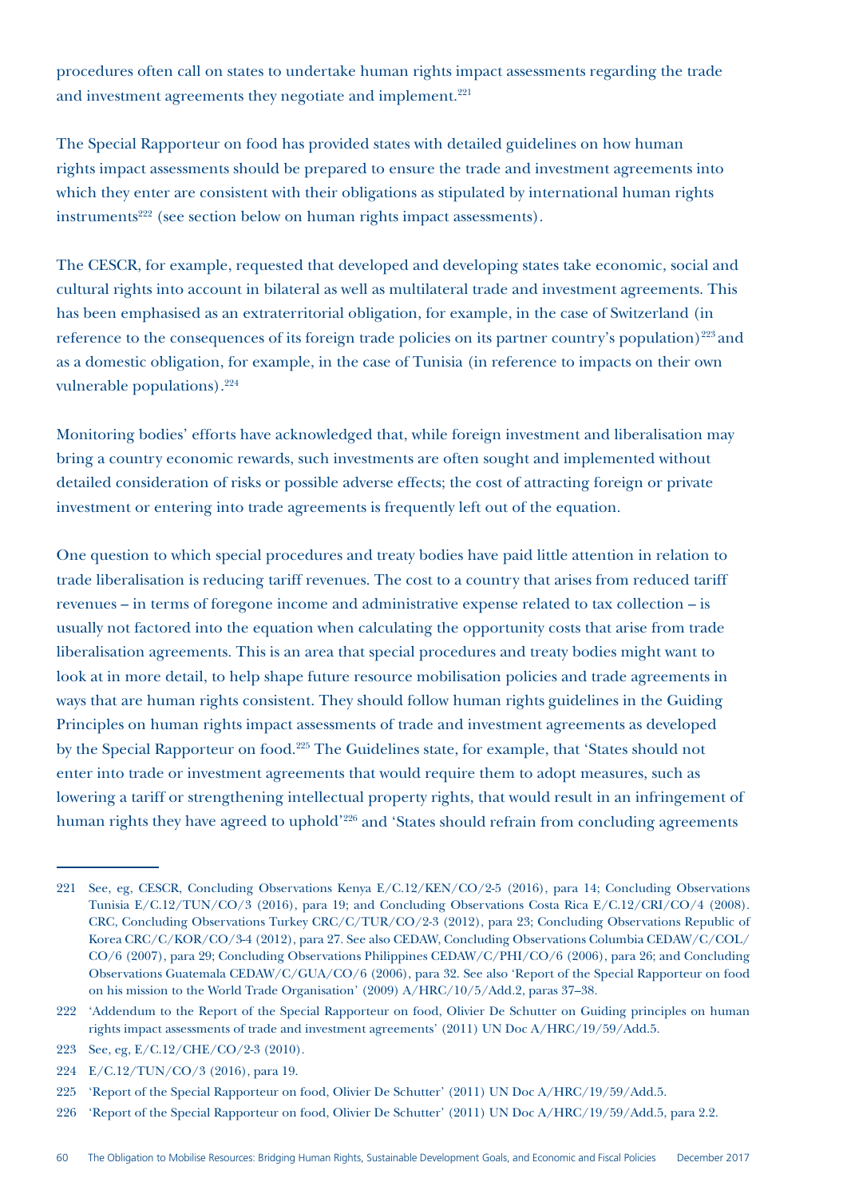procedures often call on states to undertake human rights impact assessments regarding the trade and investment agreements they negotiate and implement.[221]

The Special Rapporteur on food has provided states with detailed guidelines on how human rights impact assessments should be prepared to ensure the trade and investment agreements into which they enter are consistent with their obligations as stipulated by international human rights instruments[222] (see section below on human rights impact assessments).

The CESCR, for example, requested that developed and developing states take economic, social and cultural rights into account in bilateral as well as multilateral trade and investment agreements. This has been emphasised as an extraterritorial obligation, for example, in the case of Switzerland (in reference to the consequences of its foreign trade policies on its partner country's population)[223] and as a domestic obligation, for example, in the case of Tunisia (in reference to impacts on their own vulnerable populations).[224]

Monitoring bodies' efforts have acknowledged that, while foreign investment and liberalisation may bring a country economic rewards, such investments are often sought and implemented without detailed consideration of risks or possible adverse effects; the cost of attracting foreign or private investment or entering into trade agreements is frequently left out of the equation.

One question to which special procedures and treaty bodies have paid little attention in relation to trade liberalisation is reducing tariff revenues. The cost to a country that arises from reduced tariff revenues – in terms of foregone income and administrative expense related to tax collection – is usually not factored into the equation when calculating the opportunity costs that arise from trade liberalisation agreements. This is an area that special procedures and treaty bodies might want to look at in more detail, to help shape future resource mobilisation policies and trade agreements in ways that are human rights consistent. They should follow human rights guidelines in the Guiding Principles on human rights impact assessments of trade and investment agreements as developed by the Special Rapporteur on food.[225] The Guidelines state, for example, that 'States should not enter into trade or investment agreements that would require them to adopt measures, such as lowering a tariff or strengthening intellectual property rights, that would result in an infringement of human rights they have agreed to uphold'[226] and 'States should refrain from concluding agreements

---

221 See, eg, CESCR, Concluding Observations Kenya E/C.12/KEN/CO/2-5 (2016), para 14; Concluding Observations Tunisia E/C.12/TUN/CO/3 (2016), para 19; and Concluding Observations Costa Rica E/C.12/CRI/CO/4 (2008). CRC, Concluding Observations Turkey CRC/C/TUR/CO/2-3 (2012), para 23; Concluding Observations Republic of Korea CRC/C/KOR/CO/3-4 (2012), para 27. See also CEDAW, Concluding Observations Columbia CEDAW/C/COL/CO/6 (2007), para 29; Concluding Observations Philippines CEDAW/C/PHI/CO/6 (2006), para 26; and Concluding Observations Guatemala CEDAW/C/GUA/CO/6 (2006), para 32. See also 'Report of the Special Rapporteur on food on his mission to the World Trade Organisation' (2009) A/HRC/10/5/Add.2, paras 37–38.

222 'Addendum to the Report of the Special Rapporteur on food, Olivier De Schutter on Guiding principles on human rights impact assessments of trade and investment agreements' (2011) UN Doc A/HRC/19/59/Add.5.

223 See, eg, E/C.12/CHE/CO/2-3 (2010).

224 E/C.12/TUN/CO/3 (2016), para 19.

225 'Report of the Special Rapporteur on food, Olivier De Schutter' (2011) UN Doc A/HRC/19/59/Add.5.

226 'Report of the Special Rapporteur on food, Olivier De Schutter' (2011) UN Doc A/HRC/19/59/Add.5, para 2.2.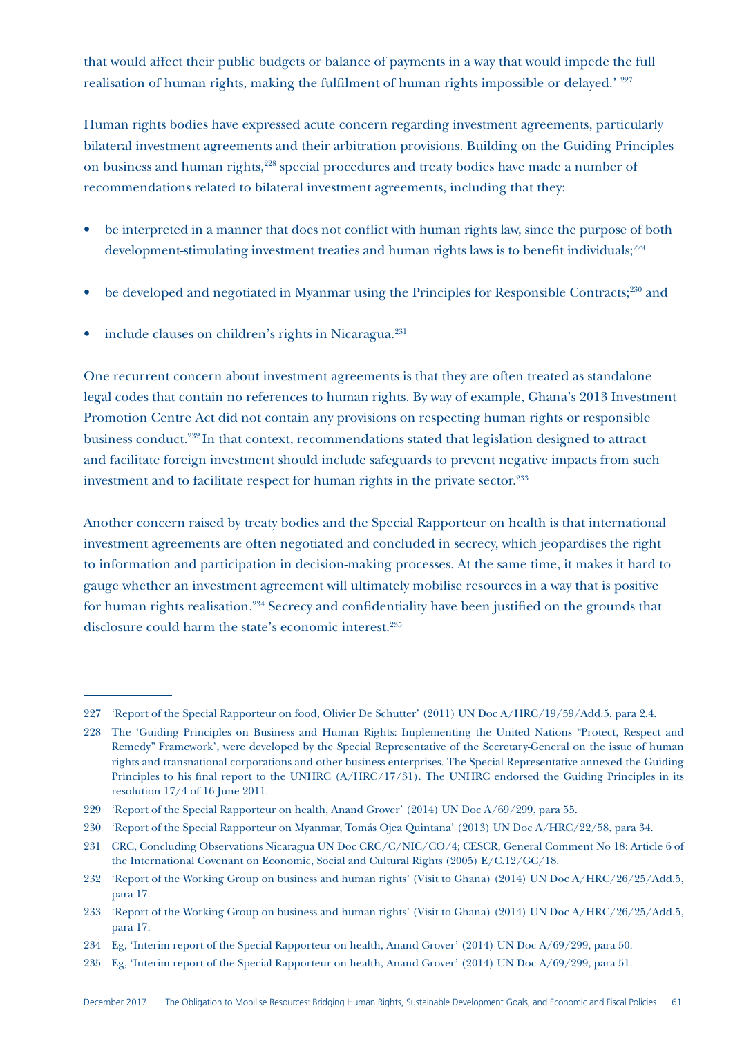that would affect their public budgets or balance of payments in a way that would impede the full realisation of human rights, making the fulfilment of human rights impossible or delayed.' [227]

Human rights bodies have expressed acute concern regarding investment agreements, particularly bilateral investment agreements and their arbitration provisions. Building on the Guiding Principles on business and human rights,[228] special procedures and treaty bodies have made a number of recommendations related to bilateral investment agreements, including that they:

- be interpreted in a manner that does not conflict with human rights law, since the purpose of both development-stimulating investment treaties and human rights laws is to benefit individuals;[229]
- be developed and negotiated in Myanmar using the Principles for Responsible Contracts;[230] and
- include clauses on children's rights in Nicaragua.[231]

One recurrent concern about investment agreements is that they are often treated as standalone legal codes that contain no references to human rights. By way of example, Ghana's 2013 Investment Promotion Centre Act did not contain any provisions on respecting human rights or responsible business conduct.[232] In that context, recommendations stated that legislation designed to attract and facilitate foreign investment should include safeguards to prevent negative impacts from such investment and to facilitate respect for human rights in the private sector.[233]

Another concern raised by treaty bodies and the Special Rapporteur on health is that international investment agreements are often negotiated and concluded in secrecy, which jeopardises the right to information and participation in decision-making processes. At the same time, it makes it hard to gauge whether an investment agreement will ultimately mobilise resources in a way that is positive for human rights realisation.[234] Secrecy and confidentiality have been justified on the grounds that disclosure could harm the state's economic interest.[235]

---

227 'Report of the Special Rapporteur on food, Olivier De Schutter' (2011) UN Doc A/HRC/19/59/Add.5, para 2.4.

228 The 'Guiding Principles on Business and Human Rights: Implementing the United Nations "Protect, Respect and Remedy" Framework', were developed by the Special Representative of the Secretary-General on the issue of human rights and transnational corporations and other business enterprises. The Special Representative annexed the Guiding Principles to his final report to the UNHRC (A/HRC/17/31). The UNHRC endorsed the Guiding Principles in its resolution 17/4 of 16 June 2011.

229 'Report of the Special Rapporteur on health, Anand Grover' (2014) UN Doc A/69/299, para 55.

230 'Report of the Special Rapporteur on Myanmar, Tomás Ojea Quintana' (2013) UN Doc A/HRC/22/58, para 34.

231 CRC, Concluding Observations Nicaragua UN Doc CRC/C/NIC/CO/4; CESCR, General Comment No 18: Article 6 of the International Covenant on Economic, Social and Cultural Rights (2005) E/C.12/GC/18.

232 'Report of the Working Group on business and human rights' (Visit to Ghana) (2014) UN Doc A/HRC/26/25/Add.5, para 17.

233 'Report of the Working Group on business and human rights' (Visit to Ghana) (2014) UN Doc A/HRC/26/25/Add.5, para 17.

234 Eg, 'Interim report of the Special Rapporteur on health, Anand Grover' (2014) UN Doc A/69/299, para 50.

235 Eg, 'Interim report of the Special Rapporteur on health, Anand Grover' (2014) UN Doc A/69/299, para 51.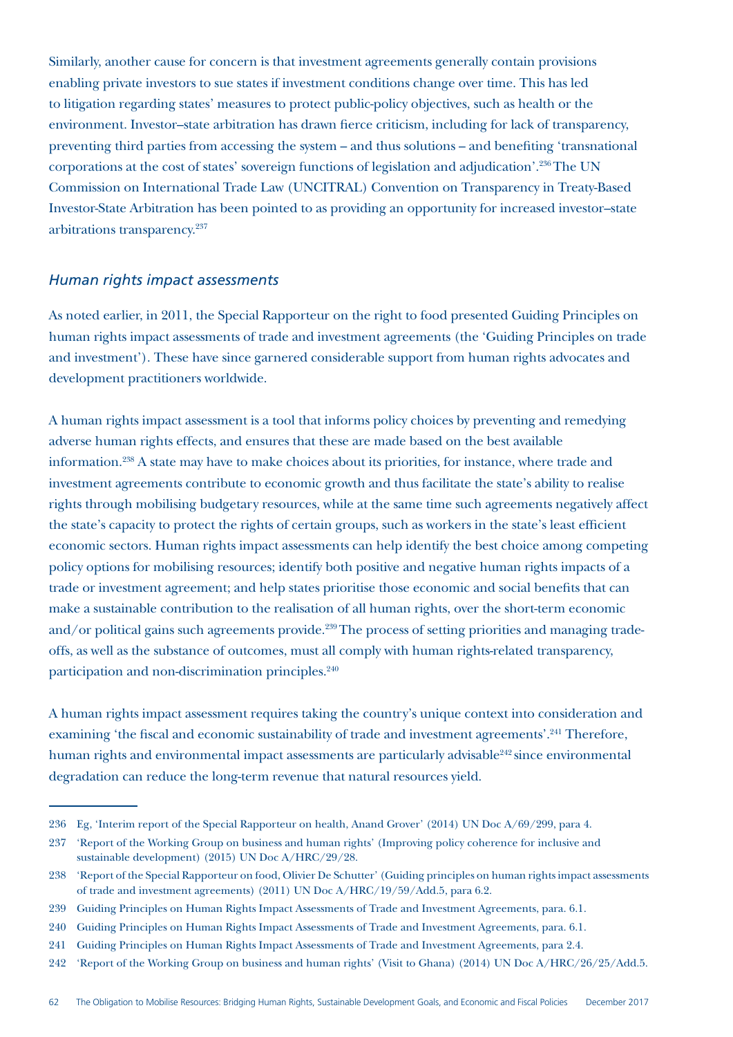Similarly, another cause for concern is that investment agreements generally contain provisions enabling private investors to sue states if investment conditions change over time. This has led to litigation regarding states' measures to protect public-policy objectives, such as health or the environment. Investor–state arbitration has drawn fierce criticism, including for lack of transparency, preventing third parties from accessing the system – and thus solutions – and benefiting 'transnational corporations at the cost of states' sovereign functions of legislation and adjudication'.[236] The UN Commission on International Trade Law (UNCITRAL) Convention on Transparency in Treaty-Based Investor-State Arbitration has been pointed to as providing an opportunity for increased investor–state arbitrations transparency.[237]

### *Human rights impact assessments*

As noted earlier, in 2011, the Special Rapporteur on the right to food presented Guiding Principles on human rights impact assessments of trade and investment agreements (the 'Guiding Principles on trade and investment'). These have since garnered considerable support from human rights advocates and development practitioners worldwide.

A human rights impact assessment is a tool that informs policy choices by preventing and remedying adverse human rights effects, and ensures that these are made based on the best available information.[238] A state may have to make choices about its priorities, for instance, where trade and investment agreements contribute to economic growth and thus facilitate the state's ability to realise rights through mobilising budgetary resources, while at the same time such agreements negatively affect the state's capacity to protect the rights of certain groups, such as workers in the state's least efficient economic sectors. Human rights impact assessments can help identify the best choice among competing policy options for mobilising resources; identify both positive and negative human rights impacts of a trade or investment agreement; and help states prioritise those economic and social benefits that can make a sustainable contribution to the realisation of all human rights, over the short-term economic and/or political gains such agreements provide.[239] The process of setting priorities and managing trade-offs, as well as the substance of outcomes, must all comply with human rights-related transparency, participation and non-discrimination principles.[240]

A human rights impact assessment requires taking the country's unique context into consideration and examining 'the fiscal and economic sustainability of trade and investment agreements'.[241] Therefore, human rights and environmental impact assessments are particularly advisable[242] since environmental degradation can reduce the long-term revenue that natural resources yield.

---

236 Eg, 'Interim report of the Special Rapporteur on health, Anand Grover' (2014) UN Doc A/69/299, para 4.

237 'Report of the Working Group on business and human rights' (Improving policy coherence for inclusive and sustainable development) (2015) UN Doc A/HRC/29/28.

238 'Report of the Special Rapporteur on food, Olivier De Schutter' (Guiding principles on human rights impact assessments of trade and investment agreements) (2011) UN Doc A/HRC/19/59/Add.5, para 6.2.

239 Guiding Principles on Human Rights Impact Assessments of Trade and Investment Agreements, para. 6.1.

240 Guiding Principles on Human Rights Impact Assessments of Trade and Investment Agreements, para. 6.1.

241 Guiding Principles on Human Rights Impact Assessments of Trade and Investment Agreements, para 2.4.

242 'Report of the Working Group on business and human rights' (Visit to Ghana) (2014) UN Doc A/HRC/26/25/Add.5.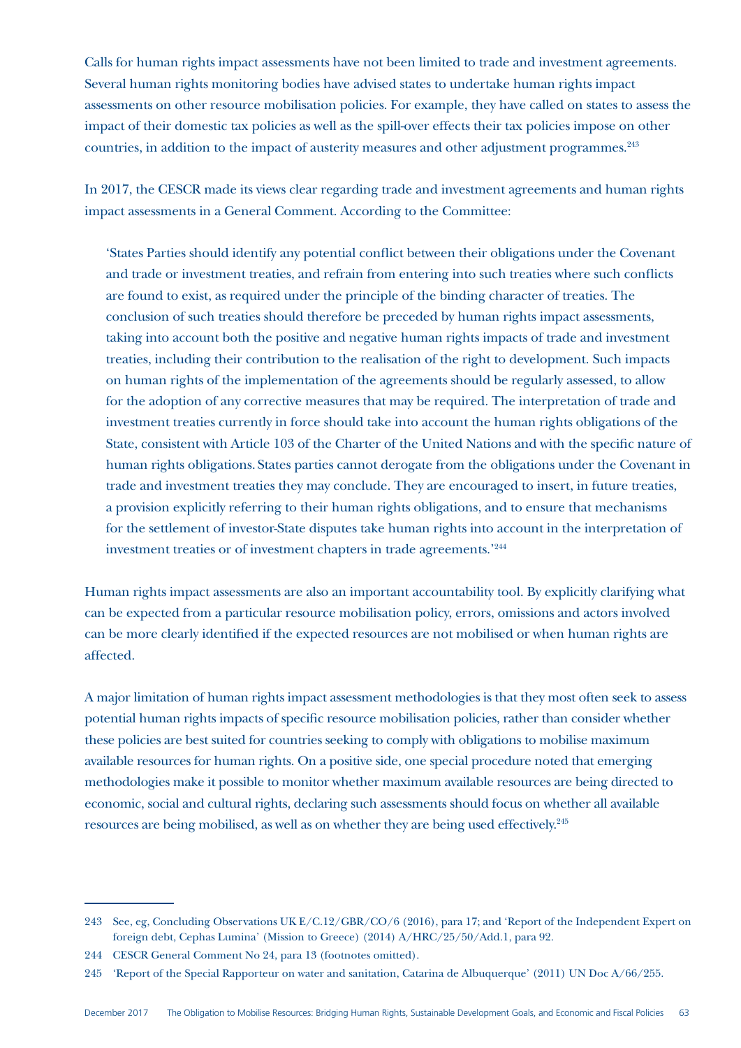Calls for human rights impact assessments have not been limited to trade and investment agreements. Several human rights monitoring bodies have advised states to undertake human rights impact assessments on other resource mobilisation policies. For example, they have called on states to assess the impact of their domestic tax policies as well as the spill-over effects their tax policies impose on other countries, in addition to the impact of austerity measures and other adjustment programmes.[243]

In 2017, the CESCR made its views clear regarding trade and investment agreements and human rights impact assessments in a General Comment. According to the Committee:

> 'States Parties should identify any potential conflict between their obligations under the Covenant and trade or investment treaties, and refrain from entering into such treaties where such conflicts are found to exist, as required under the principle of the binding character of treaties. The conclusion of such treaties should therefore be preceded by human rights impact assessments, taking into account both the positive and negative human rights impacts of trade and investment treaties, including their contribution to the realisation of the right to development. Such impacts on human rights of the implementation of the agreements should be regularly assessed, to allow for the adoption of any corrective measures that may be required. The interpretation of trade and investment treaties currently in force should take into account the human rights obligations of the State, consistent with Article 103 of the Charter of the United Nations and with the specific nature of human rights obligations. States parties cannot derogate from the obligations under the Covenant in trade and investment treaties they may conclude. They are encouraged to insert, in future treaties, a provision explicitly referring to their human rights obligations, and to ensure that mechanisms for the settlement of investor-State disputes take human rights into account in the interpretation of investment treaties or of investment chapters in trade agreements.'[244]

Human rights impact assessments are also an important accountability tool. By explicitly clarifying what can be expected from a particular resource mobilisation policy, errors, omissions and actors involved can be more clearly identified if the expected resources are not mobilised or when human rights are affected.

A major limitation of human rights impact assessment methodologies is that they most often seek to assess potential human rights impacts of specific resource mobilisation policies, rather than consider whether these policies are best suited for countries seeking to comply with obligations to mobilise maximum available resources for human rights. On a positive side, one special procedure noted that emerging methodologies make it possible to monitor whether maximum available resources are being directed to economic, social and cultural rights, declaring such assessments should focus on whether all available resources are being mobilised, as well as on whether they are being used effectively.[245]

---

243 See, eg, Concluding Observations UK E/C.12/GBR/CO/6 (2016), para 17; and 'Report of the Independent Expert on foreign debt, Cephas Lumina' (Mission to Greece) (2014) A/HRC/25/50/Add.1, para 92.

244 CESCR General Comment No 24, para 13 (footnotes omitted).

245 'Report of the Special Rapporteur on water and sanitation, Catarina de Albuquerque' (2011) UN Doc A/66/255.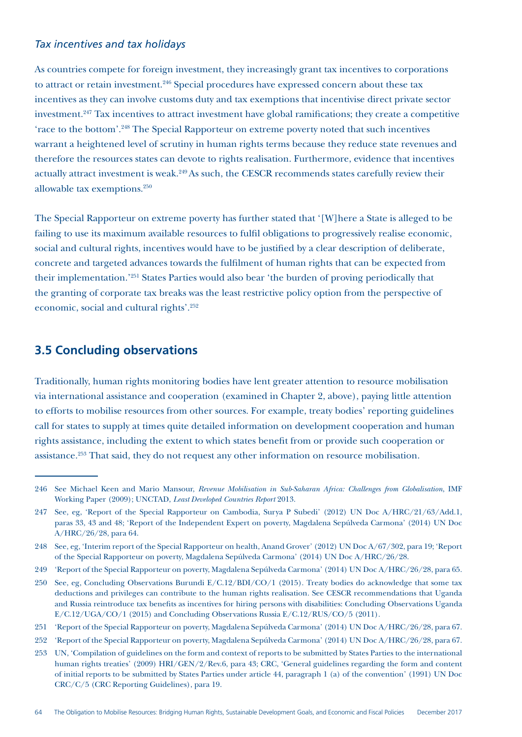### *Tax incentives and tax holidays*

As countries compete for foreign investment, they increasingly grant tax incentives to corporations to attract or retain investment.[246] Special procedures have expressed concern about these tax incentives as they can involve customs duty and tax exemptions that incentivise direct private sector investment.[247] Tax incentives to attract investment have global ramifications; they create a competitive 'race to the bottom'.[248] The Special Rapporteur on extreme poverty noted that such incentives warrant a heightened level of scrutiny in human rights terms because they reduce state revenues and therefore the resources states can devote to rights realisation. Furthermore, evidence that incentives actually attract investment is weak.[249] As such, the CESCR recommends states carefully review their allowable tax exemptions.[250]

The Special Rapporteur on extreme poverty has further stated that '[W]here a State is alleged to be failing to use its maximum available resources to fulfil obligations to progressively realise economic, social and cultural rights, incentives would have to be justified by a clear description of deliberate, concrete and targeted advances towards the fulfilment of human rights that can be expected from their implementation.'[251] States Parties would also bear 'the burden of proving periodically that the granting of corporate tax breaks was the least restrictive policy option from the perspective of economic, social and cultural rights'.[252]

## 3.5 Concluding observations

Traditionally, human rights monitoring bodies have lent greater attention to resource mobilisation via international assistance and cooperation (examined in Chapter 2, above), paying little attention to efforts to mobilise resources from other sources. For example, treaty bodies' reporting guidelines call for states to supply at times quite detailed information on development cooperation and human rights assistance, including the extent to which states benefit from or provide such cooperation or assistance.[253] That said, they do not request any other information on resource mobilisation.

---

246 See Michael Keen and Mario Mansour, *Revenue Mobilisation in Sub-Saharan Africa: Challenges from Globalisation*, IMF Working Paper (2009); UNCTAD, *Least Developed Countries Report* 2013.

247 See, eg, 'Report of the Special Rapporteur on Cambodia, Surya P Subedi' (2012) UN Doc A/HRC/21/63/Add.1, paras 33, 43 and 48; 'Report of the Independent Expert on poverty, Magdalena Sepúlveda Carmona' (2014) UN Doc A/HRC/26/28, para 64.

248 See, eg, 'Interim report of the Special Rapporteur on health, Anand Grover' (2012) UN Doc A/67/302, para 19; 'Report of the Special Rapporteur on poverty, Magdalena Sepúlveda Carmona' (2014) UN Doc A/HRC/26/28.

249 'Report of the Special Rapporteur on poverty, Magdalena Sepúlveda Carmona' (2014) UN Doc A/HRC/26/28, para 65.

250 See, eg, Concluding Observations Burundi E/C.12/BDI/CO/1 (2015). Treaty bodies do acknowledge that some tax deductions and privileges can contribute to the human rights realisation. See CESCR recommendations that Uganda and Russia reintroduce tax benefits as incentives for hiring persons with disabilities: Concluding Observations Uganda E/C.12/UGA/CO/1 (2015) and Concluding Observations Russia E/C.12/RUS/CO/5 (2011).

251 'Report of the Special Rapporteur on poverty, Magdalena Sepúlveda Carmona' (2014) UN Doc A/HRC/26/28, para 67.

252 'Report of the Special Rapporteur on poverty, Magdalena Sepúlveda Carmona' (2014) UN Doc A/HRC/26/28, para 67.

253 UN, 'Compilation of guidelines on the form and context of reports to be submitted by States Parties to the international human rights treaties' (2009) HRI/GEN/2/Rev.6, para 43; CRC, 'General guidelines regarding the form and content of initial reports to be submitted by States Parties under article 44, paragraph 1 (a) of the convention' (1991) UN Doc CRC/C/5 (CRC Reporting Guidelines), para 19.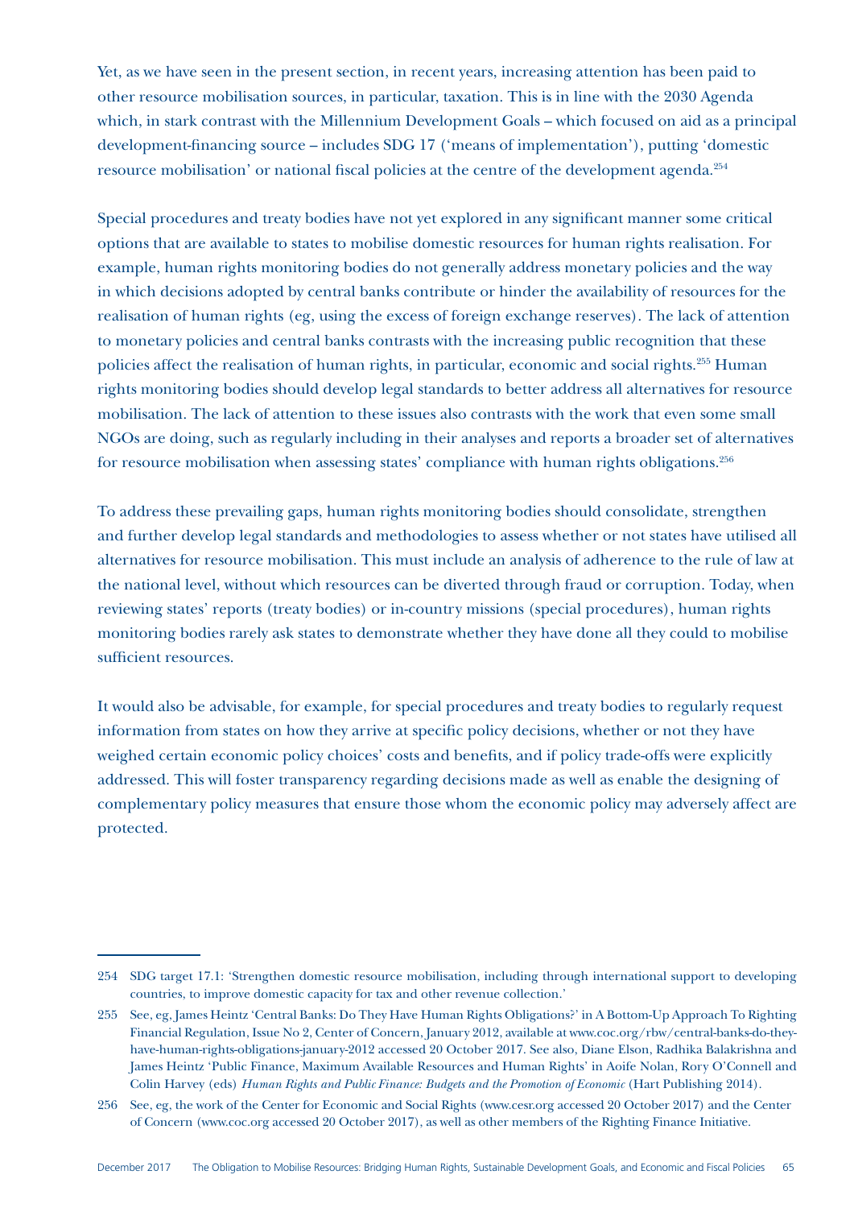Yet, as we have seen in the present section, in recent years, increasing attention has been paid to other resource mobilisation sources, in particular, taxation. This is in line with the 2030 Agenda which, in stark contrast with the Millennium Development Goals – which focused on aid as a principal development-financing source – includes SDG 17 ('means of implementation'), putting 'domestic resource mobilisation' or national fiscal policies at the centre of the development agenda.[254]

Special procedures and treaty bodies have not yet explored in any significant manner some critical options that are available to states to mobilise domestic resources for human rights realisation. For example, human rights monitoring bodies do not generally address monetary policies and the way in which decisions adopted by central banks contribute or hinder the availability of resources for the realisation of human rights (eg, using the excess of foreign exchange reserves). The lack of attention to monetary policies and central banks contrasts with the increasing public recognition that these policies affect the realisation of human rights, in particular, economic and social rights.[255] Human rights monitoring bodies should develop legal standards to better address all alternatives for resource mobilisation. The lack of attention to these issues also contrasts with the work that even some small NGOs are doing, such as regularly including in their analyses and reports a broader set of alternatives for resource mobilisation when assessing states' compliance with human rights obligations.[256]

To address these prevailing gaps, human rights monitoring bodies should consolidate, strengthen and further develop legal standards and methodologies to assess whether or not states have utilised all alternatives for resource mobilisation. This must include an analysis of adherence to the rule of law at the national level, without which resources can be diverted through fraud or corruption. Today, when reviewing states' reports (treaty bodies) or in-country missions (special procedures), human rights monitoring bodies rarely ask states to demonstrate whether they have done all they could to mobilise sufficient resources.

It would also be advisable, for example, for special procedures and treaty bodies to regularly request information from states on how they arrive at specific policy decisions, whether or not they have weighed certain economic policy choices' costs and benefits, and if policy trade-offs were explicitly addressed. This will foster transparency regarding decisions made as well as enable the designing of complementary policy measures that ensure those whom the economic policy may adversely affect are protected.

---

254 SDG target 17.1: 'Strengthen domestic resource mobilisation, including through international support to developing countries, to improve domestic capacity for tax and other revenue collection.'

255 See, eg, James Heintz 'Central Banks: Do They Have Human Rights Obligations?' in A Bottom-Up Approach To Righting Financial Regulation, Issue No 2, Center of Concern, January 2012, available at www.coc.org/rbw/central-banks-do-they-have-human-rights-obligations-january-2012 accessed 20 October 2017. See also, Diane Elson, Radhika Balakrishna and James Heintz 'Public Finance, Maximum Available Resources and Human Rights' in Aoife Nolan, Rory O'Connell and Colin Harvey (eds) *Human Rights and Public Finance: Budgets and the Promotion of Economic* (Hart Publishing 2014).

256 See, eg, the work of the Center for Economic and Social Rights (www.cesr.org accessed 20 October 2017) and the Center of Concern (www.coc.org accessed 20 October 2017), as well as other members of the Righting Finance Initiative.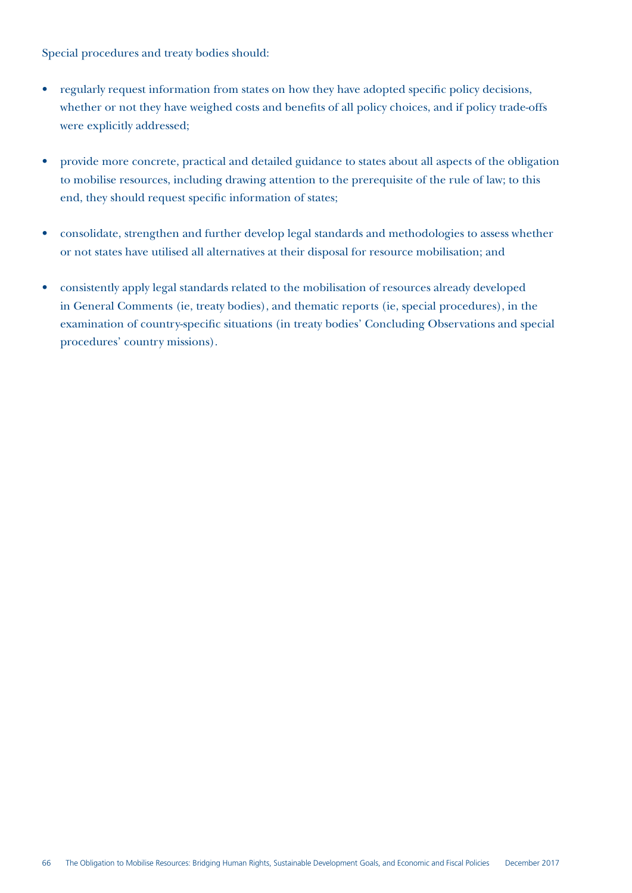Special procedures and treaty bodies should:

- regularly request information from states on how they have adopted specific policy decisions, whether or not they have weighed costs and benefits of all policy choices, and if policy trade-offs were explicitly addressed;
- provide more concrete, practical and detailed guidance to states about all aspects of the obligation to mobilise resources, including drawing attention to the prerequisite of the rule of law; to this end, they should request specific information of states;
- consolidate, strengthen and further develop legal standards and methodologies to assess whether or not states have utilised all alternatives at their disposal for resource mobilisation; and
- consistently apply legal standards related to the mobilisation of resources already developed in General Comments (ie, treaty bodies), and thematic reports (ie, special procedures), in the examination of country-specific situations (in treaty bodies' Concluding Observations and special procedures' country missions).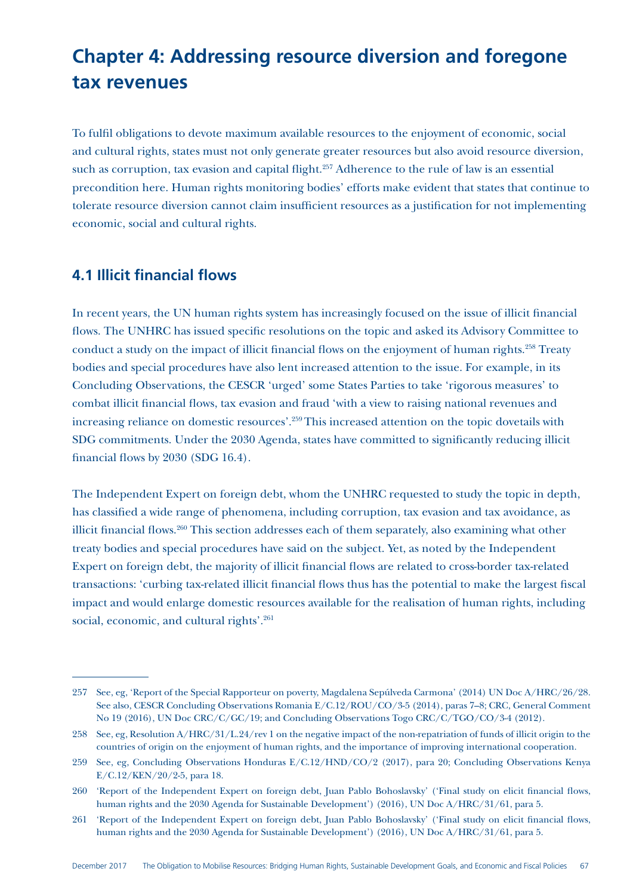# Chapter 4: Addressing resource diversion and foregone tax revenues

To fulfil obligations to devote maximum available resources to the enjoyment of economic, social and cultural rights, states must not only generate greater resources but also avoid resource diversion, such as corruption, tax evasion and capital flight.[257] Adherence to the rule of law is an essential precondition here. Human rights monitoring bodies' efforts make evident that states that continue to tolerate resource diversion cannot claim insufficient resources as a justification for not implementing economic, social and cultural rights.

## 4.1 Illicit financial flows

In recent years, the UN human rights system has increasingly focused on the issue of illicit financial flows. The UNHRC has issued specific resolutions on the topic and asked its Advisory Committee to conduct a study on the impact of illicit financial flows on the enjoyment of human rights.[258] Treaty bodies and special procedures have also lent increased attention to the issue. For example, in its Concluding Observations, the CESCR 'urged' some States Parties to take 'rigorous measures' to combat illicit financial flows, tax evasion and fraud 'with a view to raising national revenues and increasing reliance on domestic resources'.[259] This increased attention on the topic dovetails with SDG commitments. Under the 2030 Agenda, states have committed to significantly reducing illicit financial flows by 2030 (SDG 16.4).

The Independent Expert on foreign debt, whom the UNHRC requested to study the topic in depth, has classified a wide range of phenomena, including corruption, tax evasion and tax avoidance, as illicit financial flows.[260] This section addresses each of them separately, also examining what other treaty bodies and special procedures have said on the subject. Yet, as noted by the Independent Expert on foreign debt, the majority of illicit financial flows are related to cross-border tax-related transactions: 'curbing tax-related illicit financial flows thus has the potential to make the largest fiscal impact and would enlarge domestic resources available for the realisation of human rights, including social, economic, and cultural rights'.[261]

---

257 See, eg, 'Report of the Special Rapporteur on poverty, Magdalena Sepúlveda Carmona' (2014) UN Doc A/HRC/26/28. See also, CESCR Concluding Observations Romania E/C.12/ROU/CO/3-5 (2014), paras 7–8; CRC, General Comment No 19 (2016), UN Doc CRC/C/GC/19; and Concluding Observations Togo CRC/C/TGO/CO/3-4 (2012).

258 See, eg, Resolution A/HRC/31/L.24/rev 1 on the negative impact of the non-repatriation of funds of illicit origin to the countries of origin on the enjoyment of human rights, and the importance of improving international cooperation.

259 See, eg, Concluding Observations Honduras E/C.12/HND/CO/2 (2017), para 20; Concluding Observations Kenya E/C.12/KEN/20/2-5, para 18.

260 'Report of the Independent Expert on foreign debt, Juan Pablo Bohoslavsky' ('Final study on elicit financial flows, human rights and the 2030 Agenda for Sustainable Development') (2016), UN Doc A/HRC/31/61, para 5.

261 'Report of the Independent Expert on foreign debt, Juan Pablo Bohoslavsky' ('Final study on elicit financial flows, human rights and the 2030 Agenda for Sustainable Development') (2016), UN Doc A/HRC/31/61, para 5.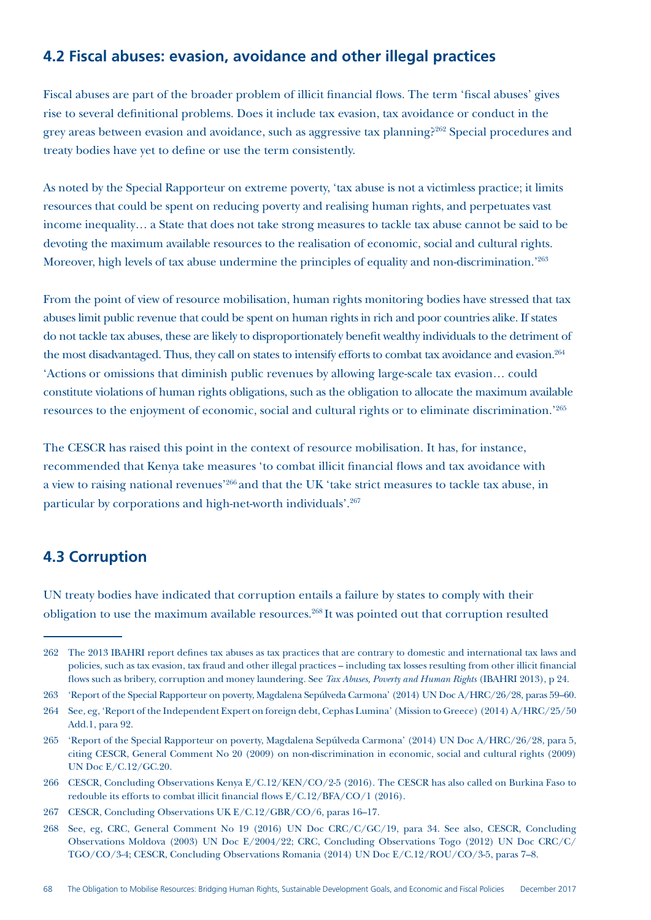## 4.2 Fiscal abuses: evasion, avoidance and other illegal practices

Fiscal abuses are part of the broader problem of illicit financial flows. The term 'fiscal abuses' gives rise to several definitional problems. Does it include tax evasion, tax avoidance or conduct in the grey areas between evasion and avoidance, such as aggressive tax planning?[262] Special procedures and treaty bodies have yet to define or use the term consistently.

As noted by the Special Rapporteur on extreme poverty, 'tax abuse is not a victimless practice; it limits resources that could be spent on reducing poverty and realising human rights, and perpetuates vast income inequality… a State that does not take strong measures to tackle tax abuse cannot be said to be devoting the maximum available resources to the realisation of economic, social and cultural rights. Moreover, high levels of tax abuse undermine the principles of equality and non-discrimination.'[263]

From the point of view of resource mobilisation, human rights monitoring bodies have stressed that tax abuses limit public revenue that could be spent on human rights in rich and poor countries alike. If states do not tackle tax abuses, these are likely to disproportionately benefit wealthy individuals to the detriment of the most disadvantaged. Thus, they call on states to intensify efforts to combat tax avoidance and evasion.[264] 'Actions or omissions that diminish public revenues by allowing large-scale tax evasion… could constitute violations of human rights obligations, such as the obligation to allocate the maximum available resources to the enjoyment of economic, social and cultural rights or to eliminate discrimination.'[265]

The CESCR has raised this point in the context of resource mobilisation. It has, for instance, recommended that Kenya take measures 'to combat illicit financial flows and tax avoidance with a view to raising national revenues'[266] and that the UK 'take strict measures to tackle tax abuse, in particular by corporations and high-net-worth individuals'.[267]

## 4.3 Corruption

UN treaty bodies have indicated that corruption entails a failure by states to comply with their obligation to use the maximum available resources.[268] It was pointed out that corruption resulted

---

262 The 2013 IBAHRI report defines tax abuses as tax practices that are contrary to domestic and international tax laws and policies, such as tax evasion, tax fraud and other illegal practices – including tax losses resulting from other illicit financial flows such as bribery, corruption and money laundering. See *Tax Abuses, Poverty and Human Rights* (IBAHRI 2013), p 24.

263 'Report of the Special Rapporteur on poverty, Magdalena Sepúlveda Carmona' (2014) UN Doc A/HRC/26/28, paras 59–60.

264 See, eg, 'Report of the Independent Expert on foreign debt, Cephas Lumina' (Mission to Greece) (2014) A/HRC/25/50 Add.1, para 92.

265 'Report of the Special Rapporteur on poverty, Magdalena Sepúlveda Carmona' (2014) UN Doc A/HRC/26/28, para 5, citing CESCR, General Comment No 20 (2009) on non-discrimination in economic, social and cultural rights (2009) UN Doc E/C.12/GC.20.

266 CESCR, Concluding Observations Kenya E/C.12/KEN/CO/2-5 (2016). The CESCR has also called on Burkina Faso to redouble its efforts to combat illicit financial flows E/C.12/BFA/CO/1 (2016).

267 CESCR, Concluding Observations UK E/C.12/GBR/CO/6, paras 16–17.

268 See, eg, CRC, General Comment No 19 (2016) UN Doc CRC/C/GC/19, para 34. See also, CESCR, Concluding Observations Moldova (2003) UN Doc E/2004/22; CRC, Concluding Observations Togo (2012) UN Doc CRC/C/TGO/CO/3-4; CESCR, Concluding Observations Romania (2014) UN Doc E/C.12/ROU/CO/3-5, paras 7–8.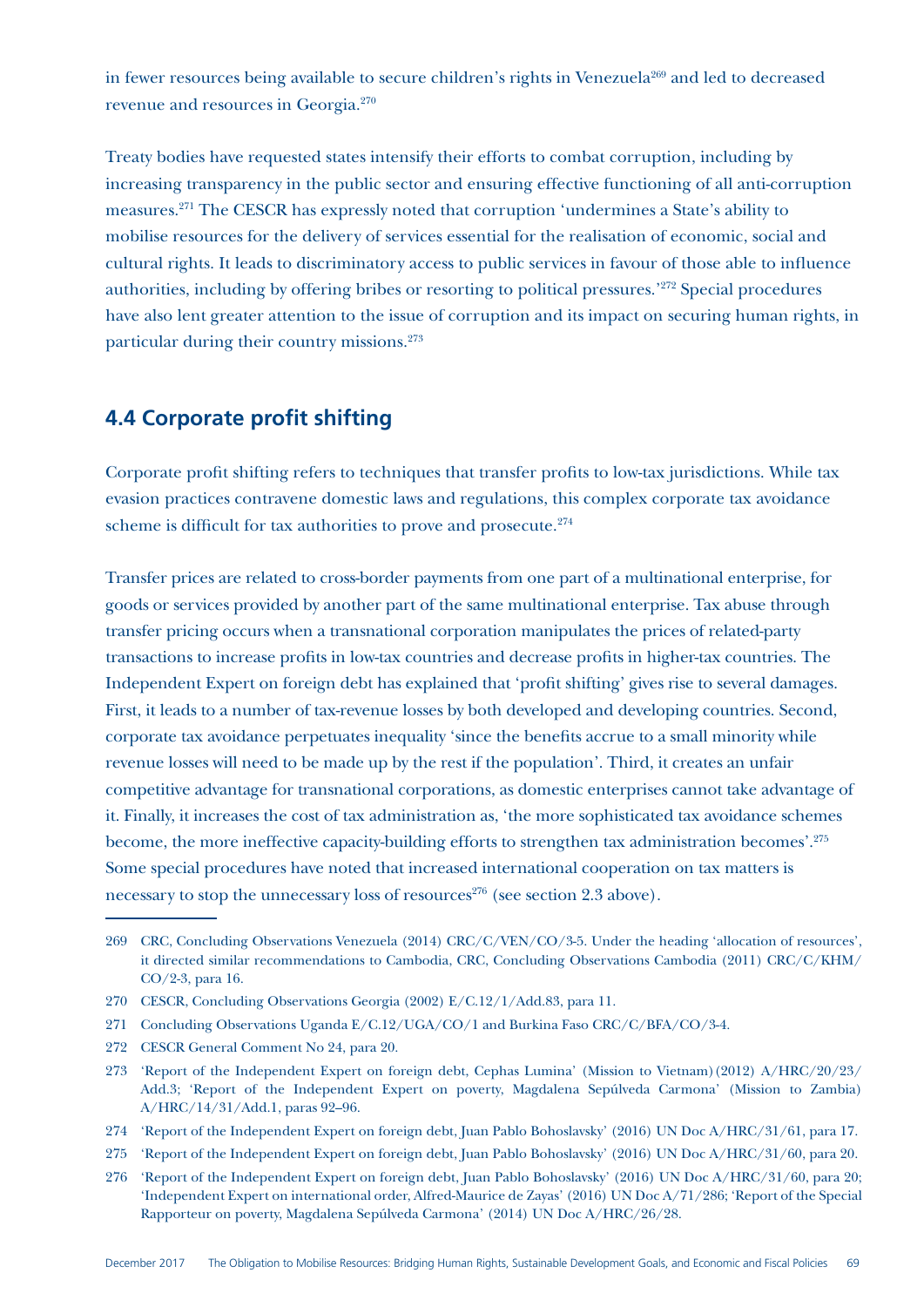in fewer resources being available to secure children's rights in Venezuela[269] and led to decreased revenue and resources in Georgia.[270]

Treaty bodies have requested states intensify their efforts to combat corruption, including by increasing transparency in the public sector and ensuring effective functioning of all anti-corruption measures.[271] The CESCR has expressly noted that corruption 'undermines a State's ability to mobilise resources for the delivery of services essential for the realisation of economic, social and cultural rights. It leads to discriminatory access to public services in favour of those able to influence authorities, including by offering bribes or resorting to political pressures.'[272] Special procedures have also lent greater attention to the issue of corruption and its impact on securing human rights, in particular during their country missions.[273]

## 4.4 Corporate profit shifting

Corporate profit shifting refers to techniques that transfer profits to low-tax jurisdictions. While tax evasion practices contravene domestic laws and regulations, this complex corporate tax avoidance scheme is difficult for tax authorities to prove and prosecute.[274]

Transfer prices are related to cross-border payments from one part of a multinational enterprise, for goods or services provided by another part of the same multinational enterprise. Tax abuse through transfer pricing occurs when a transnational corporation manipulates the prices of related-party transactions to increase profits in low-tax countries and decrease profits in higher-tax countries. The Independent Expert on foreign debt has explained that 'profit shifting' gives rise to several damages. First, it leads to a number of tax-revenue losses by both developed and developing countries. Second, corporate tax avoidance perpetuates inequality 'since the benefits accrue to a small minority while revenue losses will need to be made up by the rest if the population'. Third, it creates an unfair competitive advantage for transnational corporations, as domestic enterprises cannot take advantage of it. Finally, it increases the cost of tax administration as, 'the more sophisticated tax avoidance schemes become, the more ineffective capacity-building efforts to strengthen tax administration becomes'.[275] Some special procedures have noted that increased international cooperation on tax matters is necessary to stop the unnecessary loss of resources[276] (see section 2.3 above).

---

269 CRC, Concluding Observations Venezuela (2014) CRC/C/VEN/CO/3-5. Under the heading 'allocation of resources', it directed similar recommendations to Cambodia, CRC, Concluding Observations Cambodia (2011) CRC/C/KHM/CO/2-3, para 16.

270 CESCR, Concluding Observations Georgia (2002) E/C.12/1/Add.83, para 11.

271 Concluding Observations Uganda E/C.12/UGA/CO/1 and Burkina Faso CRC/C/BFA/CO/3-4.

272 CESCR General Comment No 24, para 20.

273 'Report of the Independent Expert on foreign debt, Cephas Lumina' (Mission to Vietnam) (2012) A/HRC/20/23/Add.3; 'Report of the Independent Expert on poverty, Magdalena Sepúlveda Carmona' (Mission to Zambia) A/HRC/14/31/Add.1, paras 92–96.

274 'Report of the Independent Expert on foreign debt, Juan Pablo Bohoslavsky' (2016) UN Doc A/HRC/31/61, para 17.

275 'Report of the Independent Expert on foreign debt, Juan Pablo Bohoslavsky' (2016) UN Doc A/HRC/31/60, para 20.

276 'Report of the Independent Expert on foreign debt, Juan Pablo Bohoslavsky' (2016) UN Doc A/HRC/31/60, para 20; 'Independent Expert on international order, Alfred-Maurice de Zayas' (2016) UN Doc A/71/286; 'Report of the Special Rapporteur on poverty, Magdalena Sepúlveda Carmona' (2014) UN Doc A/HRC/26/28.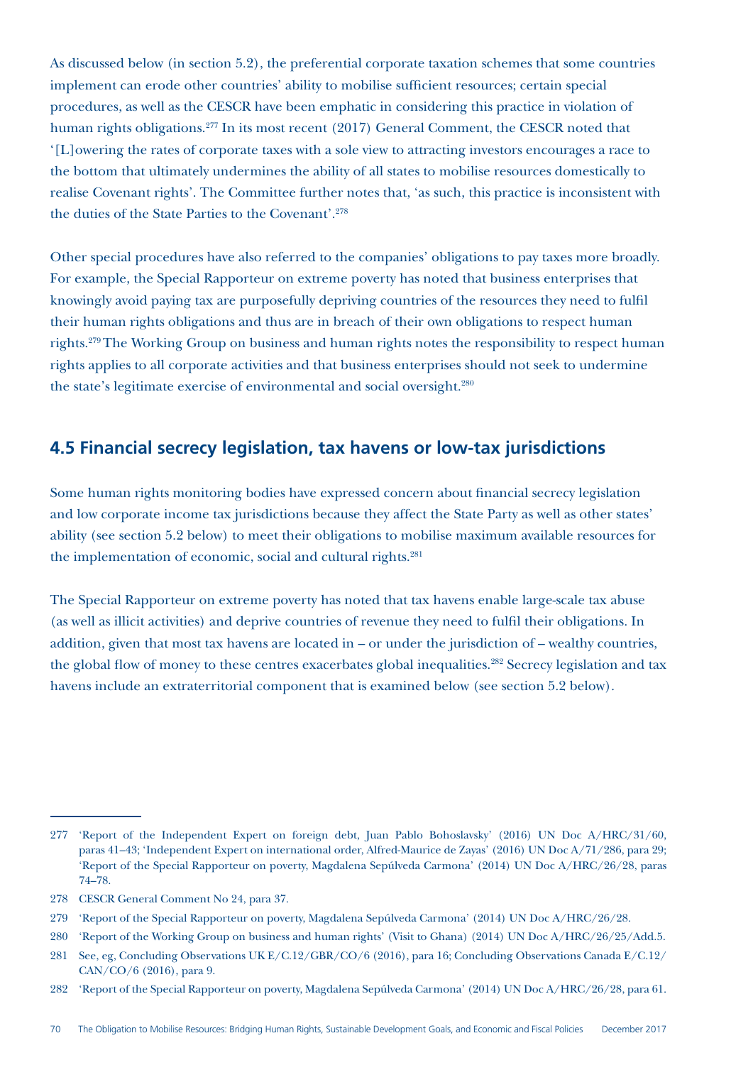As discussed below (in section 5.2), the preferential corporate taxation schemes that some countries implement can erode other countries' ability to mobilise sufficient resources; certain special procedures, as well as the CESCR have been emphatic in considering this practice in violation of human rights obligations.[277] In its most recent (2017) General Comment, the CESCR noted that '[L]owering the rates of corporate taxes with a sole view to attracting investors encourages a race to the bottom that ultimately undermines the ability of all states to mobilise resources domestically to realise Covenant rights'. The Committee further notes that, 'as such, this practice is inconsistent with the duties of the State Parties to the Covenant'.[278]

Other special procedures have also referred to the companies' obligations to pay taxes more broadly. For example, the Special Rapporteur on extreme poverty has noted that business enterprises that knowingly avoid paying tax are purposefully depriving countries of the resources they need to fulfil their human rights obligations and thus are in breach of their own obligations to respect human rights.[279] The Working Group on business and human rights notes the responsibility to respect human rights applies to all corporate activities and that business enterprises should not seek to undermine the state's legitimate exercise of environmental and social oversight.[280]

## 4.5 Financial secrecy legislation, tax havens or low-tax jurisdictions

Some human rights monitoring bodies have expressed concern about financial secrecy legislation and low corporate income tax jurisdictions because they affect the State Party as well as other states' ability (see section 5.2 below) to meet their obligations to mobilise maximum available resources for the implementation of economic, social and cultural rights.[281]

The Special Rapporteur on extreme poverty has noted that tax havens enable large-scale tax abuse (as well as illicit activities) and deprive countries of revenue they need to fulfil their obligations. In addition, given that most tax havens are located in – or under the jurisdiction of – wealthy countries, the global flow of money to these centres exacerbates global inequalities.[282] Secrecy legislation and tax havens include an extraterritorial component that is examined below (see section 5.2 below).

---

277 'Report of the Independent Expert on foreign debt, Juan Pablo Bohoslavsky' (2016) UN Doc A/HRC/31/60, paras 41–43; 'Independent Expert on international order, Alfred-Maurice de Zayas' (2016) UN Doc A/71/286, para 29; 'Report of the Special Rapporteur on poverty, Magdalena Sepúlveda Carmona' (2014) UN Doc A/HRC/26/28, paras 74–78.

278 CESCR General Comment No 24, para 37.

279 'Report of the Special Rapporteur on poverty, Magdalena Sepúlveda Carmona' (2014) UN Doc A/HRC/26/28.

280 'Report of the Working Group on business and human rights' (Visit to Ghana) (2014) UN Doc A/HRC/26/25/Add.5.

281 See, eg, Concluding Observations UK E/C.12/GBR/CO/6 (2016), para 16; Concluding Observations Canada E/C.12/CAN/CO/6 (2016), para 9.

282 'Report of the Special Rapporteur on poverty, Magdalena Sepúlveda Carmona' (2014) UN Doc A/HRC/26/28, para 61.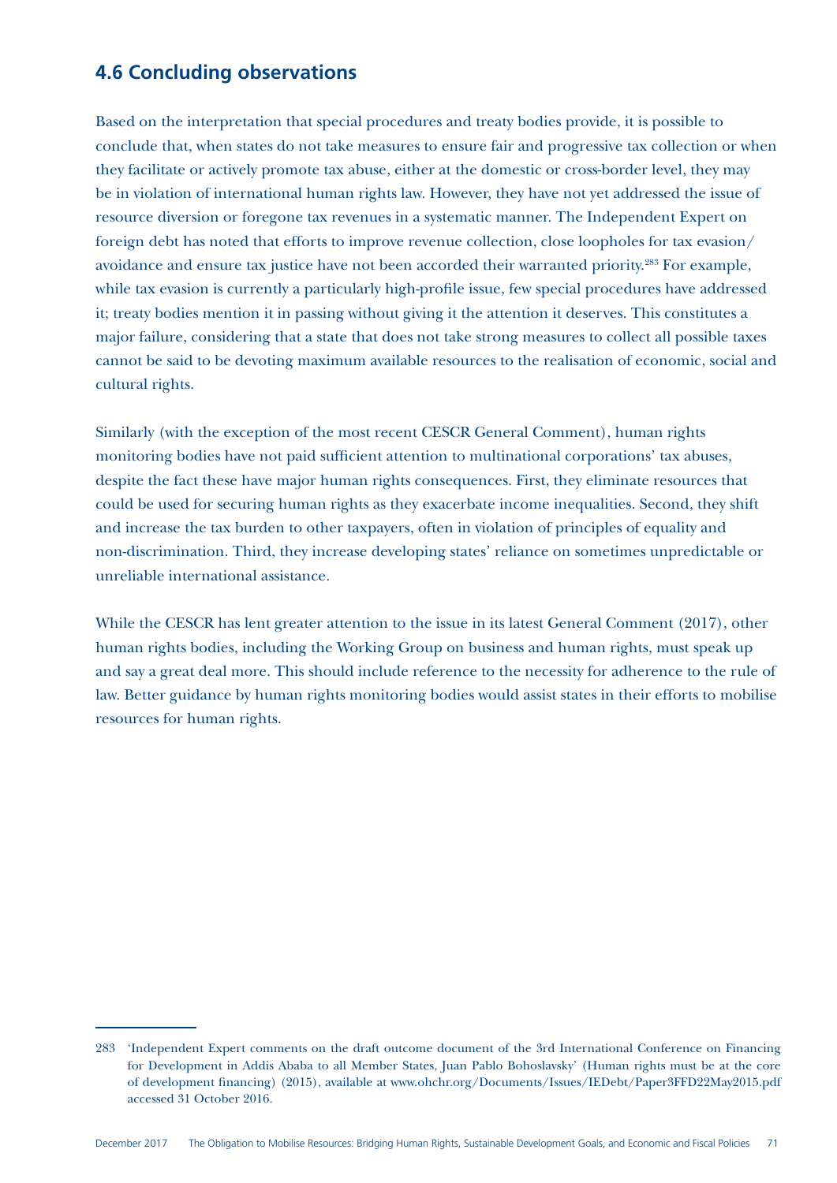## 4.6 Concluding observations

Based on the interpretation that special procedures and treaty bodies provide, it is possible to conclude that, when states do not take measures to ensure fair and progressive tax collection or when they facilitate or actively promote tax abuse, either at the domestic or cross-border level, they may be in violation of international human rights law. However, they have not yet addressed the issue of resource diversion or foregone tax revenues in a systematic manner. The Independent Expert on foreign debt has noted that efforts to improve revenue collection, close loopholes for tax evasion/avoidance and ensure tax justice have not been accorded their warranted priority.[283] For example, while tax evasion is currently a particularly high-profile issue, few special procedures have addressed it; treaty bodies mention it in passing without giving it the attention it deserves. This constitutes a major failure, considering that a state that does not take strong measures to collect all possible taxes cannot be said to be devoting maximum available resources to the realisation of economic, social and cultural rights.

Similarly (with the exception of the most recent CESCR General Comment), human rights monitoring bodies have not paid sufficient attention to multinational corporations' tax abuses, despite the fact these have major human rights consequences. First, they eliminate resources that could be used for securing human rights as they exacerbate income inequalities. Second, they shift and increase the tax burden to other taxpayers, often in violation of principles of equality and non-discrimination. Third, they increase developing states' reliance on sometimes unpredictable or unreliable international assistance.

While the CESCR has lent greater attention to the issue in its latest General Comment (2017), other human rights bodies, including the Working Group on business and human rights, must speak up and say a great deal more. This should include reference to the necessity for adherence to the rule of law. Better guidance by human rights monitoring bodies would assist states in their efforts to mobilise resources for human rights.

---

283 'Independent Expert comments on the draft outcome document of the 3rd International Conference on Financing for Development in Addis Ababa to all Member States, Juan Pablo Bohoslavsky' (Human rights must be at the core of development financing) (2015), available at www.ohchr.org/Documents/Issues/IEDebt/Paper3FFD22May2015.pdf accessed 31 October 2016.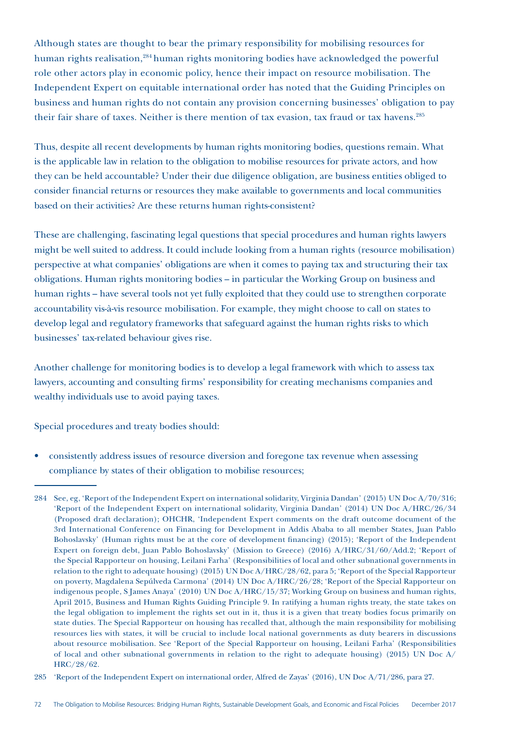Although states are thought to bear the primary responsibility for mobilising resources for human rights realisation,[284] human rights monitoring bodies have acknowledged the powerful role other actors play in economic policy, hence their impact on resource mobilisation. The Independent Expert on equitable international order has noted that the Guiding Principles on business and human rights do not contain any provision concerning businesses' obligation to pay their fair share of taxes. Neither is there mention of tax evasion, tax fraud or tax havens.[285]

Thus, despite all recent developments by human rights monitoring bodies, questions remain. What is the applicable law in relation to the obligation to mobilise resources for private actors, and how they can be held accountable? Under their due diligence obligation, are business entities obliged to consider financial returns or resources they make available to governments and local communities based on their activities? Are these returns human rights-consistent?

These are challenging, fascinating legal questions that special procedures and human rights lawyers might be well suited to address. It could include looking from a human rights (resource mobilisation) perspective at what companies' obligations are when it comes to paying tax and structuring their tax obligations. Human rights monitoring bodies – in particular the Working Group on business and human rights – have several tools not yet fully exploited that they could use to strengthen corporate accountability vis-à-vis resource mobilisation. For example, they might choose to call on states to develop legal and regulatory frameworks that safeguard against the human rights risks to which businesses' tax-related behaviour gives rise.

Another challenge for monitoring bodies is to develop a legal framework with which to assess tax lawyers, accounting and consulting firms' responsibility for creating mechanisms companies and wealthy individuals use to avoid paying taxes.

Special procedures and treaty bodies should:

- consistently address issues of resource diversion and foregone tax revenue when assessing compliance by states of their obligation to mobilise resources;

---

284 See, eg, 'Report of the Independent Expert on international solidarity, Virginia Dandan' (2015) UN Doc A/70/316; 'Report of the Independent Expert on international solidarity, Virginia Dandan' (2014) UN Doc A/HRC/26/34 (Proposed draft declaration); OHCHR, 'Independent Expert comments on the draft outcome document of the 3rd International Conference on Financing for Development in Addis Ababa to all member States, Juan Pablo Bohoslavsky' (Human rights must be at the core of development financing) (2015); 'Report of the Independent Expert on foreign debt, Juan Pablo Bohoslavsky' (Mission to Greece) (2016) A/HRC/31/60/Add.2; 'Report of the Special Rapporteur on housing, Leilani Farha' (Responsibilities of local and other subnational governments in relation to the right to adequate housing) (2015) UN Doc A/HRC/28/62, para 5; 'Report of the Special Rapporteur on poverty, Magdalena Sepúlveda Carmona' (2014) UN Doc A/HRC/26/28; 'Report of the Special Rapporteur on indigenous people, S James Anaya' (2010) UN Doc A/HRC/15/37; Working Group on business and human rights, April 2015, Business and Human Rights Guiding Principle 9. In ratifying a human rights treaty, the state takes on the legal obligation to implement the rights set out in it, thus it is a given that treaty bodies focus primarily on state duties. The Special Rapporteur on housing has recalled that, although the main responsibility for mobilising resources lies with states, it will be crucial to include local national governments as duty bearers in discussions about resource mobilisation. See 'Report of the Special Rapporteur on housing, Leilani Farha' (Responsibilities of local and other subnational governments in relation to the right to adequate housing) (2015) UN Doc A/HRC/28/62.

285 'Report of the Independent Expert on international order, Alfred de Zayas' (2016), UN Doc A/71/286, para 27.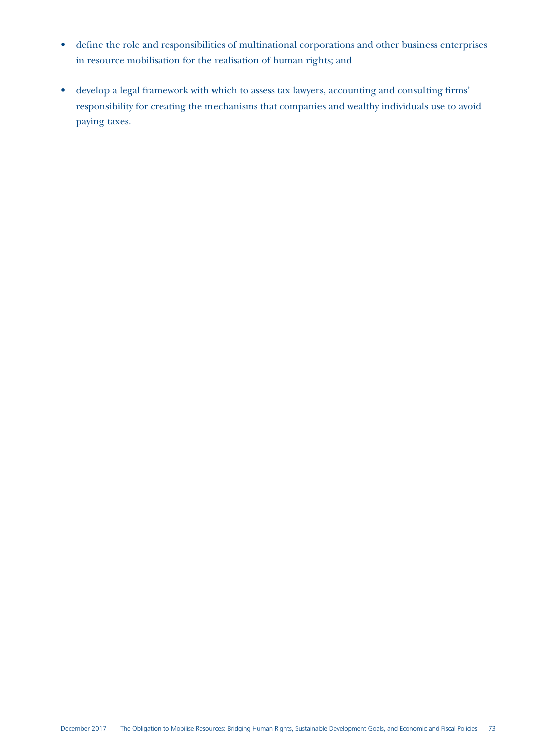- define the role and responsibilities of multinational corporations and other business enterprises in resource mobilisation for the realisation of human rights; and
- develop a legal framework with which to assess tax lawyers, accounting and consulting firms' responsibility for creating the mechanisms that companies and wealthy individuals use to avoid paying taxes.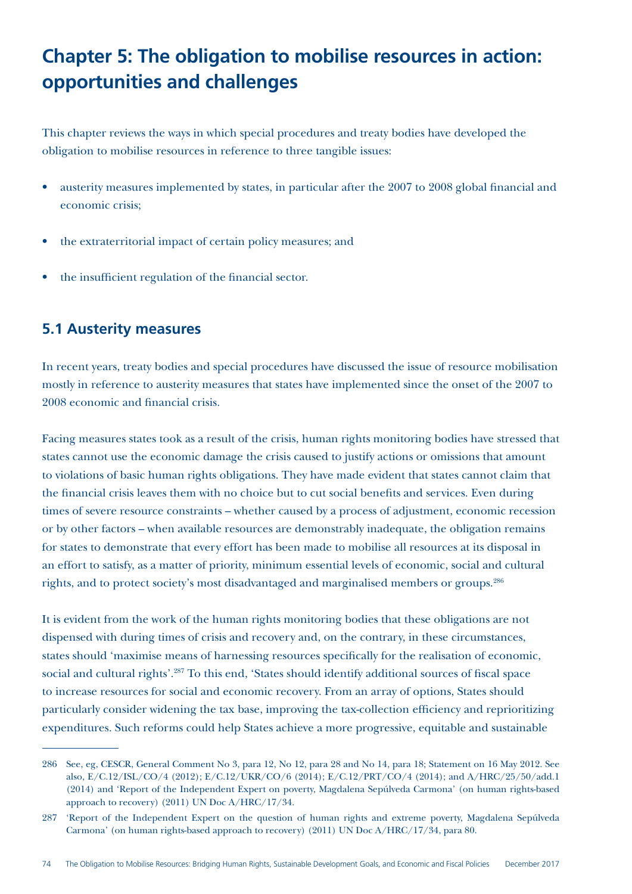# Chapter 5: The obligation to mobilise resources in action: opportunities and challenges

This chapter reviews the ways in which special procedures and treaty bodies have developed the obligation to mobilise resources in reference to three tangible issues:

- austerity measures implemented by states, in particular after the 2007 to 2008 global financial and economic crisis;
- the extraterritorial impact of certain policy measures; and
- the insufficient regulation of the financial sector.

## 5.1 Austerity measures

In recent years, treaty bodies and special procedures have discussed the issue of resource mobilisation mostly in reference to austerity measures that states have implemented since the onset of the 2007 to 2008 economic and financial crisis.

Facing measures states took as a result of the crisis, human rights monitoring bodies have stressed that states cannot use the economic damage the crisis caused to justify actions or omissions that amount to violations of basic human rights obligations. They have made evident that states cannot claim that the financial crisis leaves them with no choice but to cut social benefits and services. Even during times of severe resource constraints – whether caused by a process of adjustment, economic recession or by other factors – when available resources are demonstrably inadequate, the obligation remains for states to demonstrate that every effort has been made to mobilise all resources at its disposal in an effort to satisfy, as a matter of priority, minimum essential levels of economic, social and cultural rights, and to protect society's most disadvantaged and marginalised members or groups.[286]

It is evident from the work of the human rights monitoring bodies that these obligations are not dispensed with during times of crisis and recovery and, on the contrary, in these circumstances, states should 'maximise means of harnessing resources specifically for the realisation of economic, social and cultural rights'.[287] To this end, 'States should identify additional sources of fiscal space to increase resources for social and economic recovery. From an array of options, States should particularly consider widening the tax base, improving the tax-collection efficiency and reprioritizing expenditures. Such reforms could help States achieve a more progressive, equitable and sustainable

---

286 See, eg, CESCR, General Comment No 3, para 12, No 12, para 28 and No 14, para 18; Statement on 16 May 2012. See also, E/C.12/ISL/CO/4 (2012); E/C.12/UKR/CO/6 (2014); E/C.12/PRT/CO/4 (2014); and A/HRC/25/50/add.1 (2014) and 'Report of the Independent Expert on poverty, Magdalena Sepúlveda Carmona' (on human rights-based approach to recovery) (2011) UN Doc A/HRC/17/34.

287 'Report of the Independent Expert on the question of human rights and extreme poverty, Magdalena Sepúlveda Carmona' (on human rights-based approach to recovery) (2011) UN Doc A/HRC/17/34, para 80.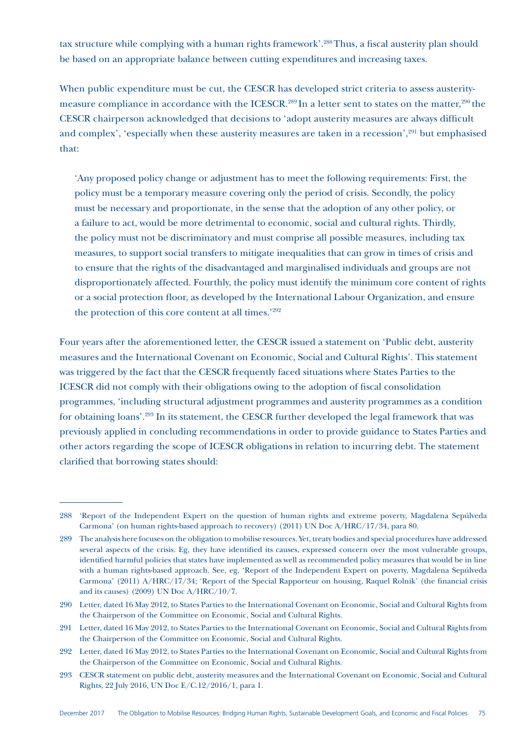tax structure while complying with a human rights framework'.[288] Thus, a fiscal austerity plan should be based on an appropriate balance between cutting expenditures and increasing taxes.

When public expenditure must be cut, the CESCR has developed strict criteria to assess austerity-measure compliance in accordance with the ICESCR.[289] In a letter sent to states on the matter,[290] the CESCR chairperson acknowledged that decisions to 'adopt austerity measures are always difficult and complex', 'especially when these austerity measures are taken in a recession',[291] but emphasised that:

> 'Any proposed policy change or adjustment has to meet the following requirements: First, the policy must be a temporary measure covering only the period of crisis. Secondly, the policy must be necessary and proportionate, in the sense that the adoption of any other policy, or a failure to act, would be more detrimental to economic, social and cultural rights. Thirdly, the policy must not be discriminatory and must comprise all possible measures, including tax measures, to support social transfers to mitigate inequalities that can grow in times of crisis and to ensure that the rights of the disadvantaged and marginalised individuals and groups are not disproportionately affected. Fourthly, the policy must identify the minimum core content of rights or a social protection floor, as developed by the International Labour Organization, and ensure the protection of this core content at all times.'[292]

Four years after the aforementioned letter, the CESCR issued a statement on 'Public debt, austerity measures and the International Covenant on Economic, Social and Cultural Rights'. This statement was triggered by the fact that the CESCR frequently faced situations where States Parties to the ICESCR did not comply with their obligations owing to the adoption of fiscal consolidation programmes, 'including structural adjustment programmes and austerity programmes as a condition for obtaining loans'.[293] In its statement, the CESCR further developed the legal framework that was previously applied in concluding recommendations in order to provide guidance to States Parties and other actors regarding the scope of ICESCR obligations in relation to incurring debt. The statement clarified that borrowing states should:

---

288 'Report of the Independent Expert on the question of human rights and extreme poverty, Magdalena Sepúlveda Carmona' (on human rights-based approach to recovery) (2011) UN Doc A/HRC/17/34, para 80.

289 The analysis here focuses on the obligation to mobilise resources. Yet, treaty bodies and special procedures have addressed several aspects of the crisis. Eg, they have identified its causes, expressed concern over the most vulnerable groups, identified harmful policies that states have implemented as well as recommended policy measures that would be in line with a human rights-based approach. See, eg, 'Report of the Independent Expert on poverty, Magdalena Sepúlveda Carmona' (2011) A/HRC/17/34; 'Report of the Special Rapporteur on housing, Raquel Rolnik' (the financial crisis and its causes) (2009) UN Doc A/HRC/10/7.

290 Letter, dated 16 May 2012, to States Parties to the International Covenant on Economic, Social and Cultural Rights from the Chairperson of the Committee on Economic, Social and Cultural Rights.

291 Letter, dated 16 May 2012, to States Parties to the International Covenant on Economic, Social and Cultural Rights from the Chairperson of the Committee on Economic, Social and Cultural Rights.

292 Letter, dated 16 May 2012, to States Parties to the International Covenant on Economic, Social and Cultural Rights from the Chairperson of the Committee on Economic, Social and Cultural Rights.

293 CESCR statement on public debt, austerity measures and the International Covenant on Economic, Social and Cultural Rights, 22 July 2016, UN Doc E/C.12/2016/1, para 1.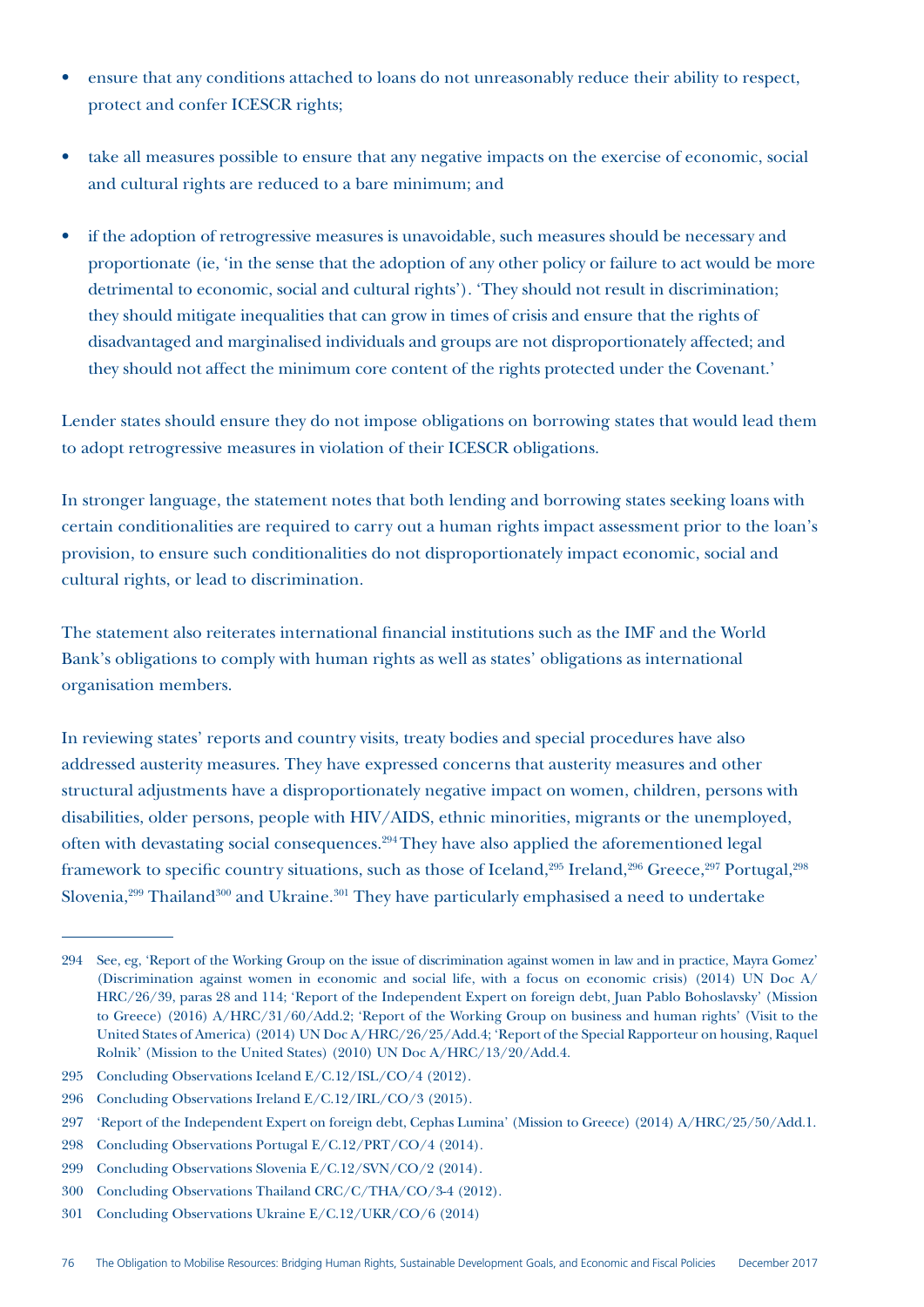- ensure that any conditions attached to loans do not unreasonably reduce their ability to respect, protect and confer ICESCR rights;
- take all measures possible to ensure that any negative impacts on the exercise of economic, social and cultural rights are reduced to a bare minimum; and
- if the adoption of retrogressive measures is unavoidable, such measures should be necessary and proportionate (ie, 'in the sense that the adoption of any other policy or failure to act would be more detrimental to economic, social and cultural rights'). 'They should not result in discrimination; they should mitigate inequalities that can grow in times of crisis and ensure that the rights of disadvantaged and marginalised individuals and groups are not disproportionately affected; and they should not affect the minimum core content of the rights protected under the Covenant.'

Lender states should ensure they do not impose obligations on borrowing states that would lead them to adopt retrogressive measures in violation of their ICESCR obligations.

In stronger language, the statement notes that both lending and borrowing states seeking loans with certain conditionalities are required to carry out a human rights impact assessment prior to the loan's provision, to ensure such conditionalities do not disproportionately impact economic, social and cultural rights, or lead to discrimination.

The statement also reiterates international financial institutions such as the IMF and the World Bank's obligations to comply with human rights as well as states' obligations as international organisation members.

In reviewing states' reports and country visits, treaty bodies and special procedures have also addressed austerity measures. They have expressed concerns that austerity measures and other structural adjustments have a disproportionately negative impact on women, children, persons with disabilities, older persons, people with HIV/AIDS, ethnic minorities, migrants or the unemployed, often with devastating social consequences.[294] They have also applied the aforementioned legal framework to specific country situations, such as those of Iceland,[295] Ireland,[296] Greece,[297] Portugal,[298] Slovenia,[299] Thailand[300] and Ukraine.[301] They have particularly emphasised a need to undertake

---

294 See, eg, 'Report of the Working Group on the issue of discrimination against women in law and in practice, Mayra Gomez' (Discrimination against women in economic and social life, with a focus on economic crisis) (2014) UN Doc A/HRC/26/39, paras 28 and 114; 'Report of the Independent Expert on foreign debt, Juan Pablo Bohoslavsky' (Mission to Greece) (2016) A/HRC/31/60/Add.2; 'Report of the Working Group on business and human rights' (Visit to the United States of America) (2014) UN Doc A/HRC/26/25/Add.4; 'Report of the Special Rapporteur on housing, Raquel Rolnik' (Mission to the United States) (2010) UN Doc A/HRC/13/20/Add.4.

295 Concluding Observations Iceland E/C.12/ISL/CO/4 (2012).

296 Concluding Observations Ireland E/C.12/IRL/CO/3 (2015).

297 'Report of the Independent Expert on foreign debt, Cephas Lumina' (Mission to Greece) (2014) A/HRC/25/50/Add.1.

298 Concluding Observations Portugal E/C.12/PRT/CO/4 (2014).

299 Concluding Observations Slovenia E/C.12/SVN/CO/2 (2014).

300 Concluding Observations Thailand CRC/C/THA/CO/3-4 (2012).

301 Concluding Observations Ukraine E/C.12/UKR/CO/6 (2014)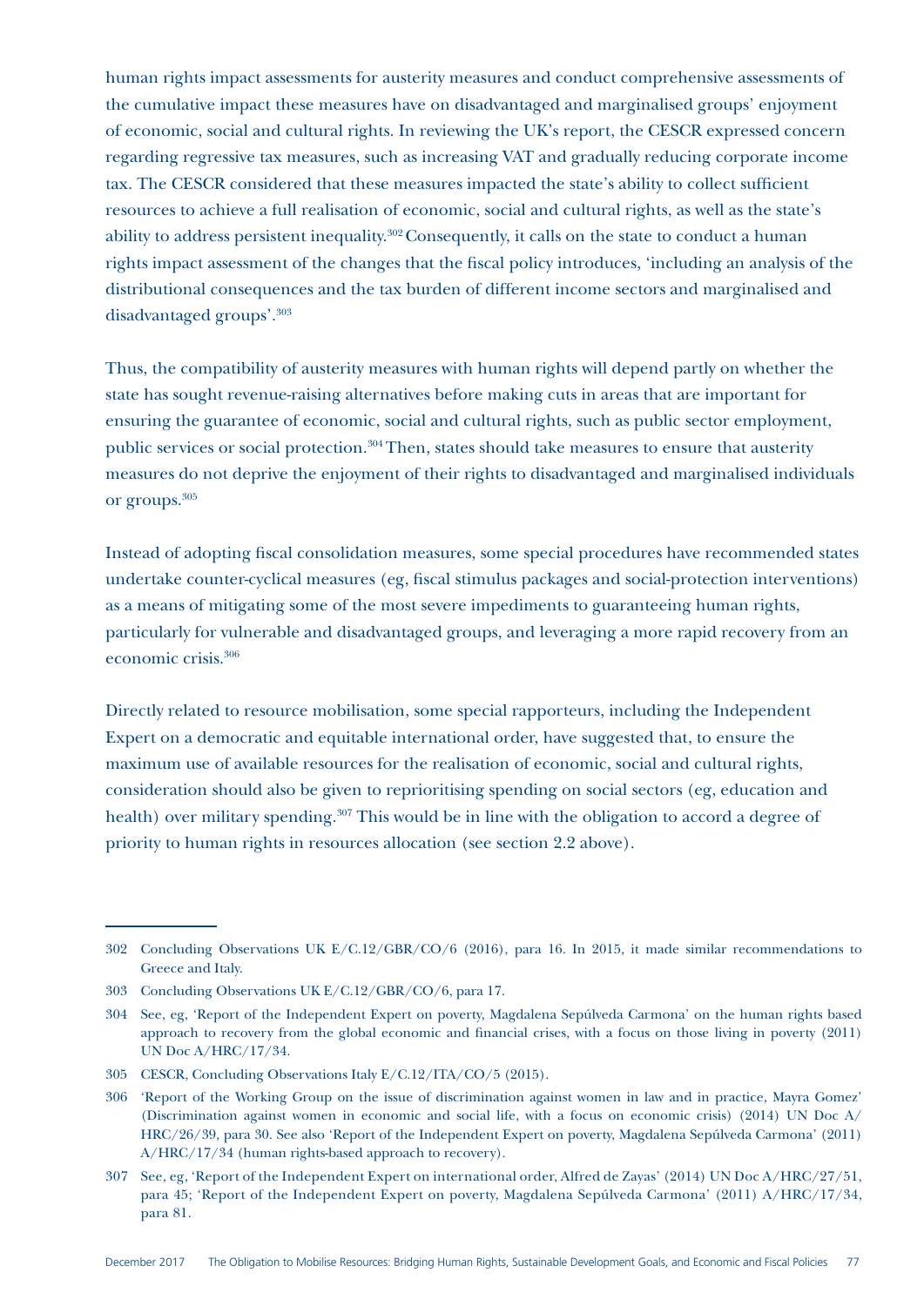human rights impact assessments for austerity measures and conduct comprehensive assessments of the cumulative impact these measures have on disadvantaged and marginalised groups' enjoyment of economic, social and cultural rights. In reviewing the UK's report, the CESCR expressed concern regarding regressive tax measures, such as increasing VAT and gradually reducing corporate income tax. The CESCR considered that these measures impacted the state's ability to collect sufficient resources to achieve a full realisation of economic, social and cultural rights, as well as the state's ability to address persistent inequality.[302] Consequently, it calls on the state to conduct a human rights impact assessment of the changes that the fiscal policy introduces, 'including an analysis of the distributional consequences and the tax burden of different income sectors and marginalised and disadvantaged groups'.[303]

Thus, the compatibility of austerity measures with human rights will depend partly on whether the state has sought revenue-raising alternatives before making cuts in areas that are important for ensuring the guarantee of economic, social and cultural rights, such as public sector employment, public services or social protection.[304] Then, states should take measures to ensure that austerity measures do not deprive the enjoyment of their rights to disadvantaged and marginalised individuals or groups.[305]

Instead of adopting fiscal consolidation measures, some special procedures have recommended states undertake counter-cyclical measures (eg, fiscal stimulus packages and social-protection interventions) as a means of mitigating some of the most severe impediments to guaranteeing human rights, particularly for vulnerable and disadvantaged groups, and leveraging a more rapid recovery from an economic crisis.[306]

Directly related to resource mobilisation, some special rapporteurs, including the Independent Expert on a democratic and equitable international order, have suggested that, to ensure the maximum use of available resources for the realisation of economic, social and cultural rights, consideration should also be given to reprioritising spending on social sectors (eg, education and health) over military spending.[307] This would be in line with the obligation to accord a degree of priority to human rights in resources allocation (see section 2.2 above).

---

302 Concluding Observations UK E/C.12/GBR/CO/6 (2016), para 16. In 2015, it made similar recommendations to Greece and Italy.

303 Concluding Observations UK E/C.12/GBR/CO/6, para 17.

304 See, eg, 'Report of the Independent Expert on poverty, Magdalena Sepúlveda Carmona' on the human rights based approach to recovery from the global economic and financial crises, with a focus on those living in poverty (2011) UN Doc A/HRC/17/34.

305 CESCR, Concluding Observations Italy E/C.12/ITA/CO/5 (2015).

306 'Report of the Working Group on the issue of discrimination against women in law and in practice, Mayra Gomez' (Discrimination against women in economic and social life, with a focus on economic crisis) (2014) UN Doc A/HRC/26/39, para 30. See also 'Report of the Independent Expert on poverty, Magdalena Sepúlveda Carmona' (2011) A/HRC/17/34 (human rights-based approach to recovery).

307 See, eg, 'Report of the Independent Expert on international order, Alfred de Zayas' (2014) UN Doc A/HRC/27/51, para 45; 'Report of the Independent Expert on poverty, Magdalena Sepúlveda Carmona' (2011) A/HRC/17/34, para 81.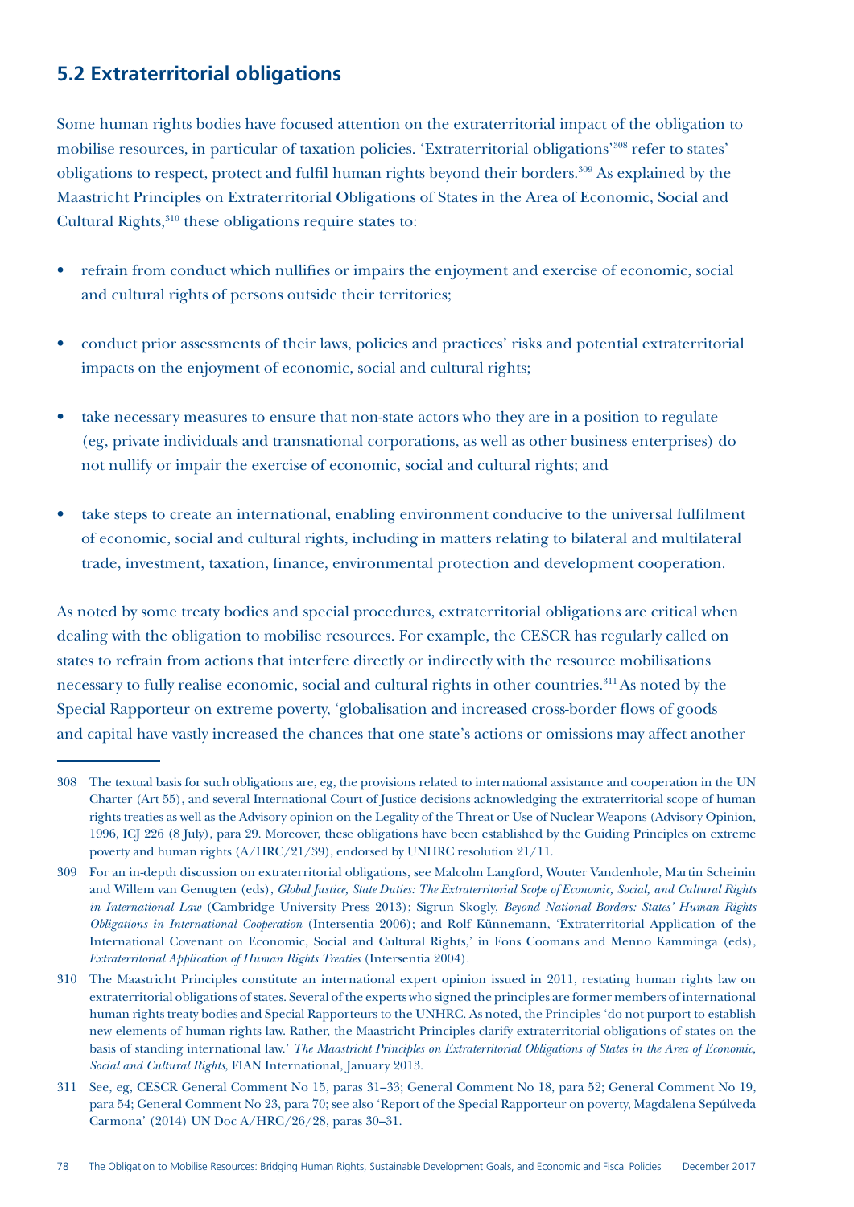## 5.2 Extraterritorial obligations

Some human rights bodies have focused attention on the extraterritorial impact of the obligation to mobilise resources, in particular of taxation policies. 'Extraterritorial obligations'[308] refer to states' obligations to respect, protect and fulfil human rights beyond their borders.[309] As explained by the Maastricht Principles on Extraterritorial Obligations of States in the Area of Economic, Social and Cultural Rights,[310] these obligations require states to:

- refrain from conduct which nullifies or impairs the enjoyment and exercise of economic, social and cultural rights of persons outside their territories;
- conduct prior assessments of their laws, policies and practices' risks and potential extraterritorial impacts on the enjoyment of economic, social and cultural rights;
- take necessary measures to ensure that non-state actors who they are in a position to regulate (eg, private individuals and transnational corporations, as well as other business enterprises) do not nullify or impair the exercise of economic, social and cultural rights; and
- take steps to create an international, enabling environment conducive to the universal fulfilment of economic, social and cultural rights, including in matters relating to bilateral and multilateral trade, investment, taxation, finance, environmental protection and development cooperation.

As noted by some treaty bodies and special procedures, extraterritorial obligations are critical when dealing with the obligation to mobilise resources. For example, the CESCR has regularly called on states to refrain from actions that interfere directly or indirectly with the resource mobilisations necessary to fully realise economic, social and cultural rights in other countries.[311] As noted by the Special Rapporteur on extreme poverty, 'globalisation and increased cross-border flows of goods and capital have vastly increased the chances that one state's actions or omissions may affect another

---

308 The textual basis for such obligations are, eg, the provisions related to international assistance and cooperation in the UN Charter (Art 55), and several International Court of Justice decisions acknowledging the extraterritorial scope of human rights treaties as well as the Advisory opinion on the Legality of the Threat or Use of Nuclear Weapons (Advisory Opinion, 1996, ICJ 226 (8 July), para 29. Moreover, these obligations have been established by the Guiding Principles on extreme poverty and human rights (A/HRC/21/39), endorsed by UNHRC resolution 21/11.

309 For an in-depth discussion on extraterritorial obligations, see Malcolm Langford, Wouter Vandenhole, Martin Scheinin and Willem van Genugten (eds), *Global Justice, State Duties: The Extraterritorial Scope of Economic, Social, and Cultural Rights in International Law* (Cambridge University Press 2013); Sigrun Skogly, *Beyond National Borders: States' Human Rights Obligations in International Cooperation* (Intersentia 2006); and Rolf Künnemann, 'Extraterritorial Application of the International Covenant on Economic, Social and Cultural Rights,' in Fons Coomans and Menno Kamminga (eds), *Extraterritorial Application of Human Rights Treaties* (Intersentia 2004).

310 The Maastricht Principles constitute an international expert opinion issued in 2011, restating human rights law on extraterritorial obligations of states. Several of the experts who signed the principles are former members of international human rights treaty bodies and Special Rapporteurs to the UNHRC. As noted, the Principles 'do not purport to establish new elements of human rights law. Rather, the Maastricht Principles clarify extraterritorial obligations of states on the basis of standing international law.' *The Maastricht Principles on Extraterritorial Obligations of States in the Area of Economic, Social and Cultural Rights*, FIAN International, January 2013.

311 See, eg, CESCR General Comment No 15, paras 31–33; General Comment No 18, para 52; General Comment No 19, para 54; General Comment No 23, para 70; see also 'Report of the Special Rapporteur on poverty, Magdalena Sepúlveda Carmona' (2014) UN Doc A/HRC/26/28, paras 30–31.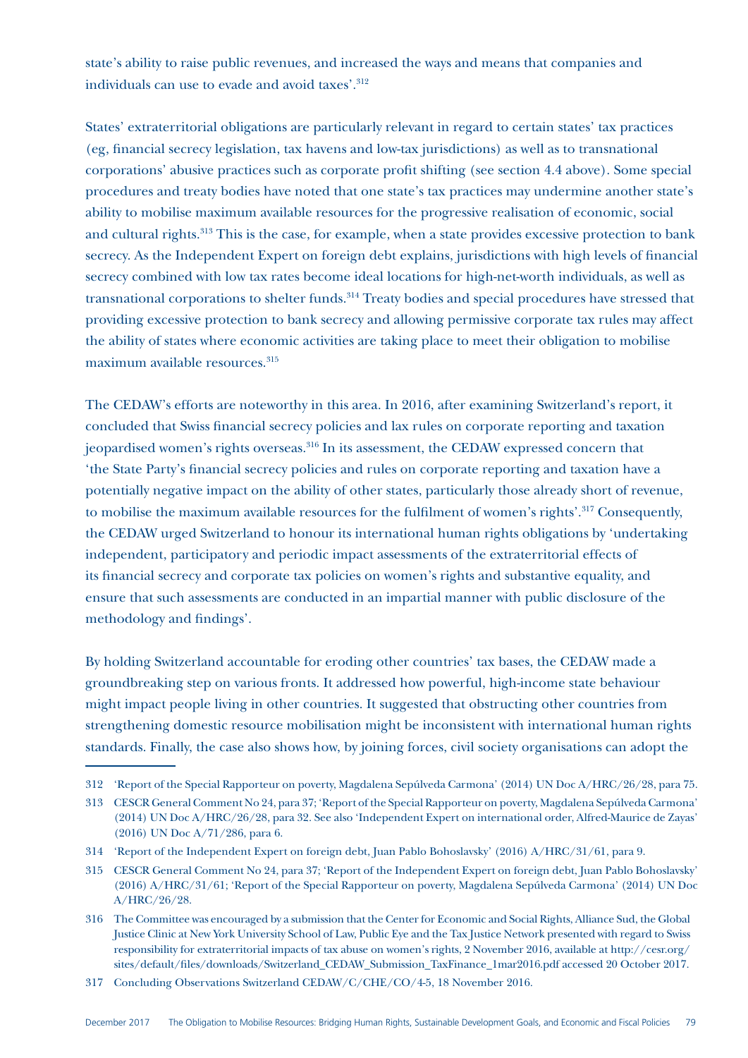state's ability to raise public revenues, and increased the ways and means that companies and individuals can use to evade and avoid taxes'.[312]

States' extraterritorial obligations are particularly relevant in regard to certain states' tax practices (eg, financial secrecy legislation, tax havens and low-tax jurisdictions) as well as to transnational corporations' abusive practices such as corporate profit shifting (see section 4.4 above). Some special procedures and treaty bodies have noted that one state's tax practices may undermine another state's ability to mobilise maximum available resources for the progressive realisation of economic, social and cultural rights.[313] This is the case, for example, when a state provides excessive protection to bank secrecy. As the Independent Expert on foreign debt explains, jurisdictions with high levels of financial secrecy combined with low tax rates become ideal locations for high-net-worth individuals, as well as transnational corporations to shelter funds.[314] Treaty bodies and special procedures have stressed that providing excessive protection to bank secrecy and allowing permissive corporate tax rules may affect the ability of states where economic activities are taking place to meet their obligation to mobilise maximum available resources.[315]

The CEDAW's efforts are noteworthy in this area. In 2016, after examining Switzerland's report, it concluded that Swiss financial secrecy policies and lax rules on corporate reporting and taxation jeopardised women's rights overseas.[316] In its assessment, the CEDAW expressed concern that 'the State Party's financial secrecy policies and rules on corporate reporting and taxation have a potentially negative impact on the ability of other states, particularly those already short of revenue, to mobilise the maximum available resources for the fulfilment of women's rights'.[317] Consequently, the CEDAW urged Switzerland to honour its international human rights obligations by 'undertaking independent, participatory and periodic impact assessments of the extraterritorial effects of its financial secrecy and corporate tax policies on women's rights and substantive equality, and ensure that such assessments are conducted in an impartial manner with public disclosure of the methodology and findings'.

By holding Switzerland accountable for eroding other countries' tax bases, the CEDAW made a groundbreaking step on various fronts. It addressed how powerful, high-income state behaviour might impact people living in other countries. It suggested that obstructing other countries from strengthening domestic resource mobilisation might be inconsistent with international human rights standards. Finally, the case also shows how, by joining forces, civil society organisations can adopt the

---

312 'Report of the Special Rapporteur on poverty, Magdalena Sepúlveda Carmona' (2014) UN Doc A/HRC/26/28, para 75.

313 CESCR General Comment No 24, para 37; 'Report of the Special Rapporteur on poverty, Magdalena Sepúlveda Carmona' (2014) UN Doc A/HRC/26/28, para 32. See also 'Independent Expert on international order, Alfred-Maurice de Zayas' (2016) UN Doc A/71/286, para 6.

314 'Report of the Independent Expert on foreign debt, Juan Pablo Bohoslavsky' (2016) A/HRC/31/61, para 9.

315 CESCR General Comment No 24, para 37; 'Report of the Independent Expert on foreign debt, Juan Pablo Bohoslavsky' (2016) A/HRC/31/61; 'Report of the Special Rapporteur on poverty, Magdalena Sepúlveda Carmona' (2014) UN Doc A/HRC/26/28.

316 The Committee was encouraged by a submission that the Center for Economic and Social Rights, Alliance Sud, the Global Justice Clinic at New York University School of Law, Public Eye and the Tax Justice Network presented with regard to Swiss responsibility for extraterritorial impacts of tax abuse on women's rights, 2 November 2016, available at http://cesr.org/sites/default/files/downloads/Switzerland_CEDAW_Submission_TaxFinance_1mar2016.pdf accessed 20 October 2017.

317 Concluding Observations Switzerland CEDAW/C/CHE/CO/4-5, 18 November 2016.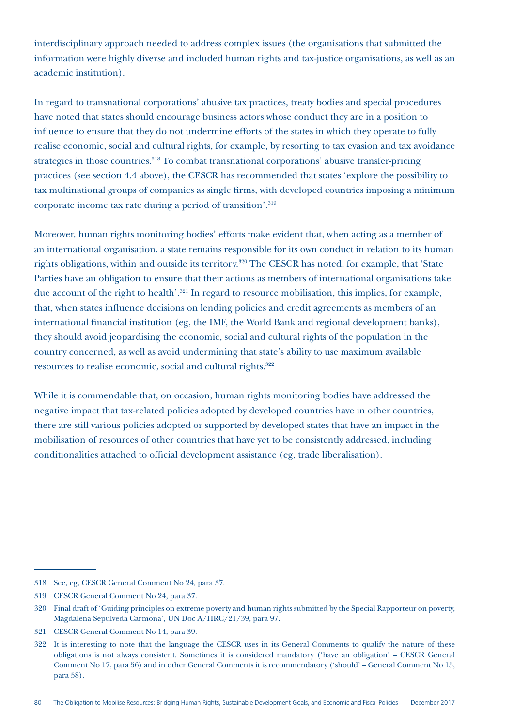interdisciplinary approach needed to address complex issues (the organisations that submitted the information were highly diverse and included human rights and tax-justice organisations, as well as an academic institution).

In regard to transnational corporations' abusive tax practices, treaty bodies and special procedures have noted that states should encourage business actors whose conduct they are in a position to influence to ensure that they do not undermine efforts of the states in which they operate to fully realise economic, social and cultural rights, for example, by resorting to tax evasion and tax avoidance strategies in those countries.[318] To combat transnational corporations' abusive transfer-pricing practices (see section 4.4 above), the CESCR has recommended that states 'explore the possibility to tax multinational groups of companies as single firms, with developed countries imposing a minimum corporate income tax rate during a period of transition'.[319]

Moreover, human rights monitoring bodies' efforts make evident that, when acting as a member of an international organisation, a state remains responsible for its own conduct in relation to its human rights obligations, within and outside its territory.[320] The CESCR has noted, for example, that 'State Parties have an obligation to ensure that their actions as members of international organisations take due account of the right to health'.[321] In regard to resource mobilisation, this implies, for example, that, when states influence decisions on lending policies and credit agreements as members of an international financial institution (eg, the IMF, the World Bank and regional development banks), they should avoid jeopardising the economic, social and cultural rights of the population in the country concerned, as well as avoid undermining that state's ability to use maximum available resources to realise economic, social and cultural rights.[322]

While it is commendable that, on occasion, human rights monitoring bodies have addressed the negative impact that tax-related policies adopted by developed countries have in other countries, there are still various policies adopted or supported by developed states that have an impact in the mobilisation of resources of other countries that have yet to be consistently addressed, including conditionalities attached to official development assistance (eg, trade liberalisation).

---

318 See, eg, CESCR General Comment No 24, para 37.

319 CESCR General Comment No 24, para 37.

320 Final draft of 'Guiding principles on extreme poverty and human rights submitted by the Special Rapporteur on poverty, Magdalena Sepulveda Carmona', UN Doc A/HRC/21/39, para 97.

321 CESCR General Comment No 14, para 39.

322 It is interesting to note that the language the CESCR uses in its General Comments to qualify the nature of these obligations is not always consistent. Sometimes it is considered mandatory ('have an obligation' – CESCR General Comment No 17, para 56) and in other General Comments it is recommendatory ('should' – General Comment No 15, para 58).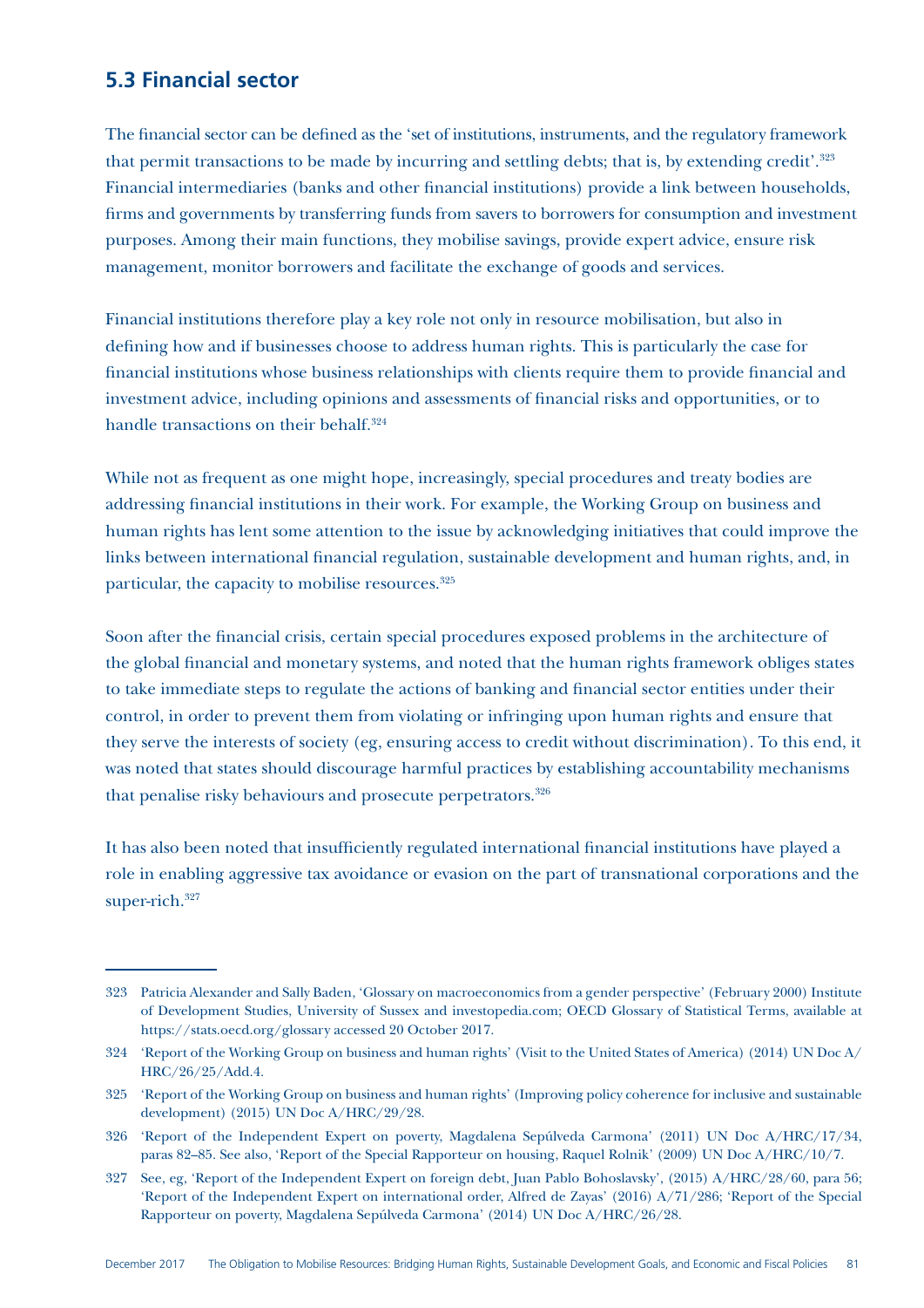## 5.3 Financial sector

The financial sector can be defined as the 'set of institutions, instruments, and the regulatory framework that permit transactions to be made by incurring and settling debts; that is, by extending credit'.[323] Financial intermediaries (banks and other financial institutions) provide a link between households, firms and governments by transferring funds from savers to borrowers for consumption and investment purposes. Among their main functions, they mobilise savings, provide expert advice, ensure risk management, monitor borrowers and facilitate the exchange of goods and services.

Financial institutions therefore play a key role not only in resource mobilisation, but also in defining how and if businesses choose to address human rights. This is particularly the case for financial institutions whose business relationships with clients require them to provide financial and investment advice, including opinions and assessments of financial risks and opportunities, or to handle transactions on their behalf.[324]

While not as frequent as one might hope, increasingly, special procedures and treaty bodies are addressing financial institutions in their work. For example, the Working Group on business and human rights has lent some attention to the issue by acknowledging initiatives that could improve the links between international financial regulation, sustainable development and human rights, and, in particular, the capacity to mobilise resources.[325]

Soon after the financial crisis, certain special procedures exposed problems in the architecture of the global financial and monetary systems, and noted that the human rights framework obliges states to take immediate steps to regulate the actions of banking and financial sector entities under their control, in order to prevent them from violating or infringing upon human rights and ensure that they serve the interests of society (eg, ensuring access to credit without discrimination). To this end, it was noted that states should discourage harmful practices by establishing accountability mechanisms that penalise risky behaviours and prosecute perpetrators.[326]

It has also been noted that insufficiently regulated international financial institutions have played a role in enabling aggressive tax avoidance or evasion on the part of transnational corporations and the super-rich.[327]

---

323 Patricia Alexander and Sally Baden, 'Glossary on macroeconomics from a gender perspective' (February 2000) Institute of Development Studies, University of Sussex and investopedia.com; OECD Glossary of Statistical Terms, available at https://stats.oecd.org/glossary accessed 20 October 2017.

324 'Report of the Working Group on business and human rights' (Visit to the United States of America) (2014) UN Doc A/HRC/26/25/Add.4.

325 'Report of the Working Group on business and human rights' (Improving policy coherence for inclusive and sustainable development) (2015) UN Doc A/HRC/29/28.

326 'Report of the Independent Expert on poverty, Magdalena Sepúlveda Carmona' (2011) UN Doc A/HRC/17/34, paras 82–85. See also, 'Report of the Special Rapporteur on housing, Raquel Rolnik' (2009) UN Doc A/HRC/10/7.

327 See, eg, 'Report of the Independent Expert on foreign debt, Juan Pablo Bohoslavsky', (2015) A/HRC/28/60, para 56; 'Report of the Independent Expert on international order, Alfred de Zayas' (2016) A/71/286; 'Report of the Special Rapporteur on poverty, Magdalena Sepúlveda Carmona' (2014) UN Doc A/HRC/26/28.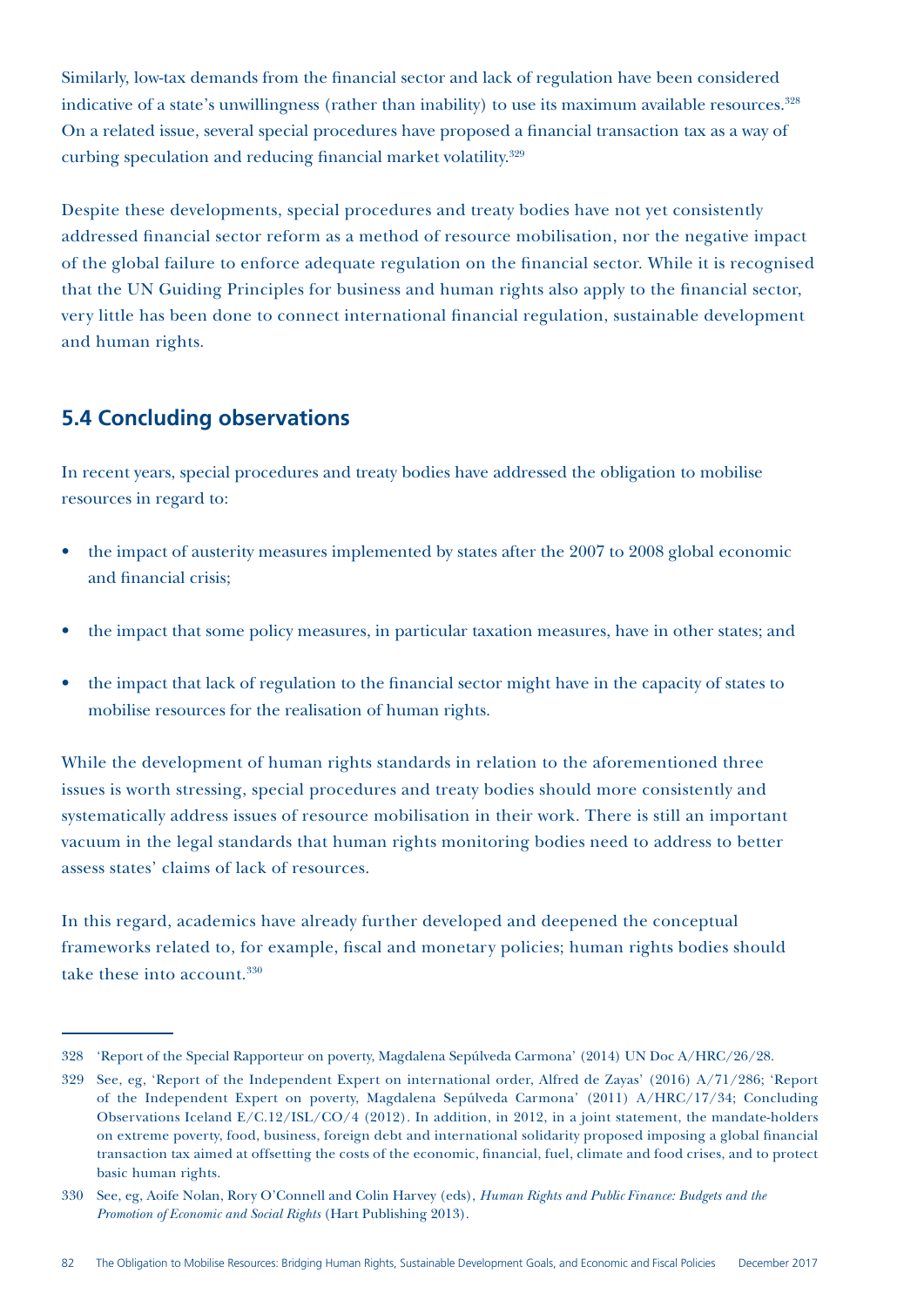Similarly, low-tax demands from the financial sector and lack of regulation have been considered indicative of a state's unwillingness (rather than inability) to use its maximum available resources.[328] On a related issue, several special procedures have proposed a financial transaction tax as a way of curbing speculation and reducing financial market volatility.[329]

Despite these developments, special procedures and treaty bodies have not yet consistently addressed financial sector reform as a method of resource mobilisation, nor the negative impact of the global failure to enforce adequate regulation on the financial sector. While it is recognised that the UN Guiding Principles for business and human rights also apply to the financial sector, very little has been done to connect international financial regulation, sustainable development and human rights.

## 5.4 Concluding observations

In recent years, special procedures and treaty bodies have addressed the obligation to mobilise resources in regard to:

- the impact of austerity measures implemented by states after the 2007 to 2008 global economic and financial crisis;
- the impact that some policy measures, in particular taxation measures, have in other states; and
- the impact that lack of regulation to the financial sector might have in the capacity of states to mobilise resources for the realisation of human rights.

While the development of human rights standards in relation to the aforementioned three issues is worth stressing, special procedures and treaty bodies should more consistently and systematically address issues of resource mobilisation in their work. There is still an important vacuum in the legal standards that human rights monitoring bodies need to address to better assess states' claims of lack of resources.

In this regard, academics have already further developed and deepened the conceptual frameworks related to, for example, fiscal and monetary policies; human rights bodies should take these into account.[330]

---

328 'Report of the Special Rapporteur on poverty, Magdalena Sepúlveda Carmona' (2014) UN Doc A/HRC/26/28.

329 See, eg, 'Report of the Independent Expert on international order, Alfred de Zayas' (2016) A/71/286; 'Report of the Independent Expert on poverty, Magdalena Sepúlveda Carmona' (2011) A/HRC/17/34; Concluding Observations Iceland E/C.12/ISL/CO/4 (2012). In addition, in 2012, in a joint statement, the mandate-holders on extreme poverty, food, business, foreign debt and international solidarity proposed imposing a global financial transaction tax aimed at offsetting the costs of the economic, financial, fuel, climate and food crises, and to protect basic human rights.

330 See, eg, Aoife Nolan, Rory O'Connell and Colin Harvey (eds), *Human Rights and Public Finance: Budgets and the Promotion of Economic and Social Rights* (Hart Publishing 2013).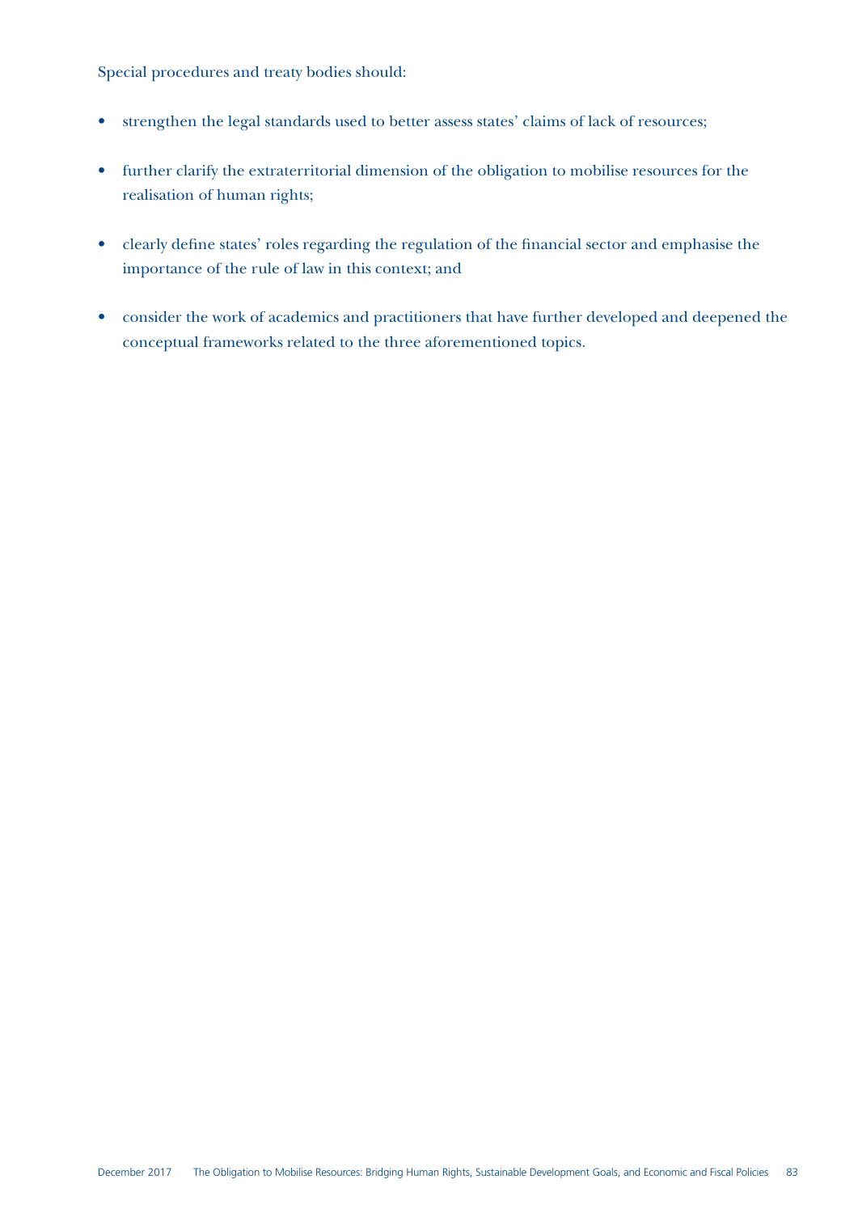Special procedures and treaty bodies should:

- strengthen the legal standards used to better assess states' claims of lack of resources;
- further clarify the extraterritorial dimension of the obligation to mobilise resources for the realisation of human rights;
- clearly define states' roles regarding the regulation of the financial sector and emphasise the importance of the rule of law in this context; and
- consider the work of academics and practitioners that have further developed and deepened the conceptual frameworks related to the three aforementioned topics.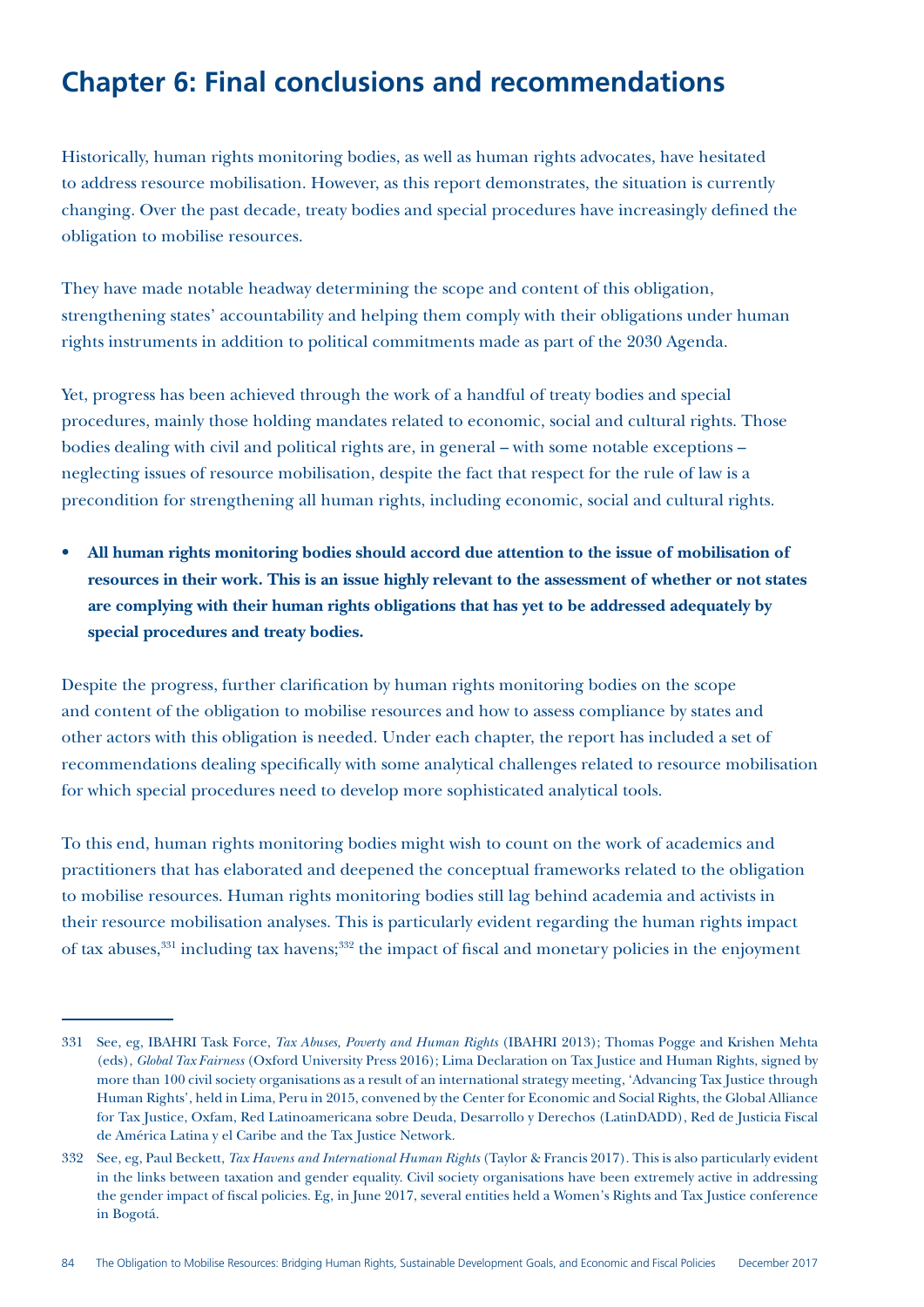# Chapter 6: Final conclusions and recommendations

Historically, human rights monitoring bodies, as well as human rights advocates, have hesitated to address resource mobilisation. However, as this report demonstrates, the situation is currently changing. Over the past decade, treaty bodies and special procedures have increasingly defined the obligation to mobilise resources.

They have made notable headway determining the scope and content of this obligation, strengthening states' accountability and helping them comply with their obligations under human rights instruments in addition to political commitments made as part of the 2030 Agenda.

Yet, progress has been achieved through the work of a handful of treaty bodies and special procedures, mainly those holding mandates related to economic, social and cultural rights. Those bodies dealing with civil and political rights are, in general – with some notable exceptions – neglecting issues of resource mobilisation, despite the fact that respect for the rule of law is a precondition for strengthening all human rights, including economic, social and cultural rights.

- **All human rights monitoring bodies should accord due attention to the issue of mobilisation of resources in their work. This is an issue highly relevant to the assessment of whether or not states are complying with their human rights obligations that has yet to be addressed adequately by special procedures and treaty bodies.**

Despite the progress, further clarification by human rights monitoring bodies on the scope and content of the obligation to mobilise resources and how to assess compliance by states and other actors with this obligation is needed. Under each chapter, the report has included a set of recommendations dealing specifically with some analytical challenges related to resource mobilisation for which special procedures need to develop more sophisticated analytical tools.

To this end, human rights monitoring bodies might wish to count on the work of academics and practitioners that has elaborated and deepened the conceptual frameworks related to the obligation to mobilise resources. Human rights monitoring bodies still lag behind academia and activists in their resource mobilisation analyses. This is particularly evident regarding the human rights impact of tax abuses,[331] including tax havens;[332] the impact of fiscal and monetary policies in the enjoyment

---

331 See, eg, IBAHRI Task Force, *Tax Abuses, Poverty and Human Rights* (IBAHRI 2013); Thomas Pogge and Krishen Mehta (eds), *Global Tax Fairness* (Oxford University Press 2016); Lima Declaration on Tax Justice and Human Rights, signed by more than 100 civil society organisations as a result of an international strategy meeting, 'Advancing Tax Justice through Human Rights', held in Lima, Peru in 2015, convened by the Center for Economic and Social Rights, the Global Alliance for Tax Justice, Oxfam, Red Latinoamericana sobre Deuda, Desarrollo y Derechos (LatinDADD), Red de Justicia Fiscal de América Latina y el Caribe and the Tax Justice Network.

332 See, eg, Paul Beckett, *Tax Havens and International Human Rights* (Taylor & Francis 2017). This is also particularly evident in the links between taxation and gender equality. Civil society organisations have been extremely active in addressing the gender impact of fiscal policies. Eg, in June 2017, several entities held a Women's Rights and Tax Justice conference in Bogotá.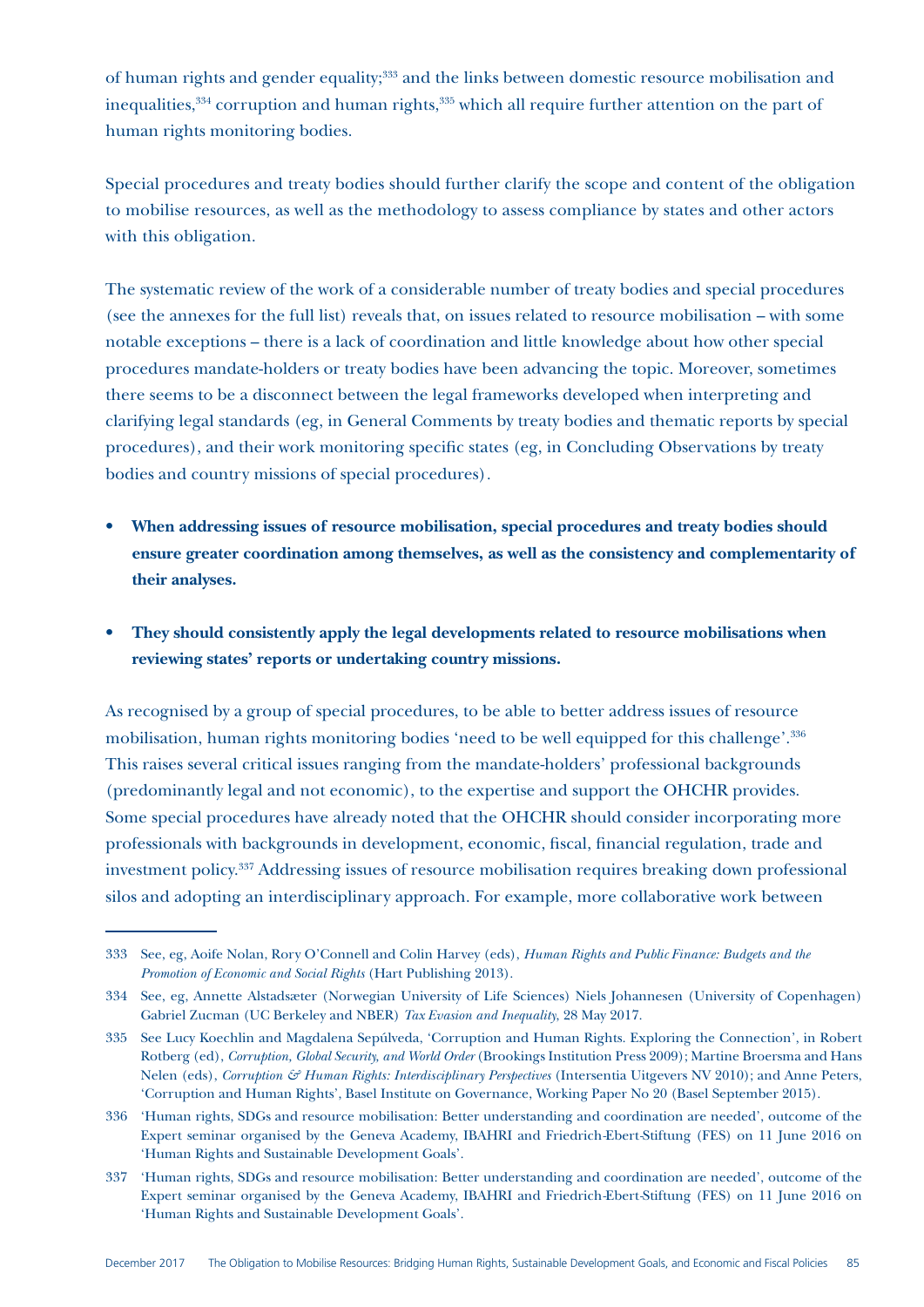of human rights and gender equality;[333] and the links between domestic resource mobilisation and inequalities,[334] corruption and human rights,[335] which all require further attention on the part of human rights monitoring bodies.

Special procedures and treaty bodies should further clarify the scope and content of the obligation to mobilise resources, as well as the methodology to assess compliance by states and other actors with this obligation.

The systematic review of the work of a considerable number of treaty bodies and special procedures (see the annexes for the full list) reveals that, on issues related to resource mobilisation – with some notable exceptions – there is a lack of coordination and little knowledge about how other special procedures mandate-holders or treaty bodies have been advancing the topic. Moreover, sometimes there seems to be a disconnect between the legal frameworks developed when interpreting and clarifying legal standards (eg, in General Comments by treaty bodies and thematic reports by special procedures), and their work monitoring specific states (eg, in Concluding Observations by treaty bodies and country missions of special procedures).

- **When addressing issues of resource mobilisation, special procedures and treaty bodies should ensure greater coordination among themselves, as well as the consistency and complementarity of their analyses.**
- **They should consistently apply the legal developments related to resource mobilisations when reviewing states' reports or undertaking country missions.**

As recognised by a group of special procedures, to be able to better address issues of resource mobilisation, human rights monitoring bodies 'need to be well equipped for this challenge'.[336] This raises several critical issues ranging from the mandate-holders' professional backgrounds (predominantly legal and not economic), to the expertise and support the OHCHR provides. Some special procedures have already noted that the OHCHR should consider incorporating more professionals with backgrounds in development, economic, fiscal, financial regulation, trade and investment policy.[337] Addressing issues of resource mobilisation requires breaking down professional silos and adopting an interdisciplinary approach. For example, more collaborative work between

---

333 See, eg, Aoife Nolan, Rory O'Connell and Colin Harvey (eds), *Human Rights and Public Finance: Budgets and the Promotion of Economic and Social Rights* (Hart Publishing 2013).

334 See, eg, Annette Alstadsæter (Norwegian University of Life Sciences) Niels Johannesen (University of Copenhagen) Gabriel Zucman (UC Berkeley and NBER) *Tax Evasion and Inequality*, 28 May 2017.

335 See Lucy Koechlin and Magdalena Sepúlveda, 'Corruption and Human Rights. Exploring the Connection', in Robert Rotberg (ed), *Corruption, Global Security, and World Order* (Brookings Institution Press 2009); Martine Broersma and Hans Nelen (eds), *Corruption & Human Rights: Interdisciplinary Perspectives* (Intersentia Uitgevers NV 2010); and Anne Peters, 'Corruption and Human Rights', Basel Institute on Governance, Working Paper No 20 (Basel September 2015).

336 'Human rights, SDGs and resource mobilisation: Better understanding and coordination are needed', outcome of the Expert seminar organised by the Geneva Academy, IBAHRI and Friedrich-Ebert-Stiftung (FES) on 11 June 2016 on 'Human Rights and Sustainable Development Goals'.

337 'Human rights, SDGs and resource mobilisation: Better understanding and coordination are needed', outcome of the Expert seminar organised by the Geneva Academy, IBAHRI and Friedrich-Ebert-Stiftung (FES) on 11 June 2016 on 'Human Rights and Sustainable Development Goals'.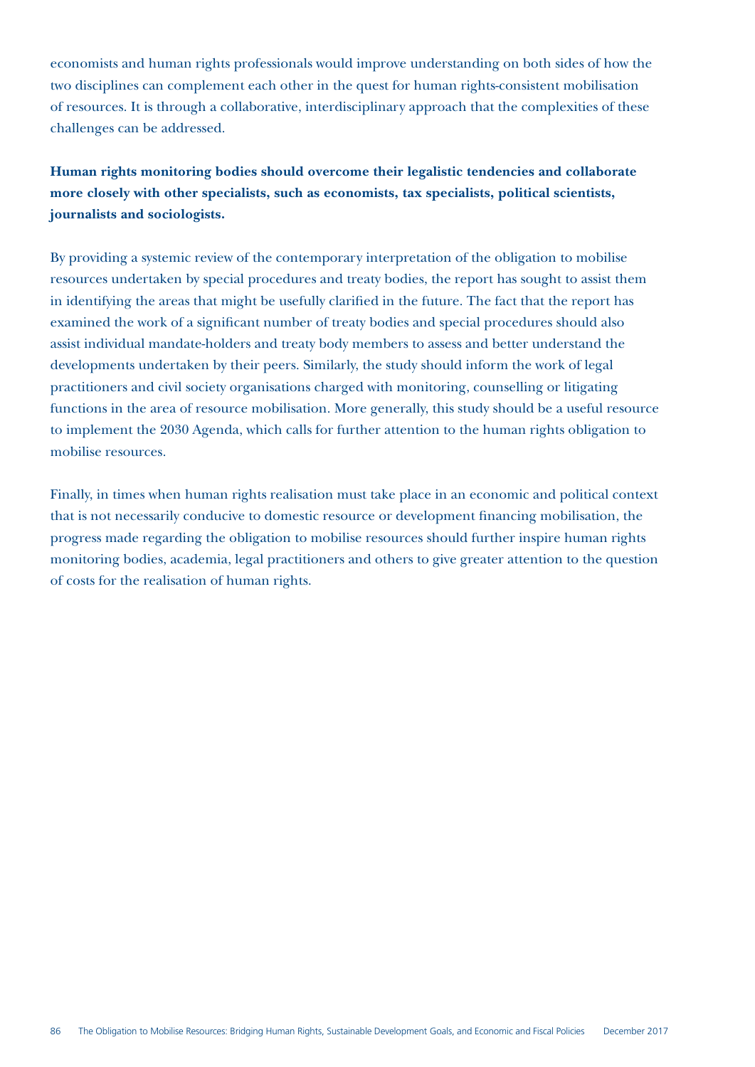economists and human rights professionals would improve understanding on both sides of how the two disciplines can complement each other in the quest for human rights-consistent mobilisation of resources. It is through a collaborative, interdisciplinary approach that the complexities of these challenges can be addressed.

**Human rights monitoring bodies should overcome their legalistic tendencies and collaborate more closely with other specialists, such as economists, tax specialists, political scientists, journalists and sociologists.**

By providing a systemic review of the contemporary interpretation of the obligation to mobilise resources undertaken by special procedures and treaty bodies, the report has sought to assist them in identifying the areas that might be usefully clarified in the future. The fact that the report has examined the work of a significant number of treaty bodies and special procedures should also assist individual mandate-holders and treaty body members to assess and better understand the developments undertaken by their peers. Similarly, the study should inform the work of legal practitioners and civil society organisations charged with monitoring, counselling or litigating functions in the area of resource mobilisation. More generally, this study should be a useful resource to implement the 2030 Agenda, which calls for further attention to the human rights obligation to mobilise resources.

Finally, in times when human rights realisation must take place in an economic and political context that is not necessarily conducive to domestic resource or development financing mobilisation, the progress made regarding the obligation to mobilise resources should further inspire human rights monitoring bodies, academia, legal practitioners and others to give greater attention to the question of costs for the realisation of human rights.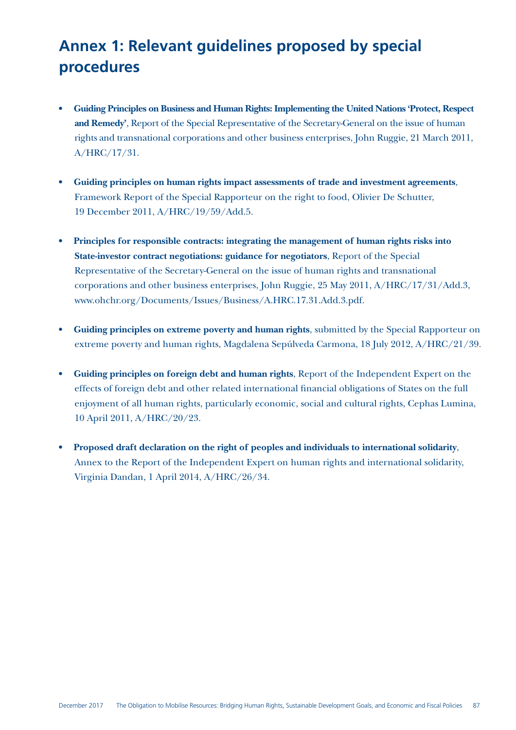# Annex 1: Relevant guidelines proposed by special procedures

- **Guiding Principles on Business and Human Rights: Implementing the United Nations 'Protect, Respect and Remedy'**, Report of the Special Representative of the Secretary-General on the issue of human rights and transnational corporations and other business enterprises, John Ruggie, 21 March 2011, A/HRC/17/31.

- **Guiding principles on human rights impact assessments of trade and investment agreements**, Framework Report of the Special Rapporteur on the right to food, Olivier De Schutter, 19 December 2011, A/HRC/19/59/Add.5.

- **Principles for responsible contracts: integrating the management of human rights risks into State-investor contract negotiations: guidance for negotiators**, Report of the Special Representative of the Secretary-General on the issue of human rights and transnational corporations and other business enterprises, John Ruggie, 25 May 2011, A/HRC/17/31/Add.3, www.ohchr.org/Documents/Issues/Business/A.HRC.17.31.Add.3.pdf.

- **Guiding principles on extreme poverty and human rights**, submitted by the Special Rapporteur on extreme poverty and human rights, Magdalena Sepúlveda Carmona, 18 July 2012, A/HRC/21/39.

- **Guiding principles on foreign debt and human rights**, Report of the Independent Expert on the effects of foreign debt and other related international financial obligations of States on the full enjoyment of all human rights, particularly economic, social and cultural rights, Cephas Lumina, 10 April 2011, A/HRC/20/23.

- **Proposed draft declaration on the right of peoples and individuals to international solidarity**, Annex to the Report of the Independent Expert on human rights and international solidarity, Virginia Dandan, 1 April 2014, A/HRC/26/34.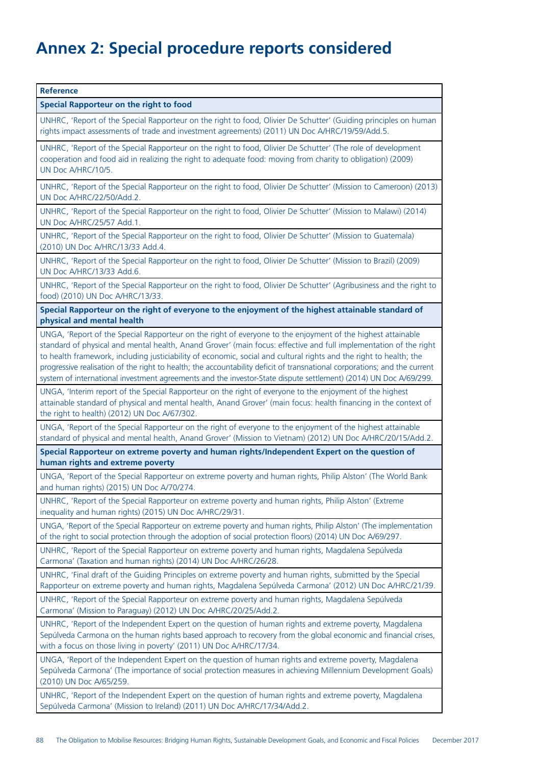# Annex 2: Special procedure reports considered

| Reference |
|---|
| **Special Rapporteur on the right to food** |
| UNHRC, 'Report of the Special Rapporteur on the right to food, Olivier De Schutter' (Guiding principles on human rights impact assessments of trade and investment agreements) (2011) UN Doc A/HRC/19/59/Add.5. |
| UNHRC, 'Report of the Special Rapporteur on the right to food, Olivier De Schutter' (The role of development cooperation and food aid in realizing the right to adequate food: moving from charity to obligation) (2009) UN Doc A/HRC/10/5. |
| UNHRC, 'Report of the Special Rapporteur on the right to food, Olivier De Schutter' (Mission to Cameroon) (2013) UN Doc A/HRC/22/50/Add.2. |
| UNHRC, 'Report of the Special Rapporteur on the right to food, Olivier De Schutter' (Mission to Malawi) (2014) UN Doc A/HRC/25/57 Add.1. |
| UNHRC, 'Report of the Special Rapporteur on the right to food, Olivier De Schutter' (Mission to Guatemala) (2010) UN Doc A/HRC/13/33 Add.4. |
| UNHRC, 'Report of the Special Rapporteur on the right to food, Olivier De Schutter' (Mission to Brazil) (2009) UN Doc A/HRC/13/33 Add.6. |
| UNHRC, 'Report of the Special Rapporteur on the right to food, Olivier De Schutter' (Agribusiness and the right to food) (2010) UN Doc A/HRC/13/33. |
| **Special Rapporteur on the right of everyone to the enjoyment of the highest attainable standard of physical and mental health** |
| UNGA, 'Report of the Special Rapporteur on the right of everyone to the enjoyment of the highest attainable standard of physical and mental health, Anand Grover' (main focus: effective and full implementation of the right to health framework, including justiciability of economic, social and cultural rights and the right to health; the progressive realisation of the right to health; the accountability deficit of transnational corporations; and the current system of international investment agreements and the investor-State dispute settlement) (2014) UN Doc A/69/299. |
| UNGA, 'Interim report of the Special Rapporteur on the right of everyone to the enjoyment of the highest attainable standard of physical and mental health, Anand Grover' (main focus: health financing in the context of the right to health) (2012) UN Doc A/67/302. |
| UNGA, 'Report of the Special Rapporteur on the right of everyone to the enjoyment of the highest attainable standard of physical and mental health, Anand Grover' (Mission to Vietnam) (2012) UN Doc A/HRC/20/15/Add.2. |
| **Special Rapporteur on extreme poverty and human rights/Independent Expert on the question of human rights and extreme poverty** |
| UNGA, 'Report of the Special Rapporteur on extreme poverty and human rights, Philip Alston' (The World Bank and human rights) (2015) UN Doc A/70/274. |
| UNHRC, 'Report of the Special Rapporteur on extreme poverty and human rights, Philip Alston' (Extreme inequality and human rights) (2015) UN Doc A/HRC/29/31. |
| UNGA, 'Report of the Special Rapporteur on extreme poverty and human rights, Philip Alston' (The implementation of the right to social protection through the adoption of social protection floors) (2014) UN Doc A/69/297. |
| UNHRC, 'Report of the Special Rapporteur on extreme poverty and human rights, Magdalena Sepúlveda Carmona' (Taxation and human rights) (2014) UN Doc A/HRC/26/28. |
| UNHRC, 'Final draft of the Guiding Principles on extreme poverty and human rights, submitted by the Special Rapporteur on extreme poverty and human rights, Magdalena Sepúlveda Carmona' (2012) UN Doc A/HRC/21/39. |
| UNHRC, 'Report of the Special Rapporteur on extreme poverty and human rights, Magdalena Sepúlveda Carmona' (Mission to Paraguay) (2012) UN Doc A/HRC/20/25/Add.2. |
| UNHRC, 'Report of the Independent Expert on the question of human rights and extreme poverty, Magdalena Sepúlveda Carmona on the human rights based approach to recovery from the global economic and financial crises, with a focus on those living in poverty' (2011) UN Doc A/HRC/17/34. |
| UNGA, 'Report of the Independent Expert on the question of human rights and extreme poverty, Magdalena Sepúlveda Carmona' (The importance of social protection measures in achieving Millennium Development Goals) (2010) UN Doc A/65/259. |
| UNHRC, 'Report of the Independent Expert on the question of human rights and extreme poverty, Magdalena Sepúlveda Carmona' (Mission to Ireland) (2011) UN Doc A/HRC/17/34/Add.2. |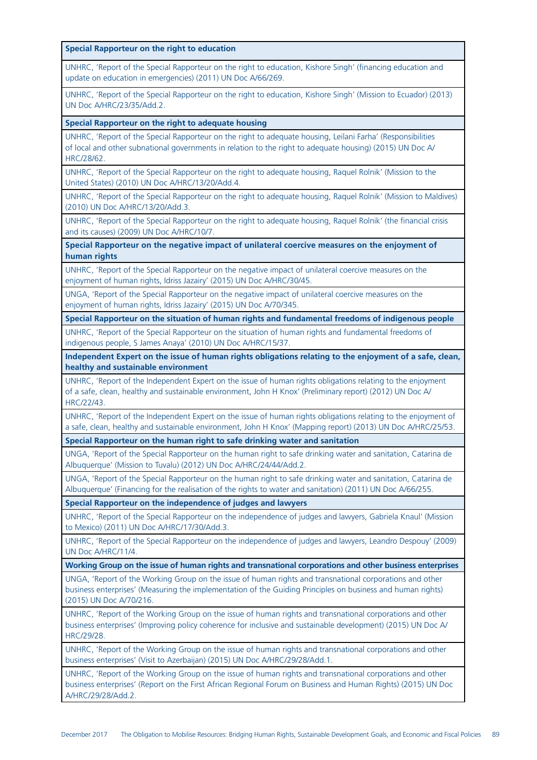| Special Rapporteur on the right to education |
| --- |
| UNHRC, 'Report of the Special Rapporteur on the right to education, Kishore Singh' (financing education and update on education in emergencies) (2011) UN Doc A/66/269. |
| UNHRC, 'Report of the Special Rapporteur on the right to education, Kishore Singh' (Mission to Ecuador) (2013) UN Doc A/HRC/23/35/Add.2. |
| **Special Rapporteur on the right to adequate housing** |
| UNHRC, 'Report of the Special Rapporteur on the right to adequate housing, Leilani Farha' (Responsibilities of local and other subnational governments in relation to the right to adequate housing) (2015) UN Doc A/HRC/28/62. |
| UNHRC, 'Report of the Special Rapporteur on the right to adequate housing, Raquel Rolnik' (Mission to the United States) (2010) UN Doc A/HRC/13/20/Add.4. |
| UNHRC, 'Report of the Special Rapporteur on the right to adequate housing, Raquel Rolnik' (Mission to Maldives) (2010) UN Doc A/HRC/13/20/Add.3. |
| UNHRC, 'Report of the Special Rapporteur on the right to adequate housing, Raquel Rolnik' (the financial crisis and its causes) (2009) UN Doc A/HRC/10/7. |
| **Special Rapporteur on the negative impact of unilateral coercive measures on the enjoyment of human rights** |
| UNHRC, 'Report of the Special Rapporteur on the negative impact of unilateral coercive measures on the enjoyment of human rights, Idriss Jazairy' (2015) UN Doc A/HRC/30/45. |
| UNGA, 'Report of the Special Rapporteur on the negative impact of unilateral coercive measures on the enjoyment of human rights, Idriss Jazairy' (2015) UN Doc A/70/345. |
| **Special Rapporteur on the situation of human rights and fundamental freedoms of indigenous people** |
| UNHRC, 'Report of the Special Rapporteur on the situation of human rights and fundamental freedoms of indigenous people, S James Anaya' (2010) UN Doc A/HRC/15/37. |
| **Independent Expert on the issue of human rights obligations relating to the enjoyment of a safe, clean, healthy and sustainable environment** |
| UNHRC, 'Report of the Independent Expert on the issue of human rights obligations relating to the enjoyment of a safe, clean, healthy and sustainable environment, John H Knox' (Preliminary report) (2012) UN Doc A/HRC/22/43. |
| UNHRC, 'Report of the Independent Expert on the issue of human rights obligations relating to the enjoyment of a safe, clean, healthy and sustainable environment, John H Knox' (Mapping report) (2013) UN Doc A/HRC/25/53. |
| **Special Rapporteur on the human right to safe drinking water and sanitation** |
| UNGA, 'Report of the Special Rapporteur on the human right to safe drinking water and sanitation, Catarina de Albuquerque' (Mission to Tuvalu) (2012) UN Doc A/HRC/24/44/Add.2. |
| UNGA, 'Report of the Special Rapporteur on the human right to safe drinking water and sanitation, Catarina de Albuquerque' (Financing for the realisation of the rights to water and sanitation) (2011) UN Doc A/66/255. |
| **Special Rapporteur on the independence of judges and lawyers** |
| UNHRC, 'Report of the Special Rapporteur on the independence of judges and lawyers, Gabriela Knaul' (Mission to Mexico) (2011) UN Doc A/HRC/17/30/Add.3. |
| UNHRC, 'Report of the Special Rapporteur on the independence of judges and lawyers, Leandro Despouy' (2009) UN Doc A/HRC/11/4. |
| **Working Group on the issue of human rights and transnational corporations and other business enterprises** |
| UNGA, 'Report of the Working Group on the issue of human rights and transnational corporations and other business enterprises' (Measuring the implementation of the Guiding Principles on business and human rights) (2015) UN Doc A/70/216. |
| UNHRC, 'Report of the Working Group on the issue of human rights and transnational corporations and other business enterprises' (Improving policy coherence for inclusive and sustainable development) (2015) UN Doc A/HRC/29/28. |
| UNHRC, 'Report of the Working Group on the issue of human rights and transnational corporations and other business enterprises' (Visit to Azerbaijan) (2015) UN Doc A/HRC/29/28/Add.1. |
| UNHRC, 'Report of the Working Group on the issue of human rights and transnational corporations and other business enterprises' (Report on the First African Regional Forum on Business and Human Rights) (2015) UN Doc A/HRC/29/28/Add.2. |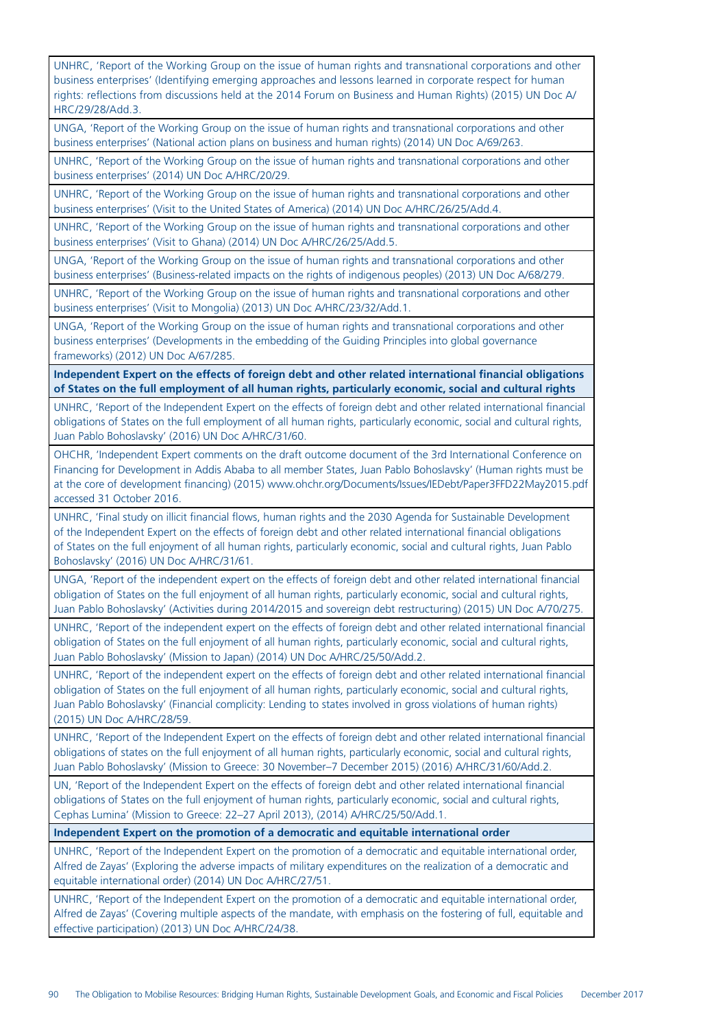| |
|---|
| UNHRC, 'Report of the Working Group on the issue of human rights and transnational corporations and other business enterprises' (Identifying emerging approaches and lessons learned in corporate respect for human rights: reflections from discussions held at the 2014 Forum on Business and Human Rights) (2015) UN Doc A/HRC/29/28/Add.3. |
| UNGA, 'Report of the Working Group on the issue of human rights and transnational corporations and other business enterprises' (National action plans on business and human rights) (2014) UN Doc A/69/263. |
| UNHRC, 'Report of the Working Group on the issue of human rights and transnational corporations and other business enterprises' (2014) UN Doc A/HRC/20/29. |
| UNHRC, 'Report of the Working Group on the issue of human rights and transnational corporations and other business enterprises' (Visit to the United States of America) (2014) UN Doc A/HRC/26/25/Add.4. |
| UNHRC, 'Report of the Working Group on the issue of human rights and transnational corporations and other business enterprises' (Visit to Ghana) (2014) UN Doc A/HRC/26/25/Add.5. |
| UNGA, 'Report of the Working Group on the issue of human rights and transnational corporations and other business enterprises' (Business-related impacts on the rights of indigenous peoples) (2013) UN Doc A/68/279. |
| UNHRC, 'Report of the Working Group on the issue of human rights and transnational corporations and other business enterprises' (Visit to Mongolia) (2013) UN Doc A/HRC/23/32/Add.1. |
| UNGA, 'Report of the Working Group on the issue of human rights and transnational corporations and other business enterprises' (Developments in the embedding of the Guiding Principles into global governance frameworks) (2012) UN Doc A/67/285. |
| **Independent Expert on the effects of foreign debt and other related international financial obligations of States on the full employment of all human rights, particularly economic, social and cultural rights** |
| UNHRC, 'Report of the Independent Expert on the effects of foreign debt and other related international financial obligations of States on the full employment of all human rights, particularly economic, social and cultural rights, Juan Pablo Bohoslavsky' (2016) UN Doc A/HRC/31/60. |
| OHCHR, 'Independent Expert comments on the draft outcome document of the 3rd International Conference on Financing for Development in Addis Ababa to all member States, Juan Pablo Bohoslavsky' (Human rights must be at the core of development financing) (2015) www.ohchr.org/Documents/Issues/IEDebt/Paper3FFD22May2015.pdf accessed 31 October 2016. |
| UNHRC, 'Final study on illicit financial flows, human rights and the 2030 Agenda for Sustainable Development of the Independent Expert on the effects of foreign debt and other related international financial obligations of States on the full enjoyment of all human rights, particularly economic, social and cultural rights, Juan Pablo Bohoslavsky' (2016) UN Doc A/HRC/31/61. |
| UNGA, 'Report of the independent expert on the effects of foreign debt and other related international financial obligation of States on the full enjoyment of all human rights, particularly economic, social and cultural rights, Juan Pablo Bohoslavsky' (Activities during 2014/2015 and sovereign debt restructuring) (2015) UN Doc A/70/275. |
| UNHRC, 'Report of the independent expert on the effects of foreign debt and other related international financial obligation of States on the full enjoyment of all human rights, particularly economic, social and cultural rights, Juan Pablo Bohoslavsky' (Mission to Japan) (2014) UN Doc A/HRC/25/50/Add.2. |
| UNHRC, 'Report of the independent expert on the effects of foreign debt and other related international financial obligation of States on the full enjoyment of all human rights, particularly economic, social and cultural rights, Juan Pablo Bohoslavsky' (Financial complicity: Lending to states involved in gross violations of human rights) (2015) UN Doc A/HRC/28/59. |
| UNHRC, 'Report of the Independent Expert on the effects of foreign debt and other related international financial obligations of states on the full enjoyment of all human rights, particularly economic, social and cultural rights, Juan Pablo Bohoslavsky' (Mission to Greece: 30 November–7 December 2015) (2016) A/HRC/31/60/Add.2. |
| UN, 'Report of the Independent Expert on the effects of foreign debt and other related international financial obligations of States on the full enjoyment of human rights, particularly economic, social and cultural rights, Cephas Lumina' (Mission to Greece: 22–27 April 2013), (2014) A/HRC/25/50/Add.1. |
| **Independent Expert on the promotion of a democratic and equitable international order** |
| UNHRC, 'Report of the Independent Expert on the promotion of a democratic and equitable international order, Alfred de Zayas' (Exploring the adverse impacts of military expenditures on the realization of a democratic and equitable international order) (2014) UN Doc A/HRC/27/51. |
| UNHRC, 'Report of the Independent Expert on the promotion of a democratic and equitable international order, Alfred de Zayas' (Covering multiple aspects of the mandate, with emphasis on the fostering of full, equitable and effective participation) (2013) UN Doc A/HRC/24/38. |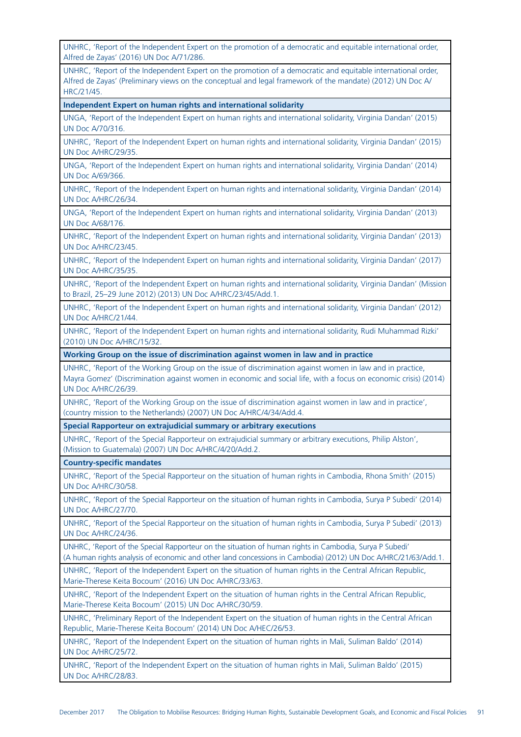| |
|---|
| UNHRC, 'Report of the Independent Expert on the promotion of a democratic and equitable international order, Alfred de Zayas' (2016) UN Doc A/71/286. |
| UNHRC, 'Report of the Independent Expert on the promotion of a democratic and equitable international order, Alfred de Zayas' (Preliminary views on the conceptual and legal framework of the mandate) (2012) UN Doc A/HRC/21/45. |
| **Independent Expert on human rights and international solidarity** |
| UNGA, 'Report of the Independent Expert on human rights and international solidarity, Virginia Dandan' (2015) UN Doc A/70/316. |
| UNHRC, 'Report of the Independent Expert on human rights and international solidarity, Virginia Dandan' (2015) UN Doc A/HRC/29/35. |
| UNGA, 'Report of the Independent Expert on human rights and international solidarity, Virginia Dandan' (2014) UN Doc A/69/366. |
| UNHRC, 'Report of the Independent Expert on human rights and international solidarity, Virginia Dandan' (2014) UN Doc A/HRC/26/34. |
| UNGA, 'Report of the Independent Expert on human rights and international solidarity, Virginia Dandan' (2013) UN Doc A/68/176. |
| UNHRC, 'Report of the Independent Expert on human rights and international solidarity, Virginia Dandan' (2013) UN Doc A/HRC/23/45. |
| UNHRC, 'Report of the Independent Expert on human rights and international solidarity, Virginia Dandan' (2017) UN Doc A/HRC/35/35. |
| UNHRC, 'Report of the Independent Expert on human rights and international solidarity, Virginia Dandan' (Mission to Brazil, 25–29 June 2012) (2013) UN Doc A/HRC/23/45/Add.1. |
| UNHRC, 'Report of the Independent Expert on human rights and international solidarity, Virginia Dandan' (2012) UN Doc A/HRC/21/44. |
| UNHRC, 'Report of the Independent Expert on human rights and international solidarity, Rudi Muhammad Rizki' (2010) UN Doc A/HRC/15/32. |
| **Working Group on the issue of discrimination against women in law and in practice** |
| UNHRC, 'Report of the Working Group on the issue of discrimination against women in law and in practice, Mayra Gomez' (Discrimination against women in economic and social life, with a focus on economic crisis) (2014) UN Doc A/HRC/26/39. |
| UNHRC, 'Report of the Working Group on the issue of discrimination against women in law and in practice', (country mission to the Netherlands) (2007) UN Doc A/HRC/4/34/Add.4. |
| **Special Rapporteur on extrajudicial summary or arbitrary executions** |
| UNHRC, 'Report of the Special Rapporteur on extrajudicial summary or arbitrary executions, Philip Alston', (Mission to Guatemala) (2007) UN Doc A/HRC/4/20/Add.2. |
| **Country-specific mandates** |
| UNHRC, 'Report of the Special Rapporteur on the situation of human rights in Cambodia, Rhona Smith' (2015) UN Doc A/HRC/30/58. |
| UNHRC, 'Report of the Special Rapporteur on the situation of human rights in Cambodia, Surya P Subedi' (2014) UN Doc A/HRC/27/70. |
| UNHRC, 'Report of the Special Rapporteur on the situation of human rights in Cambodia, Surya P Subedi' (2013) UN Doc A/HRC/24/36. |
| UNHRC, 'Report of the Special Rapporteur on the situation of human rights in Cambodia, Surya P Subedi' (A human rights analysis of economic and other land concessions in Cambodia) (2012) UN Doc A/HRC/21/63/Add.1. |
| UNHRC, 'Report of the Independent Expert on the situation of human rights in the Central African Republic, Marie-Therese Keita Bocoum' (2016) UN Doc A/HRC/33/63. |
| UNHRC, 'Report of the Independent Expert on the situation of human rights in the Central African Republic, Marie-Therese Keita Bocoum' (2015) UN Doc A/HRC/30/59. |
| UNHRC, 'Preliminary Report of the Independent Expert on the situation of human rights in the Central African Republic, Marie-Therese Keita Bocoum' (2014) UN Doc A/HEC/26/53. |
| UNHRC, 'Report of the Independent Expert on the situation of human rights in Mali, Suliman Baldo' (2014) UN Doc A/HRC/25/72. |
| UNHRC, 'Report of the Independent Expert on the situation of human rights in Mali, Suliman Baldo' (2015) UN Doc A/HRC/28/83. |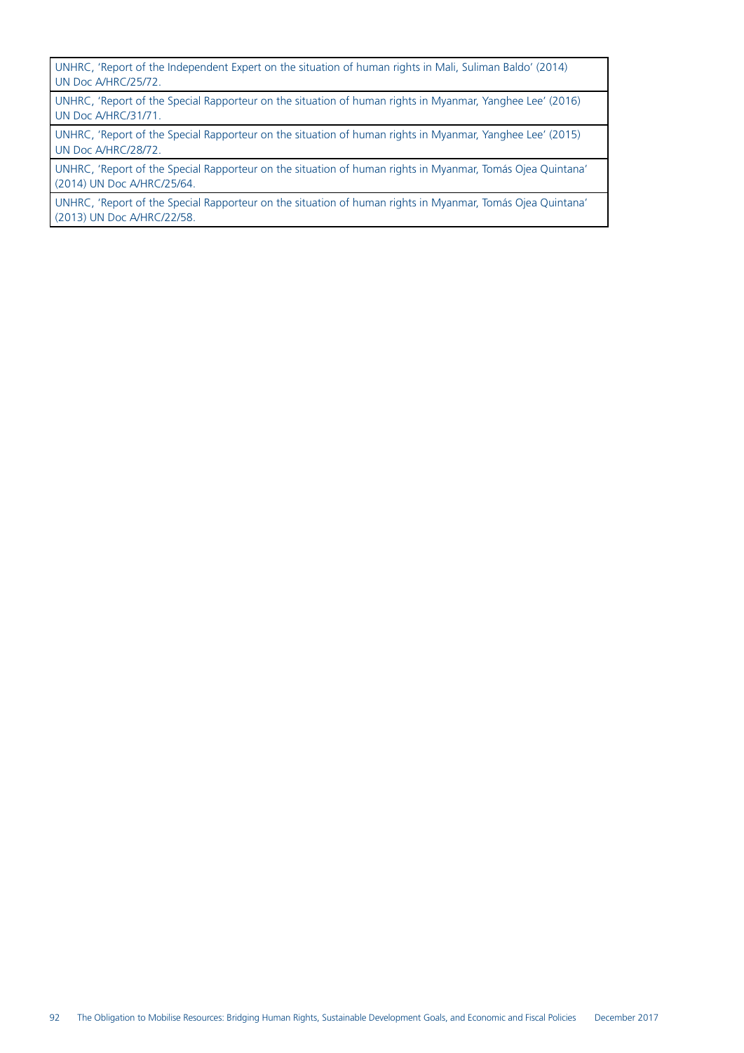| |
|---|
| UNHRC, 'Report of the Independent Expert on the situation of human rights in Mali, Suliman Baldo' (2014) UN Doc A/HRC/25/72. |
| UNHRC, 'Report of the Special Rapporteur on the situation of human rights in Myanmar, Yanghee Lee' (2016) UN Doc A/HRC/31/71. |
| UNHRC, 'Report of the Special Rapporteur on the situation of human rights in Myanmar, Yanghee Lee' (2015) UN Doc A/HRC/28/72. |
| UNHRC, 'Report of the Special Rapporteur on the situation of human rights in Myanmar, Tomás Ojea Quintana' (2014) UN Doc A/HRC/25/64. |
| UNHRC, 'Report of the Special Rapporteur on the situation of human rights in Myanmar, Tomás Ojea Quintana' (2013) UN Doc A/HRC/22/58. |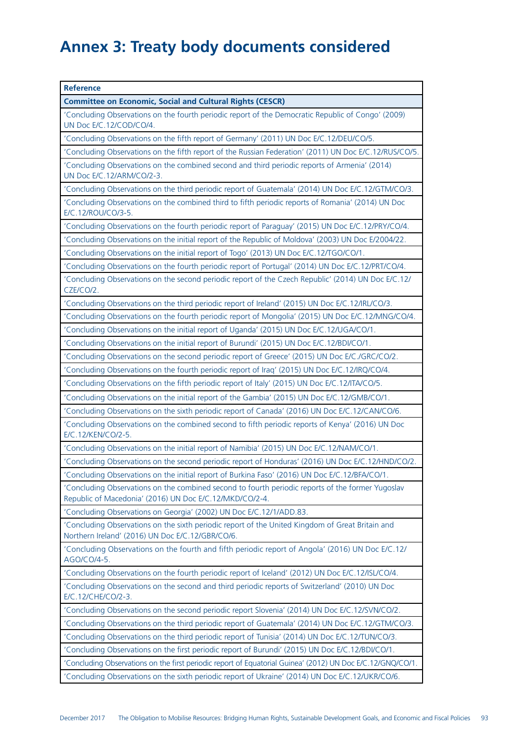# Annex 3: Treaty body documents considered

| Reference |
|---|
| **Committee on Economic, Social and Cultural Rights (CESCR)** |
| 'Concluding Observations on the fourth periodic report of the Democratic Republic of Congo' (2009) UN Doc E/C.12/COD/CO/4. |
| 'Concluding Observations on the fifth report of Germany' (2011) UN Doc E/C.12/DEU/CO/5. |
| 'Concluding Observations on the fifth report of the Russian Federation' (2011) UN Doc E/C.12/RUS/CO/5. |
| 'Concluding Observations on the combined second and third periodic reports of Armenia' (2014) UN Doc E/C.12/ARM/CO/2-3. |
| 'Concluding Observations on the third periodic report of Guatemala' (2014) UN Doc E/C.12/GTM/CO/3. |
| 'Concluding Observations on the combined third to fifth periodic reports of Romania' (2014) UN Doc E/C.12/ROU/CO/3-5. |
| 'Concluding Observations on the fourth periodic report of Paraguay' (2015) UN Doc E/C.12/PRY/CO/4. |
| 'Concluding Observations on the initial report of the Republic of Moldova' (2003) UN Doc E/2004/22. |
| 'Concluding Observations on the initial report of Togo' (2013) UN Doc E/C.12/TGO/CO/1. |
| 'Concluding Observations on the fourth periodic report of Portugal' (2014) UN Doc E/C.12/PRT/CO/4. |
| 'Concluding Observations on the second periodic report of the Czech Republic' (2014) UN Doc E/C.12/CZE/CO/2. |
| 'Concluding Observations on the third periodic report of Ireland' (2015) UN Doc E/C.12/IRL/CO/3. |
| 'Concluding Observations on the fourth periodic report of Mongolia' (2015) UN Doc E/C.12/MNG/CO/4. |
| 'Concluding Observations on the initial report of Uganda' (2015) UN Doc E/C.12/UGA/CO/1. |
| 'Concluding Observations on the initial report of Burundi' (2015) UN Doc E/C.12/BDI/CO/1. |
| 'Concluding Observations on the second periodic report of Greece' (2015) UN Doc E/C./GRC/CO/2. |
| 'Concluding Observations on the fourth periodic report of Iraq' (2015) UN Doc E/C.12/IRQ/CO/4. |
| 'Concluding Observations on the fifth periodic report of Italy' (2015) UN Doc E/C.12/ITA/CO/5. |
| 'Concluding Observations on the initial report of the Gambia' (2015) UN Doc E/C.12/GMB/CO/1. |
| 'Concluding Observations on the sixth periodic report of Canada' (2016) UN Doc E/C.12/CAN/CO/6. |
| 'Concluding Observations on the combined second to fifth periodic reports of Kenya' (2016) UN Doc E/C.12/KEN/CO/2-5. |
| 'Concluding Observations on the initial report of Namibia' (2015) UN Doc E/C.12/NAM/CO/1. |
| 'Concluding Observations on the second periodic report of Honduras' (2016) UN Doc E/C.12/HND/CO/2. |
| 'Concluding Observations on the initial report of Burkina Faso' (2016) UN Doc E/C.12/BFA/CO/1. |
| 'Concluding Observations on the combined second to fourth periodic reports of the former Yugoslav Republic of Macedonia' (2016) UN Doc E/C.12/MKD/CO/2-4. |
| 'Concluding Observations on Georgia' (2002) UN Doc E/C.12/1/ADD.83. |
| 'Concluding Observations on the sixth periodic report of the United Kingdom of Great Britain and Northern Ireland' (2016) UN Doc E/C.12/GBR/CO/6. |
| 'Concluding Observations on the fourth and fifth periodic report of Angola' (2016) UN Doc E/C.12/AGO/CO/4-5. |
| 'Concluding Observations on the fourth periodic report of Iceland' (2012) UN Doc E/C.12/ISL/CO/4. |
| 'Concluding Observations on the second and third periodic reports of Switzerland' (2010) UN Doc E/C.12/CHE/CO/2-3. |
| 'Concluding Observations on the second periodic report Slovenia' (2014) UN Doc E/C.12/SVN/CO/2. |
| 'Concluding Observations on the third periodic report of Guatemala' (2014) UN Doc E/C.12/GTM/CO/3. |
| 'Concluding Observations on the third periodic report of Tunisia' (2014) UN Doc E/C.12/TUN/CO/3. |
| 'Concluding Observations on the first periodic report of Burundi' (2015) UN Doc E/C.12/BDI/CO/1. |
| 'Concluding Observations on the first periodic report of Equatorial Guinea' (2012) UN Doc E/C.12/GNQ/CO/1. |
| 'Concluding Observations on the sixth periodic report of Ukraine' (2014) UN Doc E/C.12/UKR/CO/6. |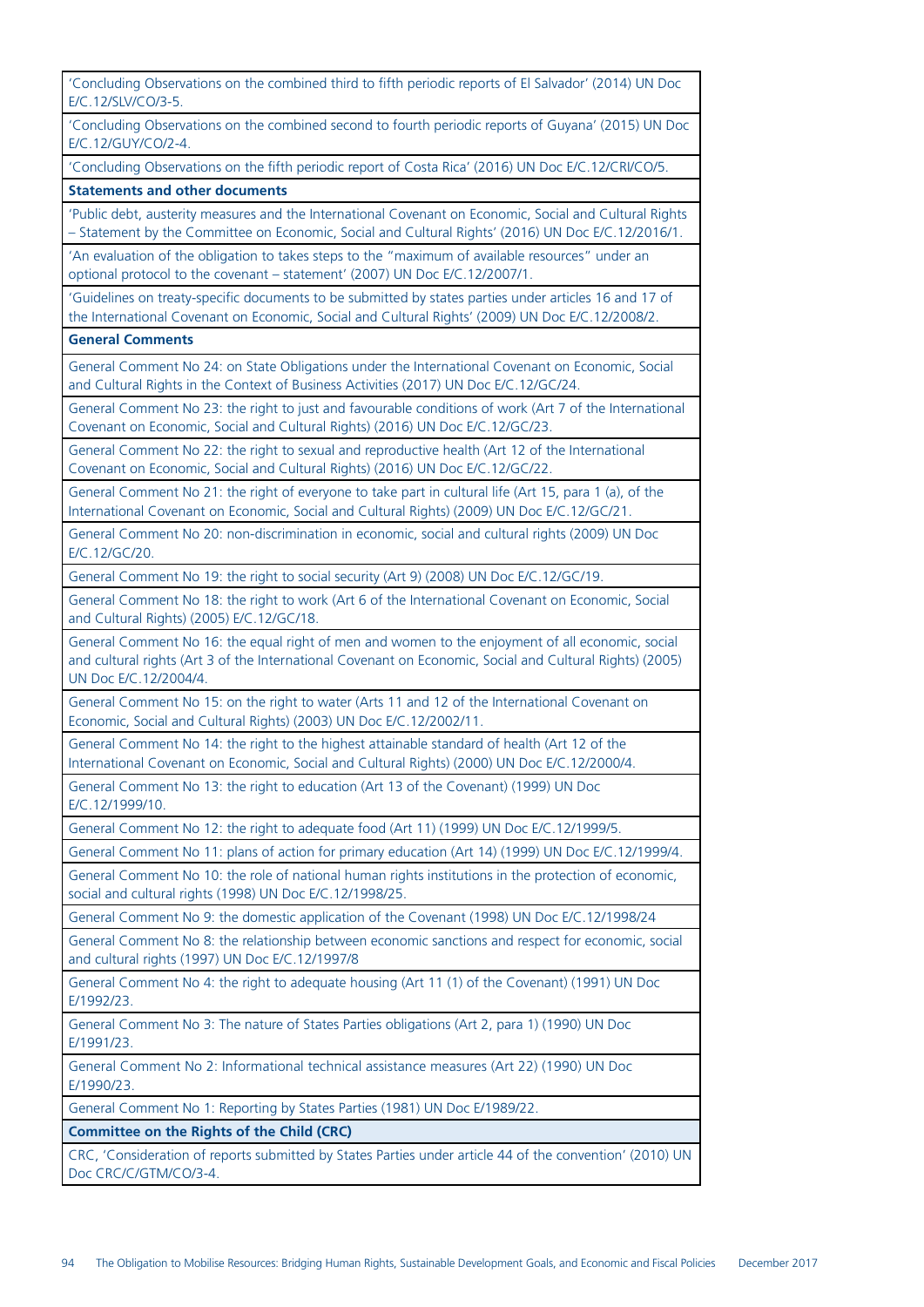'Concluding Observations on the combined third to fifth periodic reports of El Salvador' (2014) UN Doc E/C.12/SLV/CO/3-5.

'Concluding Observations on the combined second to fourth periodic reports of Guyana' (2015) UN Doc E/C.12/GUY/CO/2-4.

'Concluding Observations on the fifth periodic report of Costa Rica' (2016) UN Doc E/C.12/CRI/CO/5.

**Statements and other documents**

'Public debt, austerity measures and the International Covenant on Economic, Social and Cultural Rights – Statement by the Committee on Economic, Social and Cultural Rights' (2016) UN Doc E/C.12/2016/1.

'An evaluation of the obligation to takes steps to the "maximum of available resources" under an optional protocol to the covenant – statement' (2007) UN Doc E/C.12/2007/1.

'Guidelines on treaty-specific documents to be submitted by states parties under articles 16 and 17 of the International Covenant on Economic, Social and Cultural Rights' (2009) UN Doc E/C.12/2008/2.

**General Comments**

General Comment No 24: on State Obligations under the International Covenant on Economic, Social and Cultural Rights in the Context of Business Activities (2017) UN Doc E/C.12/GC/24.

General Comment No 23: the right to just and favourable conditions of work (Art 7 of the International Covenant on Economic, Social and Cultural Rights) (2016) UN Doc E/C.12/GC/23.

General Comment No 22: the right to sexual and reproductive health (Art 12 of the International Covenant on Economic, Social and Cultural Rights) (2016) UN Doc E/C.12/GC/22.

General Comment No 21: the right of everyone to take part in cultural life (Art 15, para 1 (a), of the International Covenant on Economic, Social and Cultural Rights) (2009) UN Doc E/C.12/GC/21.

General Comment No 20: non-discrimination in economic, social and cultural rights (2009) UN Doc E/C.12/GC/20.

General Comment No 19: the right to social security (Art 9) (2008) UN Doc E/C.12/GC/19.

General Comment No 18: the right to work (Art 6 of the International Covenant on Economic, Social and Cultural Rights) (2005) E/C.12/GC/18.

General Comment No 16: the equal right of men and women to the enjoyment of all economic, social and cultural rights (Art 3 of the International Covenant on Economic, Social and Cultural Rights) (2005) UN Doc E/C.12/2004/4.

General Comment No 15: on the right to water (Arts 11 and 12 of the International Covenant on Economic, Social and Cultural Rights) (2003) UN Doc E/C.12/2002/11.

General Comment No 14: the right to the highest attainable standard of health (Art 12 of the International Covenant on Economic, Social and Cultural Rights) (2000) UN Doc E/C.12/2000/4.

General Comment No 13: the right to education (Art 13 of the Covenant) (1999) UN Doc E/C.12/1999/10.

General Comment No 12: the right to adequate food (Art 11) (1999) UN Doc E/C.12/1999/5.

General Comment No 11: plans of action for primary education (Art 14) (1999) UN Doc E/C.12/1999/4.

General Comment No 10: the role of national human rights institutions in the protection of economic, social and cultural rights (1998) UN Doc E/C.12/1998/25.

General Comment No 9: the domestic application of the Covenant (1998) UN Doc E/C.12/1998/24

General Comment No 8: the relationship between economic sanctions and respect for economic, social and cultural rights (1997) UN Doc E/C.12/1997/8

General Comment No 4: the right to adequate housing (Art 11 (1) of the Covenant) (1991) UN Doc E/1992/23.

General Comment No 3: The nature of States Parties obligations (Art 2, para 1) (1990) UN Doc E/1991/23.

General Comment No 2: Informational technical assistance measures (Art 22) (1990) UN Doc E/1990/23.

General Comment No 1: Reporting by States Parties (1981) UN Doc E/1989/22.

**Committee on the Rights of the Child (CRC)**

CRC, 'Consideration of reports submitted by States Parties under article 44 of the convention' (2010) UN Doc CRC/C/GTM/CO/3-4.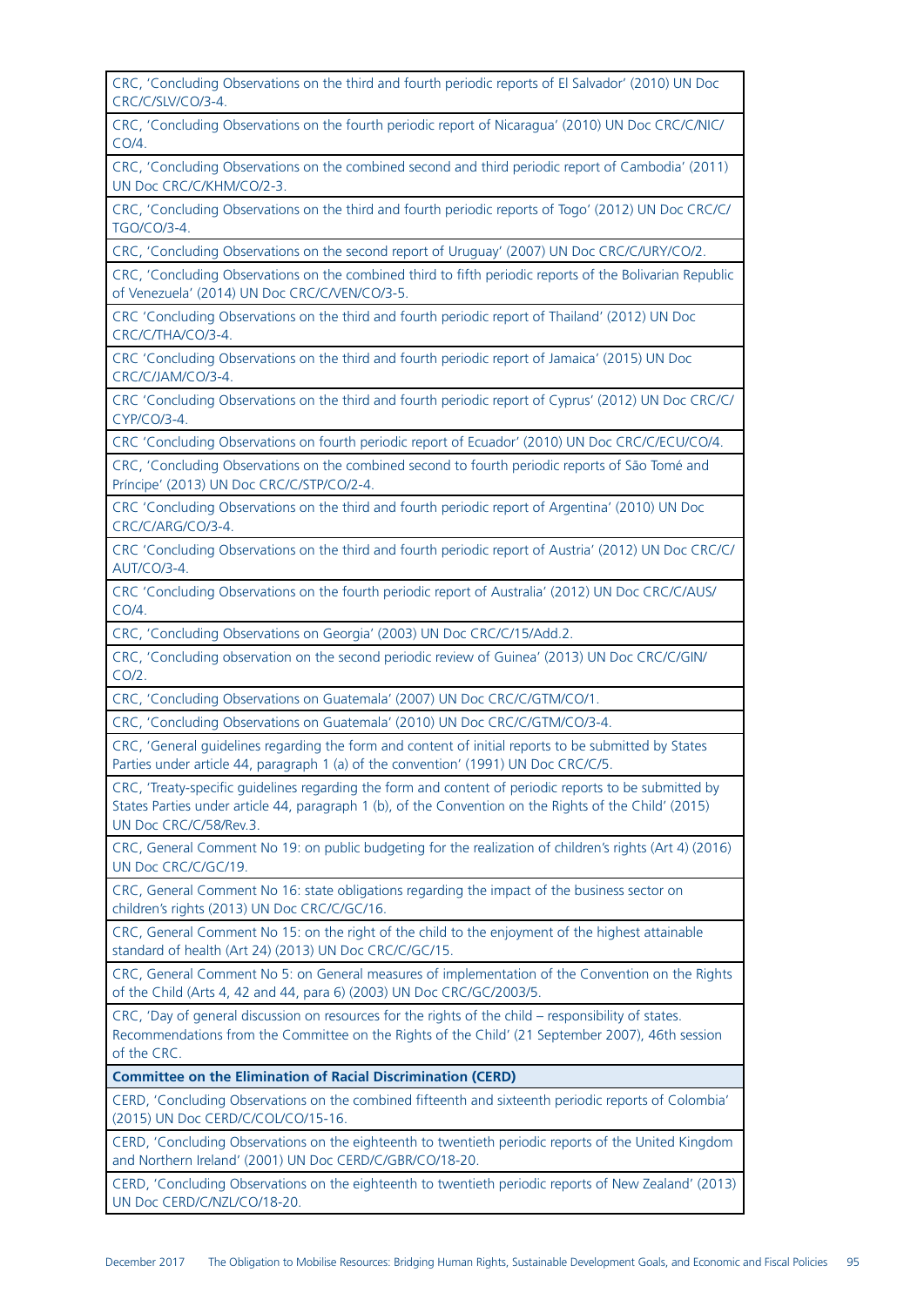| |
|---|
| CRC, 'Concluding Observations on the third and fourth periodic reports of El Salvador' (2010) UN Doc CRC/C/SLV/CO/3-4. |
| CRC, 'Concluding Observations on the fourth periodic report of Nicaragua' (2010) UN Doc CRC/C/NIC/CO/4. |
| CRC, 'Concluding Observations on the combined second and third periodic report of Cambodia' (2011) UN Doc CRC/C/KHM/CO/2-3. |
| CRC, 'Concluding Observations on the third and fourth periodic reports of Togo' (2012) UN Doc CRC/C/TGO/CO/3-4. |
| CRC, 'Concluding Observations on the second report of Uruguay' (2007) UN Doc CRC/C/URY/CO/2. |
| CRC, 'Concluding Observations on the combined third to fifth periodic reports of the Bolivarian Republic of Venezuela' (2014) UN Doc CRC/C/VEN/CO/3-5. |
| CRC 'Concluding Observations on the third and fourth periodic report of Thailand' (2012) UN Doc CRC/C/THA/CO/3-4. |
| CRC 'Concluding Observations on the third and fourth periodic report of Jamaica' (2015) UN Doc CRC/C/JAM/CO/3-4. |
| CRC 'Concluding Observations on the third and fourth periodic report of Cyprus' (2012) UN Doc CRC/C/CYP/CO/3-4. |
| CRC 'Concluding Observations on fourth periodic report of Ecuador' (2010) UN Doc CRC/C/ECU/CO/4. |
| CRC, 'Concluding Observations on the combined second to fourth periodic reports of São Tomé and Príncipe' (2013) UN Doc CRC/C/STP/CO/2-4. |
| CRC 'Concluding Observations on the third and fourth periodic report of Argentina' (2010) UN Doc CRC/C/ARG/CO/3-4. |
| CRC 'Concluding Observations on the third and fourth periodic report of Austria' (2012) UN Doc CRC/C/AUT/CO/3-4. |
| CRC 'Concluding Observations on the fourth periodic report of Australia' (2012) UN Doc CRC/C/AUS/CO/4. |
| CRC, 'Concluding Observations on Georgia' (2003) UN Doc CRC/C/15/Add.2. |
| CRC, 'Concluding observation on the second periodic review of Guinea' (2013) UN Doc CRC/C/GIN/CO/2. |
| CRC, 'Concluding Observations on Guatemala' (2007) UN Doc CRC/C/GTM/CO/1. |
| CRC, 'Concluding Observations on Guatemala' (2010) UN Doc CRC/C/GTM/CO/3-4. |
| CRC, 'General guidelines regarding the form and content of initial reports to be submitted by States Parties under article 44, paragraph 1 (a) of the convention' (1991) UN Doc CRC/C/5. |
| CRC, 'Treaty-specific guidelines regarding the form and content of periodic reports to be submitted by States Parties under article 44, paragraph 1 (b), of the Convention on the Rights of the Child' (2015) UN Doc CRC/C/58/Rev.3. |
| CRC, General Comment No 19: on public budgeting for the realization of children's rights (Art 4) (2016) UN Doc CRC/C/GC/19. |
| CRC, General Comment No 16: state obligations regarding the impact of the business sector on children's rights (2013) UN Doc CRC/C/GC/16. |
| CRC, General Comment No 15: on the right of the child to the enjoyment of the highest attainable standard of health (Art 24) (2013) UN Doc CRC/C/GC/15. |
| CRC, General Comment No 5: on General measures of implementation of the Convention on the Rights of the Child (Arts 4, 42 and 44, para 6) (2003) UN Doc CRC/GC/2003/5. |
| CRC, 'Day of general discussion on resources for the rights of the child – responsibility of states. Recommendations from the Committee on the Rights of the Child' (21 September 2007), 46th session of the CRC. |
| **Committee on the Elimination of Racial Discrimination (CERD)** |
| CERD, 'Concluding Observations on the combined fifteenth and sixteenth periodic reports of Colombia' (2015) UN Doc CERD/C/COL/CO/15-16. |
| CERD, 'Concluding Observations on the eighteenth to twentieth periodic reports of the United Kingdom and Northern Ireland' (2001) UN Doc CERD/C/GBR/CO/18-20. |
| CERD, 'Concluding Observations on the eighteenth to twentieth periodic reports of New Zealand' (2013) UN Doc CERD/C/NZL/CO/18-20. |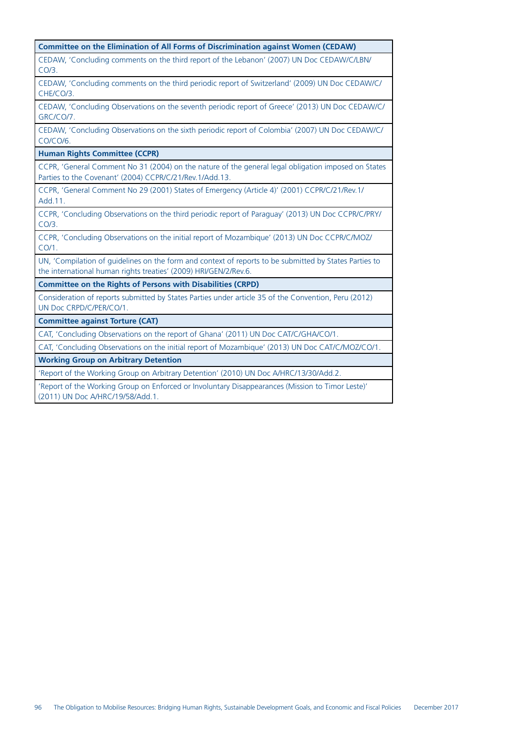| Committee on the Elimination of All Forms of Discrimination against Women (CEDAW) |
|---|
| CEDAW, 'Concluding comments on the third report of the Lebanon' (2007) UN Doc CEDAW/C/LBN/CO/3. |
| CEDAW, 'Concluding comments on the third periodic report of Switzerland' (2009) UN Doc CEDAW/C/CHE/CO/3. |
| CEDAW, 'Concluding Observations on the seventh periodic report of Greece' (2013) UN Doc CEDAW/C/GRC/CO/7. |
| CEDAW, 'Concluding Observations on the sixth periodic report of Colombia' (2007) UN Doc CEDAW/C/CO/CO/6. |
| **Human Rights Committee (CCPR)** |
| CCPR, 'General Comment No 31 (2004) on the nature of the general legal obligation imposed on States Parties to the Covenant' (2004) CCPR/C/21/Rev.1/Add.13. |
| CCPR, 'General Comment No 29 (2001) States of Emergency (Article 4)' (2001) CCPR/C/21/Rev.1/Add.11. |
| CCPR, 'Concluding Observations on the third periodic report of Paraguay' (2013) UN Doc CCPR/C/PRY/CO/3. |
| CCPR, 'Concluding Observations on the initial report of Mozambique' (2013) UN Doc CCPR/C/MOZ/CO/1. |
| UN, 'Compilation of guidelines on the form and context of reports to be submitted by States Parties to the international human rights treaties' (2009) HRI/GEN/2/Rev.6. |
| **Committee on the Rights of Persons with Disabilities (CRPD)** |
| Consideration of reports submitted by States Parties under article 35 of the Convention, Peru (2012) UN Doc CRPD/C/PER/CO/1. |
| **Committee against Torture (CAT)** |
| CAT, 'Concluding Observations on the report of Ghana' (2011) UN Doc CAT/C/GHA/CO/1. |
| CAT, 'Concluding Observations on the initial report of Mozambique' (2013) UN Doc CAT/C/MOZ/CO/1. |
| **Working Group on Arbitrary Detention** |
| 'Report of the Working Group on Arbitrary Detention' (2010) UN Doc A/HRC/13/30/Add.2. |
| 'Report of the Working Group on Enforced or Involuntary Disappearances (Mission to Timor Leste)' (2011) UN Doc A/HRC/19/58/Add.1. |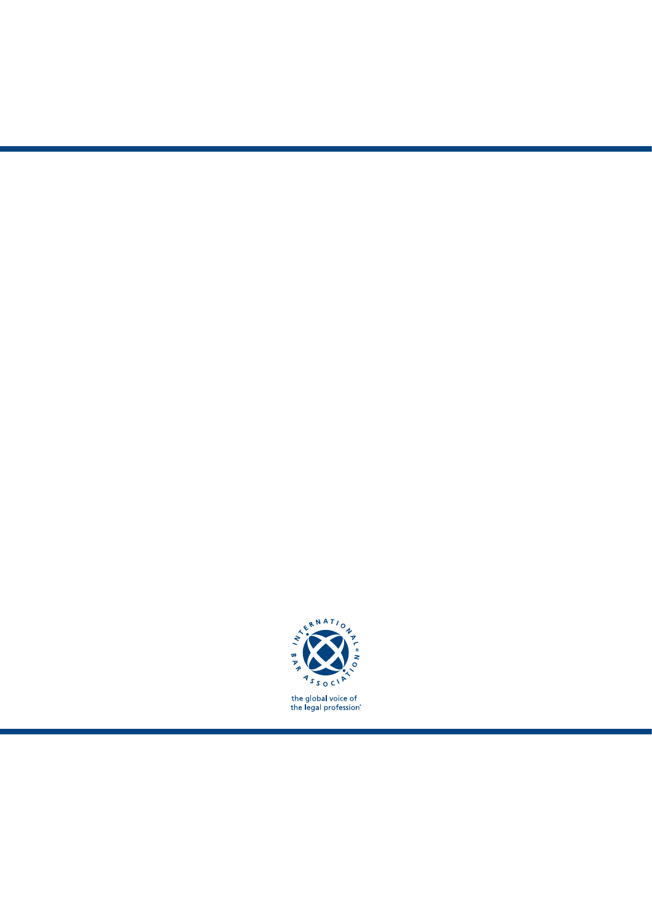INTERNATIONAL BAR ASSOCIATION®

the global voice of
the legal profession®